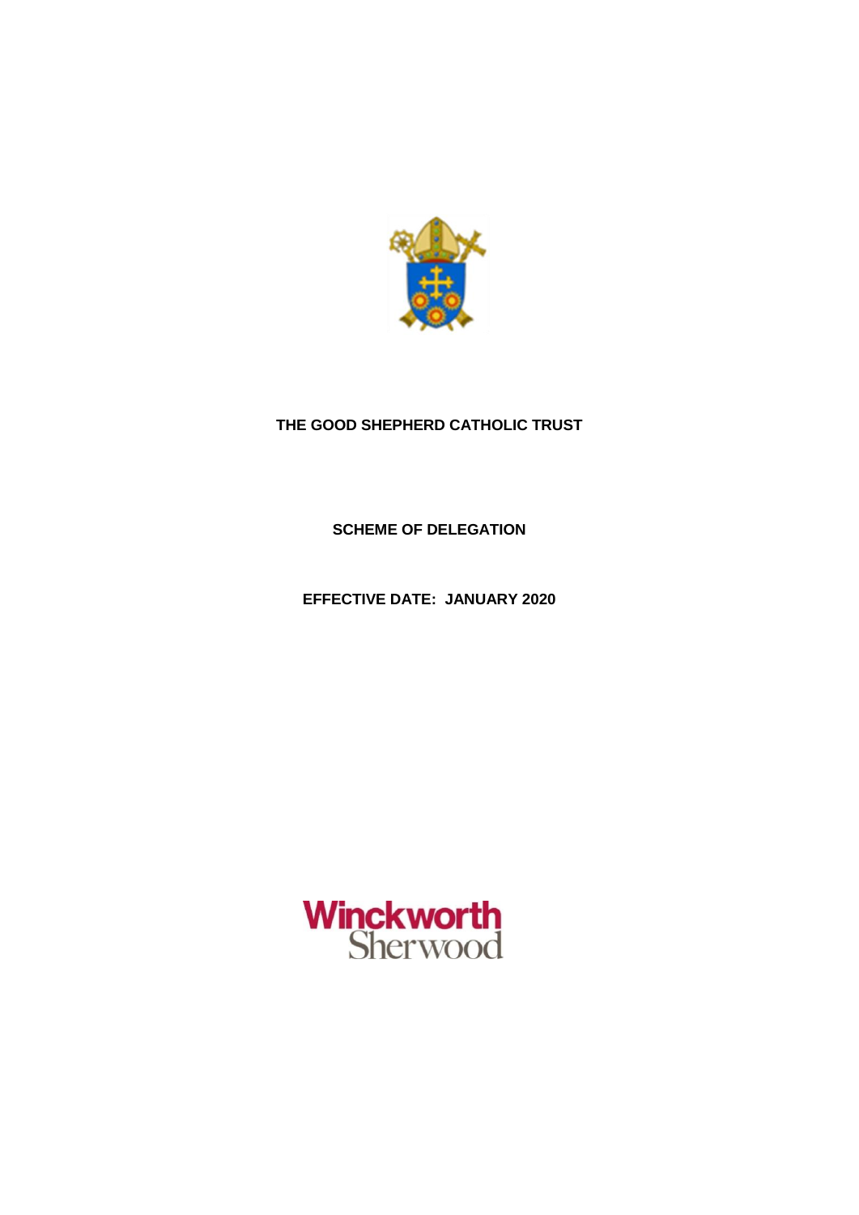**THE GOOD SHEPHERD CATHOLIC TRUST**

**SCHEME OF DELEGATION**

**EFFECTIVE DATE: JANUARY 2020**

Winckworth Sherwood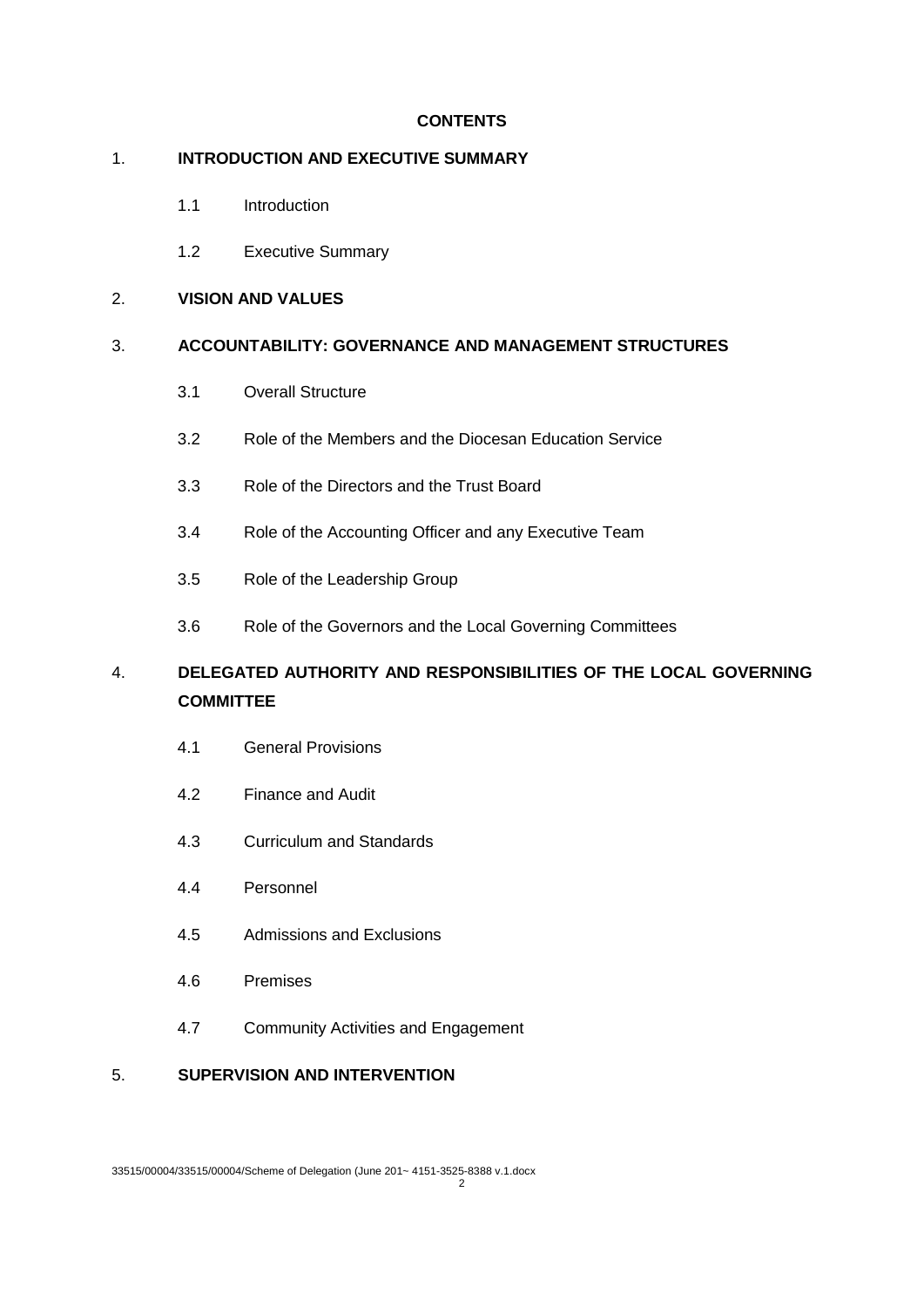**CONTENTS**

1. **INTRODUCTION AND EXECUTIVE SUMMARY**

    1.1 Introduction

    1.2 Executive Summary

2. **VISION AND VALUES**

3. **ACCOUNTABILITY: GOVERNANCE AND MANAGEMENT STRUCTURES**

    3.1 Overall Structure

    3.2 Role of the Members and the Diocesan Education Service

    3.3 Role of the Directors and the Trust Board

    3.4 Role of the Accounting Officer and any Executive Team

    3.5 Role of the Leadership Group

    3.6 Role of the Governors and the Local Governing Committees

4. **DELEGATED AUTHORITY AND RESPONSIBILITIES OF THE LOCAL GOVERNING COMMITTEE**

    4.1 General Provisions

    4.2 Finance and Audit

    4.3 Curriculum and Standards

    4.4 Personnel

    4.5 Admissions and Exclusions

    4.6 Premises

    4.7 Community Activities and Engagement

5. **SUPERVISION AND INTERVENTION**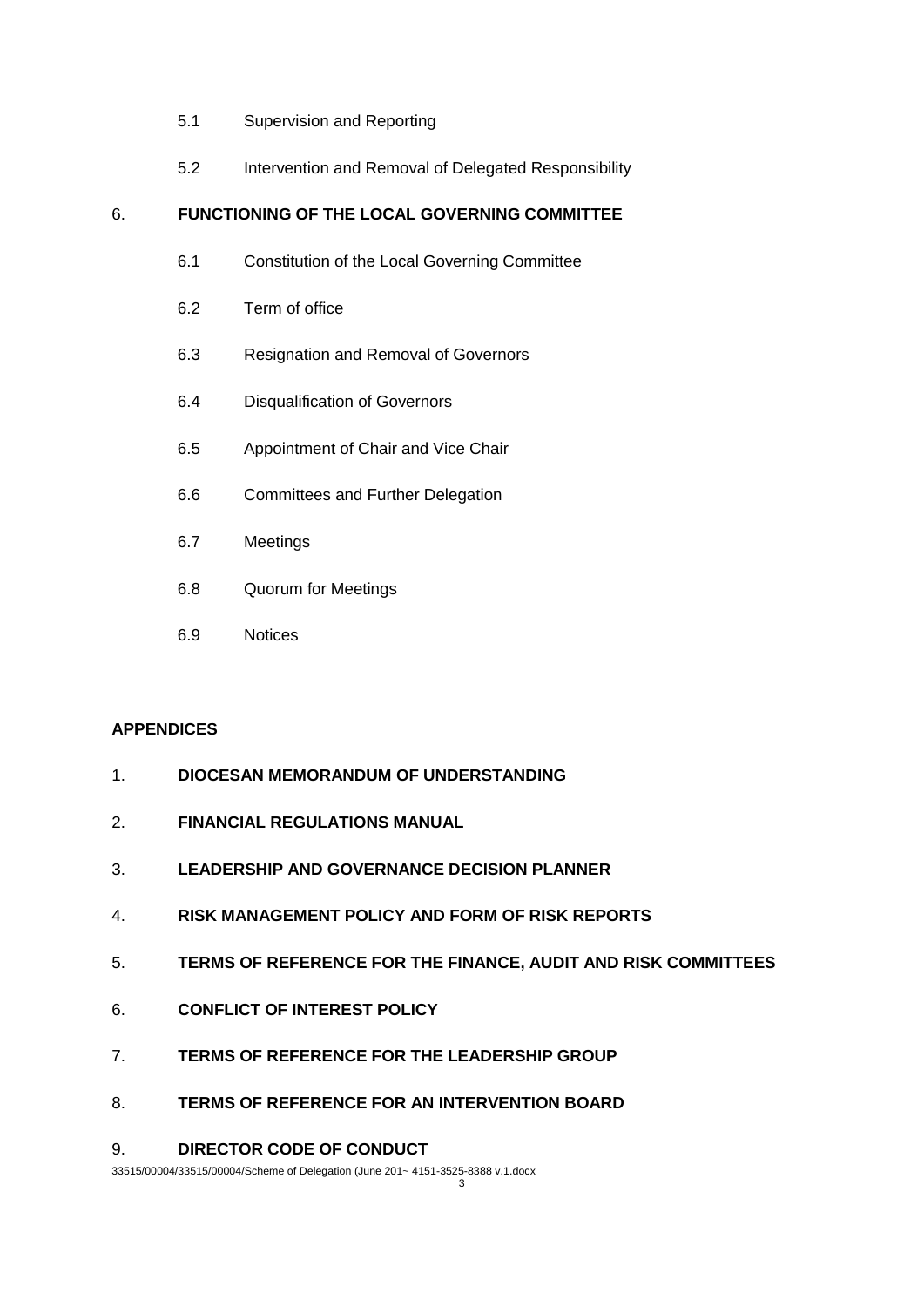5.1 Supervision and Reporting

5.2 Intervention and Removal of Delegated Responsibility

6. **FUNCTIONING OF THE LOCAL GOVERNING COMMITTEE**

6.1 Constitution of the Local Governing Committee

6.2 Term of office

6.3 Resignation and Removal of Governors

6.4 Disqualification of Governors

6.5 Appointment of Chair and Vice Chair

6.6 Committees and Further Delegation

6.7 Meetings

6.8 Quorum for Meetings

6.9 Notices

**APPENDICES**

1. **DIOCESAN MEMORANDUM OF UNDERSTANDING**

2. **FINANCIAL REGULATIONS MANUAL**

3. **LEADERSHIP AND GOVERNANCE DECISION PLANNER**

4. **RISK MANAGEMENT POLICY AND FORM OF RISK REPORTS**

5. **TERMS OF REFERENCE FOR THE FINANCE, AUDIT AND RISK COMMITTEES**

6. **CONFLICT OF INTEREST POLICY**

7. **TERMS OF REFERENCE FOR THE LEADERSHIP GROUP**

8. **TERMS OF REFERENCE FOR AN INTERVENTION BOARD**

9. **DIRECTOR CODE OF CONDUCT**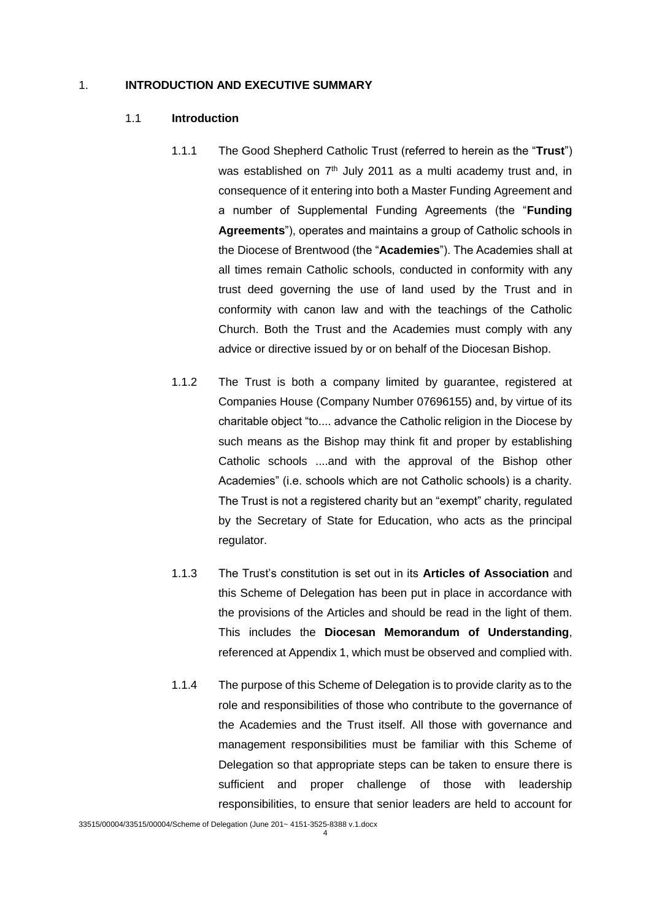## 1. INTRODUCTION AND EXECUTIVE SUMMARY

### 1.1 Introduction

1.1.1 The Good Shepherd Catholic Trust (referred to herein as the "**Trust**") was established on 7th July 2011 as a multi academy trust and, in consequence of it entering into both a Master Funding Agreement and a number of Supplemental Funding Agreements (the "**Funding Agreements**"), operates and maintains a group of Catholic schools in the Diocese of Brentwood (the "**Academies**"). The Academies shall at all times remain Catholic schools, conducted in conformity with any trust deed governing the use of land used by the Trust and in conformity with canon law and with the teachings of the Catholic Church. Both the Trust and the Academies must comply with any advice or directive issued by or on behalf of the Diocesan Bishop.

1.1.2 The Trust is both a company limited by guarantee, registered at Companies House (Company Number 07696155) and, by virtue of its charitable object "to.... advance the Catholic religion in the Diocese by such means as the Bishop may think fit and proper by establishing Catholic schools ....and with the approval of the Bishop other Academies" (i.e. schools which are not Catholic schools) is a charity. The Trust is not a registered charity but an "exempt" charity, regulated by the Secretary of State for Education, who acts as the principal regulator.

1.1.3 The Trust's constitution is set out in its **Articles of Association** and this Scheme of Delegation has been put in place in accordance with the provisions of the Articles and should be read in the light of them. This includes the **Diocesan Memorandum of Understanding**, referenced at Appendix 1, which must be observed and complied with.

1.1.4 The purpose of this Scheme of Delegation is to provide clarity as to the role and responsibilities of those who contribute to the governance of the Academies and the Trust itself. All those with governance and management responsibilities must be familiar with this Scheme of Delegation so that appropriate steps can be taken to ensure there is sufficient and proper challenge of those with leadership responsibilities, to ensure that senior leaders are held to account for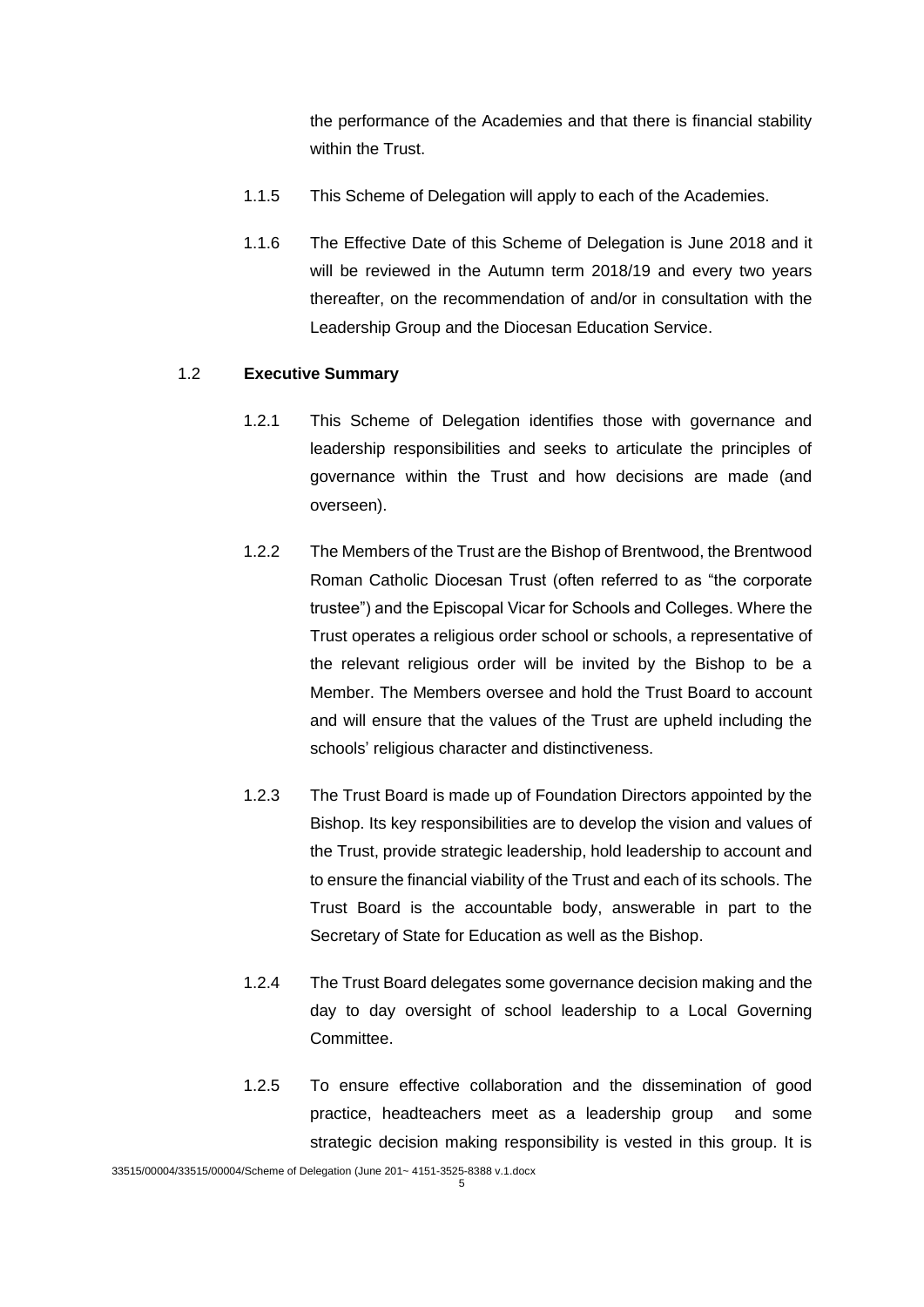the performance of the Academies and that there is financial stability within the Trust.

1.1.5 This Scheme of Delegation will apply to each of the Academies.

1.1.6 The Effective Date of this Scheme of Delegation is June 2018 and it will be reviewed in the Autumn term 2018/19 and every two years thereafter, on the recommendation of and/or in consultation with the Leadership Group and the Diocesan Education Service.

1.2 **Executive Summary**

1.2.1 This Scheme of Delegation identifies those with governance and leadership responsibilities and seeks to articulate the principles of governance within the Trust and how decisions are made (and overseen).

1.2.2 The Members of the Trust are the Bishop of Brentwood, the Brentwood Roman Catholic Diocesan Trust (often referred to as "the corporate trustee") and the Episcopal Vicar for Schools and Colleges. Where the Trust operates a religious order school or schools, a representative of the relevant religious order will be invited by the Bishop to be a Member. The Members oversee and hold the Trust Board to account and will ensure that the values of the Trust are upheld including the schools' religious character and distinctiveness.

1.2.3 The Trust Board is made up of Foundation Directors appointed by the Bishop. Its key responsibilities are to develop the vision and values of the Trust, provide strategic leadership, hold leadership to account and to ensure the financial viability of the Trust and each of its schools. The Trust Board is the accountable body, answerable in part to the Secretary of State for Education as well as the Bishop.

1.2.4 The Trust Board delegates some governance decision making and the day to day oversight of school leadership to a Local Governing Committee.

1.2.5 To ensure effective collaboration and the dissemination of good practice, headteachers meet as a leadership group and some strategic decision making responsibility is vested in this group. It is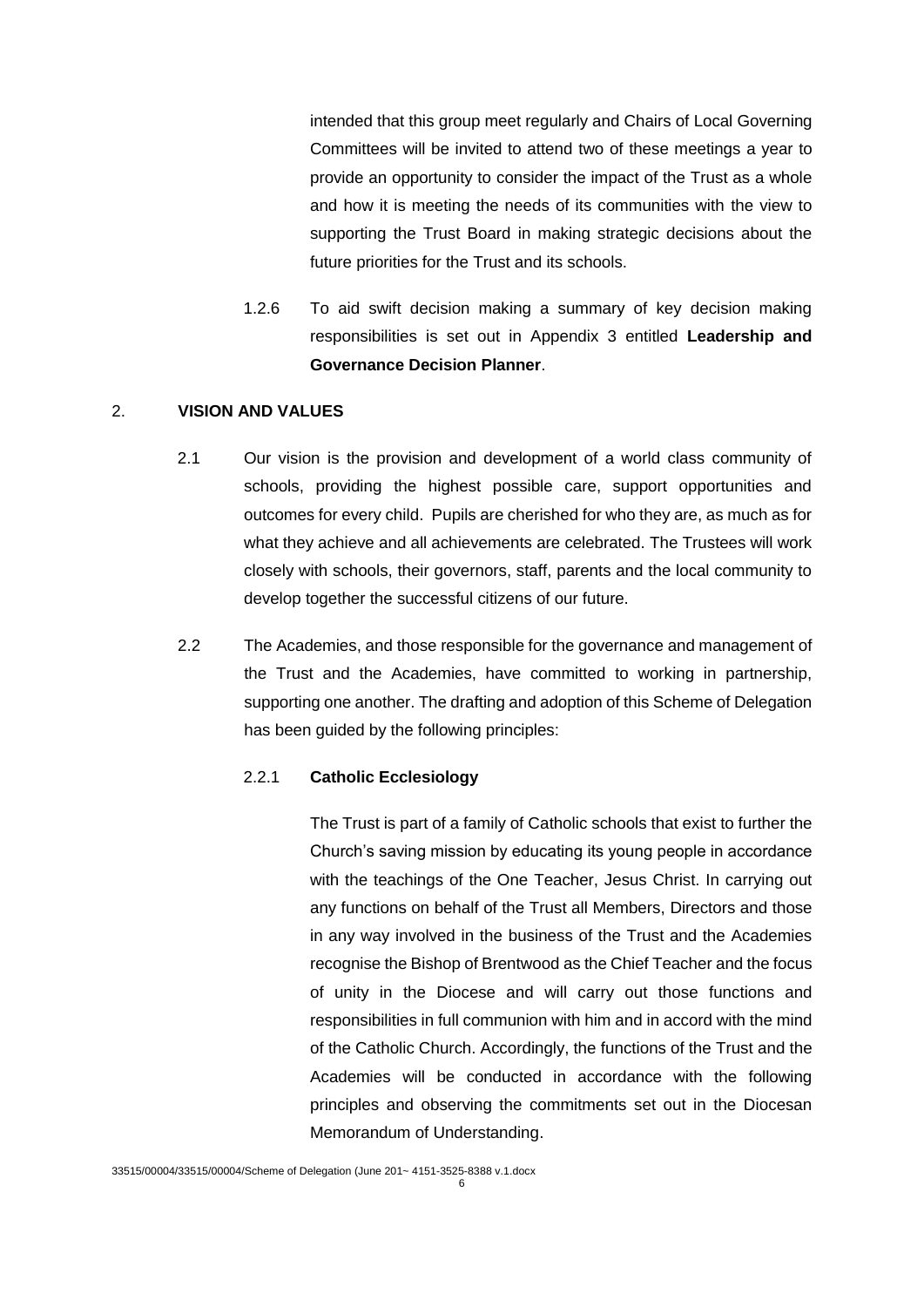intended that this group meet regularly and Chairs of Local Governing Committees will be invited to attend two of these meetings a year to provide an opportunity to consider the impact of the Trust as a whole and how it is meeting the needs of its communities with the view to supporting the Trust Board in making strategic decisions about the future priorities for the Trust and its schools.

1.2.6 To aid swift decision making a summary of key decision making responsibilities is set out in Appendix 3 entitled **Leadership and Governance Decision Planner**.

## 2. VISION AND VALUES

2.1 Our vision is the provision and development of a world class community of schools, providing the highest possible care, support opportunities and outcomes for every child. Pupils are cherished for who they are, as much as for what they achieve and all achievements are celebrated. The Trustees will work closely with schools, their governors, staff, parents and the local community to develop together the successful citizens of our future.

2.2 The Academies, and those responsible for the governance and management of the Trust and the Academies, have committed to working in partnership, supporting one another. The drafting and adoption of this Scheme of Delegation has been guided by the following principles:

### 2.2.1 Catholic Ecclesiology

The Trust is part of a family of Catholic schools that exist to further the Church's saving mission by educating its young people in accordance with the teachings of the One Teacher, Jesus Christ. In carrying out any functions on behalf of the Trust all Members, Directors and those in any way involved in the business of the Trust and the Academies recognise the Bishop of Brentwood as the Chief Teacher and the focus of unity in the Diocese and will carry out those functions and responsibilities in full communion with him and in accord with the mind of the Catholic Church. Accordingly, the functions of the Trust and the Academies will be conducted in accordance with the following principles and observing the commitments set out in the Diocesan Memorandum of Understanding.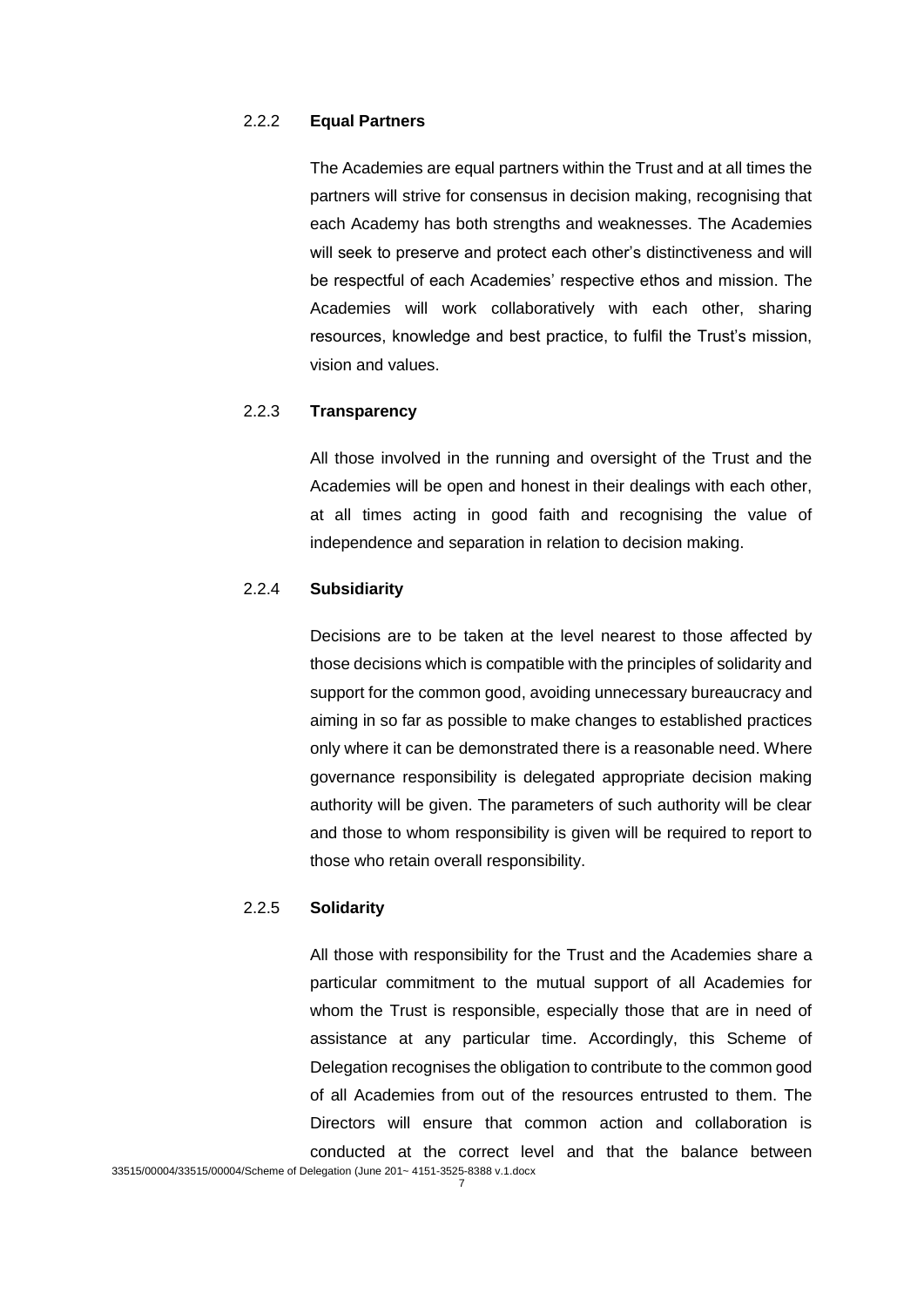### 2.2.2 **Equal Partners**

The Academies are equal partners within the Trust and at all times the partners will strive for consensus in decision making, recognising that each Academy has both strengths and weaknesses. The Academies will seek to preserve and protect each other's distinctiveness and will be respectful of each Academies' respective ethos and mission. The Academies will work collaboratively with each other, sharing resources, knowledge and best practice, to fulfil the Trust's mission, vision and values.

### 2.2.3 **Transparency**

All those involved in the running and oversight of the Trust and the Academies will be open and honest in their dealings with each other, at all times acting in good faith and recognising the value of independence and separation in relation to decision making.

### 2.2.4 **Subsidiarity**

Decisions are to be taken at the level nearest to those affected by those decisions which is compatible with the principles of solidarity and support for the common good, avoiding unnecessary bureaucracy and aiming in so far as possible to make changes to established practices only where it can be demonstrated there is a reasonable need. Where governance responsibility is delegated appropriate decision making authority will be given. The parameters of such authority will be clear and those to whom responsibility is given will be required to report to those who retain overall responsibility.

### 2.2.5 **Solidarity**

All those with responsibility for the Trust and the Academies share a particular commitment to the mutual support of all Academies for whom the Trust is responsible, especially those that are in need of assistance at any particular time. Accordingly, this Scheme of Delegation recognises the obligation to contribute to the common good of all Academies from out of the resources entrusted to them. The Directors will ensure that common action and collaboration is conducted at the correct level and that the balance between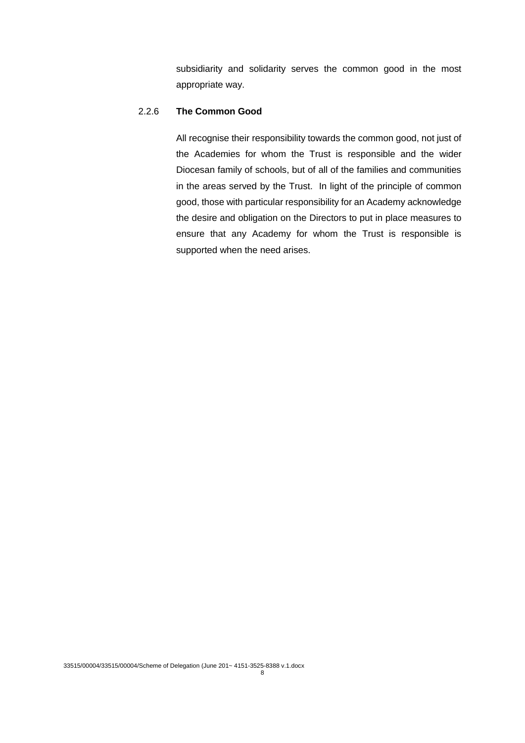subsidiarity and solidarity serves the common good in the most appropriate way.

2.2.6 **The Common Good**

All recognise their responsibility towards the common good, not just of the Academies for whom the Trust is responsible and the wider Diocesan family of schools, but of all of the families and communities in the areas served by the Trust. In light of the principle of common good, those with particular responsibility for an Academy acknowledge the desire and obligation on the Directors to put in place measures to ensure that any Academy for whom the Trust is responsible is supported when the need arises.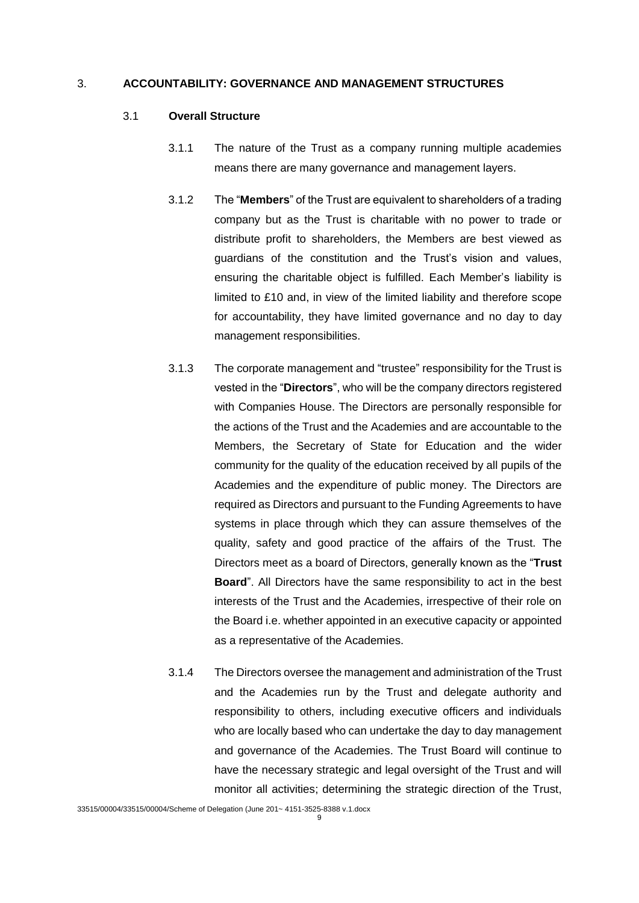## 3. ACCOUNTABILITY: GOVERNANCE AND MANAGEMENT STRUCTURES

### 3.1 Overall Structure

3.1.1 The nature of the Trust as a company running multiple academies means there are many governance and management layers.

3.1.2 The "**Members**" of the Trust are equivalent to shareholders of a trading company but as the Trust is charitable with no power to trade or distribute profit to shareholders, the Members are best viewed as guardians of the constitution and the Trust's vision and values, ensuring the charitable object is fulfilled. Each Member's liability is limited to £10 and, in view of the limited liability and therefore scope for accountability, they have limited governance and no day to day management responsibilities.

3.1.3 The corporate management and "trustee" responsibility for the Trust is vested in the "**Directors**", who will be the company directors registered with Companies House. The Directors are personally responsible for the actions of the Trust and the Academies and are accountable to the Members, the Secretary of State for Education and the wider community for the quality of the education received by all pupils of the Academies and the expenditure of public money. The Directors are required as Directors and pursuant to the Funding Agreements to have systems in place through which they can assure themselves of the quality, safety and good practice of the affairs of the Trust. The Directors meet as a board of Directors, generally known as the "**Trust Board**". All Directors have the same responsibility to act in the best interests of the Trust and the Academies, irrespective of their role on the Board i.e. whether appointed in an executive capacity or appointed as a representative of the Academies.

3.1.4 The Directors oversee the management and administration of the Trust and the Academies run by the Trust and delegate authority and responsibility to others, including executive officers and individuals who are locally based who can undertake the day to day management and governance of the Academies. The Trust Board will continue to have the necessary strategic and legal oversight of the Trust and will monitor all activities; determining the strategic direction of the Trust,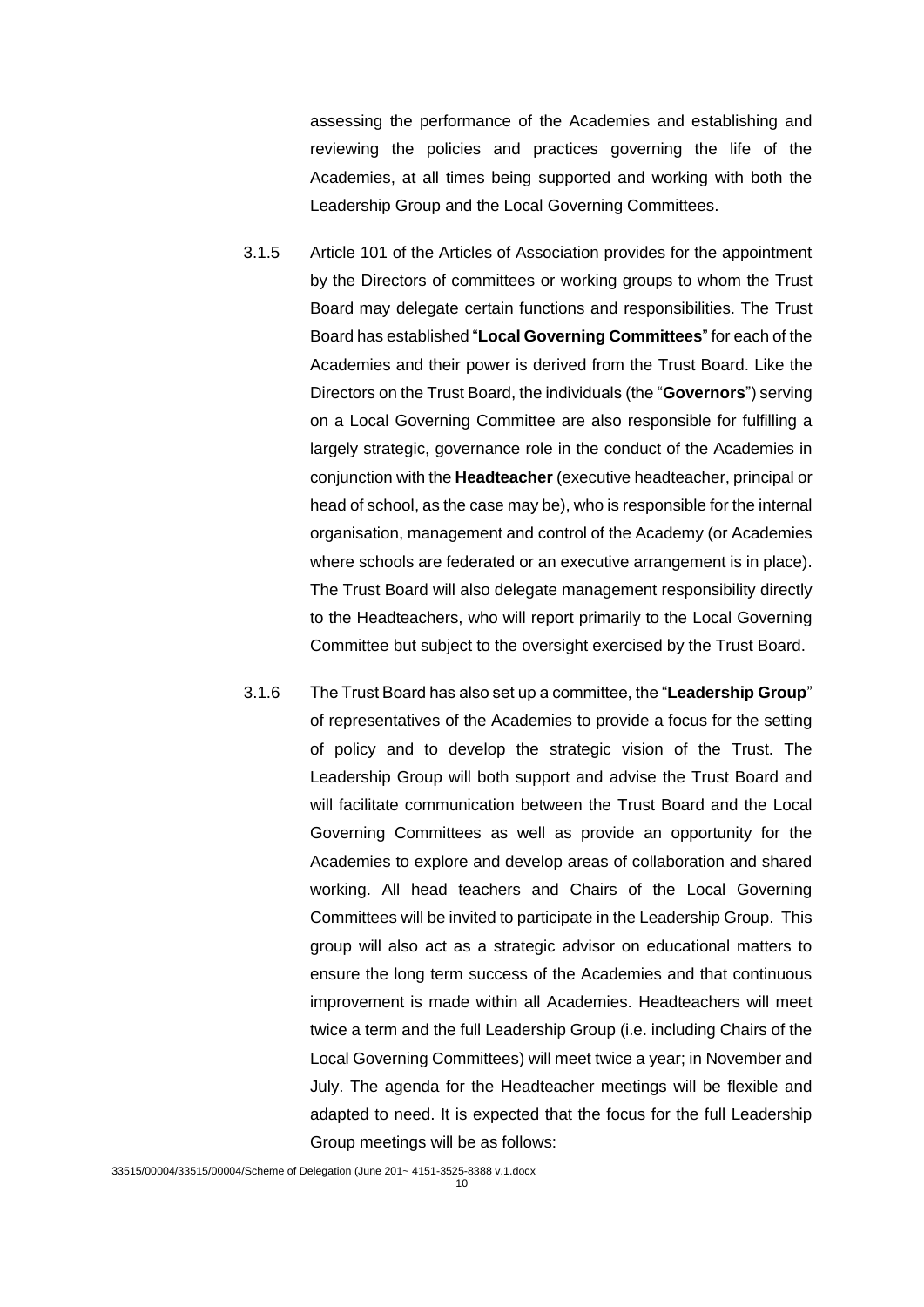assessing the performance of the Academies and establishing and reviewing the policies and practices governing the life of the Academies, at all times being supported and working with both the Leadership Group and the Local Governing Committees.

3.1.5 Article 101 of the Articles of Association provides for the appointment by the Directors of committees or working groups to whom the Trust Board may delegate certain functions and responsibilities. The Trust Board has established "**Local Governing Committees**" for each of the Academies and their power is derived from the Trust Board. Like the Directors on the Trust Board, the individuals (the "**Governors**") serving on a Local Governing Committee are also responsible for fulfilling a largely strategic, governance role in the conduct of the Academies in conjunction with the **Headteacher** (executive headteacher, principal or head of school, as the case may be), who is responsible for the internal organisation, management and control of the Academy (or Academies where schools are federated or an executive arrangement is in place). The Trust Board will also delegate management responsibility directly to the Headteachers, who will report primarily to the Local Governing Committee but subject to the oversight exercised by the Trust Board.

3.1.6 The Trust Board has also set up a committee, the "**Leadership Group**" of representatives of the Academies to provide a focus for the setting of policy and to develop the strategic vision of the Trust. The Leadership Group will both support and advise the Trust Board and will facilitate communication between the Trust Board and the Local Governing Committees as well as provide an opportunity for the Academies to explore and develop areas of collaboration and shared working. All head teachers and Chairs of the Local Governing Committees will be invited to participate in the Leadership Group. This group will also act as a strategic advisor on educational matters to ensure the long term success of the Academies and that continuous improvement is made within all Academies. Headteachers will meet twice a term and the full Leadership Group (i.e. including Chairs of the Local Governing Committees) will meet twice a year; in November and July. The agenda for the Headteacher meetings will be flexible and adapted to need. It is expected that the focus for the full Leadership Group meetings will be as follows: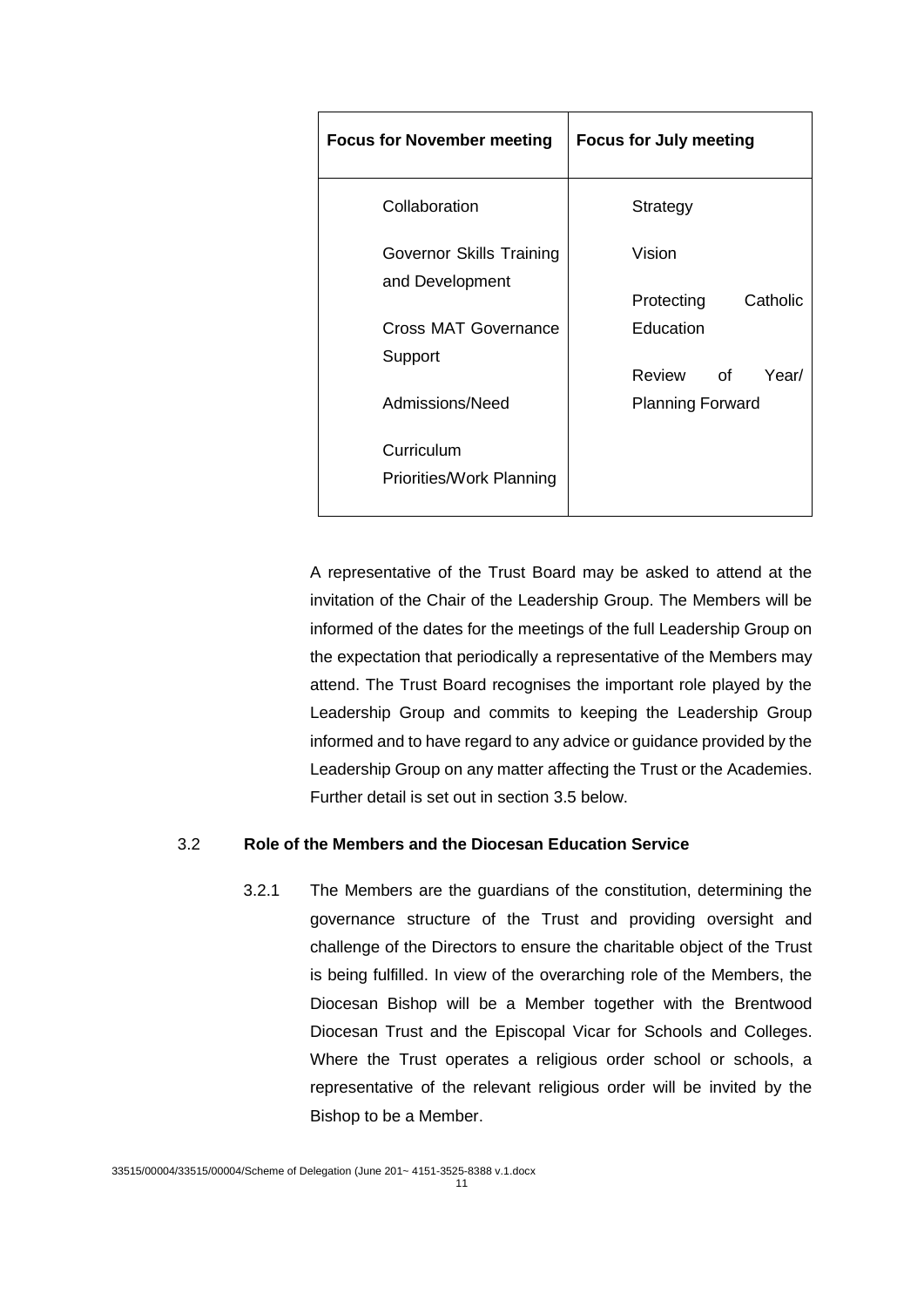| Focus for November meeting | Focus for July meeting |
| --- | --- |
| Collaboration<br><br>Governor Skills Training and Development<br><br>Cross MAT Governance Support<br><br>Admissions/Need<br><br>Curriculum Priorities/Work Planning | Strategy<br><br>Vision<br><br>Protecting Catholic Education<br><br>Review of Year/ Planning Forward |

A representative of the Trust Board may be asked to attend at the invitation of the Chair of the Leadership Group. The Members will be informed of the dates for the meetings of the full Leadership Group on the expectation that periodically a representative of the Members may attend. The Trust Board recognises the important role played by the Leadership Group and commits to keeping the Leadership Group informed and to have regard to any advice or guidance provided by the Leadership Group on any matter affecting the Trust or the Academies. Further detail is set out in section 3.5 below.

### 3.2 Role of the Members and the Diocesan Education Service

3.2.1 The Members are the guardians of the constitution, determining the governance structure of the Trust and providing oversight and challenge of the Directors to ensure the charitable object of the Trust is being fulfilled. In view of the overarching role of the Members, the Diocesan Bishop will be a Member together with the Brentwood Diocesan Trust and the Episcopal Vicar for Schools and Colleges. Where the Trust operates a religious order school or schools, a representative of the relevant religious order will be invited by the Bishop to be a Member.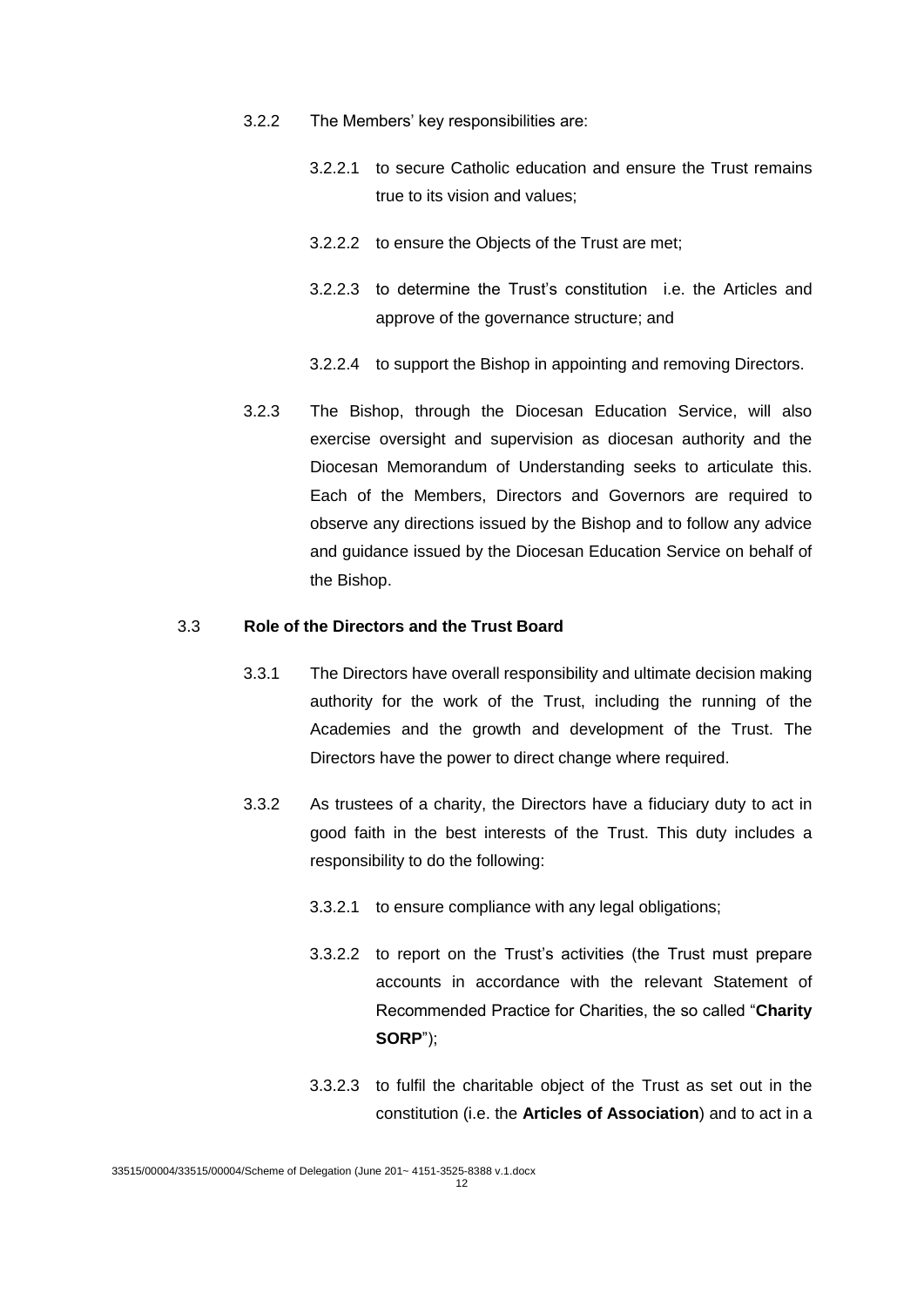3.2.2 The Members' key responsibilities are:

3.2.2.1 to secure Catholic education and ensure the Trust remains true to its vision and values;

3.2.2.2 to ensure the Objects of the Trust are met;

3.2.2.3 to determine the Trust's constitution i.e. the Articles and approve of the governance structure; and

3.2.2.4 to support the Bishop in appointing and removing Directors.

3.2.3 The Bishop, through the Diocesan Education Service, will also exercise oversight and supervision as diocesan authority and the Diocesan Memorandum of Understanding seeks to articulate this. Each of the Members, Directors and Governors are required to observe any directions issued by the Bishop and to follow any advice and guidance issued by the Diocesan Education Service on behalf of the Bishop.

### 3.3 Role of the Directors and the Trust Board

3.3.1 The Directors have overall responsibility and ultimate decision making authority for the work of the Trust, including the running of the Academies and the growth and development of the Trust. The Directors have the power to direct change where required.

3.3.2 As trustees of a charity, the Directors have a fiduciary duty to act in good faith in the best interests of the Trust. This duty includes a responsibility to do the following:

3.3.2.1 to ensure compliance with any legal obligations;

3.3.2.2 to report on the Trust's activities (the Trust must prepare accounts in accordance with the relevant Statement of Recommended Practice for Charities, the so called "**Charity SORP**");

3.3.2.3 to fulfil the charitable object of the Trust as set out in the constitution (i.e. the **Articles of Association**) and to act in a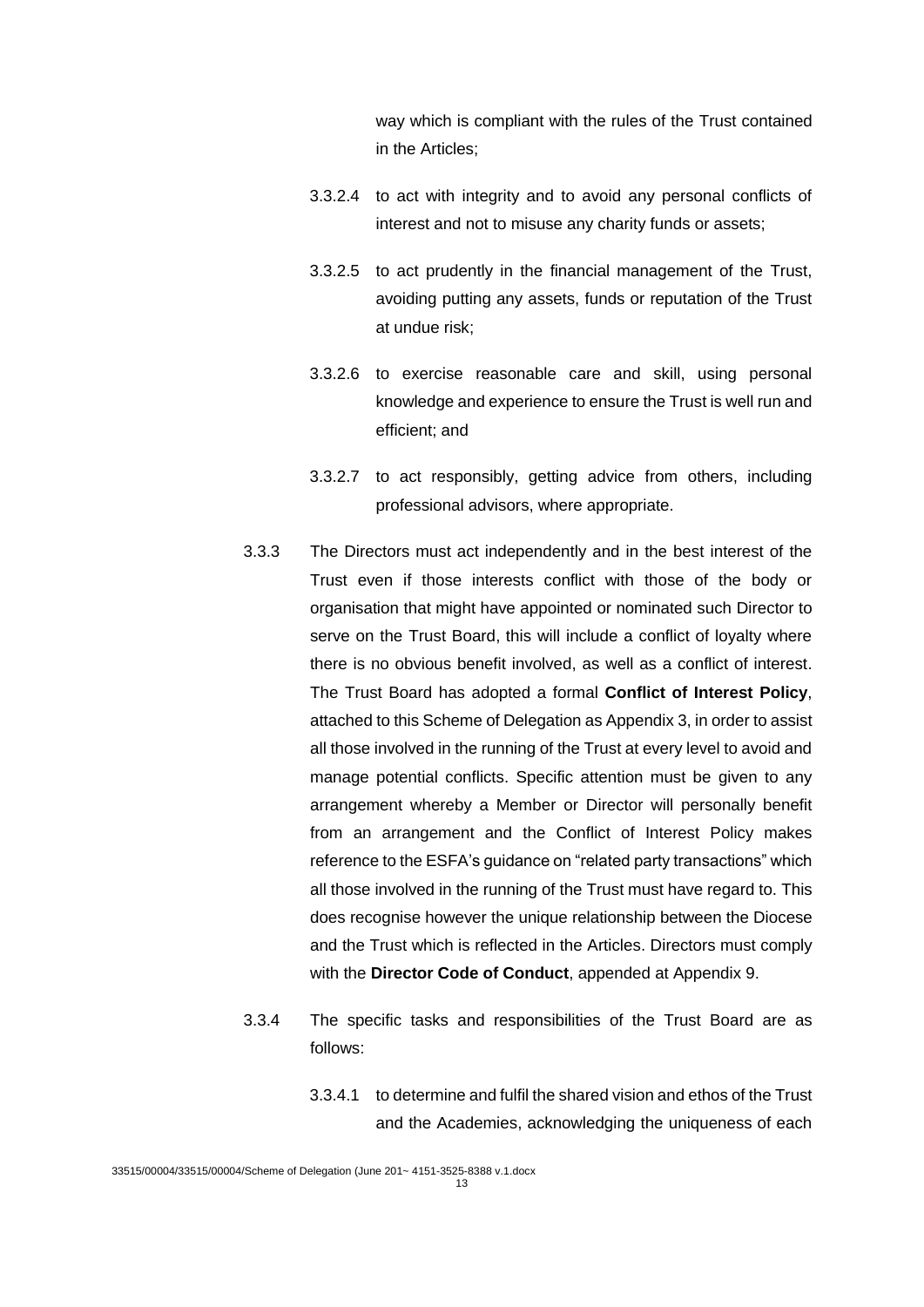way which is compliant with the rules of the Trust contained in the Articles;

3.3.2.4 to act with integrity and to avoid any personal conflicts of interest and not to misuse any charity funds or assets;

3.3.2.5 to act prudently in the financial management of the Trust, avoiding putting any assets, funds or reputation of the Trust at undue risk;

3.3.2.6 to exercise reasonable care and skill, using personal knowledge and experience to ensure the Trust is well run and efficient; and

3.3.2.7 to act responsibly, getting advice from others, including professional advisors, where appropriate.

3.3.3 The Directors must act independently and in the best interest of the Trust even if those interests conflict with those of the body or organisation that might have appointed or nominated such Director to serve on the Trust Board, this will include a conflict of loyalty where there is no obvious benefit involved, as well as a conflict of interest. The Trust Board has adopted a formal **Conflict of Interest Policy**, attached to this Scheme of Delegation as Appendix 3, in order to assist all those involved in the running of the Trust at every level to avoid and manage potential conflicts. Specific attention must be given to any arrangement whereby a Member or Director will personally benefit from an arrangement and the Conflict of Interest Policy makes reference to the ESFA's guidance on "related party transactions" which all those involved in the running of the Trust must have regard to. This does recognise however the unique relationship between the Diocese and the Trust which is reflected in the Articles. Directors must comply with the **Director Code of Conduct**, appended at Appendix 9.

3.3.4 The specific tasks and responsibilities of the Trust Board are as follows:

3.3.4.1 to determine and fulfil the shared vision and ethos of the Trust and the Academies, acknowledging the uniqueness of each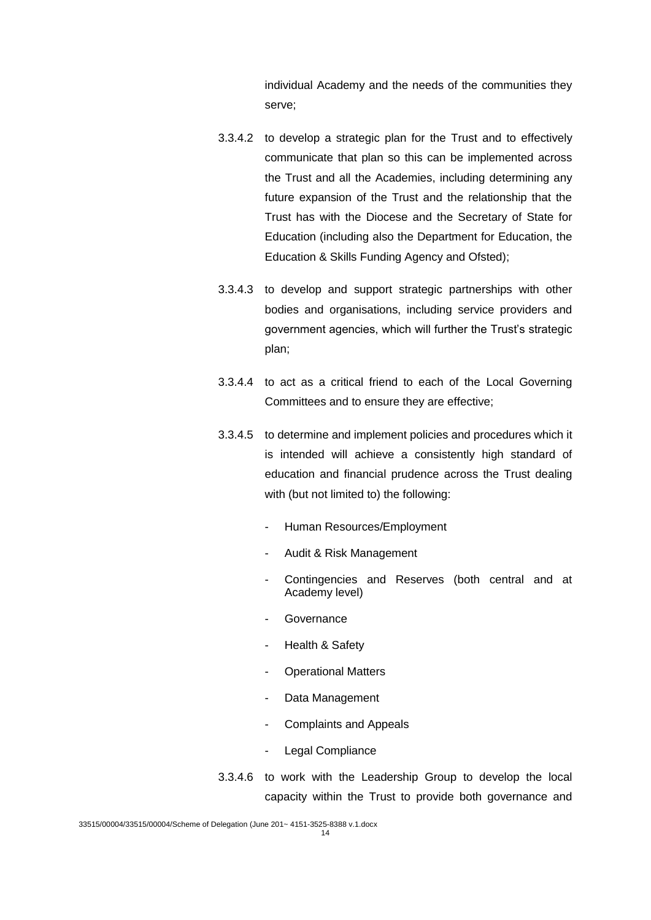individual Academy and the needs of the communities they serve;

3.3.4.2 to develop a strategic plan for the Trust and to effectively communicate that plan so this can be implemented across the Trust and all the Academies, including determining any future expansion of the Trust and the relationship that the Trust has with the Diocese and the Secretary of State for Education (including also the Department for Education, the Education & Skills Funding Agency and Ofsted);

3.3.4.3 to develop and support strategic partnerships with other bodies and organisations, including service providers and government agencies, which will further the Trust's strategic plan;

3.3.4.4 to act as a critical friend to each of the Local Governing Committees and to ensure they are effective;

3.3.4.5 to determine and implement policies and procedures which it is intended will achieve a consistently high standard of education and financial prudence across the Trust dealing with (but not limited to) the following:

- Human Resources/Employment
- Audit & Risk Management
- Contingencies and Reserves (both central and at Academy level)
- Governance
- Health & Safety
- Operational Matters
- Data Management
- Complaints and Appeals
- Legal Compliance

3.3.4.6 to work with the Leadership Group to develop the local capacity within the Trust to provide both governance and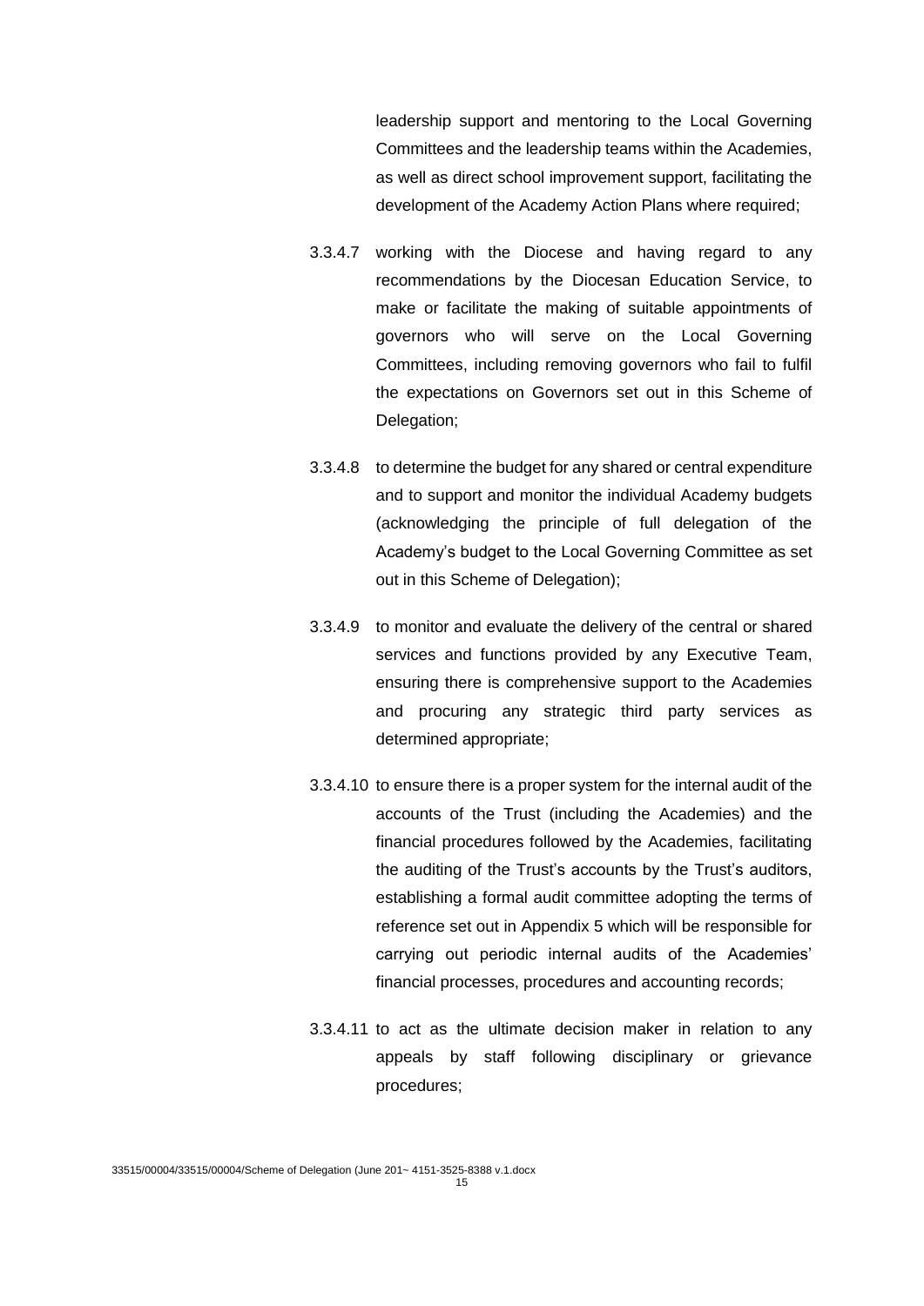leadership support and mentoring to the Local Governing Committees and the leadership teams within the Academies, as well as direct school improvement support, facilitating the development of the Academy Action Plans where required;

3.3.4.7 working with the Diocese and having regard to any recommendations by the Diocesan Education Service, to make or facilitate the making of suitable appointments of governors who will serve on the Local Governing Committees, including removing governors who fail to fulfil the expectations on Governors set out in this Scheme of Delegation;

3.3.4.8 to determine the budget for any shared or central expenditure and to support and monitor the individual Academy budgets (acknowledging the principle of full delegation of the Academy's budget to the Local Governing Committee as set out in this Scheme of Delegation);

3.3.4.9 to monitor and evaluate the delivery of the central or shared services and functions provided by any Executive Team, ensuring there is comprehensive support to the Academies and procuring any strategic third party services as determined appropriate;

3.3.4.10 to ensure there is a proper system for the internal audit of the accounts of the Trust (including the Academies) and the financial procedures followed by the Academies, facilitating the auditing of the Trust's accounts by the Trust's auditors, establishing a formal audit committee adopting the terms of reference set out in Appendix 5 which will be responsible for carrying out periodic internal audits of the Academies' financial processes, procedures and accounting records;

3.3.4.11 to act as the ultimate decision maker in relation to any appeals by staff following disciplinary or grievance procedures;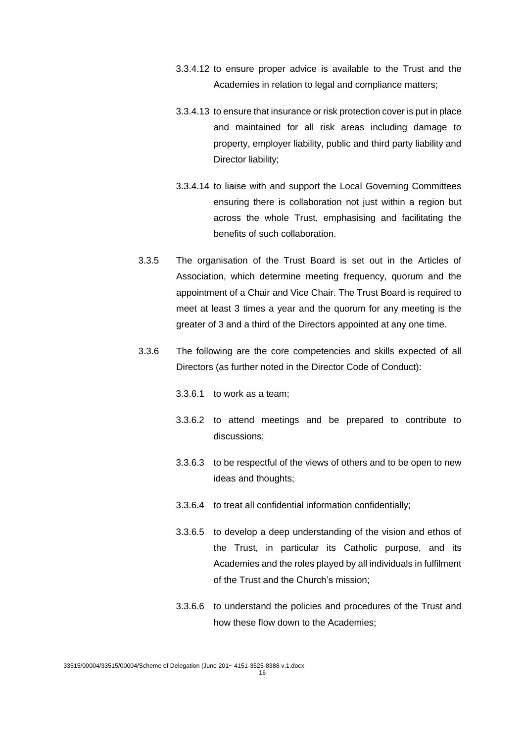3.3.4.12 to ensure proper advice is available to the Trust and the Academies in relation to legal and compliance matters;

3.3.4.13 to ensure that insurance or risk protection cover is put in place and maintained for all risk areas including damage to property, employer liability, public and third party liability and Director liability;

3.3.4.14 to liaise with and support the Local Governing Committees ensuring there is collaboration not just within a region but across the whole Trust, emphasising and facilitating the benefits of such collaboration.

3.3.5 The organisation of the Trust Board is set out in the Articles of Association, which determine meeting frequency, quorum and the appointment of a Chair and Vice Chair. The Trust Board is required to meet at least 3 times a year and the quorum for any meeting is the greater of 3 and a third of the Directors appointed at any one time.

3.3.6 The following are the core competencies and skills expected of all Directors (as further noted in the Director Code of Conduct):

3.3.6.1 to work as a team;

3.3.6.2 to attend meetings and be prepared to contribute to discussions;

3.3.6.3 to be respectful of the views of others and to be open to new ideas and thoughts;

3.3.6.4 to treat all confidential information confidentially;

3.3.6.5 to develop a deep understanding of the vision and ethos of the Trust, in particular its Catholic purpose, and its Academies and the roles played by all individuals in fulfilment of the Trust and the Church's mission;

3.3.6.6 to understand the policies and procedures of the Trust and how these flow down to the Academies;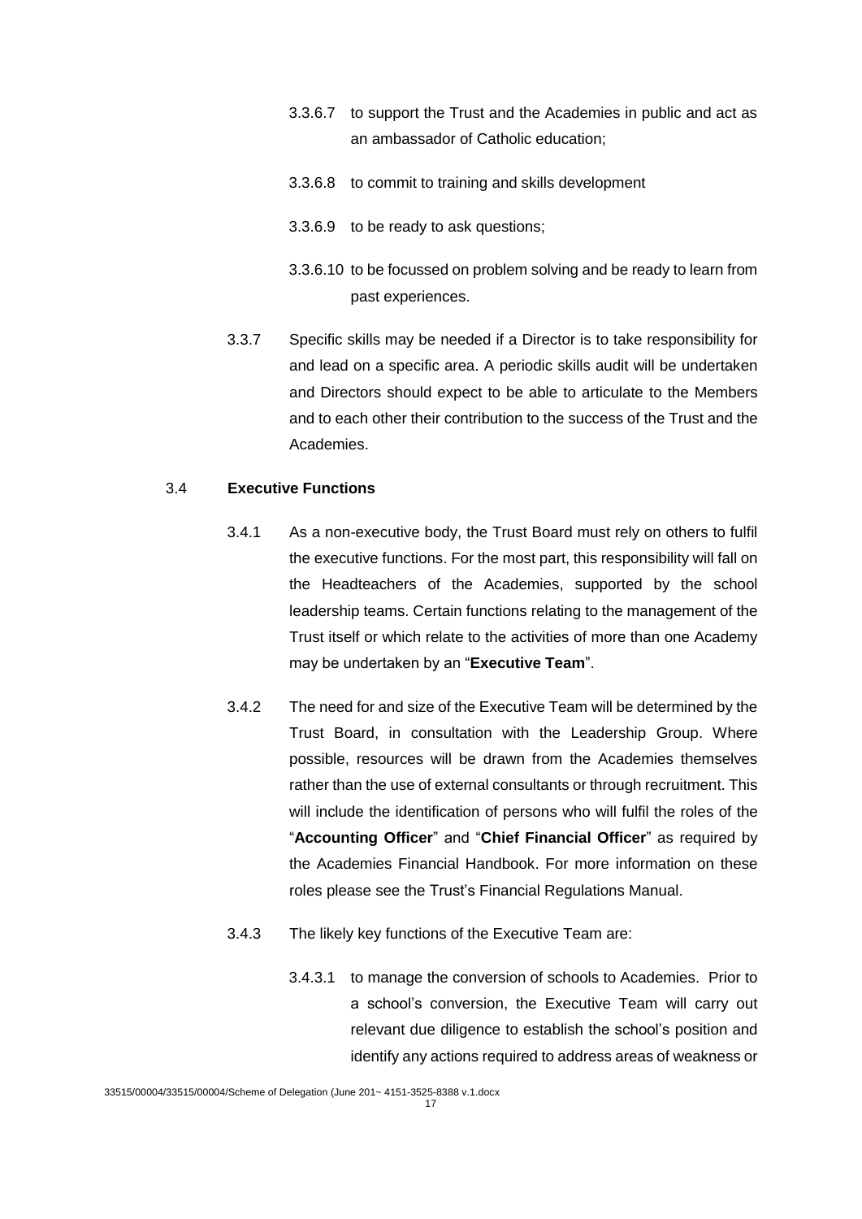3.3.6.7 to support the Trust and the Academies in public and act as an ambassador of Catholic education;

3.3.6.8 to commit to training and skills development

3.3.6.9 to be ready to ask questions;

3.3.6.10 to be focussed on problem solving and be ready to learn from past experiences.

3.3.7 Specific skills may be needed if a Director is to take responsibility for and lead on a specific area. A periodic skills audit will be undertaken and Directors should expect to be able to articulate to the Members and to each other their contribution to the success of the Trust and the Academies.

3.4 **Executive Functions**

3.4.1 As a non-executive body, the Trust Board must rely on others to fulfil the executive functions. For the most part, this responsibility will fall on the Headteachers of the Academies, supported by the school leadership teams. Certain functions relating to the management of the Trust itself or which relate to the activities of more than one Academy may be undertaken by an "**Executive Team**".

3.4.2 The need for and size of the Executive Team will be determined by the Trust Board, in consultation with the Leadership Group. Where possible, resources will be drawn from the Academies themselves rather than the use of external consultants or through recruitment. This will include the identification of persons who will fulfil the roles of the "**Accounting Officer**" and "**Chief Financial Officer**" as required by the Academies Financial Handbook. For more information on these roles please see the Trust's Financial Regulations Manual.

3.4.3 The likely key functions of the Executive Team are:

3.4.3.1 to manage the conversion of schools to Academies. Prior to a school's conversion, the Executive Team will carry out relevant due diligence to establish the school's position and identify any actions required to address areas of weakness or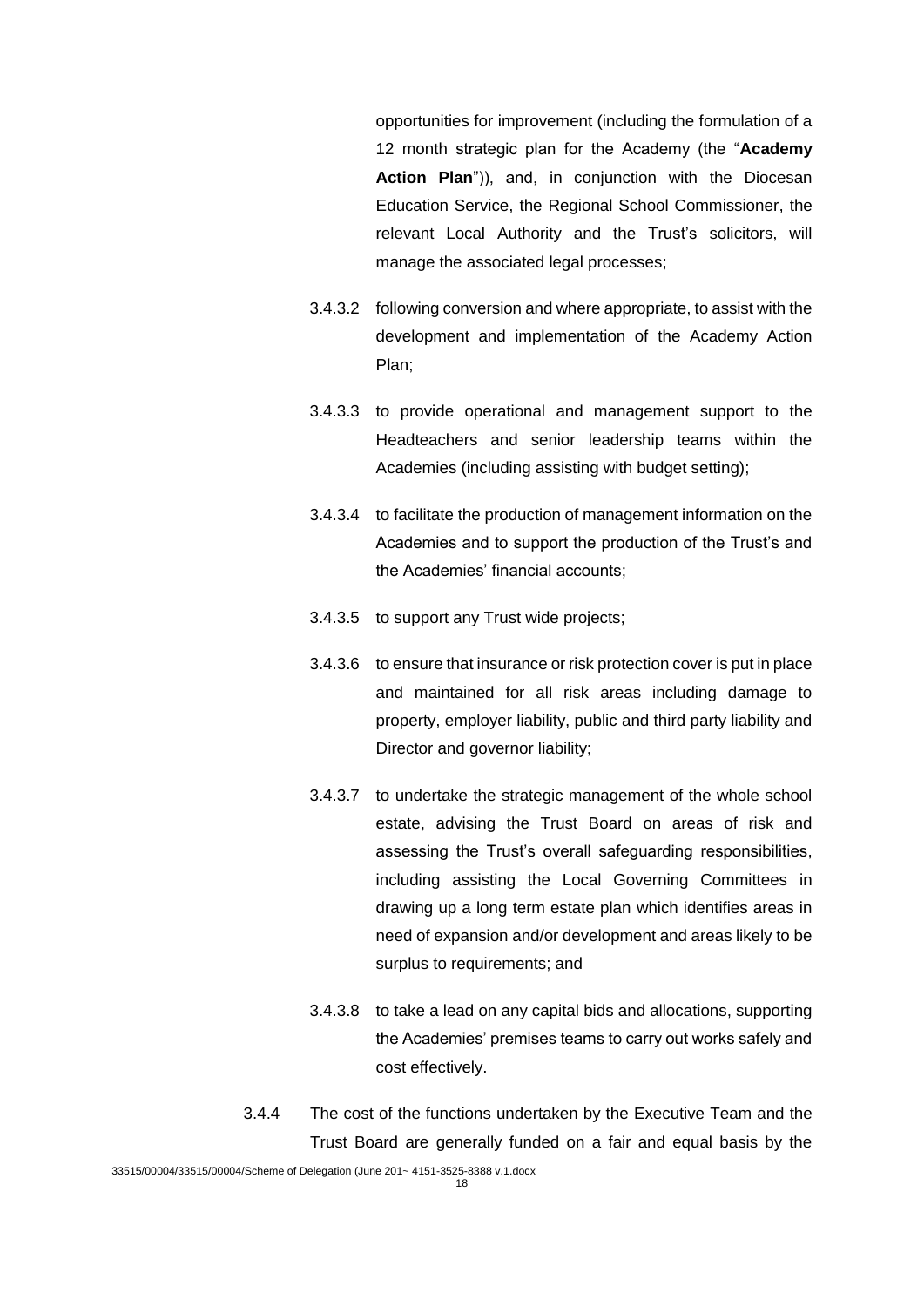opportunities for improvement (including the formulation of a 12 month strategic plan for the Academy (the "**Academy Action Plan**")), and, in conjunction with the Diocesan Education Service, the Regional School Commissioner, the relevant Local Authority and the Trust's solicitors, will manage the associated legal processes;

3.4.3.2 following conversion and where appropriate, to assist with the development and implementation of the Academy Action Plan;

3.4.3.3 to provide operational and management support to the Headteachers and senior leadership teams within the Academies (including assisting with budget setting);

3.4.3.4 to facilitate the production of management information on the Academies and to support the production of the Trust's and the Academies' financial accounts;

3.4.3.5 to support any Trust wide projects;

3.4.3.6 to ensure that insurance or risk protection cover is put in place and maintained for all risk areas including damage to property, employer liability, public and third party liability and Director and governor liability;

3.4.3.7 to undertake the strategic management of the whole school estate, advising the Trust Board on areas of risk and assessing the Trust's overall safeguarding responsibilities, including assisting the Local Governing Committees in drawing up a long term estate plan which identifies areas in need of expansion and/or development and areas likely to be surplus to requirements; and

3.4.3.8 to take a lead on any capital bids and allocations, supporting the Academies' premises teams to carry out works safely and cost effectively.

3.4.4 The cost of the functions undertaken by the Executive Team and the Trust Board are generally funded on a fair and equal basis by the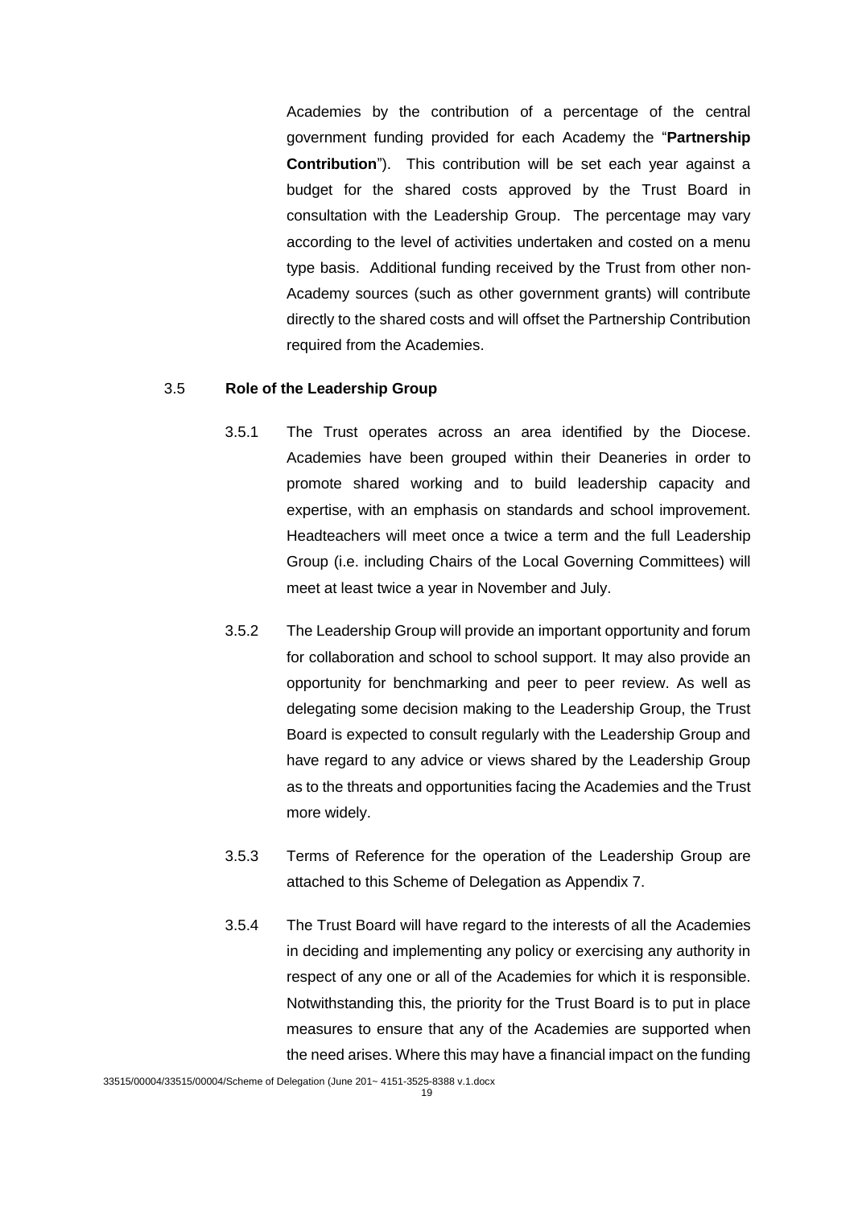Academies by the contribution of a percentage of the central government funding provided for each Academy the "**Partnership Contribution**"). This contribution will be set each year against a budget for the shared costs approved by the Trust Board in consultation with the Leadership Group. The percentage may vary according to the level of activities undertaken and costed on a menu type basis. Additional funding received by the Trust from other non-Academy sources (such as other government grants) will contribute directly to the shared costs and will offset the Partnership Contribution required from the Academies.

3.5 **Role of the Leadership Group**

3.5.1 The Trust operates across an area identified by the Diocese. Academies have been grouped within their Deaneries in order to promote shared working and to build leadership capacity and expertise, with an emphasis on standards and school improvement. Headteachers will meet once a twice a term and the full Leadership Group (i.e. including Chairs of the Local Governing Committees) will meet at least twice a year in November and July.

3.5.2 The Leadership Group will provide an important opportunity and forum for collaboration and school to school support. It may also provide an opportunity for benchmarking and peer to peer review. As well as delegating some decision making to the Leadership Group, the Trust Board is expected to consult regularly with the Leadership Group and have regard to any advice or views shared by the Leadership Group as to the threats and opportunities facing the Academies and the Trust more widely.

3.5.3 Terms of Reference for the operation of the Leadership Group are attached to this Scheme of Delegation as Appendix 7.

3.5.4 The Trust Board will have regard to the interests of all the Academies in deciding and implementing any policy or exercising any authority in respect of any one or all of the Academies for which it is responsible. Notwithstanding this, the priority for the Trust Board is to put in place measures to ensure that any of the Academies are supported when the need arises. Where this may have a financial impact on the funding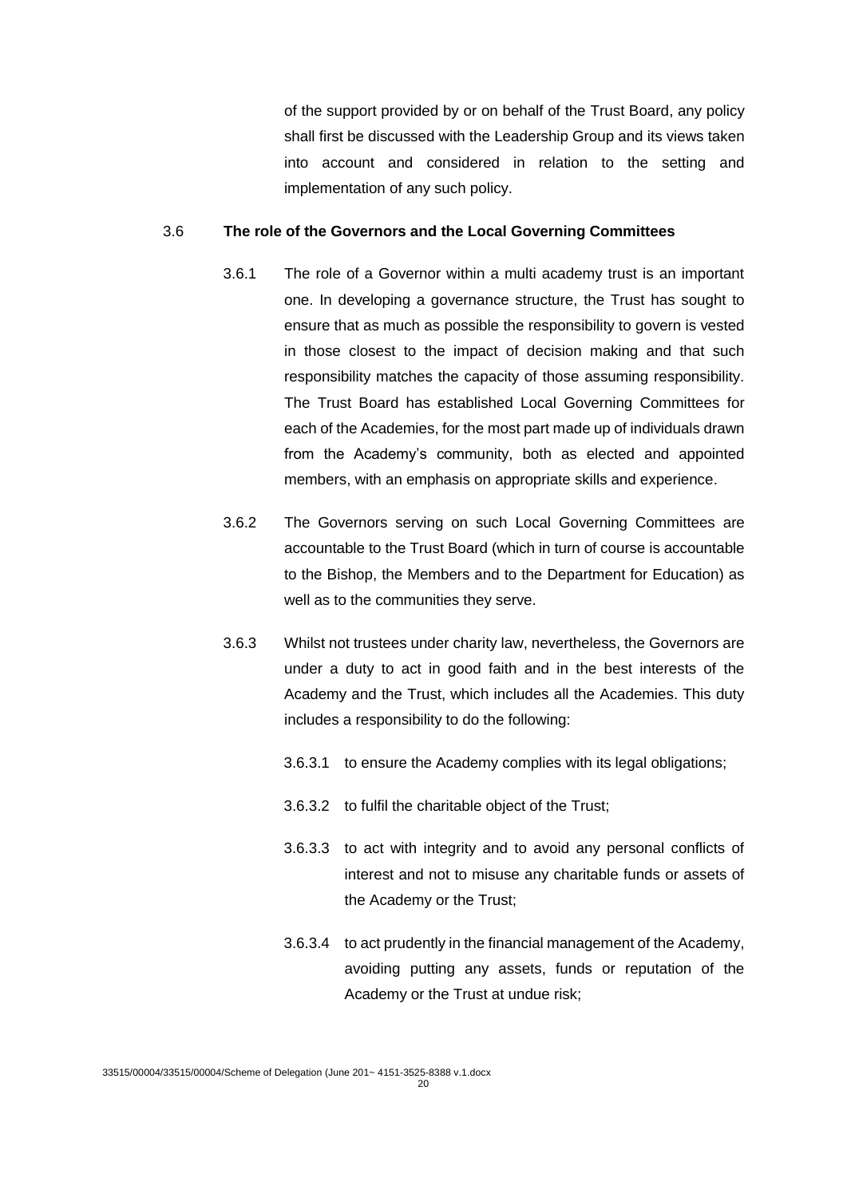of the support provided by or on behalf of the Trust Board, any policy shall first be discussed with the Leadership Group and its views taken into account and considered in relation to the setting and implementation of any such policy.

3.6 **The role of the Governors and the Local Governing Committees**

3.6.1 The role of a Governor within a multi academy trust is an important one. In developing a governance structure, the Trust has sought to ensure that as much as possible the responsibility to govern is vested in those closest to the impact of decision making and that such responsibility matches the capacity of those assuming responsibility. The Trust Board has established Local Governing Committees for each of the Academies, for the most part made up of individuals drawn from the Academy's community, both as elected and appointed members, with an emphasis on appropriate skills and experience.

3.6.2 The Governors serving on such Local Governing Committees are accountable to the Trust Board (which in turn of course is accountable to the Bishop, the Members and to the Department for Education) as well as to the communities they serve.

3.6.3 Whilst not trustees under charity law, nevertheless, the Governors are under a duty to act in good faith and in the best interests of the Academy and the Trust, which includes all the Academies. This duty includes a responsibility to do the following:

3.6.3.1 to ensure the Academy complies with its legal obligations;

3.6.3.2 to fulfil the charitable object of the Trust;

3.6.3.3 to act with integrity and to avoid any personal conflicts of interest and not to misuse any charitable funds or assets of the Academy or the Trust;

3.6.3.4 to act prudently in the financial management of the Academy, avoiding putting any assets, funds or reputation of the Academy or the Trust at undue risk;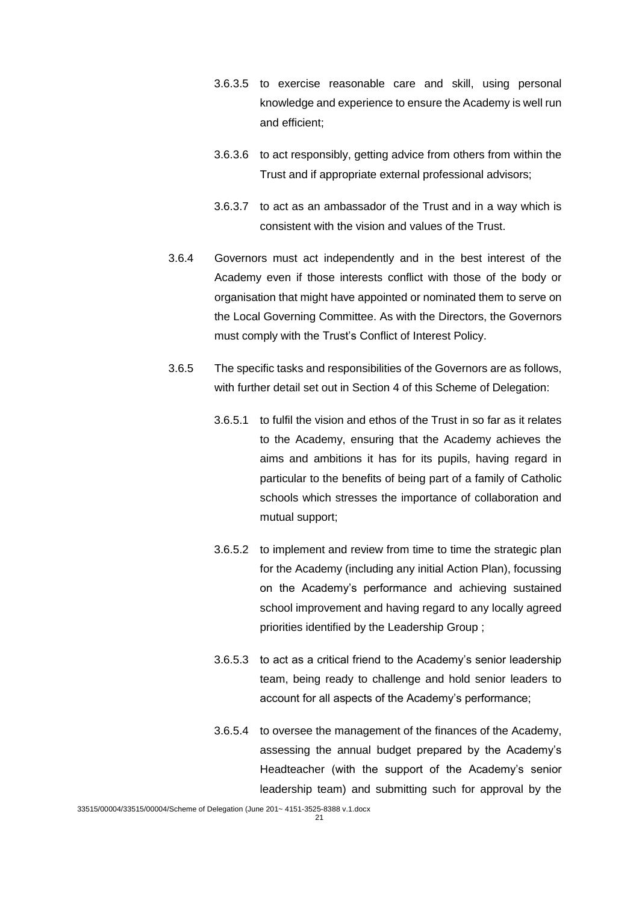3.6.3.5 to exercise reasonable care and skill, using personal knowledge and experience to ensure the Academy is well run and efficient;

3.6.3.6 to act responsibly, getting advice from others from within the Trust and if appropriate external professional advisors;

3.6.3.7 to act as an ambassador of the Trust and in a way which is consistent with the vision and values of the Trust.

3.6.4 Governors must act independently and in the best interest of the Academy even if those interests conflict with those of the body or organisation that might have appointed or nominated them to serve on the Local Governing Committee. As with the Directors, the Governors must comply with the Trust's Conflict of Interest Policy.

3.6.5 The specific tasks and responsibilities of the Governors are as follows, with further detail set out in Section 4 of this Scheme of Delegation:

3.6.5.1 to fulfil the vision and ethos of the Trust in so far as it relates to the Academy, ensuring that the Academy achieves the aims and ambitions it has for its pupils, having regard in particular to the benefits of being part of a family of Catholic schools which stresses the importance of collaboration and mutual support;

3.6.5.2 to implement and review from time to time the strategic plan for the Academy (including any initial Action Plan), focussing on the Academy's performance and achieving sustained school improvement and having regard to any locally agreed priorities identified by the Leadership Group ;

3.6.5.3 to act as a critical friend to the Academy's senior leadership team, being ready to challenge and hold senior leaders to account for all aspects of the Academy's performance;

3.6.5.4 to oversee the management of the finances of the Academy, assessing the annual budget prepared by the Academy's Headteacher (with the support of the Academy's senior leadership team) and submitting such for approval by the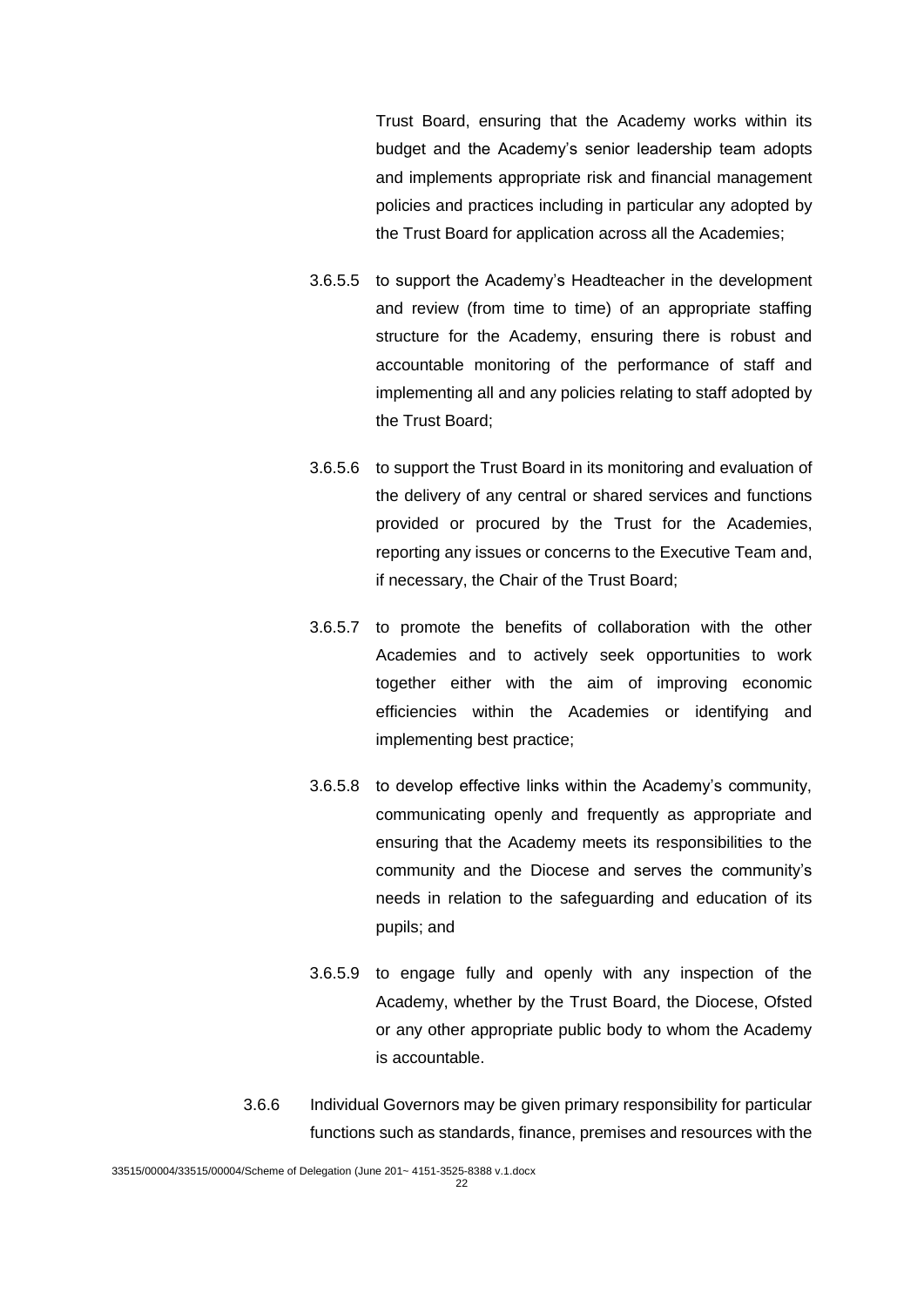Trust Board, ensuring that the Academy works within its budget and the Academy's senior leadership team adopts and implements appropriate risk and financial management policies and practices including in particular any adopted by the Trust Board for application across all the Academies;

3.6.5.5 to support the Academy's Headteacher in the development and review (from time to time) of an appropriate staffing structure for the Academy, ensuring there is robust and accountable monitoring of the performance of staff and implementing all and any policies relating to staff adopted by the Trust Board;

3.6.5.6 to support the Trust Board in its monitoring and evaluation of the delivery of any central or shared services and functions provided or procured by the Trust for the Academies, reporting any issues or concerns to the Executive Team and, if necessary, the Chair of the Trust Board;

3.6.5.7 to promote the benefits of collaboration with the other Academies and to actively seek opportunities to work together either with the aim of improving economic efficiencies within the Academies or identifying and implementing best practice;

3.6.5.8 to develop effective links within the Academy's community, communicating openly and frequently as appropriate and ensuring that the Academy meets its responsibilities to the community and the Diocese and serves the community's needs in relation to the safeguarding and education of its pupils; and

3.6.5.9 to engage fully and openly with any inspection of the Academy, whether by the Trust Board, the Diocese, Ofsted or any other appropriate public body to whom the Academy is accountable.

3.6.6 Individual Governors may be given primary responsibility for particular functions such as standards, finance, premises and resources with the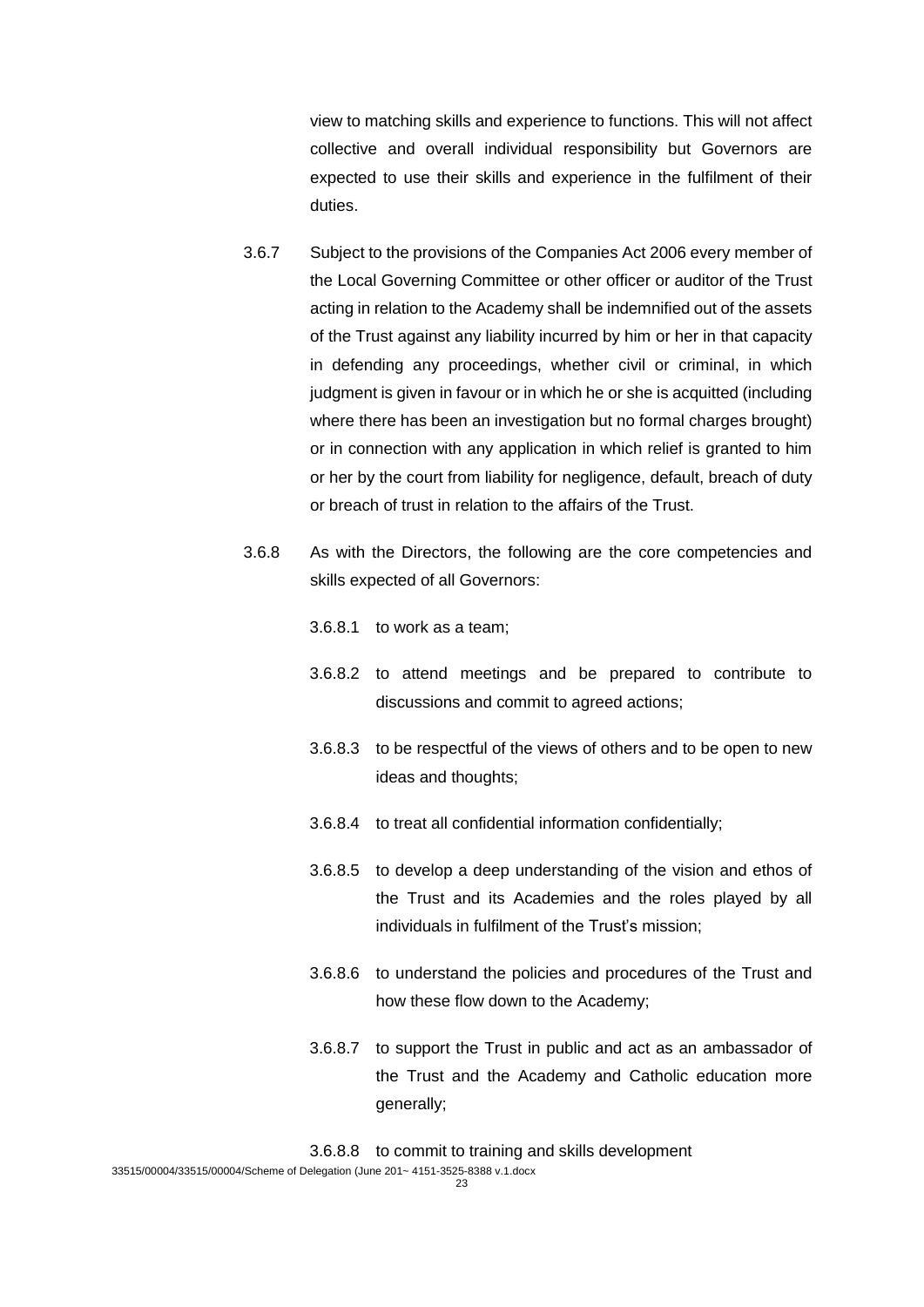view to matching skills and experience to functions. This will not affect collective and overall individual responsibility but Governors are expected to use their skills and experience in the fulfilment of their duties.

3.6.7 Subject to the provisions of the Companies Act 2006 every member of the Local Governing Committee or other officer or auditor of the Trust acting in relation to the Academy shall be indemnified out of the assets of the Trust against any liability incurred by him or her in that capacity in defending any proceedings, whether civil or criminal, in which judgment is given in favour or in which he or she is acquitted (including where there has been an investigation but no formal charges brought) or in connection with any application in which relief is granted to him or her by the court from liability for negligence, default, breach of duty or breach of trust in relation to the affairs of the Trust.

3.6.8 As with the Directors, the following are the core competencies and skills expected of all Governors:

3.6.8.1 to work as a team;

3.6.8.2 to attend meetings and be prepared to contribute to discussions and commit to agreed actions;

3.6.8.3 to be respectful of the views of others and to be open to new ideas and thoughts;

3.6.8.4 to treat all confidential information confidentially;

3.6.8.5 to develop a deep understanding of the vision and ethos of the Trust and its Academies and the roles played by all individuals in fulfilment of the Trust's mission;

3.6.8.6 to understand the policies and procedures of the Trust and how these flow down to the Academy;

3.6.8.7 to support the Trust in public and act as an ambassador of the Trust and the Academy and Catholic education more generally;

3.6.8.8 to commit to training and skills development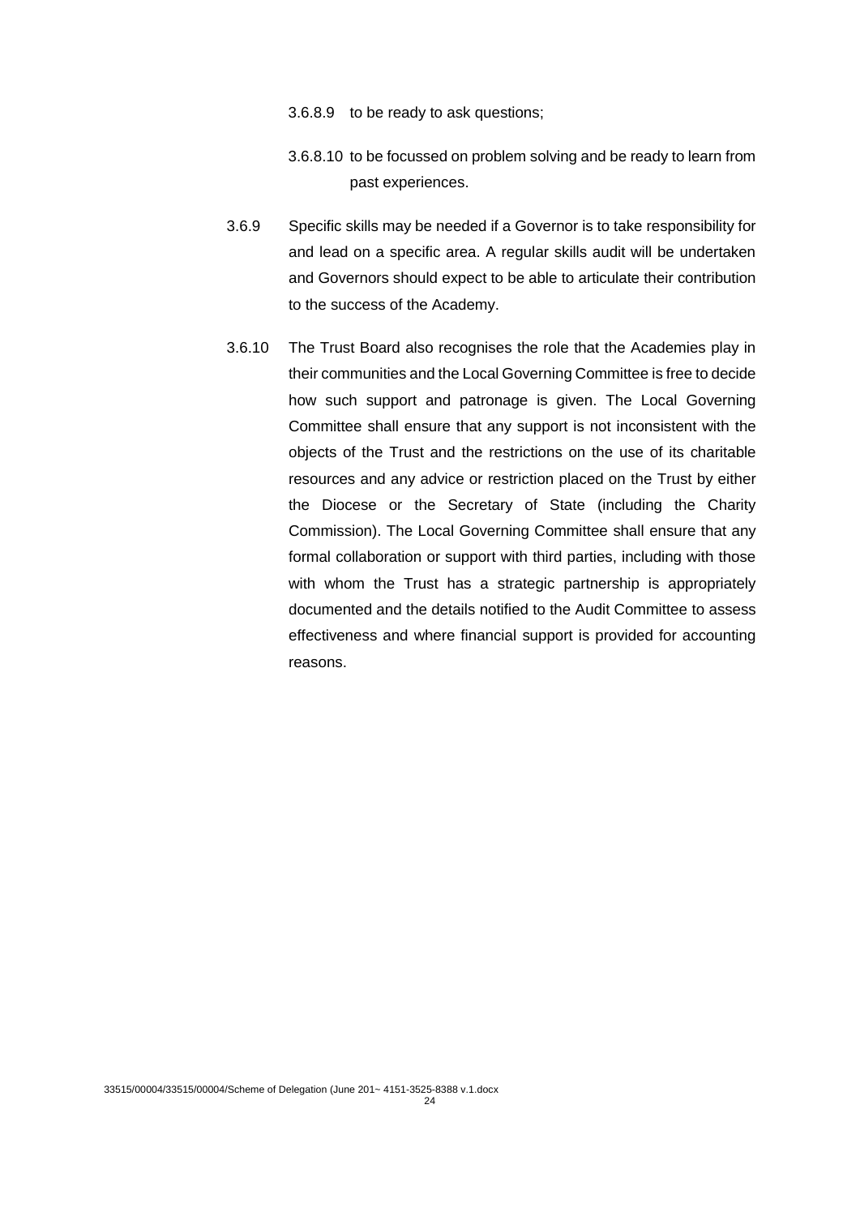3.6.8.9 to be ready to ask questions;

3.6.8.10 to be focussed on problem solving and be ready to learn from past experiences.

3.6.9 Specific skills may be needed if a Governor is to take responsibility for and lead on a specific area. A regular skills audit will be undertaken and Governors should expect to be able to articulate their contribution to the success of the Academy.

3.6.10 The Trust Board also recognises the role that the Academies play in their communities and the Local Governing Committee is free to decide how such support and patronage is given. The Local Governing Committee shall ensure that any support is not inconsistent with the objects of the Trust and the restrictions on the use of its charitable resources and any advice or restriction placed on the Trust by either the Diocese or the Secretary of State (including the Charity Commission). The Local Governing Committee shall ensure that any formal collaboration or support with third parties, including with those with whom the Trust has a strategic partnership is appropriately documented and the details notified to the Audit Committee to assess effectiveness and where financial support is provided for accounting reasons.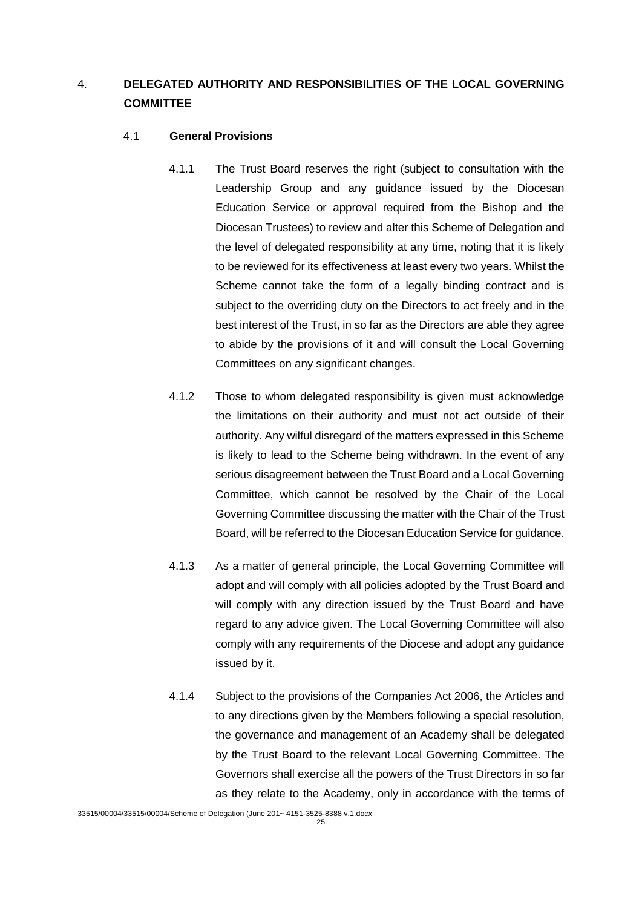# 4. DELEGATED AUTHORITY AND RESPONSIBILITIES OF THE LOCAL GOVERNING COMMITTEE

## 4.1 General Provisions

4.1.1 The Trust Board reserves the right (subject to consultation with the Leadership Group and any guidance issued by the Diocesan Education Service or approval required from the Bishop and the Diocesan Trustees) to review and alter this Scheme of Delegation and the level of delegated responsibility at any time, noting that it is likely to be reviewed for its effectiveness at least every two years. Whilst the Scheme cannot take the form of a legally binding contract and is subject to the overriding duty on the Directors to act freely and in the best interest of the Trust, in so far as the Directors are able they agree to abide by the provisions of it and will consult the Local Governing Committees on any significant changes.

4.1.2 Those to whom delegated responsibility is given must acknowledge the limitations on their authority and must not act outside of their authority. Any wilful disregard of the matters expressed in this Scheme is likely to lead to the Scheme being withdrawn. In the event of any serious disagreement between the Trust Board and a Local Governing Committee, which cannot be resolved by the Chair of the Local Governing Committee discussing the matter with the Chair of the Trust Board, will be referred to the Diocesan Education Service for guidance.

4.1.3 As a matter of general principle, the Local Governing Committee will adopt and will comply with all policies adopted by the Trust Board and will comply with any direction issued by the Trust Board and have regard to any advice given. The Local Governing Committee will also comply with any requirements of the Diocese and adopt any guidance issued by it.

4.1.4 Subject to the provisions of the Companies Act 2006, the Articles and to any directions given by the Members following a special resolution, the governance and management of an Academy shall be delegated by the Trust Board to the relevant Local Governing Committee. The Governors shall exercise all the powers of the Trust Directors in so far as they relate to the Academy, only in accordance with the terms of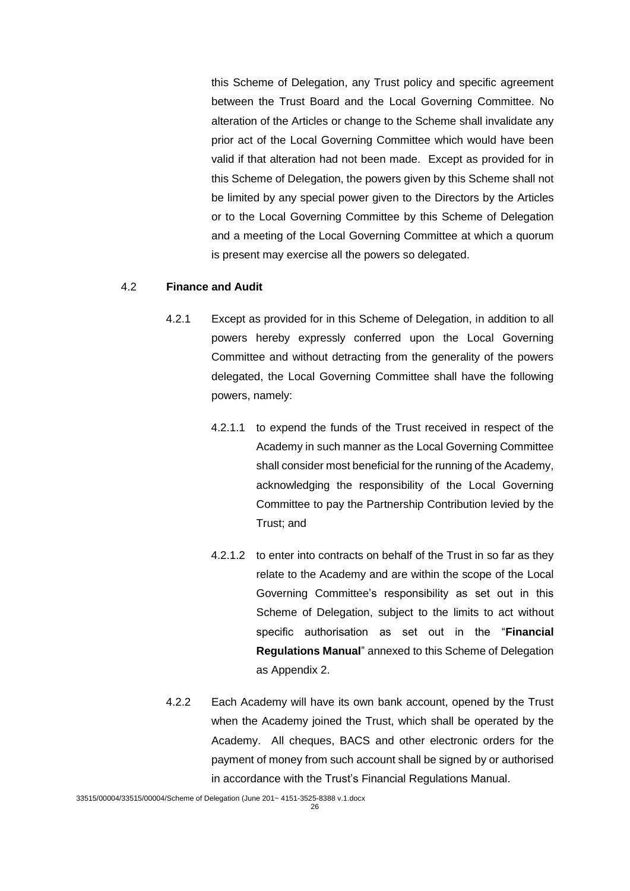this Scheme of Delegation, any Trust policy and specific agreement between the Trust Board and the Local Governing Committee. No alteration of the Articles or change to the Scheme shall invalidate any prior act of the Local Governing Committee which would have been valid if that alteration had not been made. Except as provided for in this Scheme of Delegation, the powers given by this Scheme shall not be limited by any special power given to the Directors by the Articles or to the Local Governing Committee by this Scheme of Delegation and a meeting of the Local Governing Committee at which a quorum is present may exercise all the powers so delegated.

4.2 **Finance and Audit**

4.2.1 Except as provided for in this Scheme of Delegation, in addition to all powers hereby expressly conferred upon the Local Governing Committee and without detracting from the generality of the powers delegated, the Local Governing Committee shall have the following powers, namely:

4.2.1.1 to expend the funds of the Trust received in respect of the Academy in such manner as the Local Governing Committee shall consider most beneficial for the running of the Academy, acknowledging the responsibility of the Local Governing Committee to pay the Partnership Contribution levied by the Trust; and

4.2.1.2 to enter into contracts on behalf of the Trust in so far as they relate to the Academy and are within the scope of the Local Governing Committee's responsibility as set out in this Scheme of Delegation, subject to the limits to act without specific authorisation as set out in the "**Financial Regulations Manual**" annexed to this Scheme of Delegation as Appendix 2.

4.2.2 Each Academy will have its own bank account, opened by the Trust when the Academy joined the Trust, which shall be operated by the Academy. All cheques, BACS and other electronic orders for the payment of money from such account shall be signed by or authorised in accordance with the Trust's Financial Regulations Manual.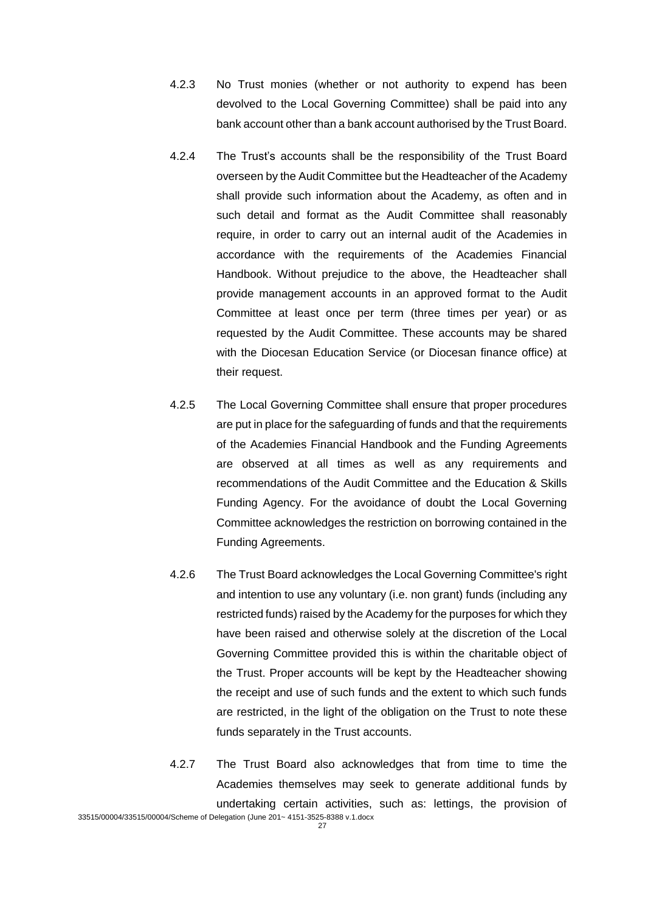4.2.3 No Trust monies (whether or not authority to expend has been devolved to the Local Governing Committee) shall be paid into any bank account other than a bank account authorised by the Trust Board.

4.2.4 The Trust's accounts shall be the responsibility of the Trust Board overseen by the Audit Committee but the Headteacher of the Academy shall provide such information about the Academy, as often and in such detail and format as the Audit Committee shall reasonably require, in order to carry out an internal audit of the Academies in accordance with the requirements of the Academies Financial Handbook. Without prejudice to the above, the Headteacher shall provide management accounts in an approved format to the Audit Committee at least once per term (three times per year) or as requested by the Audit Committee. These accounts may be shared with the Diocesan Education Service (or Diocesan finance office) at their request.

4.2.5 The Local Governing Committee shall ensure that proper procedures are put in place for the safeguarding of funds and that the requirements of the Academies Financial Handbook and the Funding Agreements are observed at all times as well as any requirements and recommendations of the Audit Committee and the Education & Skills Funding Agency. For the avoidance of doubt the Local Governing Committee acknowledges the restriction on borrowing contained in the Funding Agreements.

4.2.6 The Trust Board acknowledges the Local Governing Committee's right and intention to use any voluntary (i.e. non grant) funds (including any restricted funds) raised by the Academy for the purposes for which they have been raised and otherwise solely at the discretion of the Local Governing Committee provided this is within the charitable object of the Trust. Proper accounts will be kept by the Headteacher showing the receipt and use of such funds and the extent to which such funds are restricted, in the light of the obligation on the Trust to note these funds separately in the Trust accounts.

4.2.7 The Trust Board also acknowledges that from time to time the Academies themselves may seek to generate additional funds by undertaking certain activities, such as: lettings, the provision of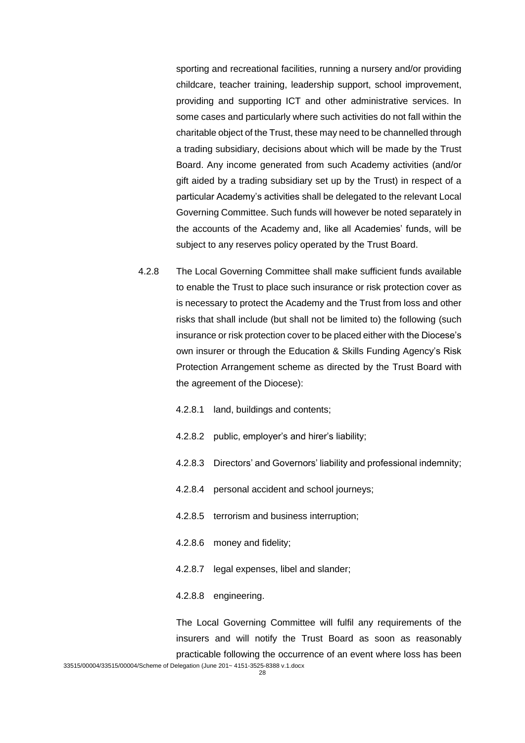sporting and recreational facilities, running a nursery and/or providing childcare, teacher training, leadership support, school improvement, providing and supporting ICT and other administrative services. In some cases and particularly where such activities do not fall within the charitable object of the Trust, these may need to be channelled through a trading subsidiary, decisions about which will be made by the Trust Board. Any income generated from such Academy activities (and/or gift aided by a trading subsidiary set up by the Trust) in respect of a particular Academy's activities shall be delegated to the relevant Local Governing Committee. Such funds will however be noted separately in the accounts of the Academy and, like all Academies' funds, will be subject to any reserves policy operated by the Trust Board.

4.2.8 The Local Governing Committee shall make sufficient funds available to enable the Trust to place such insurance or risk protection cover as is necessary to protect the Academy and the Trust from loss and other risks that shall include (but shall not be limited to) the following (such insurance or risk protection cover to be placed either with the Diocese's own insurer or through the Education & Skills Funding Agency's Risk Protection Arrangement scheme as directed by the Trust Board with the agreement of the Diocese):

4.2.8.1 land, buildings and contents;

4.2.8.2 public, employer's and hirer's liability;

4.2.8.3 Directors' and Governors' liability and professional indemnity;

4.2.8.4 personal accident and school journeys;

4.2.8.5 terrorism and business interruption;

4.2.8.6 money and fidelity;

4.2.8.7 legal expenses, libel and slander;

4.2.8.8 engineering.

The Local Governing Committee will fulfil any requirements of the insurers and will notify the Trust Board as soon as reasonably practicable following the occurrence of an event where loss has been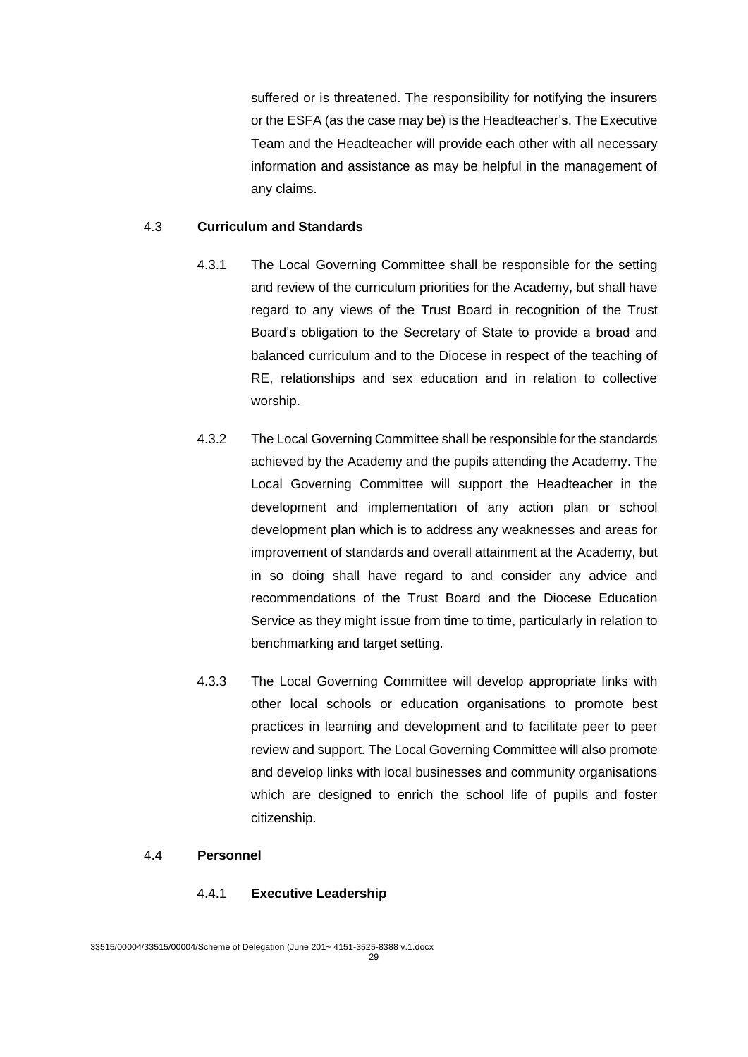suffered or is threatened. The responsibility for notifying the insurers or the ESFA (as the case may be) is the Headteacher's. The Executive Team and the Headteacher will provide each other with all necessary information and assistance as may be helpful in the management of any claims.

4.3 **Curriculum and Standards**

4.3.1 The Local Governing Committee shall be responsible for the setting and review of the curriculum priorities for the Academy, but shall have regard to any views of the Trust Board in recognition of the Trust Board's obligation to the Secretary of State to provide a broad and balanced curriculum and to the Diocese in respect of the teaching of RE, relationships and sex education and in relation to collective worship.

4.3.2 The Local Governing Committee shall be responsible for the standards achieved by the Academy and the pupils attending the Academy. The Local Governing Committee will support the Headteacher in the development and implementation of any action plan or school development plan which is to address any weaknesses and areas for improvement of standards and overall attainment at the Academy, but in so doing shall have regard to and consider any advice and recommendations of the Trust Board and the Diocese Education Service as they might issue from time to time, particularly in relation to benchmarking and target setting.

4.3.3 The Local Governing Committee will develop appropriate links with other local schools or education organisations to promote best practices in learning and development and to facilitate peer to peer review and support. The Local Governing Committee will also promote and develop links with local businesses and community organisations which are designed to enrich the school life of pupils and foster citizenship.

4.4 **Personnel**

4.4.1 **Executive Leadership**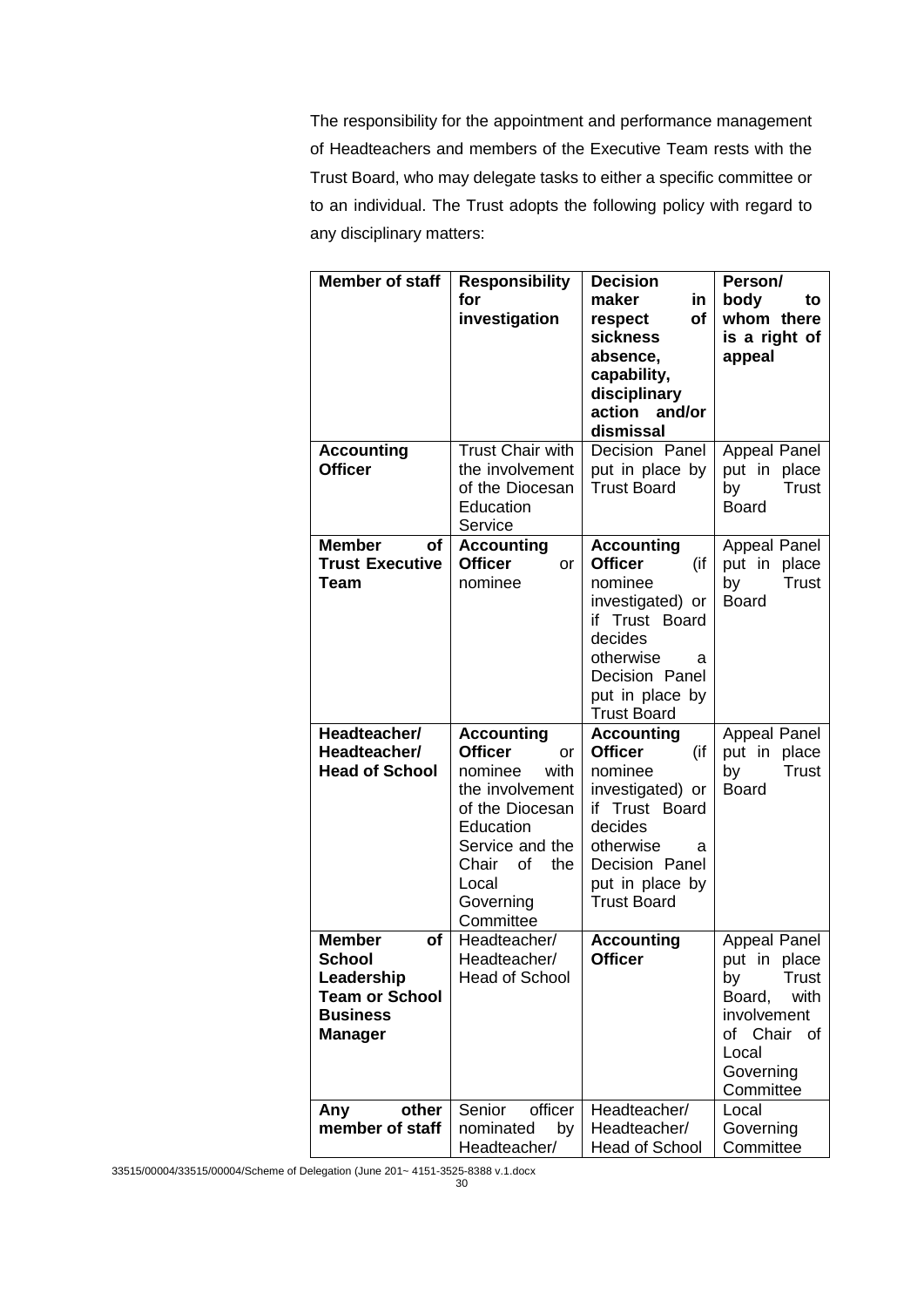The responsibility for the appointment and performance management of Headteachers and members of the Executive Team rests with the Trust Board, who may delegate tasks to either a specific committee or to an individual. The Trust adopts the following policy with regard to any disciplinary matters:

| Member of staff | Responsibility for investigation | Decision maker in respect of sickness absence, capability, disciplinary action and/or dismissal | Person/ body to whom there is a right of appeal |
|---|---|---|---|
| **Accounting Officer** | Trust Chair with the involvement of the Diocesan Education Service | Decision Panel put in place by Trust Board | Appeal Panel put in place by Trust Board |
| **Member of Trust Executive Team** | **Accounting Officer** or nominee | **Accounting Officer** (if nominee investigated) or if Trust Board decides otherwise a Decision Panel put in place by Trust Board | Appeal Panel put in place by Trust Board |
| **Headteacher/ Headteacher/ Head of School** | **Accounting Officer** or nominee with the involvement of the Diocesan Education Service and the Chair of the Local Governing Committee | **Accounting Officer** (if nominee investigated) or if Trust Board decides otherwise a Decision Panel put in place by Trust Board | Appeal Panel put in place by Trust Board |
| **Member of School Leadership Team or School Business Manager** | Headteacher/ Headteacher/ Head of School | **Accounting Officer** | Appeal Panel put in place by Trust Board, with involvement of Chair of Local Governing Committee |
| **Any other member of staff** | Senior officer nominated by Headteacher/ | Headteacher/ Headteacher/ Head of School | Local Governing Committee |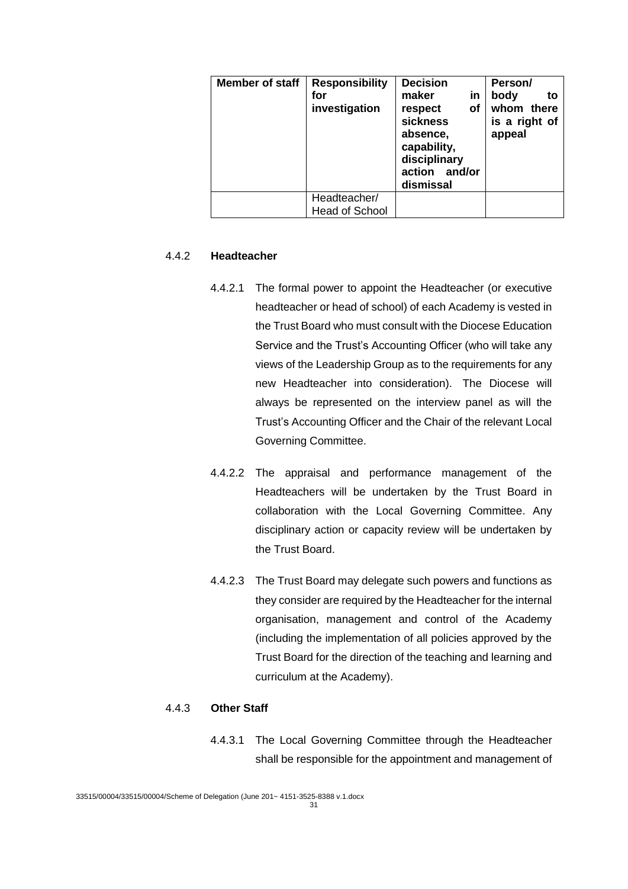| Member of staff | Responsibility for investigation | Decision maker in respect of sickness absence, capability, disciplinary action and/or dismissal | Person/ body to whom there is a right of appeal |
|---|---|---|---|
| | Headteacher/ Head of School | | |

4.4.2 **Headteacher**

4.4.2.1 The formal power to appoint the Headteacher (or executive headteacher or head of school) of each Academy is vested in the Trust Board who must consult with the Diocese Education Service and the Trust's Accounting Officer (who will take any views of the Leadership Group as to the requirements for any new Headteacher into consideration). The Diocese will always be represented on the interview panel as will the Trust's Accounting Officer and the Chair of the relevant Local Governing Committee.

4.4.2.2 The appraisal and performance management of the Headteachers will be undertaken by the Trust Board in collaboration with the Local Governing Committee. Any disciplinary action or capacity review will be undertaken by the Trust Board.

4.4.2.3 The Trust Board may delegate such powers and functions as they consider are required by the Headteacher for the internal organisation, management and control of the Academy (including the implementation of all policies approved by the Trust Board for the direction of the teaching and learning and curriculum at the Academy).

4.4.3 **Other Staff**

4.4.3.1 The Local Governing Committee through the Headteacher shall be responsible for the appointment and management of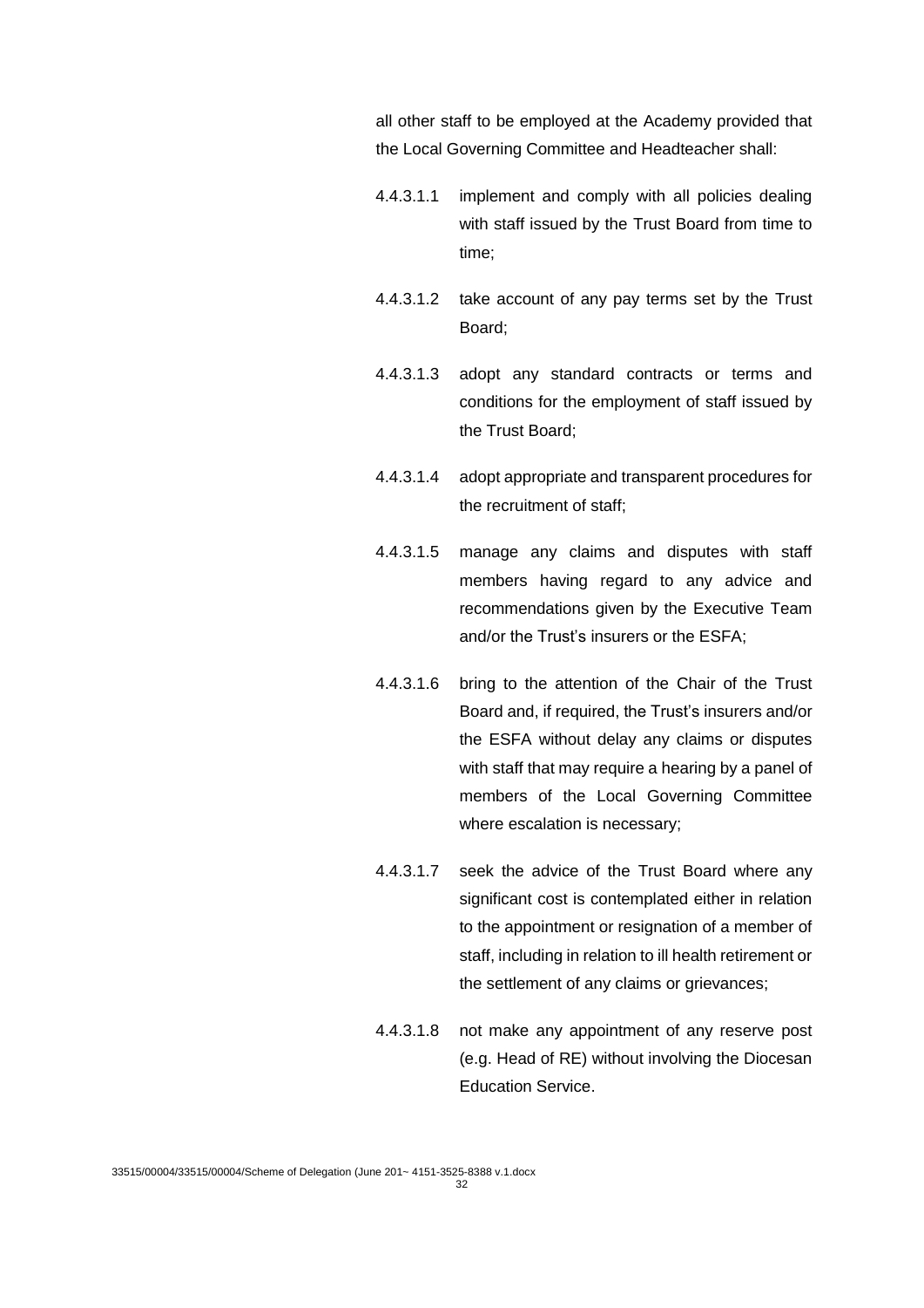all other staff to be employed at the Academy provided that the Local Governing Committee and Headteacher shall:

4.4.3.1.1 implement and comply with all policies dealing with staff issued by the Trust Board from time to time;

4.4.3.1.2 take account of any pay terms set by the Trust Board;

4.4.3.1.3 adopt any standard contracts or terms and conditions for the employment of staff issued by the Trust Board;

4.4.3.1.4 adopt appropriate and transparent procedures for the recruitment of staff;

4.4.3.1.5 manage any claims and disputes with staff members having regard to any advice and recommendations given by the Executive Team and/or the Trust's insurers or the ESFA;

4.4.3.1.6 bring to the attention of the Chair of the Trust Board and, if required, the Trust's insurers and/or the ESFA without delay any claims or disputes with staff that may require a hearing by a panel of members of the Local Governing Committee where escalation is necessary;

4.4.3.1.7 seek the advice of the Trust Board where any significant cost is contemplated either in relation to the appointment or resignation of a member of staff, including in relation to ill health retirement or the settlement of any claims or grievances;

4.4.3.1.8 not make any appointment of any reserve post (e.g. Head of RE) without involving the Diocesan Education Service.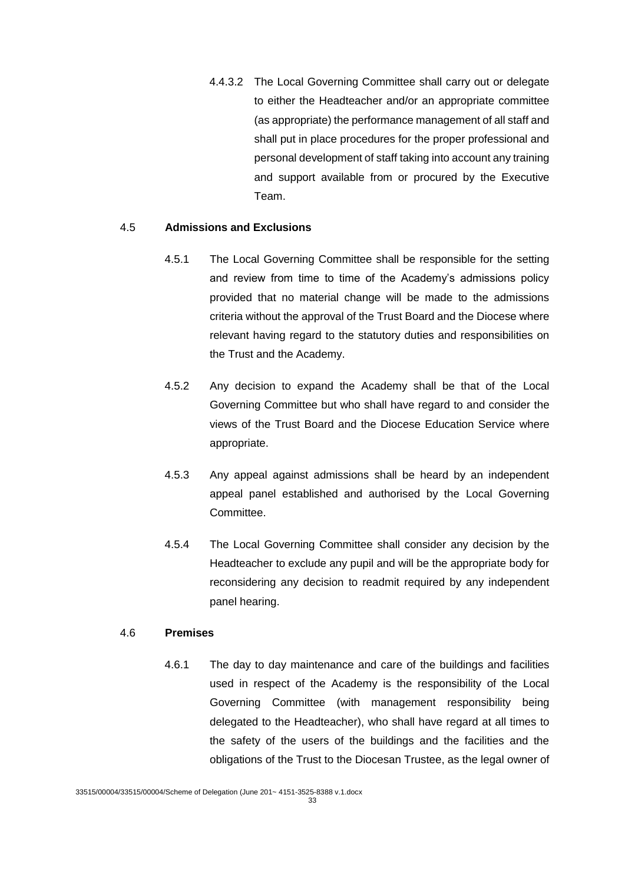4.4.3.2 The Local Governing Committee shall carry out or delegate to either the Headteacher and/or an appropriate committee (as appropriate) the performance management of all staff and shall put in place procedures for the proper professional and personal development of staff taking into account any training and support available from or procured by the Executive Team.

4.5 **Admissions and Exclusions**

4.5.1 The Local Governing Committee shall be responsible for the setting and review from time to time of the Academy's admissions policy provided that no material change will be made to the admissions criteria without the approval of the Trust Board and the Diocese where relevant having regard to the statutory duties and responsibilities on the Trust and the Academy.

4.5.2 Any decision to expand the Academy shall be that of the Local Governing Committee but who shall have regard to and consider the views of the Trust Board and the Diocese Education Service where appropriate.

4.5.3 Any appeal against admissions shall be heard by an independent appeal panel established and authorised by the Local Governing Committee.

4.5.4 The Local Governing Committee shall consider any decision by the Headteacher to exclude any pupil and will be the appropriate body for reconsidering any decision to readmit required by any independent panel hearing.

4.6 **Premises**

4.6.1 The day to day maintenance and care of the buildings and facilities used in respect of the Academy is the responsibility of the Local Governing Committee (with management responsibility being delegated to the Headteacher), who shall have regard at all times to the safety of the users of the buildings and the facilities and the obligations of the Trust to the Diocesan Trustee, as the legal owner of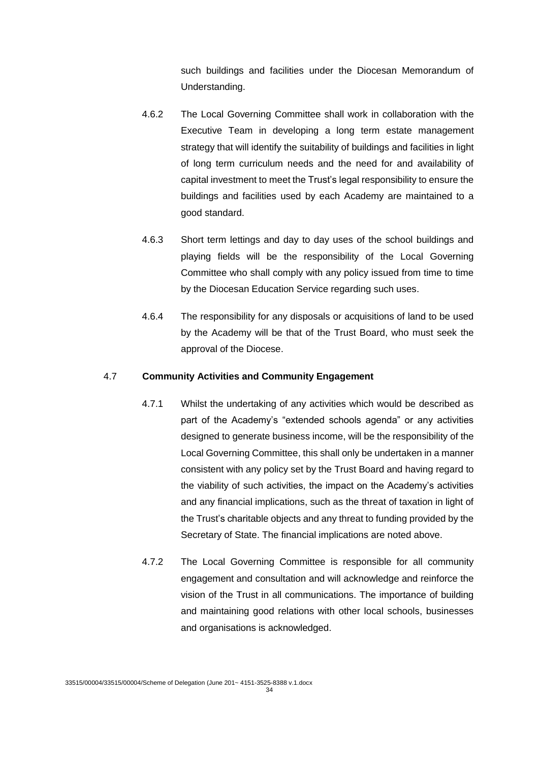such buildings and facilities under the Diocesan Memorandum of Understanding.

4.6.2 The Local Governing Committee shall work in collaboration with the Executive Team in developing a long term estate management strategy that will identify the suitability of buildings and facilities in light of long term curriculum needs and the need for and availability of capital investment to meet the Trust's legal responsibility to ensure the buildings and facilities used by each Academy are maintained to a good standard.

4.6.3 Short term lettings and day to day uses of the school buildings and playing fields will be the responsibility of the Local Governing Committee who shall comply with any policy issued from time to time by the Diocesan Education Service regarding such uses.

4.6.4 The responsibility for any disposals or acquisitions of land to be used by the Academy will be that of the Trust Board, who must seek the approval of the Diocese.

### 4.7 Community Activities and Community Engagement

4.7.1 Whilst the undertaking of any activities which would be described as part of the Academy's "extended schools agenda" or any activities designed to generate business income, will be the responsibility of the Local Governing Committee, this shall only be undertaken in a manner consistent with any policy set by the Trust Board and having regard to the viability of such activities, the impact on the Academy's activities and any financial implications, such as the threat of taxation in light of the Trust's charitable objects and any threat to funding provided by the Secretary of State. The financial implications are noted above.

4.7.2 The Local Governing Committee is responsible for all community engagement and consultation and will acknowledge and reinforce the vision of the Trust in all communications. The importance of building and maintaining good relations with other local schools, businesses and organisations is acknowledged.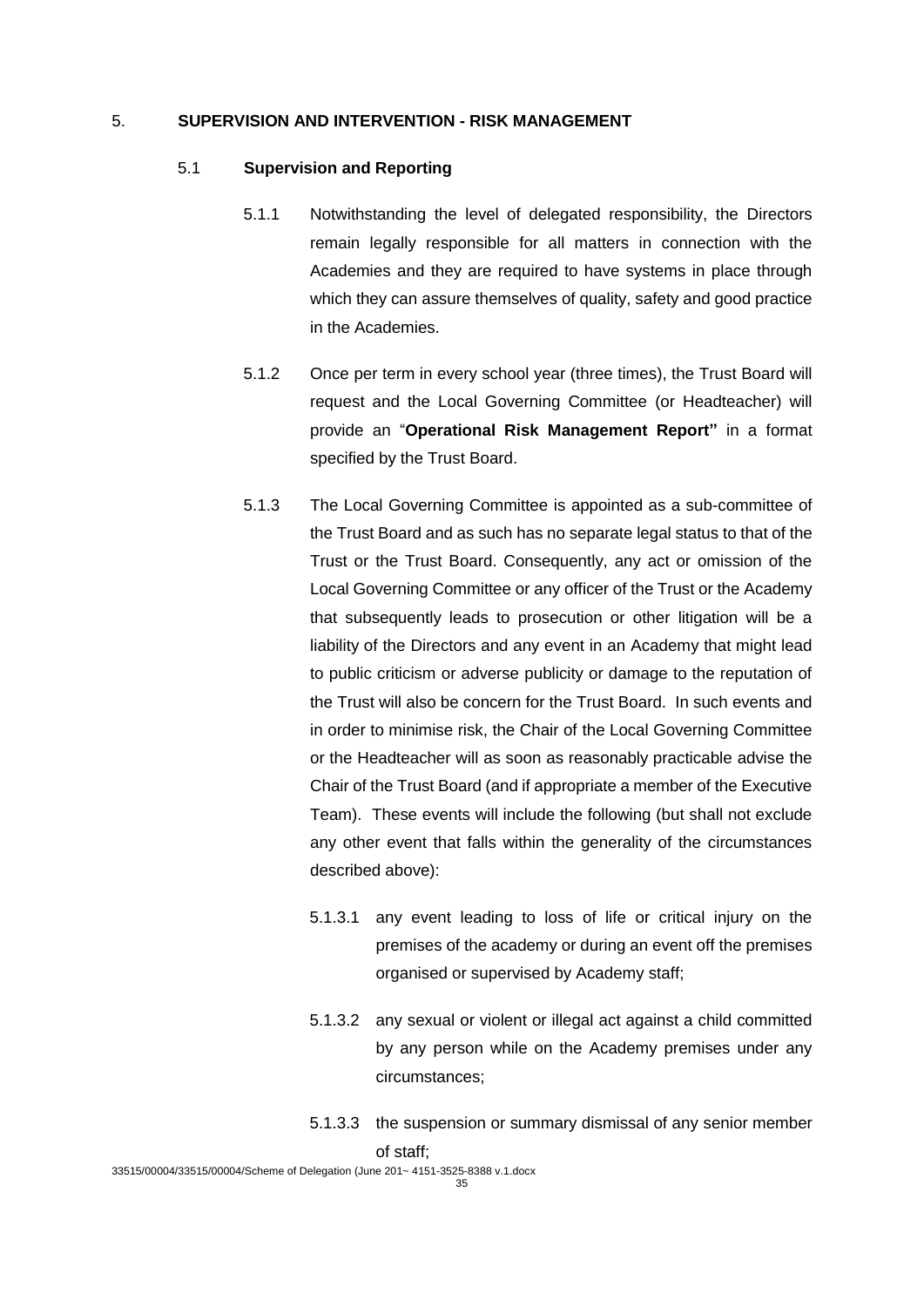## 5. SUPERVISION AND INTERVENTION - RISK MANAGEMENT

### 5.1 Supervision and Reporting

5.1.1 Notwithstanding the level of delegated responsibility, the Directors remain legally responsible for all matters in connection with the Academies and they are required to have systems in place through which they can assure themselves of quality, safety and good practice in the Academies.

5.1.2 Once per term in every school year (three times), the Trust Board will request and the Local Governing Committee (or Headteacher) will provide an "**Operational Risk Management Report"** in a format specified by the Trust Board.

5.1.3 The Local Governing Committee is appointed as a sub-committee of the Trust Board and as such has no separate legal status to that of the Trust or the Trust Board. Consequently, any act or omission of the Local Governing Committee or any officer of the Trust or the Academy that subsequently leads to prosecution or other litigation will be a liability of the Directors and any event in an Academy that might lead to public criticism or adverse publicity or damage to the reputation of the Trust will also be concern for the Trust Board. In such events and in order to minimise risk, the Chair of the Local Governing Committee or the Headteacher will as soon as reasonably practicable advise the Chair of the Trust Board (and if appropriate a member of the Executive Team). These events will include the following (but shall not exclude any other event that falls within the generality of the circumstances described above):

5.1.3.1 any event leading to loss of life or critical injury on the premises of the academy or during an event off the premises organised or supervised by Academy staff;

5.1.3.2 any sexual or violent or illegal act against a child committed by any person while on the Academy premises under any circumstances;

5.1.3.3 the suspension or summary dismissal of any senior member of staff;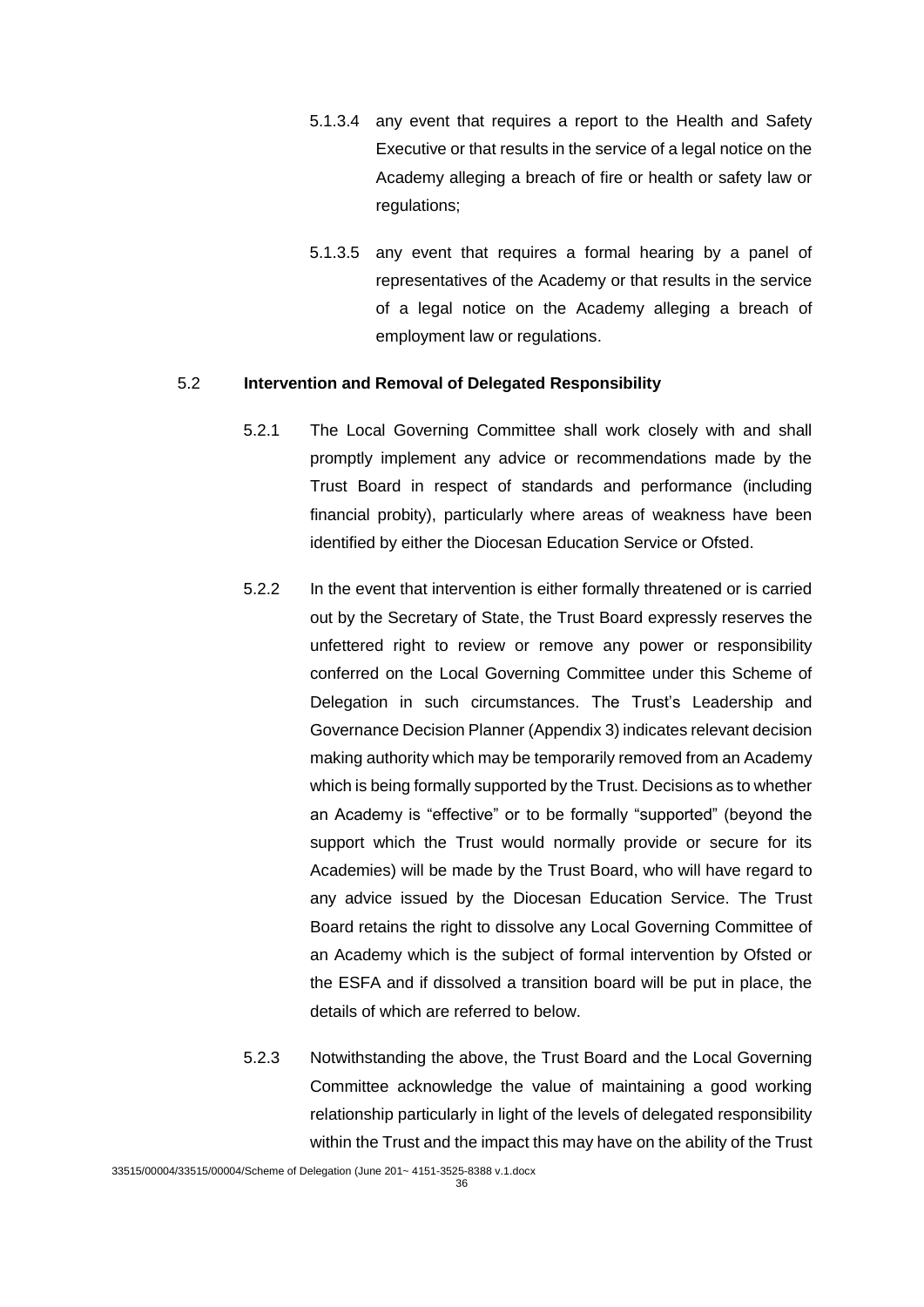5.1.3.4 any event that requires a report to the Health and Safety Executive or that results in the service of a legal notice on the Academy alleging a breach of fire or health or safety law or regulations;

5.1.3.5 any event that requires a formal hearing by a panel of representatives of the Academy or that results in the service of a legal notice on the Academy alleging a breach of employment law or regulations.

5.2 **Intervention and Removal of Delegated Responsibility**

5.2.1 The Local Governing Committee shall work closely with and shall promptly implement any advice or recommendations made by the Trust Board in respect of standards and performance (including financial probity), particularly where areas of weakness have been identified by either the Diocesan Education Service or Ofsted.

5.2.2 In the event that intervention is either formally threatened or is carried out by the Secretary of State, the Trust Board expressly reserves the unfettered right to review or remove any power or responsibility conferred on the Local Governing Committee under this Scheme of Delegation in such circumstances. The Trust's Leadership and Governance Decision Planner (Appendix 3) indicates relevant decision making authority which may be temporarily removed from an Academy which is being formally supported by the Trust. Decisions as to whether an Academy is "effective" or to be formally "supported" (beyond the support which the Trust would normally provide or secure for its Academies) will be made by the Trust Board, who will have regard to any advice issued by the Diocesan Education Service. The Trust Board retains the right to dissolve any Local Governing Committee of an Academy which is the subject of formal intervention by Ofsted or the ESFA and if dissolved a transition board will be put in place, the details of which are referred to below.

5.2.3 Notwithstanding the above, the Trust Board and the Local Governing Committee acknowledge the value of maintaining a good working relationship particularly in light of the levels of delegated responsibility within the Trust and the impact this may have on the ability of the Trust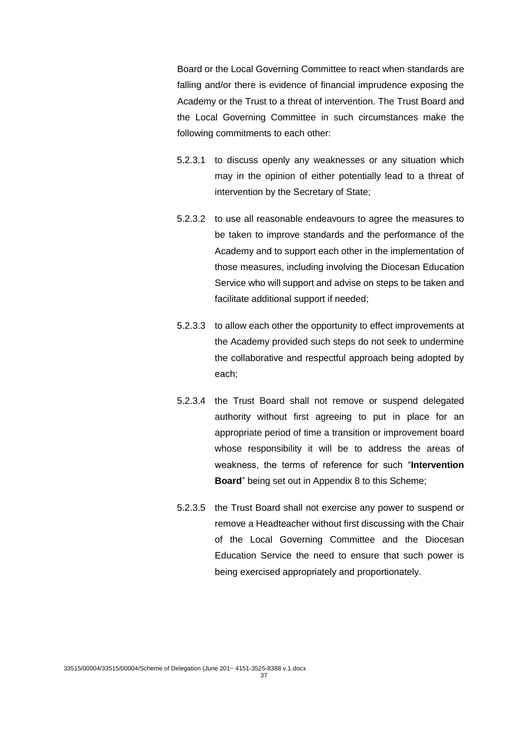Board or the Local Governing Committee to react when standards are falling and/or there is evidence of financial imprudence exposing the Academy or the Trust to a threat of intervention. The Trust Board and the Local Governing Committee in such circumstances make the following commitments to each other:

5.2.3.1 to discuss openly any weaknesses or any situation which may in the opinion of either potentially lead to a threat of intervention by the Secretary of State;

5.2.3.2 to use all reasonable endeavours to agree the measures to be taken to improve standards and the performance of the Academy and to support each other in the implementation of those measures, including involving the Diocesan Education Service who will support and advise on steps to be taken and facilitate additional support if needed;

5.2.3.3 to allow each other the opportunity to effect improvements at the Academy provided such steps do not seek to undermine the collaborative and respectful approach being adopted by each;

5.2.3.4 the Trust Board shall not remove or suspend delegated authority without first agreeing to put in place for an appropriate period of time a transition or improvement board whose responsibility it will be to address the areas of weakness, the terms of reference for such "**Intervention Board**" being set out in Appendix 8 to this Scheme;

5.2.3.5 the Trust Board shall not exercise any power to suspend or remove a Headteacher without first discussing with the Chair of the Local Governing Committee and the Diocesan Education Service the need to ensure that such power is being exercised appropriately and proportionately.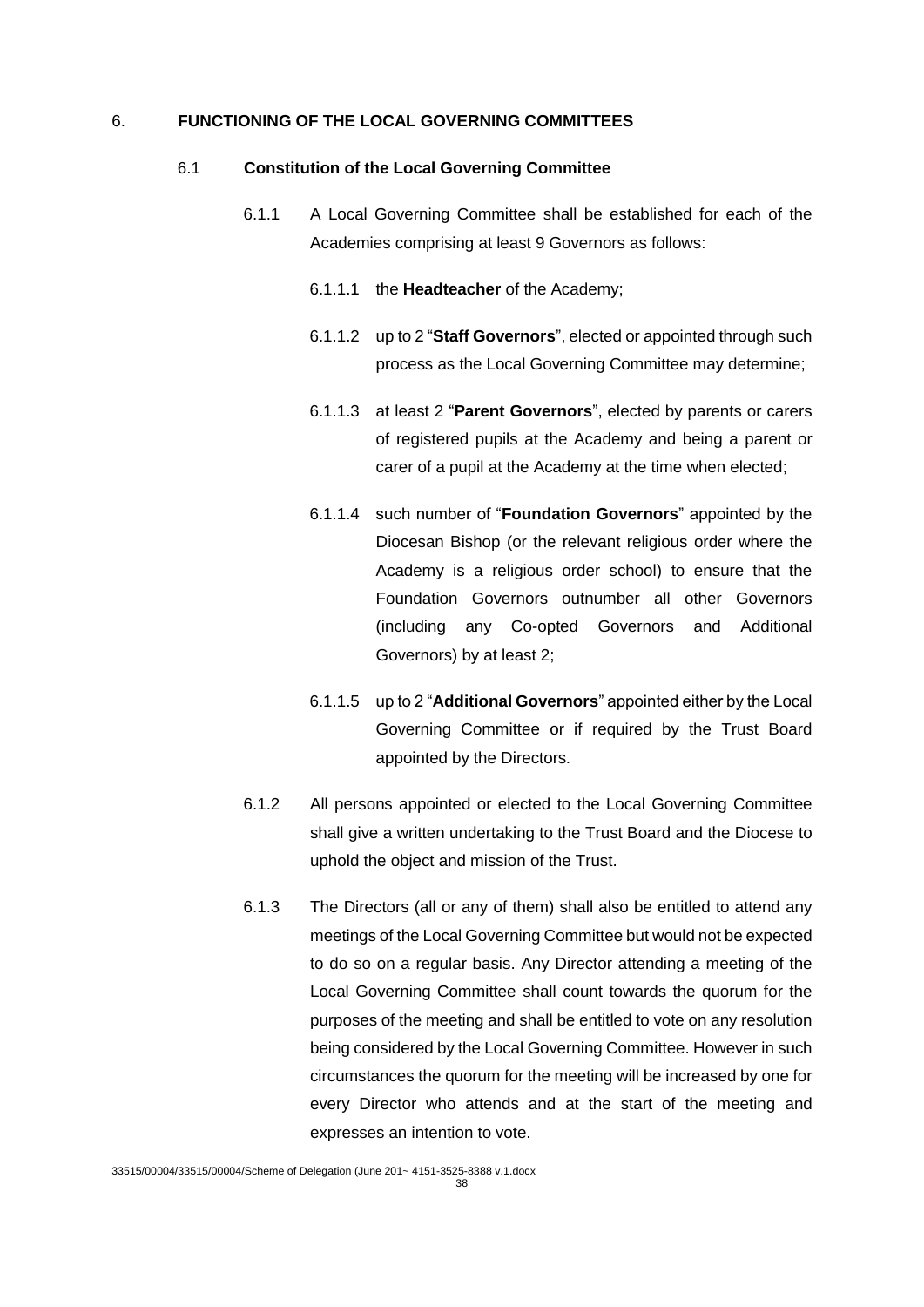## 6. FUNCTIONING OF THE LOCAL GOVERNING COMMITTEES

### 6.1 Constitution of the Local Governing Committee

6.1.1 A Local Governing Committee shall be established for each of the Academies comprising at least 9 Governors as follows:

6.1.1.1 the **Headteacher** of the Academy;

6.1.1.2 up to 2 "**Staff Governors**", elected or appointed through such process as the Local Governing Committee may determine;

6.1.1.3 at least 2 "**Parent Governors**", elected by parents or carers of registered pupils at the Academy and being a parent or carer of a pupil at the Academy at the time when elected;

6.1.1.4 such number of "**Foundation Governors**" appointed by the Diocesan Bishop (or the relevant religious order where the Academy is a religious order school) to ensure that the Foundation Governors outnumber all other Governors (including any Co-opted Governors and Additional Governors) by at least 2;

6.1.1.5 up to 2 "**Additional Governors**" appointed either by the Local Governing Committee or if required by the Trust Board appointed by the Directors.

6.1.2 All persons appointed or elected to the Local Governing Committee shall give a written undertaking to the Trust Board and the Diocese to uphold the object and mission of the Trust.

6.1.3 The Directors (all or any of them) shall also be entitled to attend any meetings of the Local Governing Committee but would not be expected to do so on a regular basis. Any Director attending a meeting of the Local Governing Committee shall count towards the quorum for the purposes of the meeting and shall be entitled to vote on any resolution being considered by the Local Governing Committee. However in such circumstances the quorum for the meeting will be increased by one for every Director who attends and at the start of the meeting and expresses an intention to vote.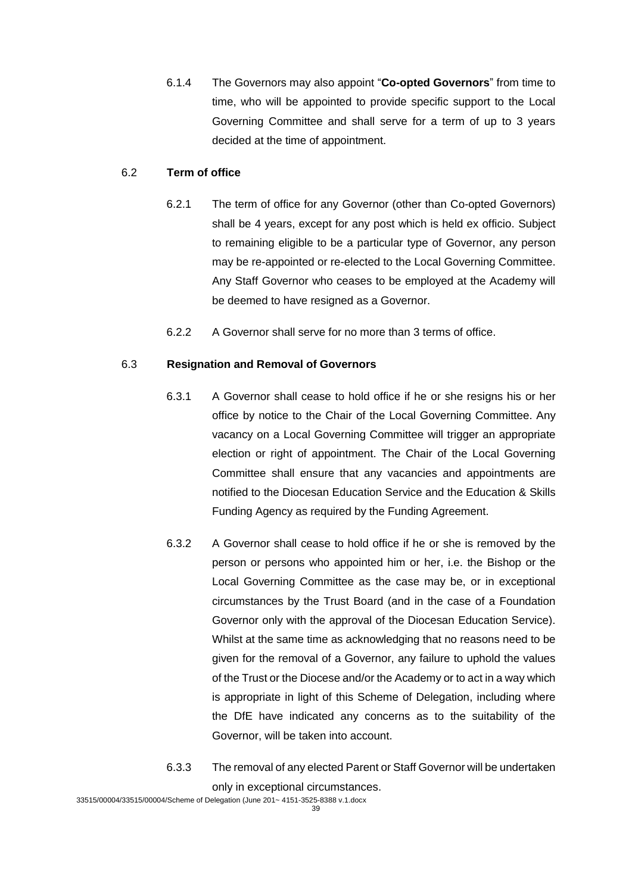6.1.4 The Governors may also appoint "**Co-opted Governors**" from time to time, who will be appointed to provide specific support to the Local Governing Committee and shall serve for a term of up to 3 years decided at the time of appointment.

### 6.2 Term of office

6.2.1 The term of office for any Governor (other than Co-opted Governors) shall be 4 years, except for any post which is held ex officio. Subject to remaining eligible to be a particular type of Governor, any person may be re-appointed or re-elected to the Local Governing Committee. Any Staff Governor who ceases to be employed at the Academy will be deemed to have resigned as a Governor.

6.2.2 A Governor shall serve for no more than 3 terms of office.

### 6.3 Resignation and Removal of Governors

6.3.1 A Governor shall cease to hold office if he or she resigns his or her office by notice to the Chair of the Local Governing Committee. Any vacancy on a Local Governing Committee will trigger an appropriate election or right of appointment. The Chair of the Local Governing Committee shall ensure that any vacancies and appointments are notified to the Diocesan Education Service and the Education & Skills Funding Agency as required by the Funding Agreement.

6.3.2 A Governor shall cease to hold office if he or she is removed by the person or persons who appointed him or her, i.e. the Bishop or the Local Governing Committee as the case may be, or in exceptional circumstances by the Trust Board (and in the case of a Foundation Governor only with the approval of the Diocesan Education Service). Whilst at the same time as acknowledging that no reasons need to be given for the removal of a Governor, any failure to uphold the values of the Trust or the Diocese and/or the Academy or to act in a way which is appropriate in light of this Scheme of Delegation, including where the DfE have indicated any concerns as to the suitability of the Governor, will be taken into account.

6.3.3 The removal of any elected Parent or Staff Governor will be undertaken only in exceptional circumstances.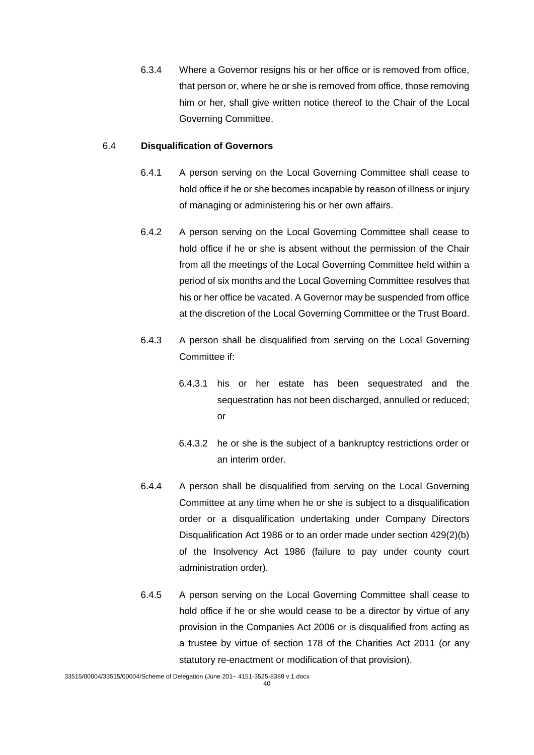6.3.4 Where a Governor resigns his or her office or is removed from office, that person or, where he or she is removed from office, those removing him or her, shall give written notice thereof to the Chair of the Local Governing Committee.

6.4 **Disqualification of Governors**

6.4.1 A person serving on the Local Governing Committee shall cease to hold office if he or she becomes incapable by reason of illness or injury of managing or administering his or her own affairs.

6.4.2 A person serving on the Local Governing Committee shall cease to hold office if he or she is absent without the permission of the Chair from all the meetings of the Local Governing Committee held within a period of six months and the Local Governing Committee resolves that his or her office be vacated. A Governor may be suspended from office at the discretion of the Local Governing Committee or the Trust Board.

6.4.3 A person shall be disqualified from serving on the Local Governing Committee if:

6.4.3.1 his or her estate has been sequestrated and the sequestration has not been discharged, annulled or reduced; or

6.4.3.2 he or she is the subject of a bankruptcy restrictions order or an interim order.

6.4.4 A person shall be disqualified from serving on the Local Governing Committee at any time when he or she is subject to a disqualification order or a disqualification undertaking under Company Directors Disqualification Act 1986 or to an order made under section 429(2)(b) of the Insolvency Act 1986 (failure to pay under county court administration order).

6.4.5 A person serving on the Local Governing Committee shall cease to hold office if he or she would cease to be a director by virtue of any provision in the Companies Act 2006 or is disqualified from acting as a trustee by virtue of section 178 of the Charities Act 2011 (or any statutory re-enactment or modification of that provision).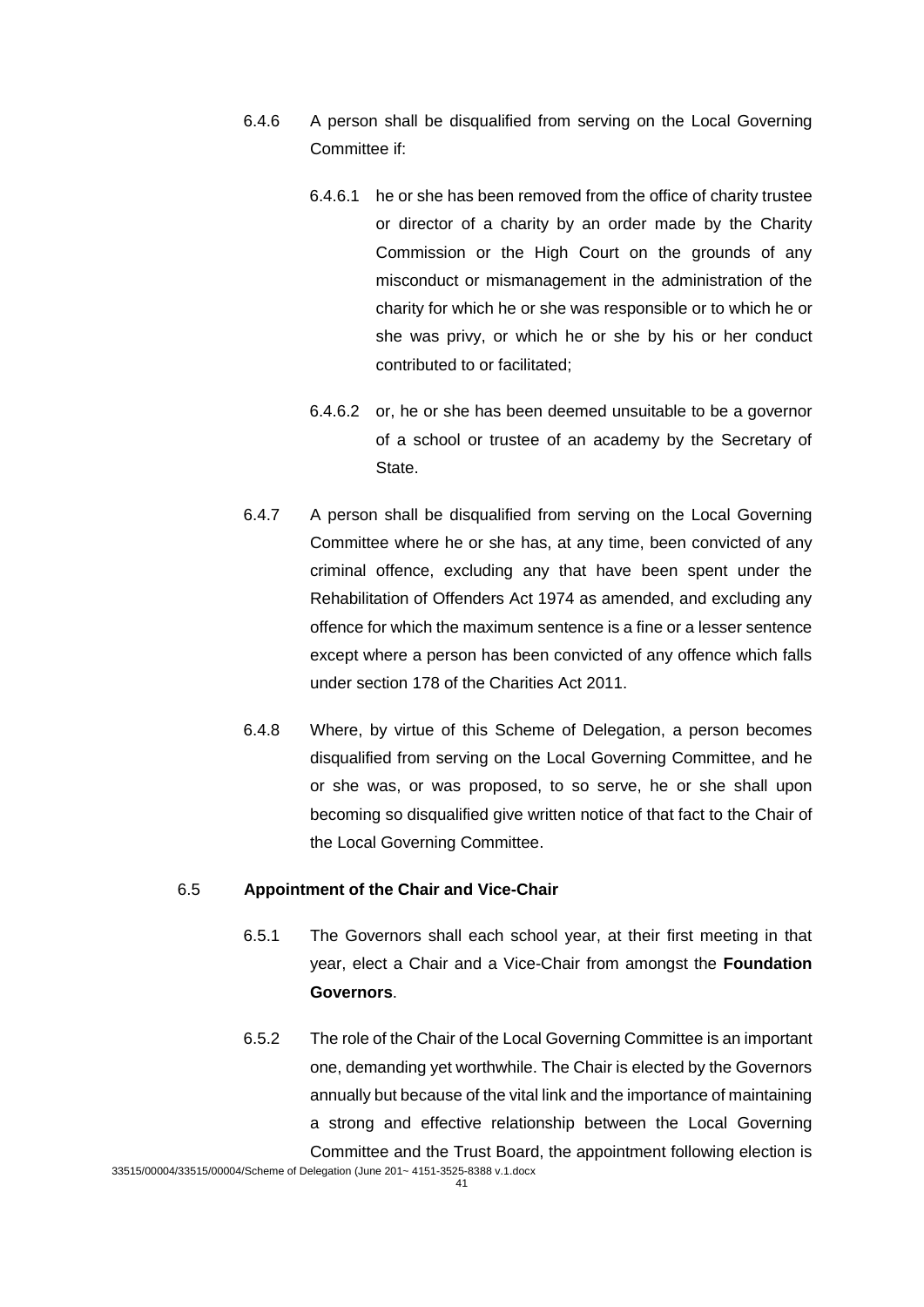6.4.6 A person shall be disqualified from serving on the Local Governing Committee if:

6.4.6.1 he or she has been removed from the office of charity trustee or director of a charity by an order made by the Charity Commission or the High Court on the grounds of any misconduct or mismanagement in the administration of the charity for which he or she was responsible or to which he or she was privy, or which he or she by his or her conduct contributed to or facilitated;

6.4.6.2 or, he or she has been deemed unsuitable to be a governor of a school or trustee of an academy by the Secretary of State.

6.4.7 A person shall be disqualified from serving on the Local Governing Committee where he or she has, at any time, been convicted of any criminal offence, excluding any that have been spent under the Rehabilitation of Offenders Act 1974 as amended, and excluding any offence for which the maximum sentence is a fine or a lesser sentence except where a person has been convicted of any offence which falls under section 178 of the Charities Act 2011.

6.4.8 Where, by virtue of this Scheme of Delegation, a person becomes disqualified from serving on the Local Governing Committee, and he or she was, or was proposed, to so serve, he or she shall upon becoming so disqualified give written notice of that fact to the Chair of the Local Governing Committee.

6.5 **Appointment of the Chair and Vice-Chair**

6.5.1 The Governors shall each school year, at their first meeting in that year, elect a Chair and a Vice-Chair from amongst the **Foundation Governors**.

6.5.2 The role of the Chair of the Local Governing Committee is an important one, demanding yet worthwhile. The Chair is elected by the Governors annually but because of the vital link and the importance of maintaining a strong and effective relationship between the Local Governing Committee and the Trust Board, the appointment following election is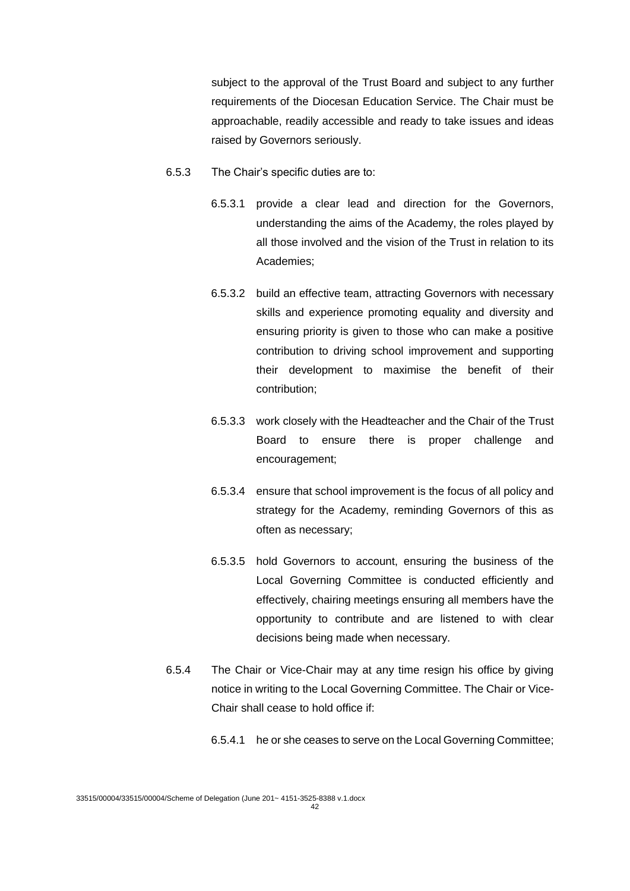subject to the approval of the Trust Board and subject to any further requirements of the Diocesan Education Service. The Chair must be approachable, readily accessible and ready to take issues and ideas raised by Governors seriously.

6.5.3 The Chair's specific duties are to:

6.5.3.1 provide a clear lead and direction for the Governors, understanding the aims of the Academy, the roles played by all those involved and the vision of the Trust in relation to its Academies;

6.5.3.2 build an effective team, attracting Governors with necessary skills and experience promoting equality and diversity and ensuring priority is given to those who can make a positive contribution to driving school improvement and supporting their development to maximise the benefit of their contribution;

6.5.3.3 work closely with the Headteacher and the Chair of the Trust Board to ensure there is proper challenge and encouragement;

6.5.3.4 ensure that school improvement is the focus of all policy and strategy for the Academy, reminding Governors of this as often as necessary;

6.5.3.5 hold Governors to account, ensuring the business of the Local Governing Committee is conducted efficiently and effectively, chairing meetings ensuring all members have the opportunity to contribute and are listened to with clear decisions being made when necessary.

6.5.4 The Chair or Vice-Chair may at any time resign his office by giving notice in writing to the Local Governing Committee. The Chair or Vice-Chair shall cease to hold office if:

6.5.4.1 he or she ceases to serve on the Local Governing Committee;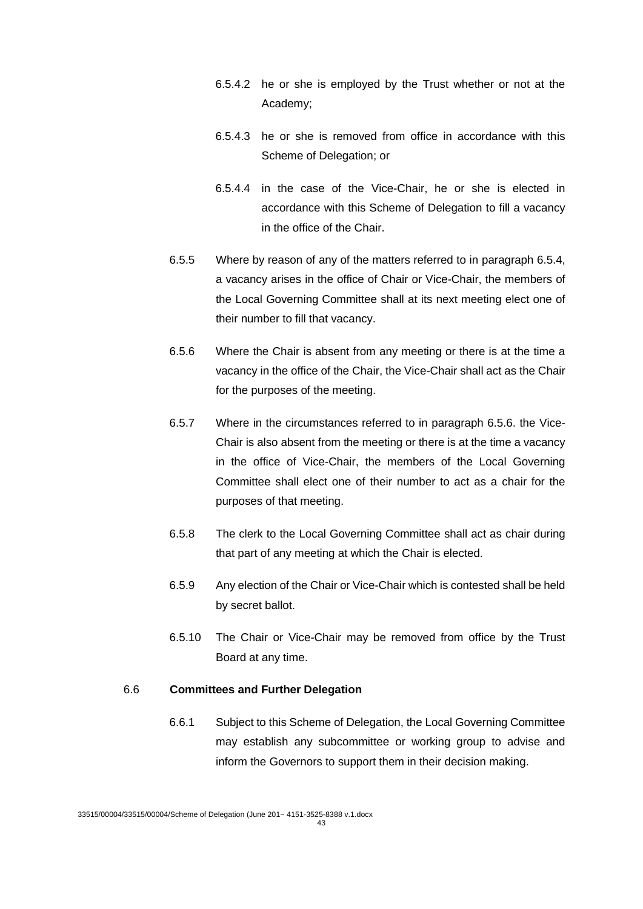6.5.4.2 he or she is employed by the Trust whether or not at the Academy;

6.5.4.3 he or she is removed from office in accordance with this Scheme of Delegation; or

6.5.4.4 in the case of the Vice-Chair, he or she is elected in accordance with this Scheme of Delegation to fill a vacancy in the office of the Chair.

6.5.5 Where by reason of any of the matters referred to in paragraph 6.5.4, a vacancy arises in the office of Chair or Vice-Chair, the members of the Local Governing Committee shall at its next meeting elect one of their number to fill that vacancy.

6.5.6 Where the Chair is absent from any meeting or there is at the time a vacancy in the office of the Chair, the Vice-Chair shall act as the Chair for the purposes of the meeting.

6.5.7 Where in the circumstances referred to in paragraph 6.5.6. the Vice-Chair is also absent from the meeting or there is at the time a vacancy in the office of Vice-Chair, the members of the Local Governing Committee shall elect one of their number to act as a chair for the purposes of that meeting.

6.5.8 The clerk to the Local Governing Committee shall act as chair during that part of any meeting at which the Chair is elected.

6.5.9 Any election of the Chair or Vice-Chair which is contested shall be held by secret ballot.

6.5.10 The Chair or Vice-Chair may be removed from office by the Trust Board at any time.

6.6 **Committees and Further Delegation**

6.6.1 Subject to this Scheme of Delegation, the Local Governing Committee may establish any subcommittee or working group to advise and inform the Governors to support them in their decision making.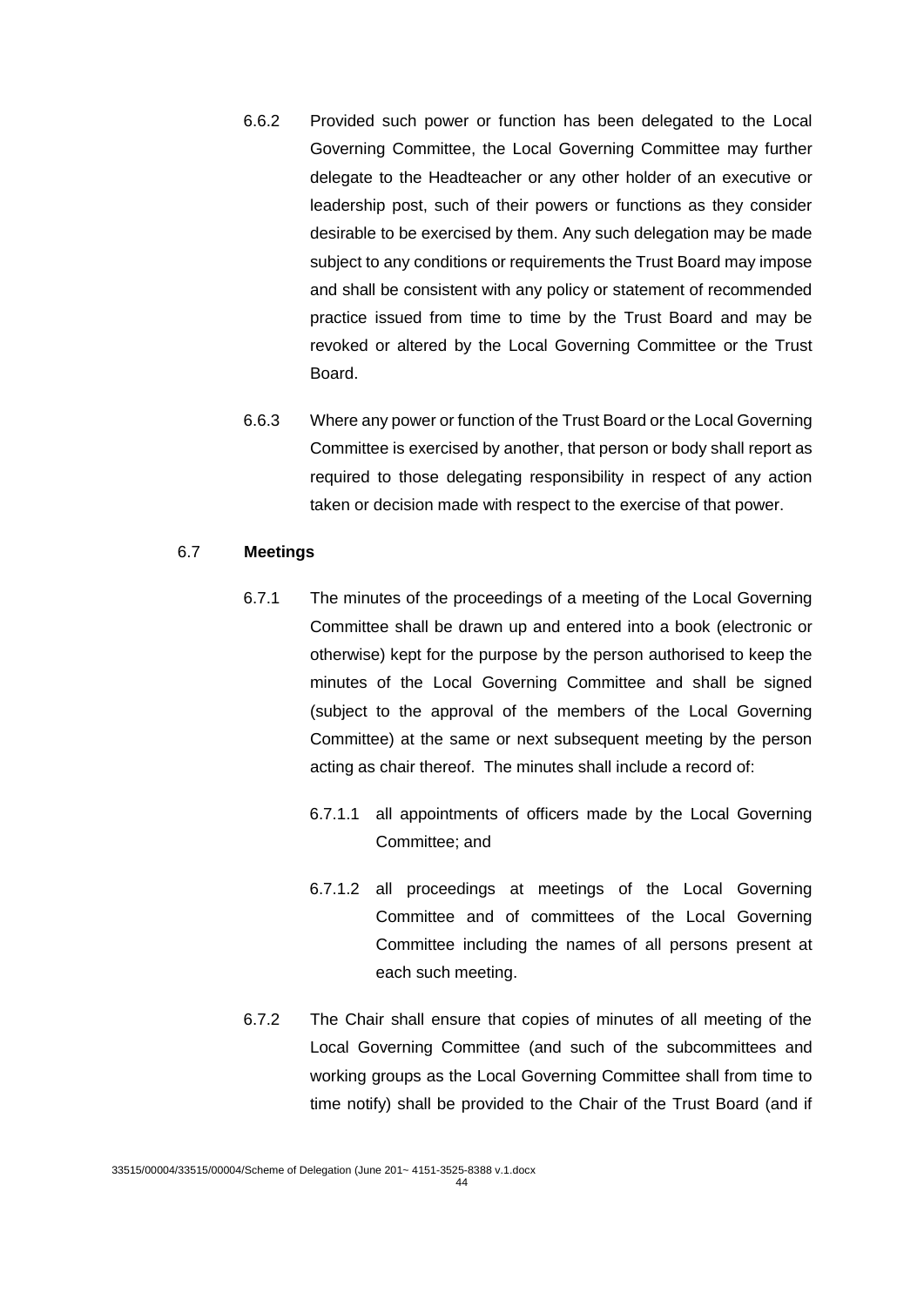6.6.2 Provided such power or function has been delegated to the Local Governing Committee, the Local Governing Committee may further delegate to the Headteacher or any other holder of an executive or leadership post, such of their powers or functions as they consider desirable to be exercised by them. Any such delegation may be made subject to any conditions or requirements the Trust Board may impose and shall be consistent with any policy or statement of recommended practice issued from time to time by the Trust Board and may be revoked or altered by the Local Governing Committee or the Trust Board.

6.6.3 Where any power or function of the Trust Board or the Local Governing Committee is exercised by another, that person or body shall report as required to those delegating responsibility in respect of any action taken or decision made with respect to the exercise of that power.

6.7 **Meetings**

6.7.1 The minutes of the proceedings of a meeting of the Local Governing Committee shall be drawn up and entered into a book (electronic or otherwise) kept for the purpose by the person authorised to keep the minutes of the Local Governing Committee and shall be signed (subject to the approval of the members of the Local Governing Committee) at the same or next subsequent meeting by the person acting as chair thereof. The minutes shall include a record of:

6.7.1.1 all appointments of officers made by the Local Governing Committee; and

6.7.1.2 all proceedings at meetings of the Local Governing Committee and of committees of the Local Governing Committee including the names of all persons present at each such meeting.

6.7.2 The Chair shall ensure that copies of minutes of all meeting of the Local Governing Committee (and such of the subcommittees and working groups as the Local Governing Committee shall from time to time notify) shall be provided to the Chair of the Trust Board (and if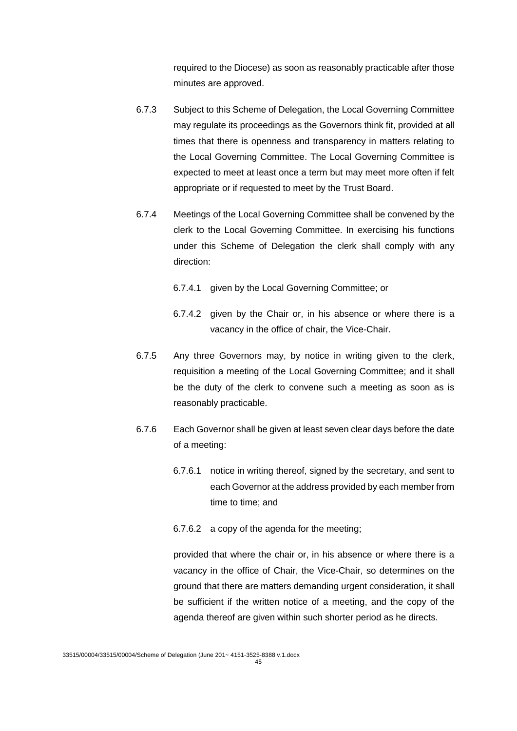required to the Diocese) as soon as reasonably practicable after those minutes are approved.

6.7.3 Subject to this Scheme of Delegation, the Local Governing Committee may regulate its proceedings as the Governors think fit, provided at all times that there is openness and transparency in matters relating to the Local Governing Committee. The Local Governing Committee is expected to meet at least once a term but may meet more often if felt appropriate or if requested to meet by the Trust Board.

6.7.4 Meetings of the Local Governing Committee shall be convened by the clerk to the Local Governing Committee. In exercising his functions under this Scheme of Delegation the clerk shall comply with any direction:

6.7.4.1 given by the Local Governing Committee; or

6.7.4.2 given by the Chair or, in his absence or where there is a vacancy in the office of chair, the Vice-Chair.

6.7.5 Any three Governors may, by notice in writing given to the clerk, requisition a meeting of the Local Governing Committee; and it shall be the duty of the clerk to convene such a meeting as soon as is reasonably practicable.

6.7.6 Each Governor shall be given at least seven clear days before the date of a meeting:

6.7.6.1 notice in writing thereof, signed by the secretary, and sent to each Governor at the address provided by each member from time to time; and

6.7.6.2 a copy of the agenda for the meeting;

provided that where the chair or, in his absence or where there is a vacancy in the office of Chair, the Vice-Chair, so determines on the ground that there are matters demanding urgent consideration, it shall be sufficient if the written notice of a meeting, and the copy of the agenda thereof are given within such shorter period as he directs.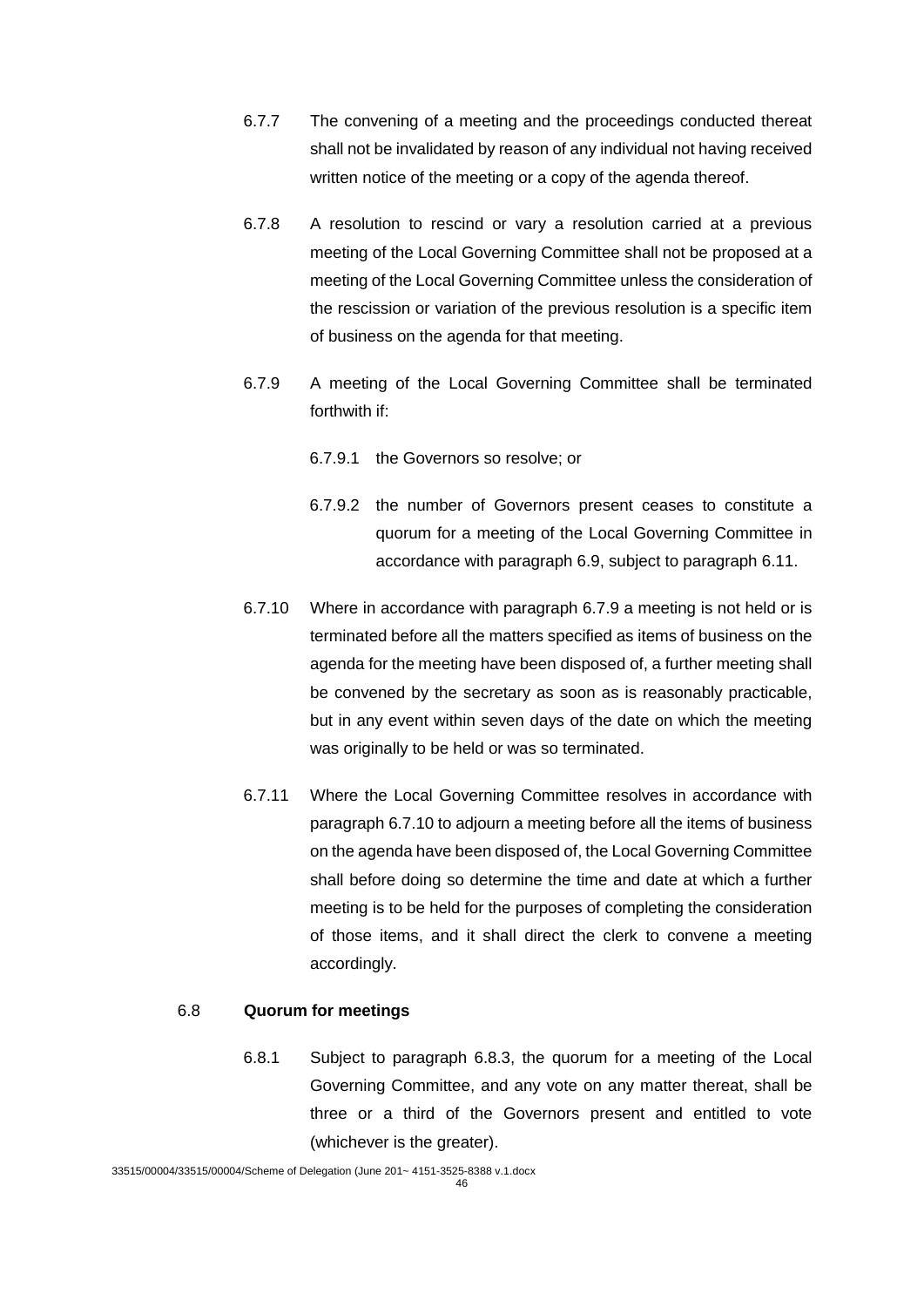6.7.7 The convening of a meeting and the proceedings conducted thereat shall not be invalidated by reason of any individual not having received written notice of the meeting or a copy of the agenda thereof.

6.7.8 A resolution to rescind or vary a resolution carried at a previous meeting of the Local Governing Committee shall not be proposed at a meeting of the Local Governing Committee unless the consideration of the rescission or variation of the previous resolution is a specific item of business on the agenda for that meeting.

6.7.9 A meeting of the Local Governing Committee shall be terminated forthwith if:

6.7.9.1 the Governors so resolve; or

6.7.9.2 the number of Governors present ceases to constitute a quorum for a meeting of the Local Governing Committee in accordance with paragraph 6.9, subject to paragraph 6.11.

6.7.10 Where in accordance with paragraph 6.7.9 a meeting is not held or is terminated before all the matters specified as items of business on the agenda for the meeting have been disposed of, a further meeting shall be convened by the secretary as soon as is reasonably practicable, but in any event within seven days of the date on which the meeting was originally to be held or was so terminated.

6.7.11 Where the Local Governing Committee resolves in accordance with paragraph 6.7.10 to adjourn a meeting before all the items of business on the agenda have been disposed of, the Local Governing Committee shall before doing so determine the time and date at which a further meeting is to be held for the purposes of completing the consideration of those items, and it shall direct the clerk to convene a meeting accordingly.

## 6.8 **Quorum for meetings**

6.8.1 Subject to paragraph 6.8.3, the quorum for a meeting of the Local Governing Committee, and any vote on any matter thereat, shall be three or a third of the Governors present and entitled to vote (whichever is the greater).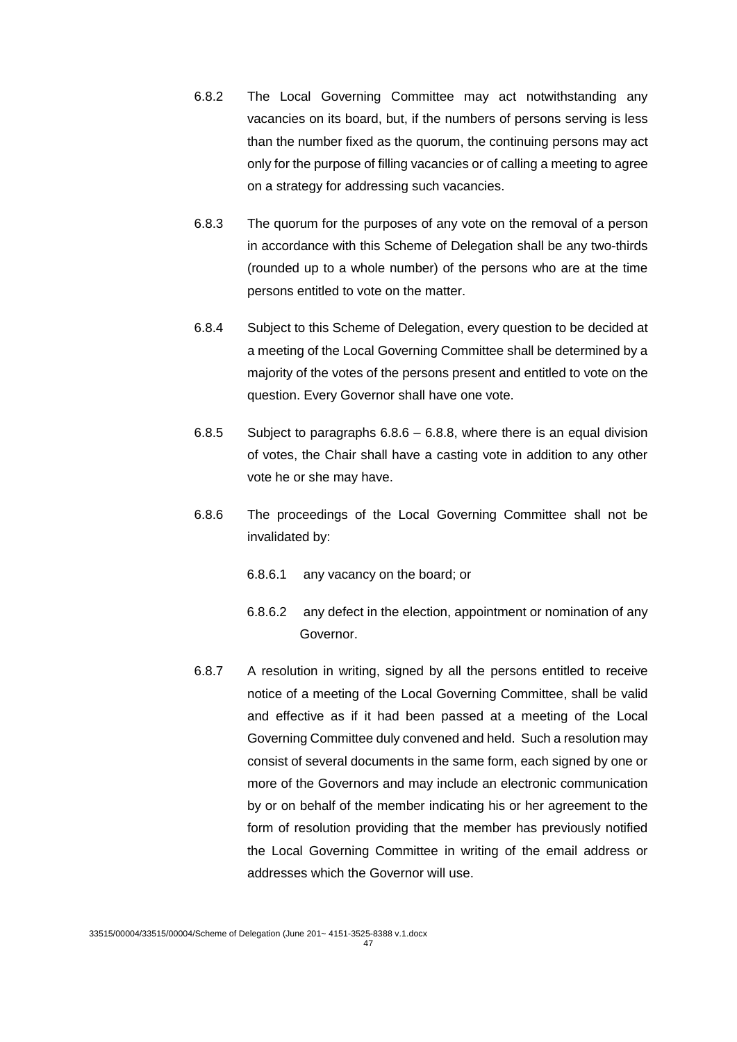6.8.2 The Local Governing Committee may act notwithstanding any vacancies on its board, but, if the numbers of persons serving is less than the number fixed as the quorum, the continuing persons may act only for the purpose of filling vacancies or of calling a meeting to agree on a strategy for addressing such vacancies.

6.8.3 The quorum for the purposes of any vote on the removal of a person in accordance with this Scheme of Delegation shall be any two-thirds (rounded up to a whole number) of the persons who are at the time persons entitled to vote on the matter.

6.8.4 Subject to this Scheme of Delegation, every question to be decided at a meeting of the Local Governing Committee shall be determined by a majority of the votes of the persons present and entitled to vote on the question. Every Governor shall have one vote.

6.8.5 Subject to paragraphs 6.8.6 – 6.8.8, where there is an equal division of votes, the Chair shall have a casting vote in addition to any other vote he or she may have.

6.8.6 The proceedings of the Local Governing Committee shall not be invalidated by:

6.8.6.1 any vacancy on the board; or

6.8.6.2 any defect in the election, appointment or nomination of any Governor.

6.8.7 A resolution in writing, signed by all the persons entitled to receive notice of a meeting of the Local Governing Committee, shall be valid and effective as if it had been passed at a meeting of the Local Governing Committee duly convened and held. Such a resolution may consist of several documents in the same form, each signed by one or more of the Governors and may include an electronic communication by or on behalf of the member indicating his or her agreement to the form of resolution providing that the member has previously notified the Local Governing Committee in writing of the email address or addresses which the Governor will use.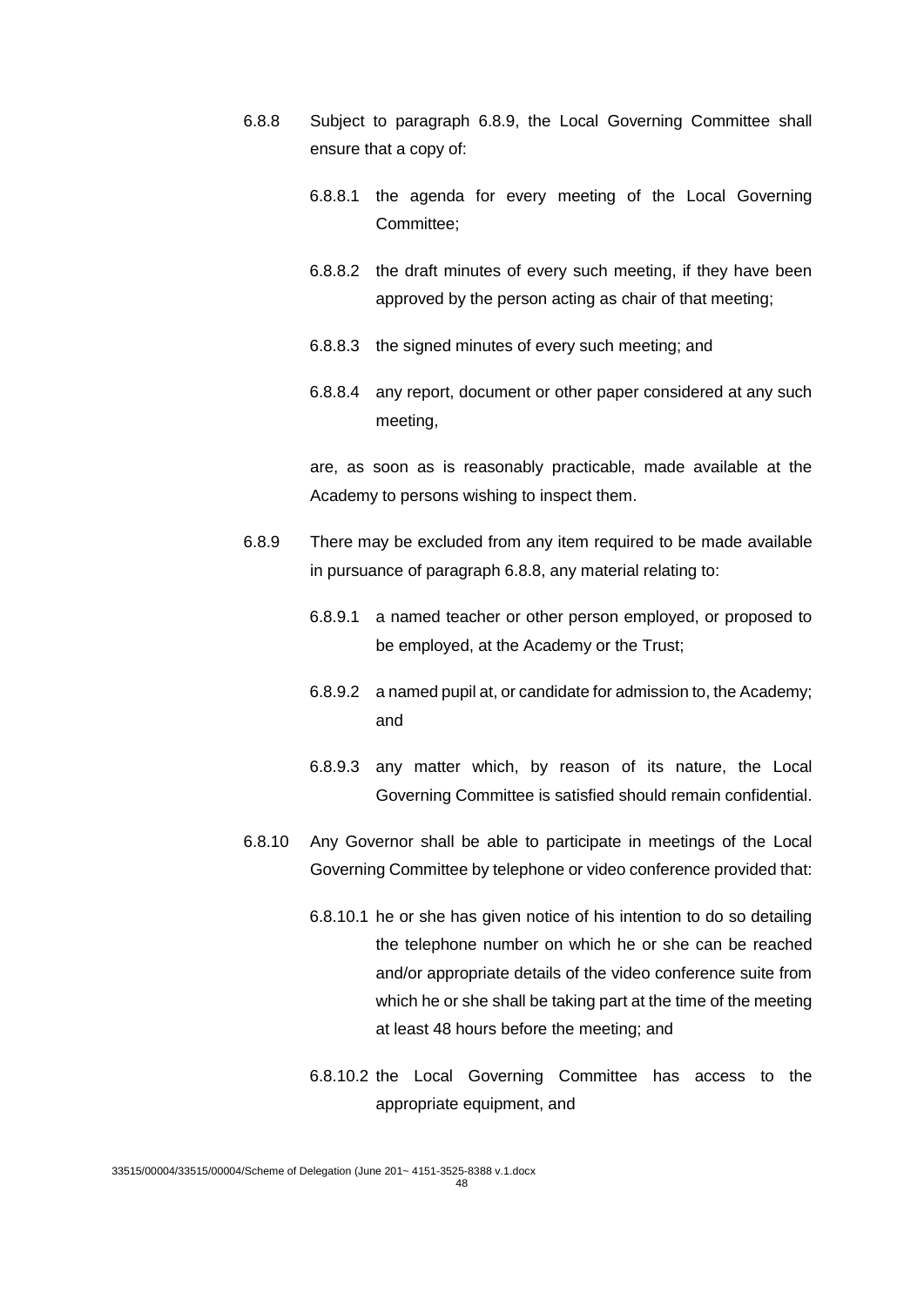6.8.8 Subject to paragraph 6.8.9, the Local Governing Committee shall ensure that a copy of:

6.8.8.1 the agenda for every meeting of the Local Governing Committee;

6.8.8.2 the draft minutes of every such meeting, if they have been approved by the person acting as chair of that meeting;

6.8.8.3 the signed minutes of every such meeting; and

6.8.8.4 any report, document or other paper considered at any such meeting,

are, as soon as is reasonably practicable, made available at the Academy to persons wishing to inspect them.

6.8.9 There may be excluded from any item required to be made available in pursuance of paragraph 6.8.8, any material relating to:

6.8.9.1 a named teacher or other person employed, or proposed to be employed, at the Academy or the Trust;

6.8.9.2 a named pupil at, or candidate for admission to, the Academy; and

6.8.9.3 any matter which, by reason of its nature, the Local Governing Committee is satisfied should remain confidential.

6.8.10 Any Governor shall be able to participate in meetings of the Local Governing Committee by telephone or video conference provided that:

6.8.10.1 he or she has given notice of his intention to do so detailing the telephone number on which he or she can be reached and/or appropriate details of the video conference suite from which he or she shall be taking part at the time of the meeting at least 48 hours before the meeting; and

6.8.10.2 the Local Governing Committee has access to the appropriate equipment, and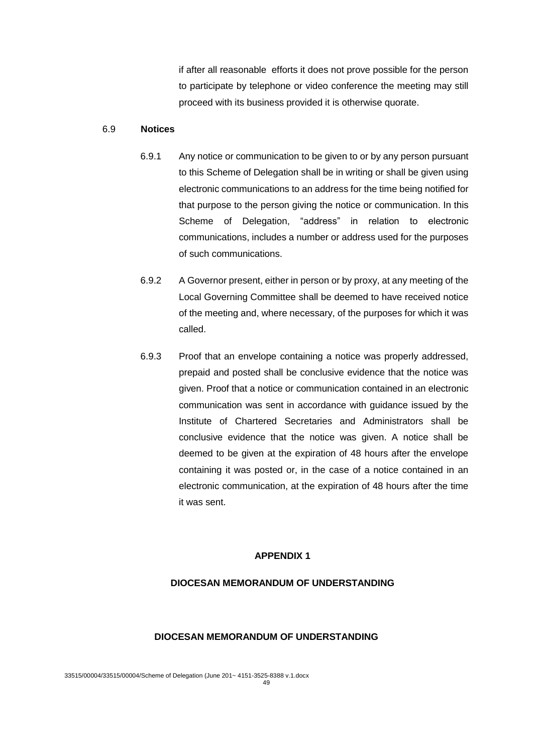if after all reasonable efforts it does not prove possible for the person to participate by telephone or video conference the meeting may still proceed with its business provided it is otherwise quorate.

6.9 **Notices**

6.9.1 Any notice or communication to be given to or by any person pursuant to this Scheme of Delegation shall be in writing or shall be given using electronic communications to an address for the time being notified for that purpose to the person giving the notice or communication. In this Scheme of Delegation, "address" in relation to electronic communications, includes a number or address used for the purposes of such communications.

6.9.2 A Governor present, either in person or by proxy, at any meeting of the Local Governing Committee shall be deemed to have received notice of the meeting and, where necessary, of the purposes for which it was called.

6.9.3 Proof that an envelope containing a notice was properly addressed, prepaid and posted shall be conclusive evidence that the notice was given. Proof that a notice or communication contained in an electronic communication was sent in accordance with guidance issued by the Institute of Chartered Secretaries and Administrators shall be conclusive evidence that the notice was given. A notice shall be deemed to be given at the expiration of 48 hours after the envelope containing it was posted or, in the case of a notice contained in an electronic communication, at the expiration of 48 hours after the time it was sent.

## APPENDIX 1

## DIOCESAN MEMORANDUM OF UNDERSTANDING

## DIOCESAN MEMORANDUM OF UNDERSTANDING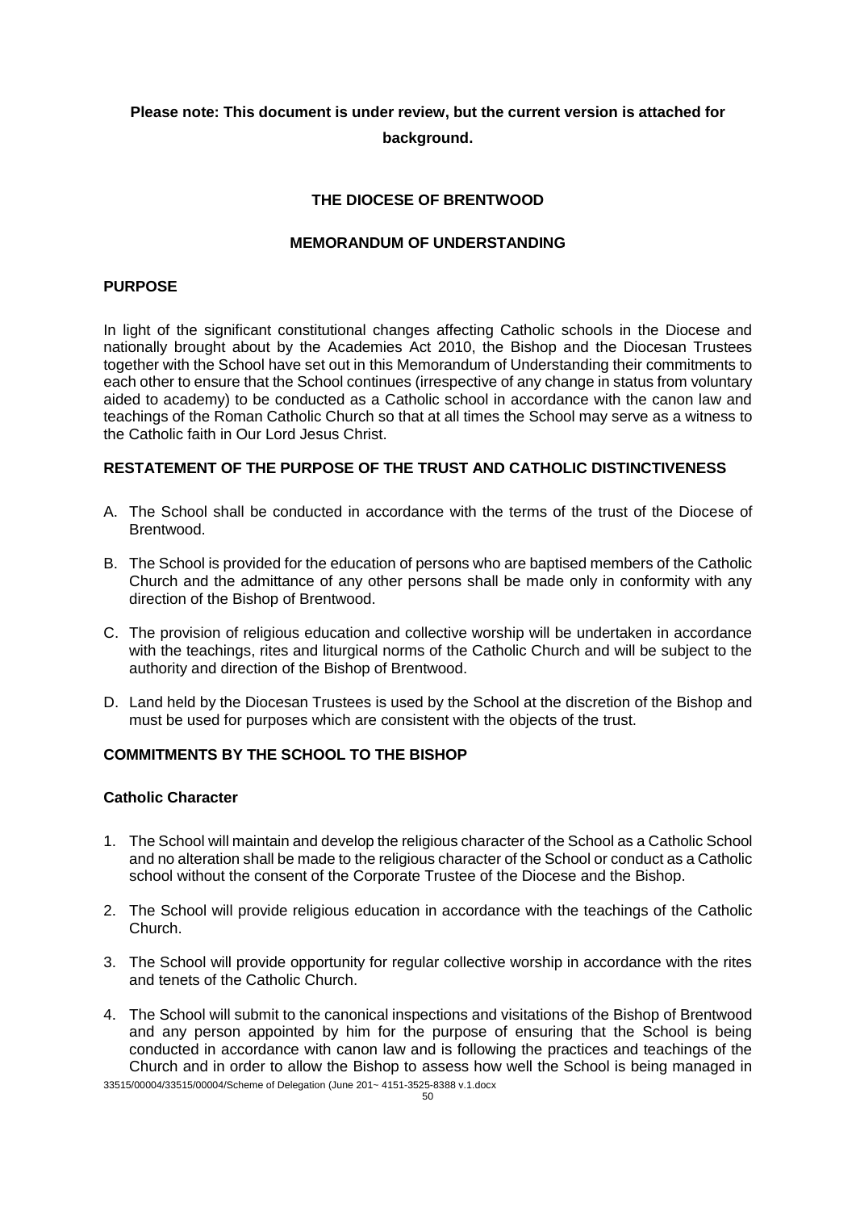**Please note: This document is under review, but the current version is attached for background.**

## THE DIOCESE OF BRENTWOOD

## MEMORANDUM OF UNDERSTANDING

### PURPOSE

In light of the significant constitutional changes affecting Catholic schools in the Diocese and nationally brought about by the Academies Act 2010, the Bishop and the Diocesan Trustees together with the School have set out in this Memorandum of Understanding their commitments to each other to ensure that the School continues (irrespective of any change in status from voluntary aided to academy) to be conducted as a Catholic school in accordance with the canon law and teachings of the Roman Catholic Church so that at all times the School may serve as a witness to the Catholic faith in Our Lord Jesus Christ.

### RESTATEMENT OF THE PURPOSE OF THE TRUST AND CATHOLIC DISTINCTIVENESS

A. The School shall be conducted in accordance with the terms of the trust of the Diocese of Brentwood.

B. The School is provided for the education of persons who are baptised members of the Catholic Church and the admittance of any other persons shall be made only in conformity with any direction of the Bishop of Brentwood.

C. The provision of religious education and collective worship will be undertaken in accordance with the teachings, rites and liturgical norms of the Catholic Church and will be subject to the authority and direction of the Bishop of Brentwood.

D. Land held by the Diocesan Trustees is used by the School at the discretion of the Bishop and must be used for purposes which are consistent with the objects of the trust.

### COMMITMENTS BY THE SCHOOL TO THE BISHOP

#### Catholic Character

1. The School will maintain and develop the religious character of the School as a Catholic School and no alteration shall be made to the religious character of the School or conduct as a Catholic school without the consent of the Corporate Trustee of the Diocese and the Bishop.

2. The School will provide religious education in accordance with the teachings of the Catholic Church.

3. The School will provide opportunity for regular collective worship in accordance with the rites and tenets of the Catholic Church.

4. The School will submit to the canonical inspections and visitations of the Bishop of Brentwood and any person appointed by him for the purpose of ensuring that the School is being conducted in accordance with canon law and is following the practices and teachings of the Church and in order to allow the Bishop to assess how well the School is being managed in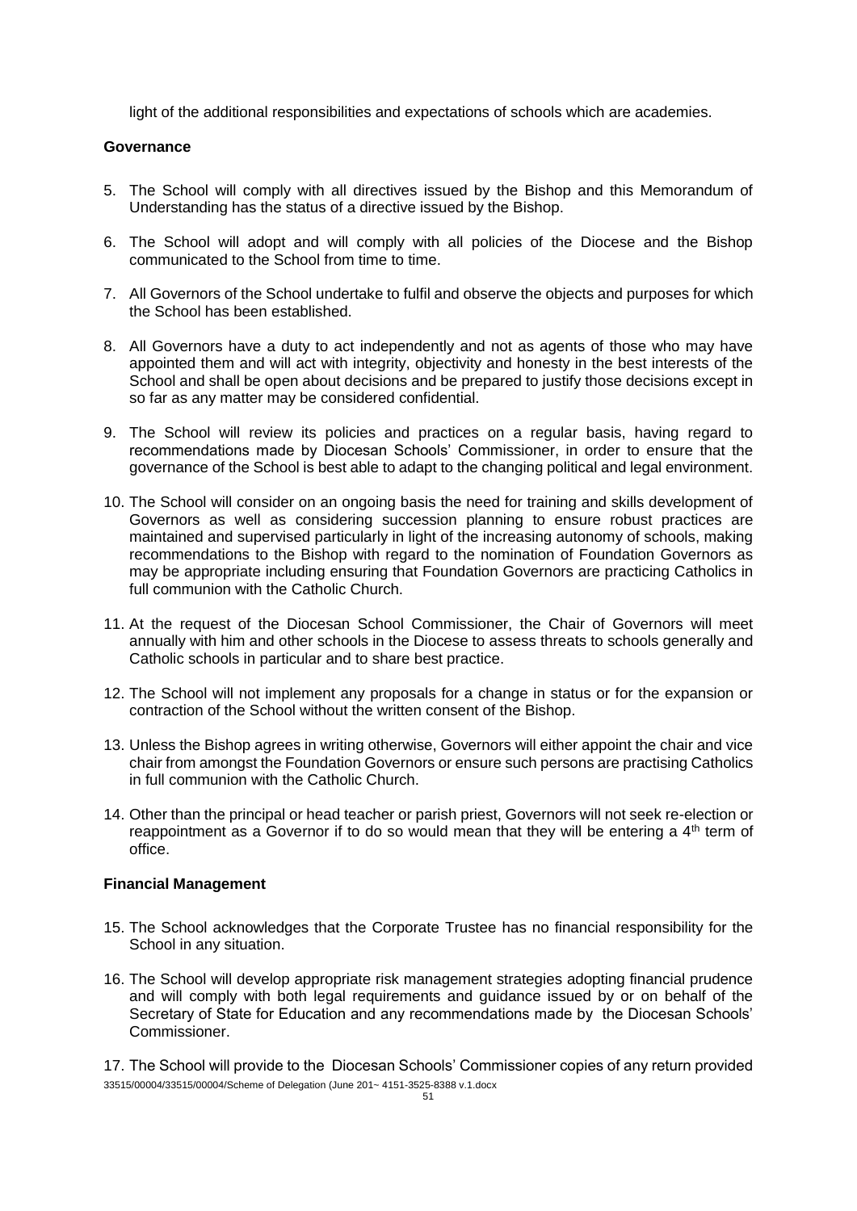light of the additional responsibilities and expectations of schools which are academies.

**Governance**

5. The School will comply with all directives issued by the Bishop and this Memorandum of Understanding has the status of a directive issued by the Bishop.

6. The School will adopt and will comply with all policies of the Diocese and the Bishop communicated to the School from time to time.

7. All Governors of the School undertake to fulfil and observe the objects and purposes for which the School has been established.

8. All Governors have a duty to act independently and not as agents of those who may have appointed them and will act with integrity, objectivity and honesty in the best interests of the School and shall be open about decisions and be prepared to justify those decisions except in so far as any matter may be considered confidential.

9. The School will review its policies and practices on a regular basis, having regard to recommendations made by Diocesan Schools' Commissioner, in order to ensure that the governance of the School is best able to adapt to the changing political and legal environment.

10. The School will consider on an ongoing basis the need for training and skills development of Governors as well as considering succession planning to ensure robust practices are maintained and supervised particularly in light of the increasing autonomy of schools, making recommendations to the Bishop with regard to the nomination of Foundation Governors as may be appropriate including ensuring that Foundation Governors are practicing Catholics in full communion with the Catholic Church.

11. At the request of the Diocesan School Commissioner, the Chair of Governors will meet annually with him and other schools in the Diocese to assess threats to schools generally and Catholic schools in particular and to share best practice.

12. The School will not implement any proposals for a change in status or for the expansion or contraction of the School without the written consent of the Bishop.

13. Unless the Bishop agrees in writing otherwise, Governors will either appoint the chair and vice chair from amongst the Foundation Governors or ensure such persons are practising Catholics in full communion with the Catholic Church.

14. Other than the principal or head teacher or parish priest, Governors will not seek re-election or reappointment as a Governor if to do so would mean that they will be entering a 4th term of office.

**Financial Management**

15. The School acknowledges that the Corporate Trustee has no financial responsibility for the School in any situation.

16. The School will develop appropriate risk management strategies adopting financial prudence and will comply with both legal requirements and guidance issued by or on behalf of the Secretary of State for Education and any recommendations made by the Diocesan Schools' Commissioner.

17. The School will provide to the Diocesan Schools' Commissioner copies of any return provided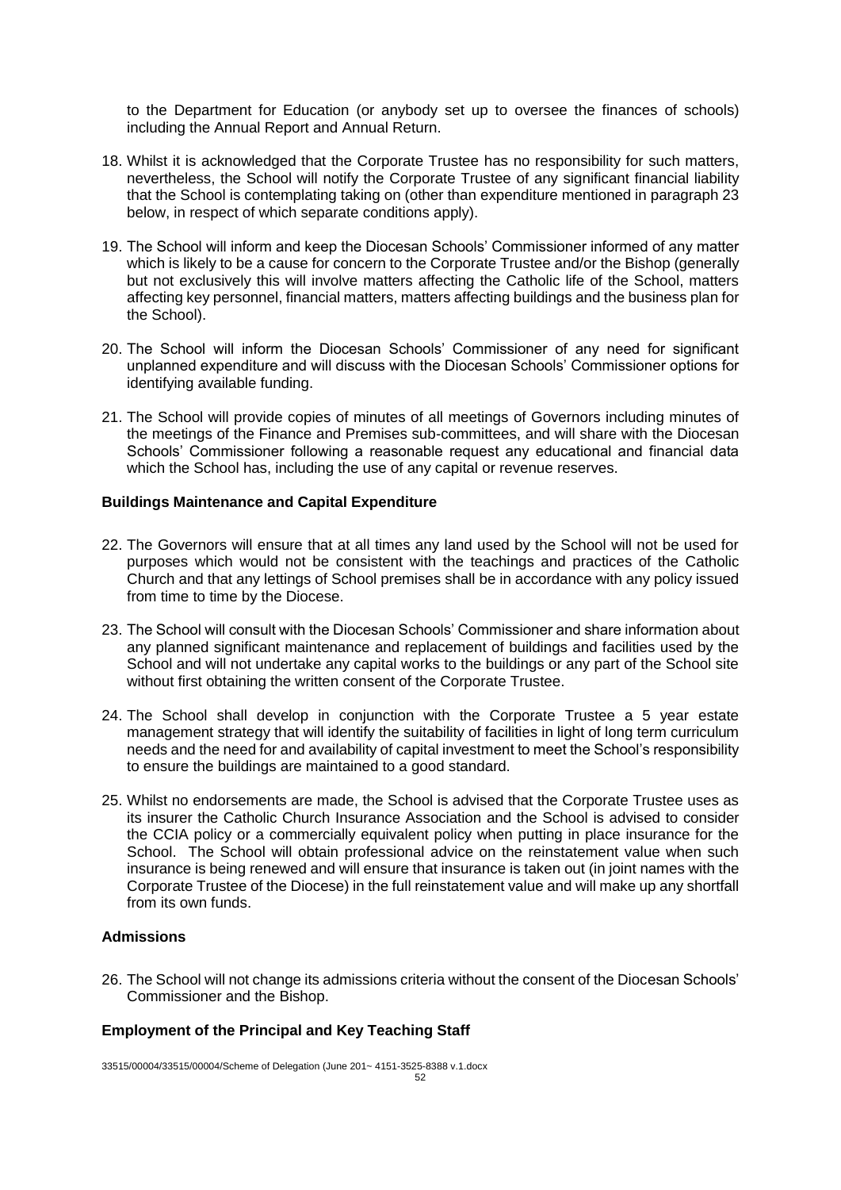to the Department for Education (or anybody set up to oversee the finances of schools) including the Annual Report and Annual Return.

18. Whilst it is acknowledged that the Corporate Trustee has no responsibility for such matters, nevertheless, the School will notify the Corporate Trustee of any significant financial liability that the School is contemplating taking on (other than expenditure mentioned in paragraph 23 below, in respect of which separate conditions apply).

19. The School will inform and keep the Diocesan Schools' Commissioner informed of any matter which is likely to be a cause for concern to the Corporate Trustee and/or the Bishop (generally but not exclusively this will involve matters affecting the Catholic life of the School, matters affecting key personnel, financial matters, matters affecting buildings and the business plan for the School).

20. The School will inform the Diocesan Schools' Commissioner of any need for significant unplanned expenditure and will discuss with the Diocesan Schools' Commissioner options for identifying available funding.

21. The School will provide copies of minutes of all meetings of Governors including minutes of the meetings of the Finance and Premises sub-committees, and will share with the Diocesan Schools' Commissioner following a reasonable request any educational and financial data which the School has, including the use of any capital or revenue reserves.

### Buildings Maintenance and Capital Expenditure

22. The Governors will ensure that at all times any land used by the School will not be used for purposes which would not be consistent with the teachings and practices of the Catholic Church and that any lettings of School premises shall be in accordance with any policy issued from time to time by the Diocese.

23. The School will consult with the Diocesan Schools' Commissioner and share information about any planned significant maintenance and replacement of buildings and facilities used by the School and will not undertake any capital works to the buildings or any part of the School site without first obtaining the written consent of the Corporate Trustee.

24. The School shall develop in conjunction with the Corporate Trustee a 5 year estate management strategy that will identify the suitability of facilities in light of long term curriculum needs and the need for and availability of capital investment to meet the School's responsibility to ensure the buildings are maintained to a good standard.

25. Whilst no endorsements are made, the School is advised that the Corporate Trustee uses as its insurer the Catholic Church Insurance Association and the School is advised to consider the CCIA policy or a commercially equivalent policy when putting in place insurance for the School. The School will obtain professional advice on the reinstatement value when such insurance is being renewed and will ensure that insurance is taken out (in joint names with the Corporate Trustee of the Diocese) in the full reinstatement value and will make up any shortfall from its own funds.

### Admissions

26. The School will not change its admissions criteria without the consent of the Diocesan Schools' Commissioner and the Bishop.

### Employment of the Principal and Key Teaching Staff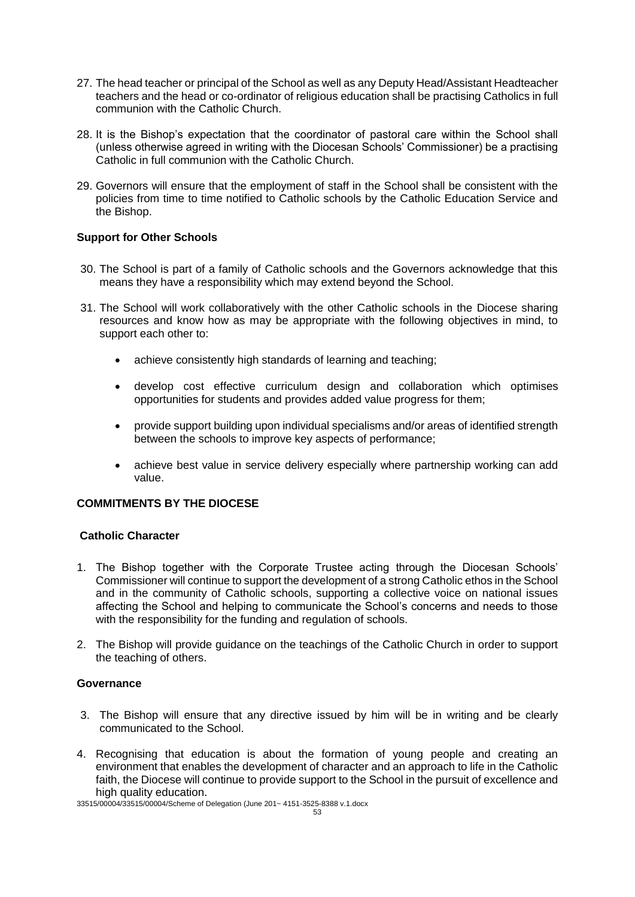27. The head teacher or principal of the School as well as any Deputy Head/Assistant Headteacher teachers and the head or co-ordinator of religious education shall be practising Catholics in full communion with the Catholic Church.

28. It is the Bishop's expectation that the coordinator of pastoral care within the School shall (unless otherwise agreed in writing with the Diocesan Schools' Commissioner) be a practising Catholic in full communion with the Catholic Church.

29. Governors will ensure that the employment of staff in the School shall be consistent with the policies from time to time notified to Catholic schools by the Catholic Education Service and the Bishop.

**Support for Other Schools**

30. The School is part of a family of Catholic schools and the Governors acknowledge that this means they have a responsibility which may extend beyond the School.

31. The School will work collaboratively with the other Catholic schools in the Diocese sharing resources and know how as may be appropriate with the following objectives in mind, to support each other to:

    - achieve consistently high standards of learning and teaching;
    - develop cost effective curriculum design and collaboration which optimises opportunities for students and provides added value progress for them;
    - provide support building upon individual specialisms and/or areas of identified strength between the schools to improve key aspects of performance;
    - achieve best value in service delivery especially where partnership working can add value.

**COMMITMENTS BY THE DIOCESE**

**Catholic Character**

1. The Bishop together with the Corporate Trustee acting through the Diocesan Schools' Commissioner will continue to support the development of a strong Catholic ethos in the School and in the community of Catholic schools, supporting a collective voice on national issues affecting the School and helping to communicate the School's concerns and needs to those with the responsibility for the funding and regulation of schools.

2. The Bishop will provide guidance on the teachings of the Catholic Church in order to support the teaching of others.

**Governance**

3. The Bishop will ensure that any directive issued by him will be in writing and be clearly communicated to the School.

4. Recognising that education is about the formation of young people and creating an environment that enables the development of character and an approach to life in the Catholic faith, the Diocese will continue to provide support to the School in the pursuit of excellence and high quality education.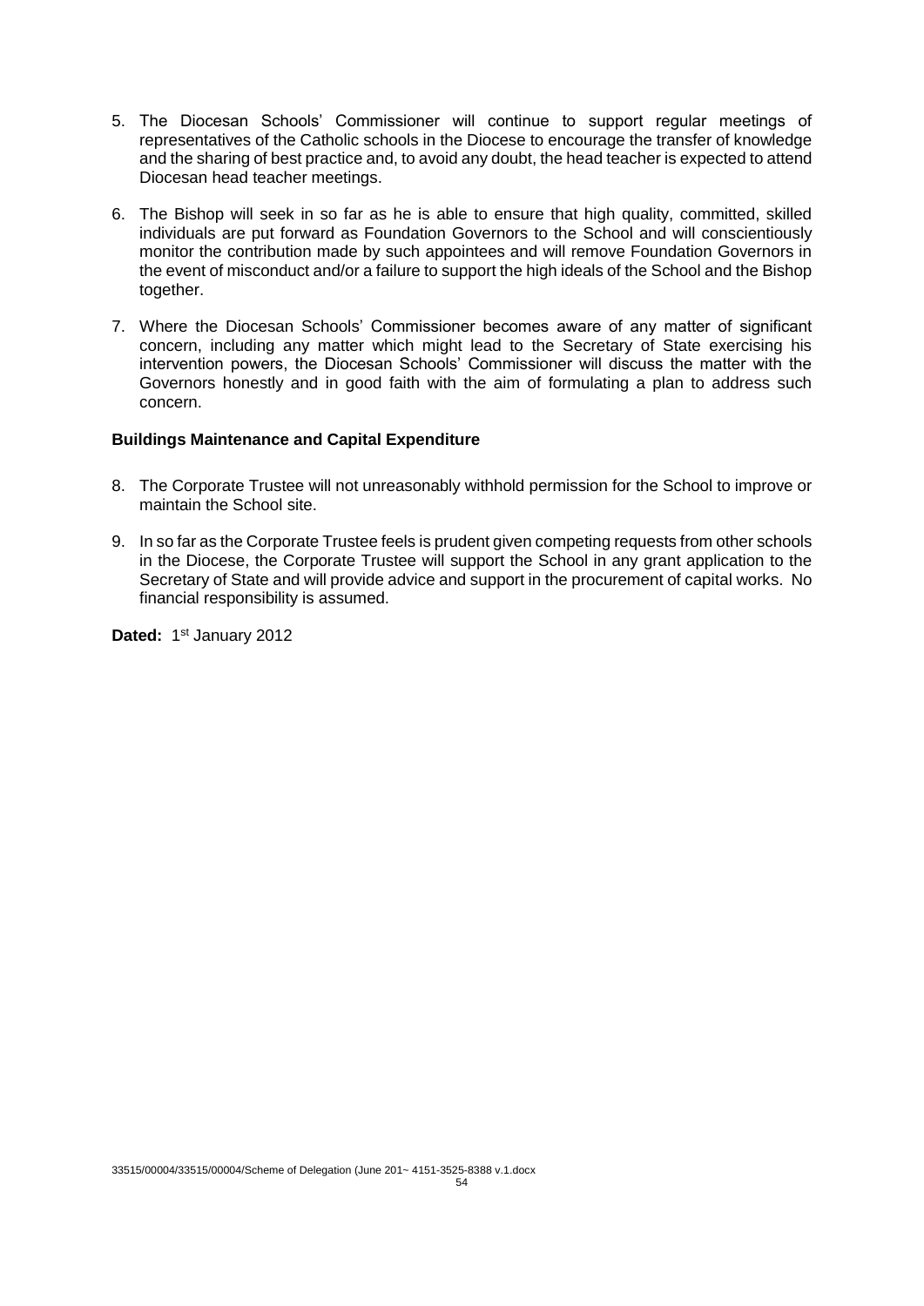5. The Diocesan Schools' Commissioner will continue to support regular meetings of representatives of the Catholic schools in the Diocese to encourage the transfer of knowledge and the sharing of best practice and, to avoid any doubt, the head teacher is expected to attend Diocesan head teacher meetings.

6. The Bishop will seek in so far as he is able to ensure that high quality, committed, skilled individuals are put forward as Foundation Governors to the School and will conscientiously monitor the contribution made by such appointees and will remove Foundation Governors in the event of misconduct and/or a failure to support the high ideals of the School and the Bishop together.

7. Where the Diocesan Schools' Commissioner becomes aware of any matter of significant concern, including any matter which might lead to the Secretary of State exercising his intervention powers, the Diocesan Schools' Commissioner will discuss the matter with the Governors honestly and in good faith with the aim of formulating a plan to address such concern.

**Buildings Maintenance and Capital Expenditure**

8. The Corporate Trustee will not unreasonably withhold permission for the School to improve or maintain the School site.

9. In so far as the Corporate Trustee feels is prudent given competing requests from other schools in the Diocese, the Corporate Trustee will support the School in any grant application to the Secretary of State and will provide advice and support in the procurement of capital works. No financial responsibility is assumed.

**Dated:** 1st January 2012

33515/00004/33515/00004/Scheme of Delegation (June 201~ 4151-3525-8388 v.1.docx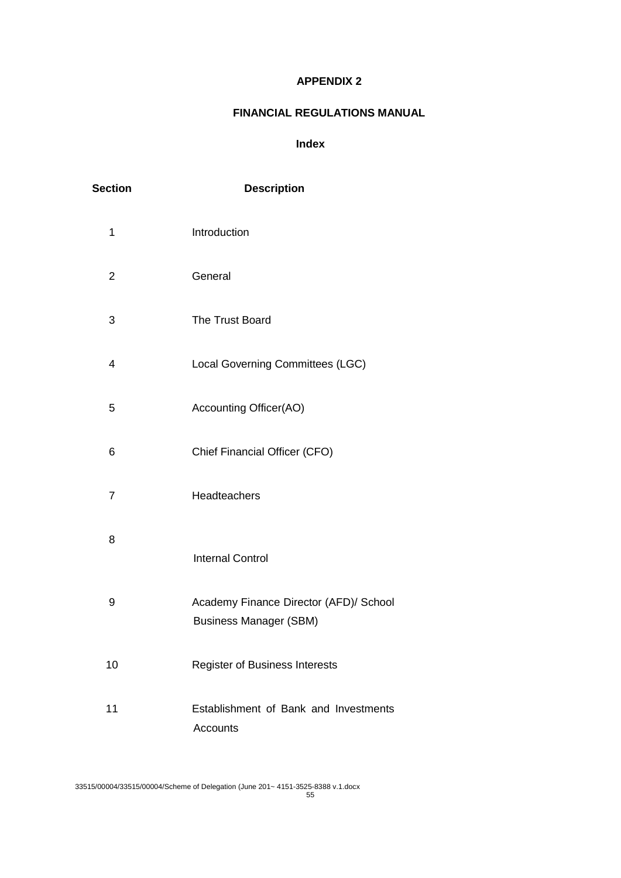**APPENDIX 2**

**FINANCIAL REGULATIONS MANUAL**

**Index**

| Section | Description |
| --- | --- |
| 1 | Introduction |
| 2 | General |
| 3 | The Trust Board |
| 4 | Local Governing Committees (LGC) |
| 5 | Accounting Officer(AO) |
| 6 | Chief Financial Officer (CFO) |
| 7 | Headteachers |
| 8 | Internal Control |
| 9 | Academy Finance Director (AFD)/ School Business Manager (SBM) |
| 10 | Register of Business Interests |
| 11 | Establishment of Bank and Investments Accounts |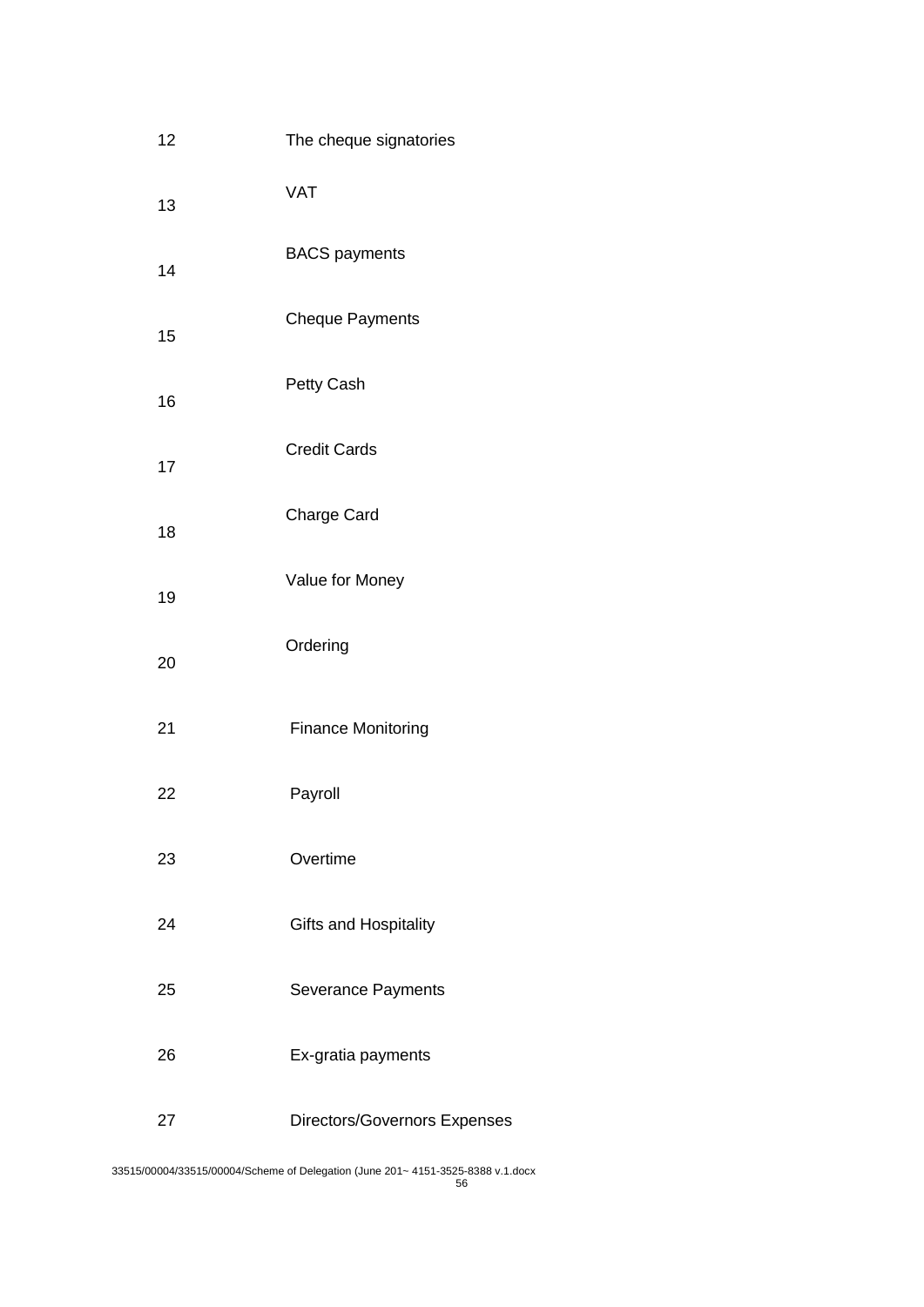| | |
|---|---|
| 12 | The cheque signatories |
| 13 | VAT |
| 14 | BACS payments |
| 15 | Cheque Payments |
| 16 | Petty Cash |
| 17 | Credit Cards |
| 18 | Charge Card |
| 19 | Value for Money |
| 20 | Ordering |
| 21 | Finance Monitoring |
| 22 | Payroll |
| 23 | Overtime |
| 24 | Gifts and Hospitality |
| 25 | Severance Payments |
| 26 | Ex-gratia payments |
| 27 | Directors/Governors Expenses |

33515/00004/33515/00004/Scheme of Delegation (June 201~ 4151-3525-8388 v.1.docx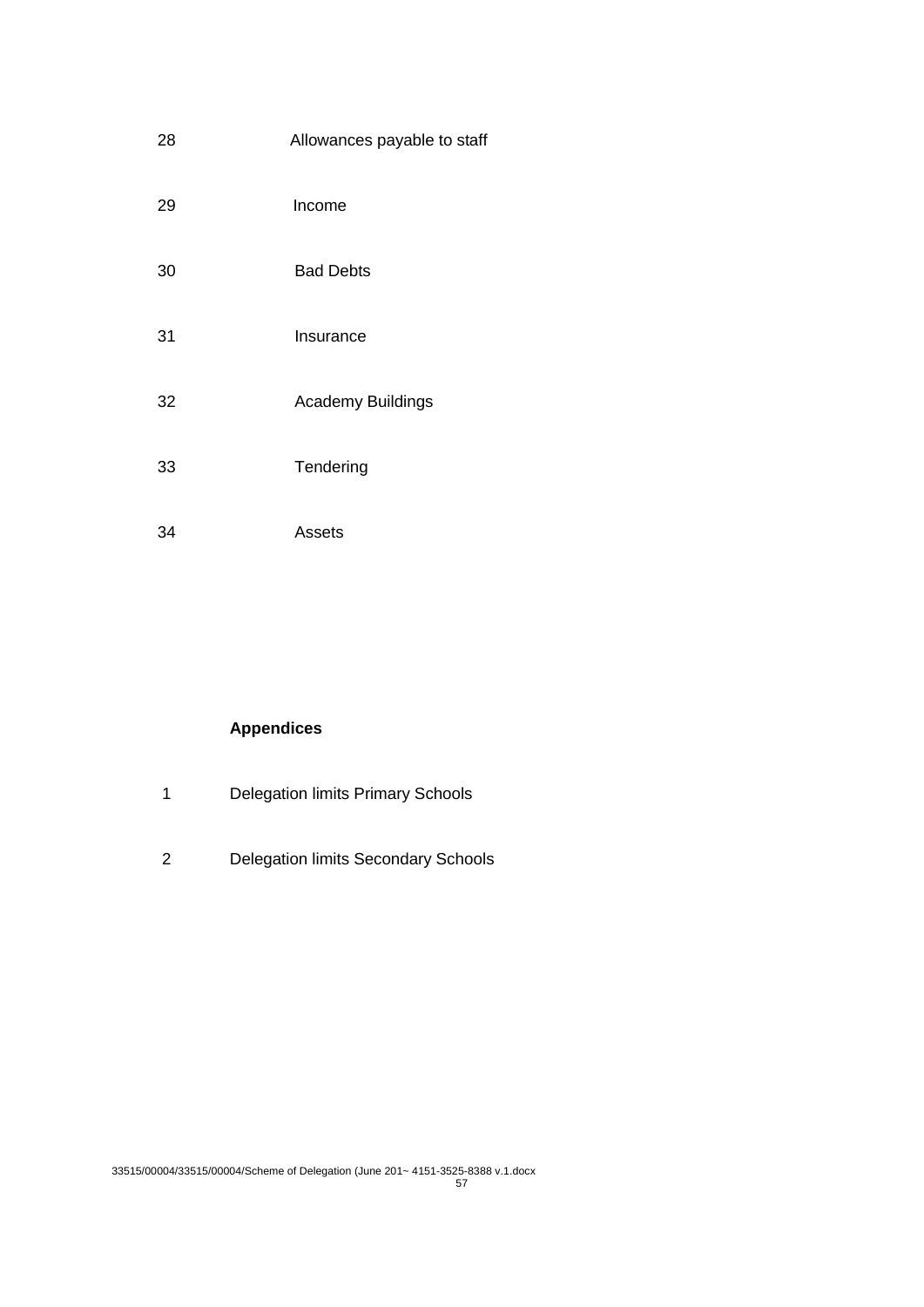| | |
|---|---|
| 28 | Allowances payable to staff |
| 29 | Income |
| 30 | Bad Debts |
| 31 | Insurance |
| 32 | Academy Buildings |
| 33 | Tendering |
| 34 | Assets |

**Appendices**

| | |
|---|---|
| 1 | Delegation limits Primary Schools |
| 2 | Delegation limits Secondary Schools |

33515/00004/33515/00004/Scheme of Delegation (June 201~ 4151-3525-8388 v.1.docx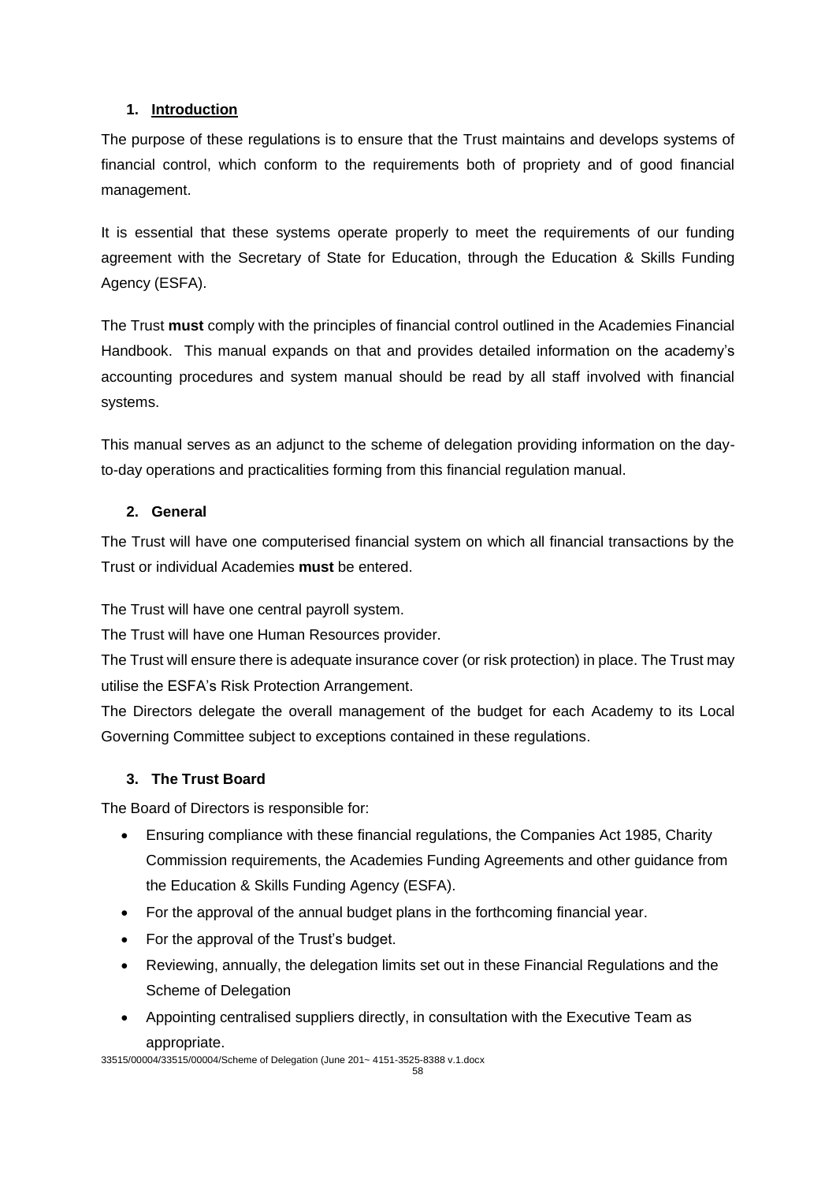## 1. Introduction

The purpose of these regulations is to ensure that the Trust maintains and develops systems of financial control, which conform to the requirements both of propriety and of good financial management.

It is essential that these systems operate properly to meet the requirements of our funding agreement with the Secretary of State for Education, through the Education & Skills Funding Agency (ESFA).

The Trust **must** comply with the principles of financial control outlined in the Academies Financial Handbook. This manual expands on that and provides detailed information on the academy's accounting procedures and system manual should be read by all staff involved with financial systems.

This manual serves as an adjunct to the scheme of delegation providing information on the day-to-day operations and practicalities forming from this financial regulation manual.

## 2. General

The Trust will have one computerised financial system on which all financial transactions by the Trust or individual Academies **must** be entered.

The Trust will have one central payroll system.

The Trust will have one Human Resources provider.

The Trust will ensure there is adequate insurance cover (or risk protection) in place. The Trust may utilise the ESFA's Risk Protection Arrangement.

The Directors delegate the overall management of the budget for each Academy to its Local Governing Committee subject to exceptions contained in these regulations.

## 3. The Trust Board

The Board of Directors is responsible for:

- Ensuring compliance with these financial regulations, the Companies Act 1985, Charity Commission requirements, the Academies Funding Agreements and other guidance from the Education & Skills Funding Agency (ESFA).
- For the approval of the annual budget plans in the forthcoming financial year.
- For the approval of the Trust's budget.
- Reviewing, annually, the delegation limits set out in these Financial Regulations and the Scheme of Delegation
- Appointing centralised suppliers directly, in consultation with the Executive Team as appropriate.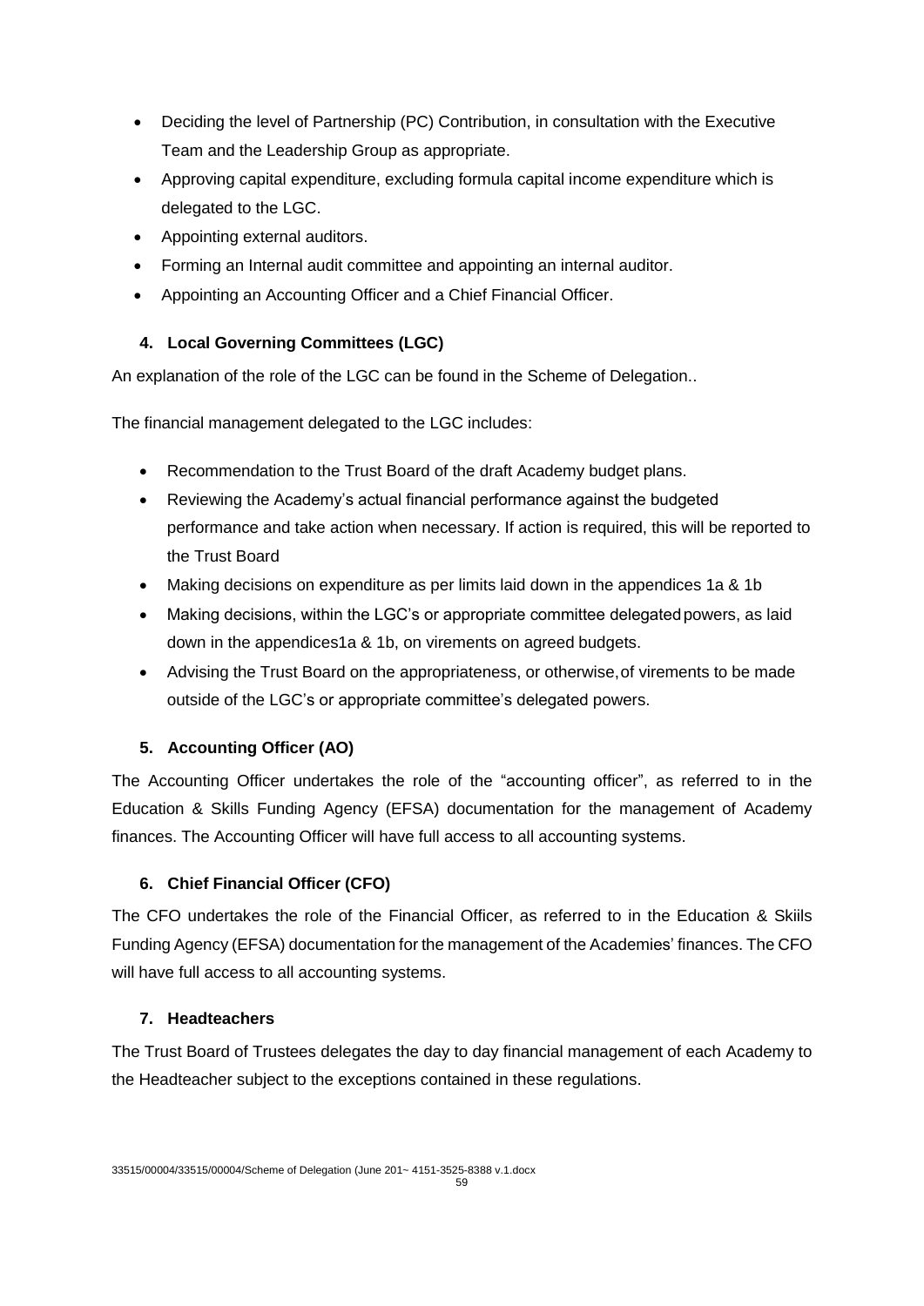- Deciding the level of Partnership (PC) Contribution, in consultation with the Executive Team and the Leadership Group as appropriate.
- Approving capital expenditure, excluding formula capital income expenditure which is delegated to the LGC.
- Appointing external auditors.
- Forming an Internal audit committee and appointing an internal auditor.
- Appointing an Accounting Officer and a Chief Financial Officer.

### 4. Local Governing Committees (LGC)

An explanation of the role of the LGC can be found in the Scheme of Delegation..

The financial management delegated to the LGC includes:

- Recommendation to the Trust Board of the draft Academy budget plans.
- Reviewing the Academy's actual financial performance against the budgeted performance and take action when necessary. If action is required, this will be reported to the Trust Board
- Making decisions on expenditure as per limits laid down in the appendices 1a & 1b
- Making decisions, within the LGC's or appropriate committee delegated powers, as laid down in the appendices1a & 1b, on virements on agreed budgets.
- Advising the Trust Board on the appropriateness, or otherwise, of virements to be made outside of the LGC's or appropriate committee's delegated powers.

### 5. Accounting Officer (AO)

The Accounting Officer undertakes the role of the "accounting officer", as referred to in the Education & Skills Funding Agency (EFSA) documentation for the management of Academy finances. The Accounting Officer will have full access to all accounting systems.

### 6. Chief Financial Officer (CFO)

The CFO undertakes the role of the Financial Officer, as referred to in the Education & Skiils Funding Agency (EFSA) documentation for the management of the Academies' finances. The CFO will have full access to all accounting systems.

### 7. Headteachers

The Trust Board of Trustees delegates the day to day financial management of each Academy to the Headteacher subject to the exceptions contained in these regulations.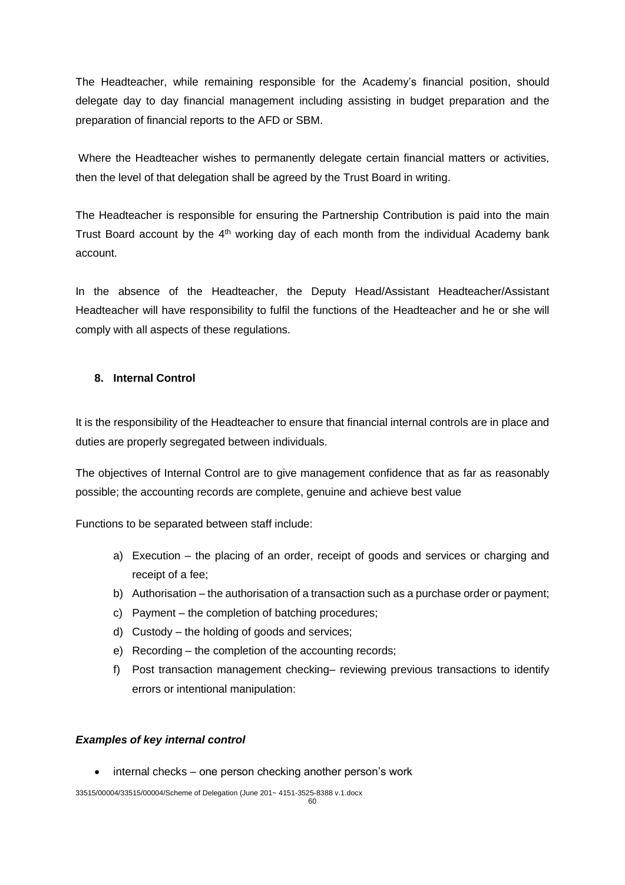The Headteacher, while remaining responsible for the Academy's financial position, should delegate day to day financial management including assisting in budget preparation and the preparation of financial reports to the AFD or SBM.

Where the Headteacher wishes to permanently delegate certain financial matters or activities, then the level of that delegation shall be agreed by the Trust Board in writing.

The Headteacher is responsible for ensuring the Partnership Contribution is paid into the main Trust Board account by the 4th working day of each month from the individual Academy bank account.

In the absence of the Headteacher, the Deputy Head/Assistant Headteacher/Assistant Headteacher will have responsibility to fulfil the functions of the Headteacher and he or she will comply with all aspects of these regulations.

## 8. Internal Control

It is the responsibility of the Headteacher to ensure that financial internal controls are in place and duties are properly segregated between individuals.

The objectives of Internal Control are to give management confidence that as far as reasonably possible; the accounting records are complete, genuine and achieve best value

Functions to be separated between staff include:

a) Execution – the placing of an order, receipt of goods and services or charging and receipt of a fee;
b) Authorisation – the authorisation of a transaction such as a purchase order or payment;
c) Payment – the completion of batching procedures;
d) Custody – the holding of goods and services;
e) Recording – the completion of the accounting records;
f) Post transaction management checking– reviewing previous transactions to identify errors or intentional manipulation:

***Examples of key internal control***

- internal checks – one person checking another person's work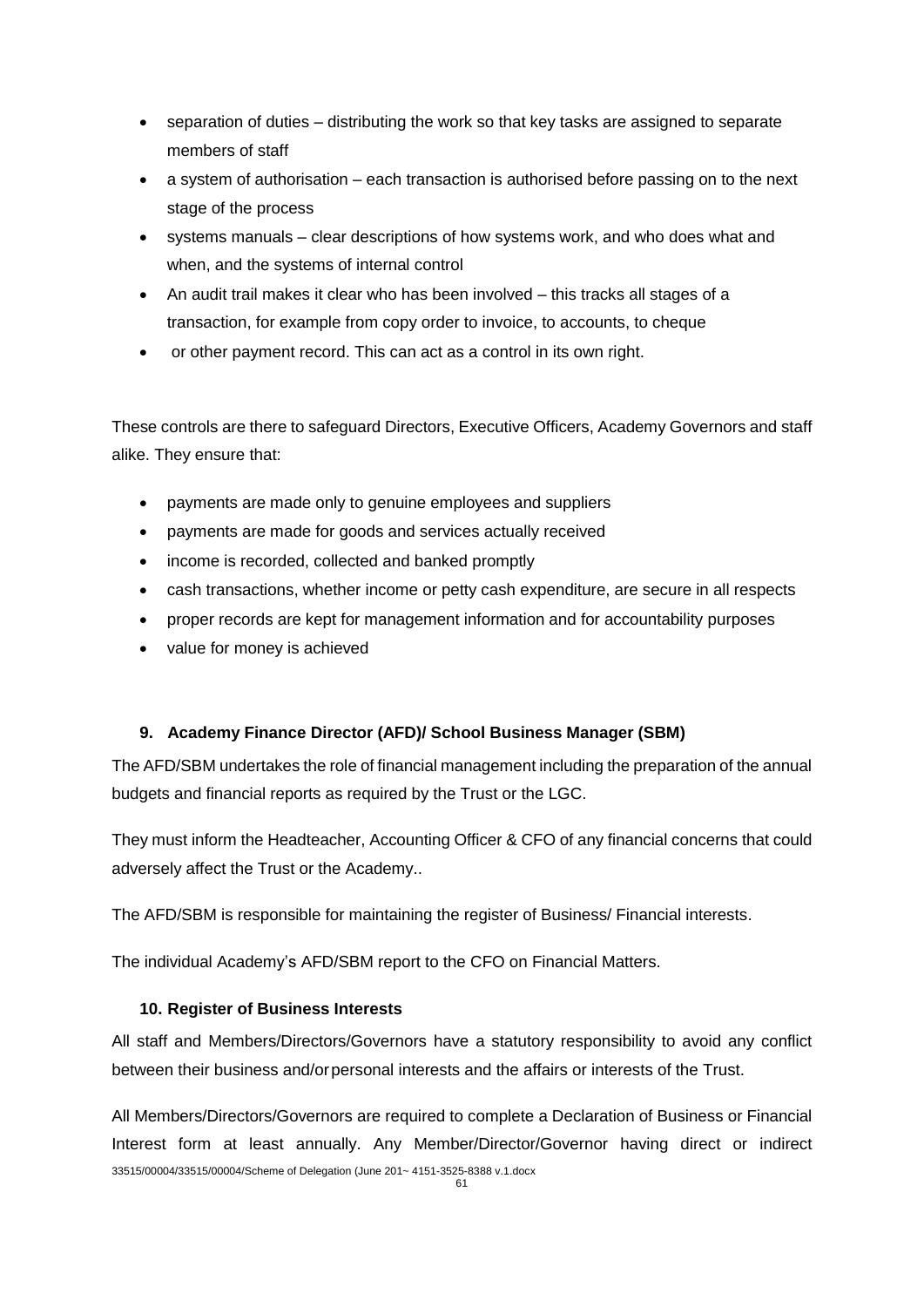- separation of duties – distributing the work so that key tasks are assigned to separate members of staff
- a system of authorisation – each transaction is authorised before passing on to the next stage of the process
- systems manuals – clear descriptions of how systems work, and who does what and when, and the systems of internal control
- An audit trail makes it clear who has been involved – this tracks all stages of a transaction, for example from copy order to invoice, to accounts, to cheque
- or other payment record. This can act as a control in its own right.

These controls are there to safeguard Directors, Executive Officers, Academy Governors and staff alike. They ensure that:

- payments are made only to genuine employees and suppliers
- payments are made for goods and services actually received
- income is recorded, collected and banked promptly
- cash transactions, whether income or petty cash expenditure, are secure in all respects
- proper records are kept for management information and for accountability purposes
- value for money is achieved

### 9. Academy Finance Director (AFD)/ School Business Manager (SBM)

The AFD/SBM undertakes the role of financial management including the preparation of the annual budgets and financial reports as required by the Trust or the LGC.

They must inform the Headteacher, Accounting Officer & CFO of any financial concerns that could adversely affect the Trust or the Academy..

The AFD/SBM is responsible for maintaining the register of Business/ Financial interests.

The individual Academy's AFD/SBM report to the CFO on Financial Matters.

### 10. Register of Business Interests

All staff and Members/Directors/Governors have a statutory responsibility to avoid any conflict between their business and/or personal interests and the affairs or interests of the Trust.

All Members/Directors/Governors are required to complete a Declaration of Business or Financial Interest form at least annually. Any Member/Director/Governor having direct or indirect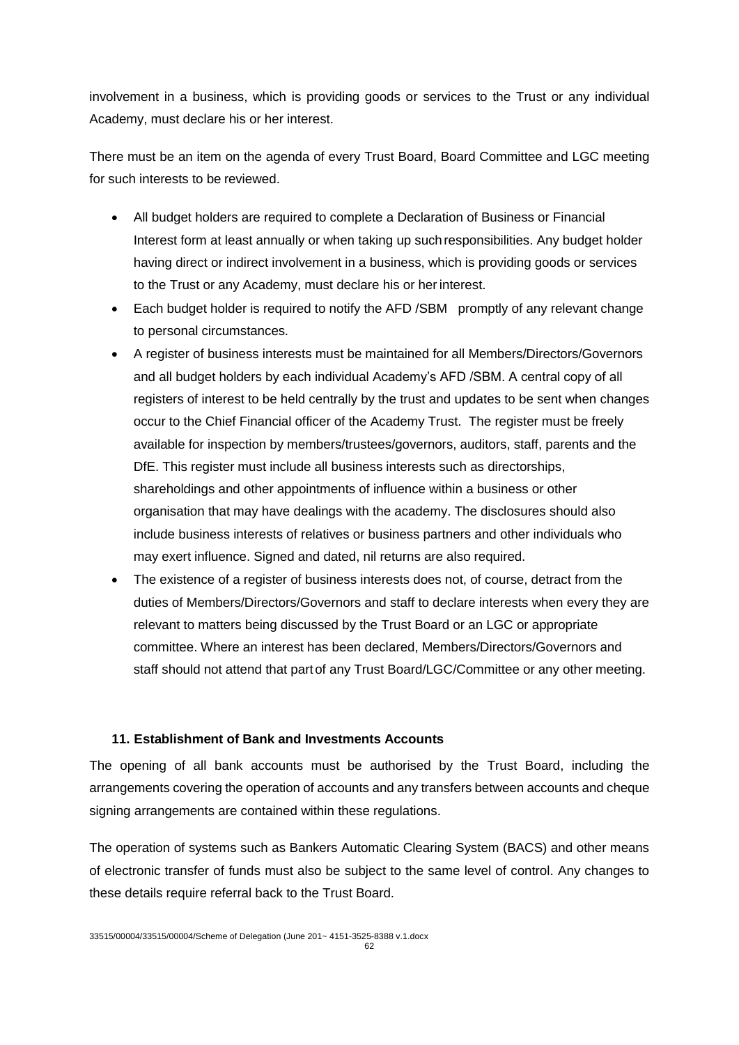involvement in a business, which is providing goods or services to the Trust or any individual Academy, must declare his or her interest.

There must be an item on the agenda of every Trust Board, Board Committee and LGC meeting for such interests to be reviewed.

- All budget holders are required to complete a Declaration of Business or Financial Interest form at least annually or when taking up such responsibilities. Any budget holder having direct or indirect involvement in a business, which is providing goods or services to the Trust or any Academy, must declare his or her interest.
- Each budget holder is required to notify the AFD /SBM promptly of any relevant change to personal circumstances.
- A register of business interests must be maintained for all Members/Directors/Governors and all budget holders by each individual Academy's AFD /SBM. A central copy of all registers of interest to be held centrally by the trust and updates to be sent when changes occur to the Chief Financial officer of the Academy Trust. The register must be freely available for inspection by members/trustees/governors, auditors, staff, parents and the DfE. This register must include all business interests such as directorships, shareholdings and other appointments of influence within a business or other organisation that may have dealings with the academy. The disclosures should also include business interests of relatives or business partners and other individuals who may exert influence. Signed and dated, nil returns are also required.
- The existence of a register of business interests does not, of course, detract from the duties of Members/Directors/Governors and staff to declare interests when every they are relevant to matters being discussed by the Trust Board or an LGC or appropriate committee. Where an interest has been declared, Members/Directors/Governors and staff should not attend that part of any Trust Board/LGC/Committee or any other meeting.

### 11. Establishment of Bank and Investments Accounts

The opening of all bank accounts must be authorised by the Trust Board, including the arrangements covering the operation of accounts and any transfers between accounts and cheque signing arrangements are contained within these regulations.

The operation of systems such as Bankers Automatic Clearing System (BACS) and other means of electronic transfer of funds must also be subject to the same level of control. Any changes to these details require referral back to the Trust Board.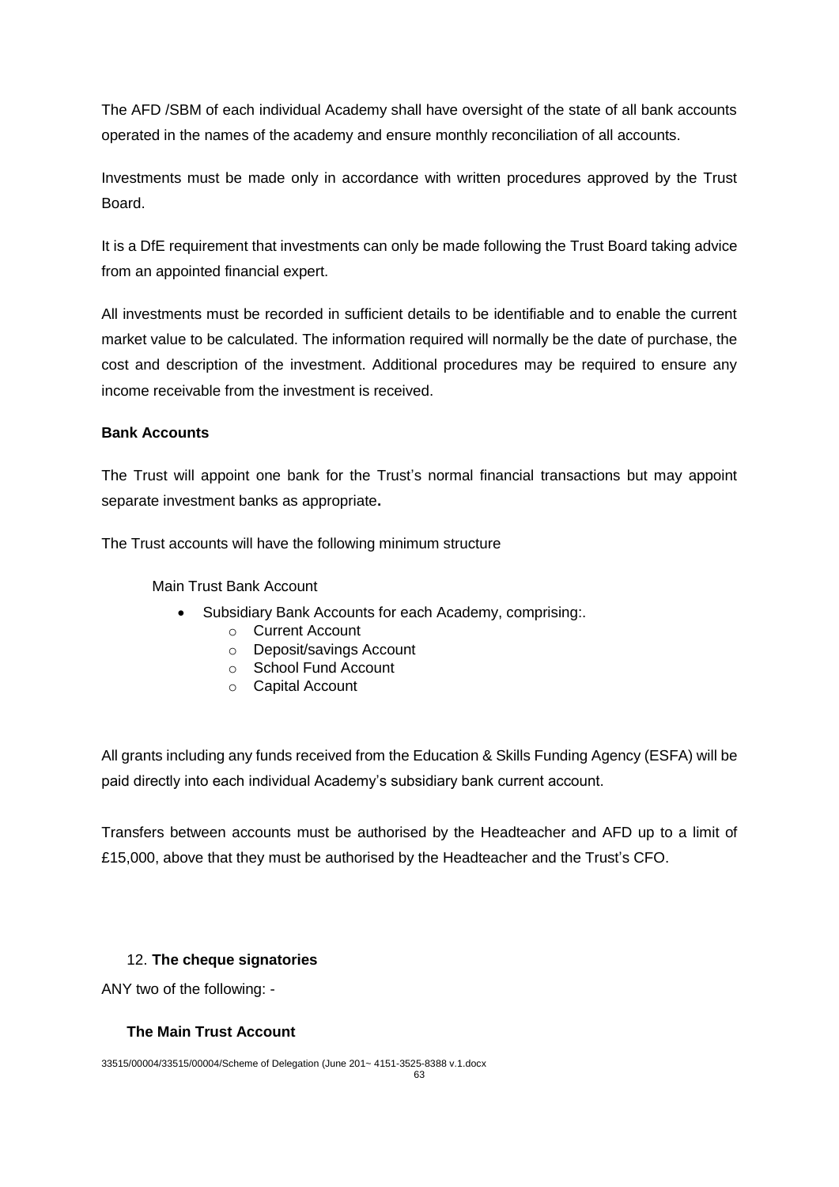The AFD /SBM of each individual Academy shall have oversight of the state of all bank accounts operated in the names of the academy and ensure monthly reconciliation of all accounts.

Investments must be made only in accordance with written procedures approved by the Trust Board.

It is a DfE requirement that investments can only be made following the Trust Board taking advice from an appointed financial expert.

All investments must be recorded in sufficient details to be identifiable and to enable the current market value to be calculated. The information required will normally be the date of purchase, the cost and description of the investment. Additional procedures may be required to ensure any income receivable from the investment is received.

**Bank Accounts**

The Trust will appoint one bank for the Trust's normal financial transactions but may appoint separate investment banks as appropriate**.**

The Trust accounts will have the following minimum structure

Main Trust Bank Account

- Subsidiary Bank Accounts for each Academy, comprising:.
  - Current Account
  - Deposit/savings Account
  - School Fund Account
  - Capital Account

All grants including any funds received from the Education & Skills Funding Agency (ESFA) will be paid directly into each individual Academy's subsidiary bank current account.

Transfers between accounts must be authorised by the Headteacher and AFD up to a limit of £15,000, above that they must be authorised by the Headteacher and the Trust's CFO.

12. **The cheque signatories**

ANY two of the following: -

**The Main Trust Account**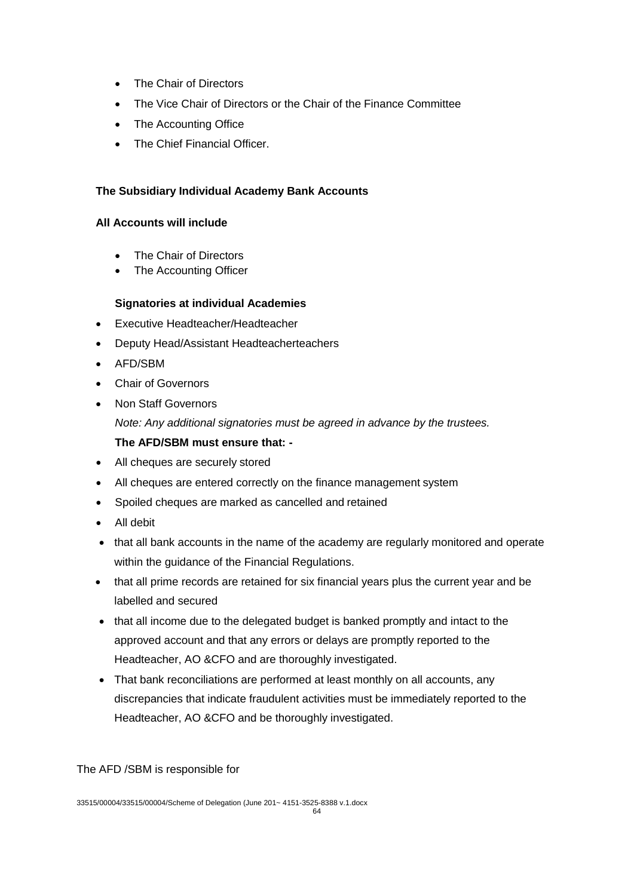- The Chair of Directors
- The Vice Chair of Directors or the Chair of the Finance Committee
- The Accounting Office
- The Chief Financial Officer.

**The Subsidiary Individual Academy Bank Accounts**

**All Accounts will include**

- The Chair of Directors
- The Accounting Officer

**Signatories at individual Academies**

- Executive Headteacher/Headteacher
- Deputy Head/Assistant Headteacherteachers
- AFD/SBM
- Chair of Governors
- Non Staff Governors

*Note: Any additional signatories must be agreed in advance by the trustees.*

**The AFD/SBM must ensure that: -**

- All cheques are securely stored
- All cheques are entered correctly on the finance management system
- Spoiled cheques are marked as cancelled and retained
- All debit
- that all bank accounts in the name of the academy are regularly monitored and operate within the guidance of the Financial Regulations.
- that all prime records are retained for six financial years plus the current year and be labelled and secured
- that all income due to the delegated budget is banked promptly and intact to the approved account and that any errors or delays are promptly reported to the Headteacher, AO &CFO and are thoroughly investigated.
- That bank reconciliations are performed at least monthly on all accounts, any discrepancies that indicate fraudulent activities must be immediately reported to the Headteacher, AO &CFO and be thoroughly investigated.

The AFD /SBM is responsible for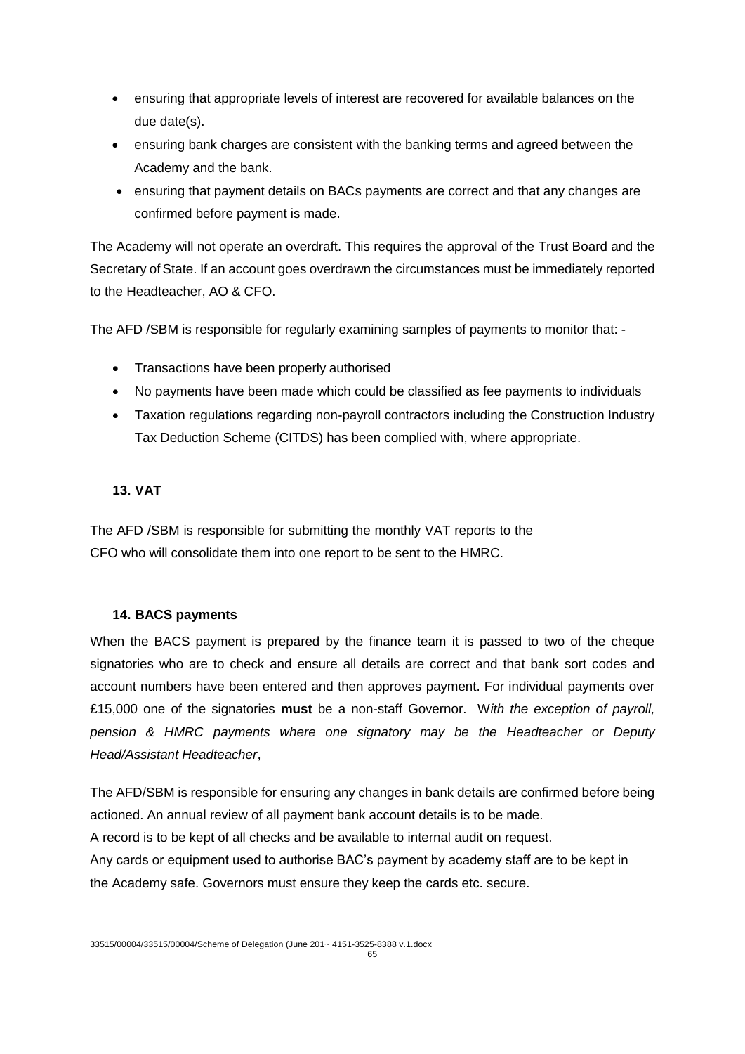- ensuring that appropriate levels of interest are recovered for available balances on the due date(s).
- ensuring bank charges are consistent with the banking terms and agreed between the Academy and the bank.
- ensuring that payment details on BACs payments are correct and that any changes are confirmed before payment is made.

The Academy will not operate an overdraft. This requires the approval of the Trust Board and the Secretary of State. If an account goes overdrawn the circumstances must be immediately reported to the Headteacher, AO & CFO.

The AFD /SBM is responsible for regularly examining samples of payments to monitor that: -

- Transactions have been properly authorised
- No payments have been made which could be classified as fee payments to individuals
- Taxation regulations regarding non-payroll contractors including the Construction Industry Tax Deduction Scheme (CITDS) has been complied with, where appropriate.

### 13. VAT

The AFD /SBM is responsible for submitting the monthly VAT reports to the CFO who will consolidate them into one report to be sent to the HMRC.

### 14. BACS payments

When the BACS payment is prepared by the finance team it is passed to two of the cheque signatories who are to check and ensure all details are correct and that bank sort codes and account numbers have been entered and then approves payment. For individual payments over £15,000 one of the signatories **must** be a non-staff Governor. W*ith the exception of payroll, pension & HMRC payments where one signatory may be the Headteacher or Deputy Head/Assistant Headteacher*,

The AFD/SBM is responsible for ensuring any changes in bank details are confirmed before being actioned. An annual review of all payment bank account details is to be made.

A record is to be kept of all checks and be available to internal audit on request.

Any cards or equipment used to authorise BAC's payment by academy staff are to be kept in the Academy safe. Governors must ensure they keep the cards etc. secure.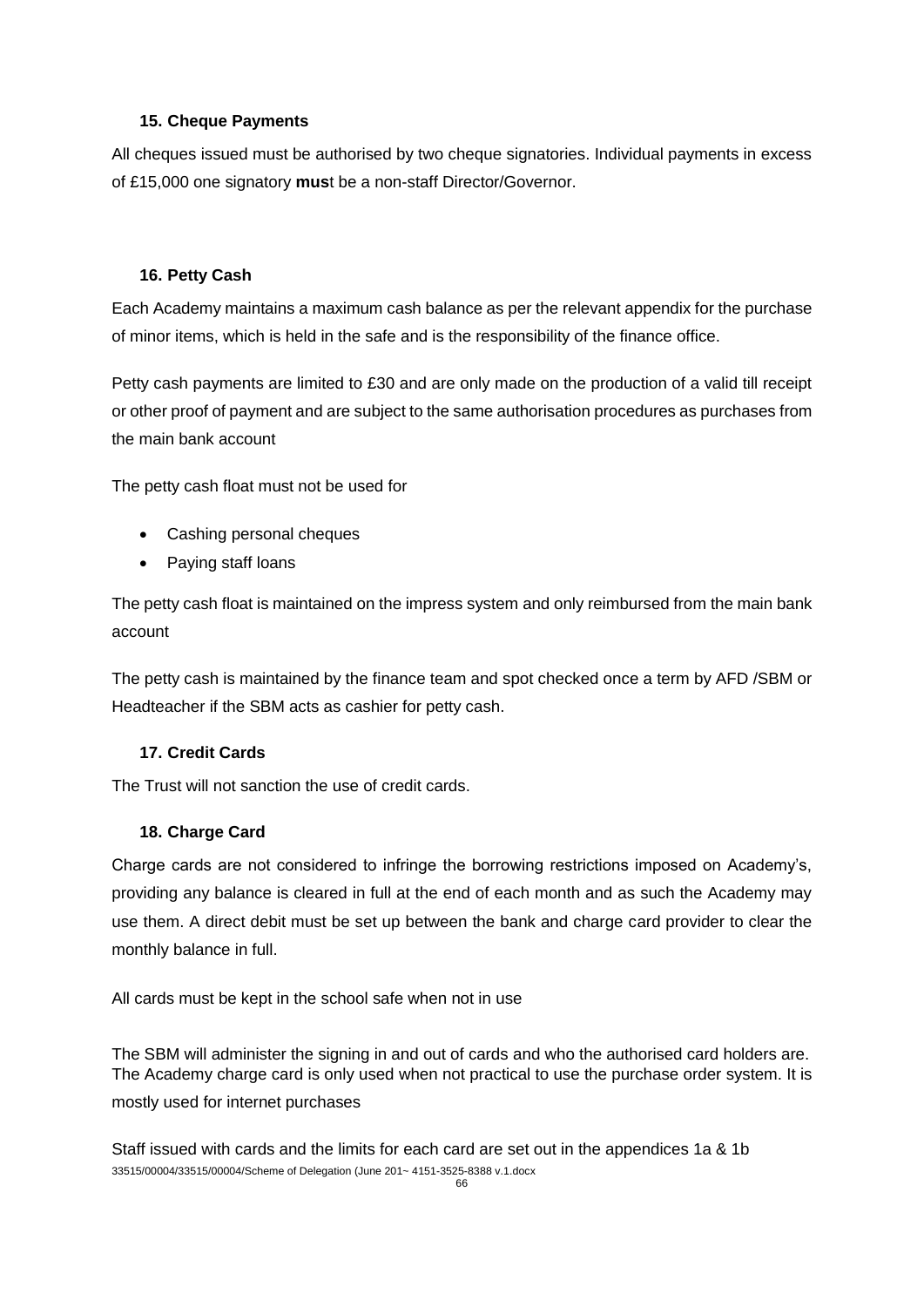### 15. Cheque Payments

All cheques issued must be authorised by two cheque signatories. Individual payments in excess of £15,000 one signatory **mus**t be a non-staff Director/Governor.

### 16. Petty Cash

Each Academy maintains a maximum cash balance as per the relevant appendix for the purchase of minor items, which is held in the safe and is the responsibility of the finance office.

Petty cash payments are limited to £30 and are only made on the production of a valid till receipt or other proof of payment and are subject to the same authorisation procedures as purchases from the main bank account

The petty cash float must not be used for

- Cashing personal cheques
- Paying staff loans

The petty cash float is maintained on the impress system and only reimbursed from the main bank account

The petty cash is maintained by the finance team and spot checked once a term by AFD /SBM or Headteacher if the SBM acts as cashier for petty cash.

### 17. Credit Cards

The Trust will not sanction the use of credit cards.

### 18. Charge Card

Charge cards are not considered to infringe the borrowing restrictions imposed on Academy's, providing any balance is cleared in full at the end of each month and as such the Academy may use them. A direct debit must be set up between the bank and charge card provider to clear the monthly balance in full.

All cards must be kept in the school safe when not in use

The SBM will administer the signing in and out of cards and who the authorised card holders are. The Academy charge card is only used when not practical to use the purchase order system. It is mostly used for internet purchases

Staff issued with cards and the limits for each card are set out in the appendices 1a & 1b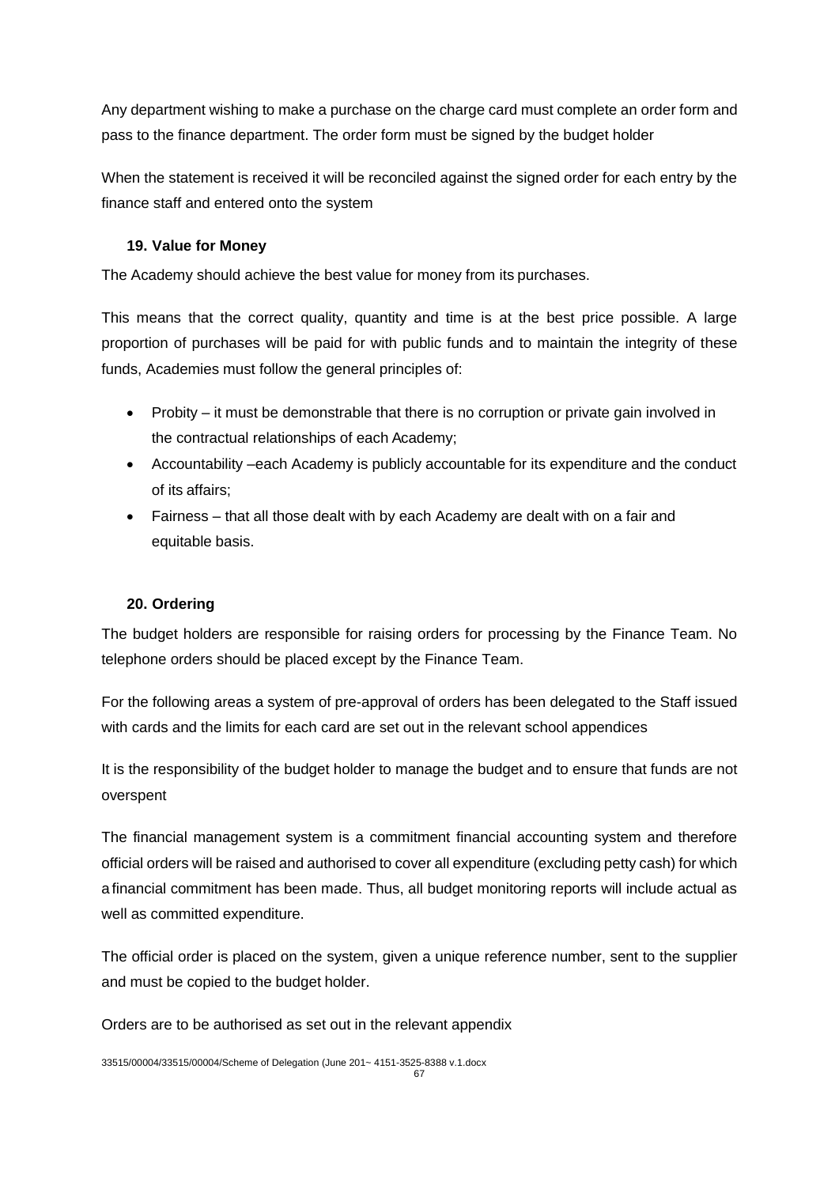Any department wishing to make a purchase on the charge card must complete an order form and pass to the finance department. The order form must be signed by the budget holder

When the statement is received it will be reconciled against the signed order for each entry by the finance staff and entered onto the system

### 19. Value for Money

The Academy should achieve the best value for money from its purchases.

This means that the correct quality, quantity and time is at the best price possible. A large proportion of purchases will be paid for with public funds and to maintain the integrity of these funds, Academies must follow the general principles of:

- Probity – it must be demonstrable that there is no corruption or private gain involved in the contractual relationships of each Academy;
- Accountability –each Academy is publicly accountable for its expenditure and the conduct of its affairs;
- Fairness – that all those dealt with by each Academy are dealt with on a fair and equitable basis.

### 20. Ordering

The budget holders are responsible for raising orders for processing by the Finance Team. No telephone orders should be placed except by the Finance Team.

For the following areas a system of pre-approval of orders has been delegated to the Staff issued with cards and the limits for each card are set out in the relevant school appendices

It is the responsibility of the budget holder to manage the budget and to ensure that funds are not overspent

The financial management system is a commitment financial accounting system and therefore official orders will be raised and authorised to cover all expenditure (excluding petty cash) for which a financial commitment has been made. Thus, all budget monitoring reports will include actual as well as committed expenditure.

The official order is placed on the system, given a unique reference number, sent to the supplier and must be copied to the budget holder.

Orders are to be authorised as set out in the relevant appendix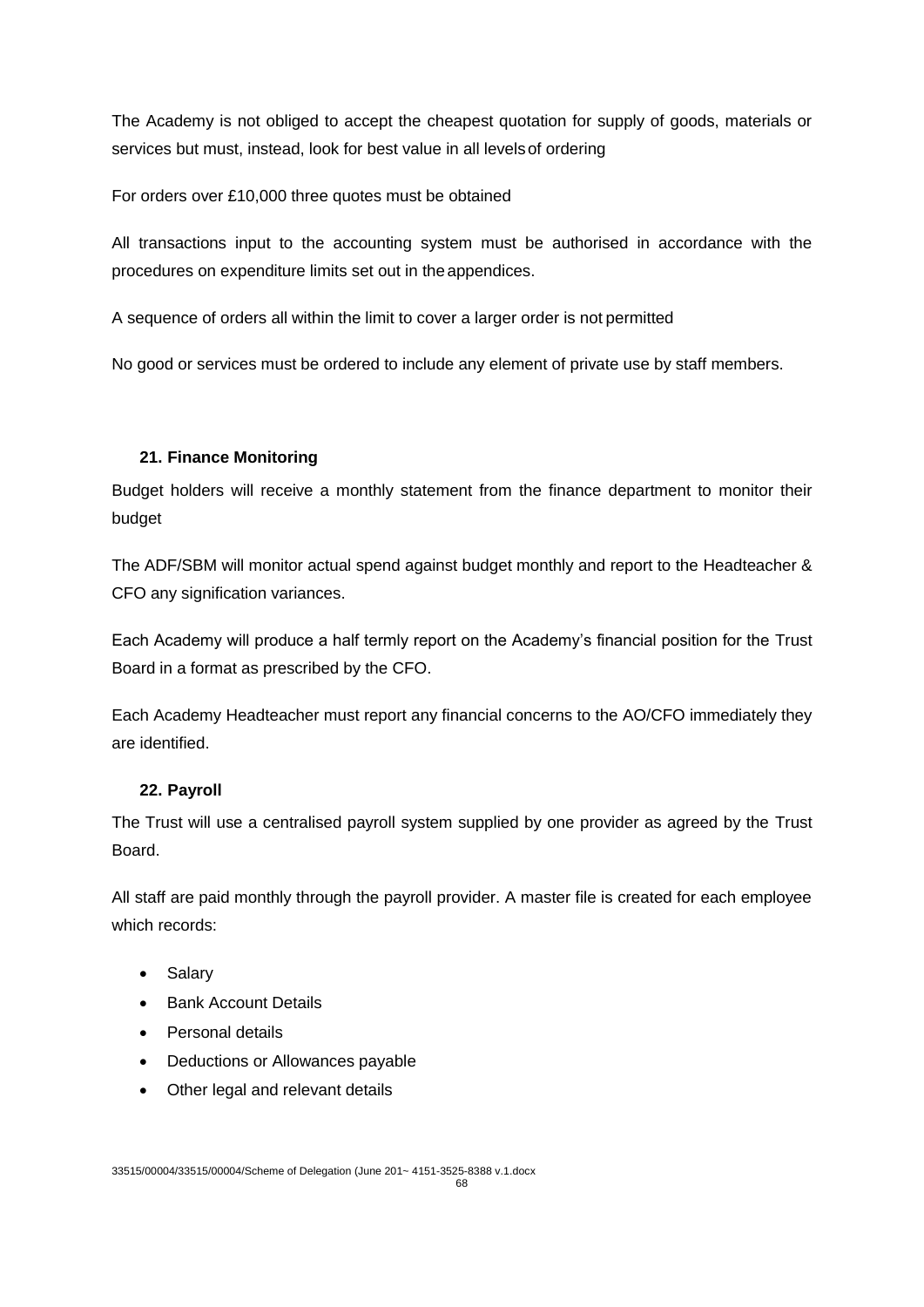The Academy is not obliged to accept the cheapest quotation for supply of goods, materials or services but must, instead, look for best value in all levels of ordering

For orders over £10,000 three quotes must be obtained

All transactions input to the accounting system must be authorised in accordance with the procedures on expenditure limits set out in the appendices.

A sequence of orders all within the limit to cover a larger order is not permitted

No good or services must be ordered to include any element of private use by staff members.

### 21. Finance Monitoring

Budget holders will receive a monthly statement from the finance department to monitor their budget

The ADF/SBM will monitor actual spend against budget monthly and report to the Headteacher & CFO any signification variances.

Each Academy will produce a half termly report on the Academy's financial position for the Trust Board in a format as prescribed by the CFO.

Each Academy Headteacher must report any financial concerns to the AO/CFO immediately they are identified.

### 22. Payroll

The Trust will use a centralised payroll system supplied by one provider as agreed by the Trust Board.

All staff are paid monthly through the payroll provider. A master file is created for each employee which records:

- Salary
- Bank Account Details
- Personal details
- Deductions or Allowances payable
- Other legal and relevant details

33515/00004/33515/00004/Scheme of Delegation (June 201~ 4151-3525-8388 v.1.docx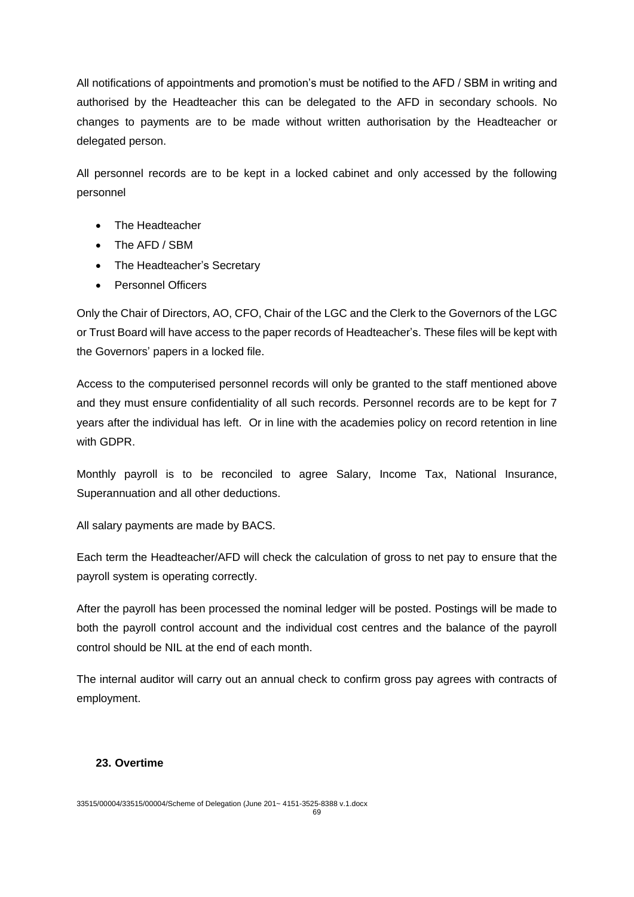All notifications of appointments and promotion's must be notified to the AFD / SBM in writing and authorised by the Headteacher this can be delegated to the AFD in secondary schools. No changes to payments are to be made without written authorisation by the Headteacher or delegated person.

All personnel records are to be kept in a locked cabinet and only accessed by the following personnel

- The Headteacher
- The AFD / SBM
- The Headteacher's Secretary
- Personnel Officers

Only the Chair of Directors, AO, CFO, Chair of the LGC and the Clerk to the Governors of the LGC or Trust Board will have access to the paper records of Headteacher's. These files will be kept with the Governors' papers in a locked file.

Access to the computerised personnel records will only be granted to the staff mentioned above and they must ensure confidentiality of all such records. Personnel records are to be kept for 7 years after the individual has left. Or in line with the academies policy on record retention in line with GDPR.

Monthly payroll is to be reconciled to agree Salary, Income Tax, National Insurance, Superannuation and all other deductions.

All salary payments are made by BACS.

Each term the Headteacher/AFD will check the calculation of gross to net pay to ensure that the payroll system is operating correctly.

After the payroll has been processed the nominal ledger will be posted. Postings will be made to both the payroll control account and the individual cost centres and the balance of the payroll control should be NIL at the end of each month.

The internal auditor will carry out an annual check to confirm gross pay agrees with contracts of employment.

### 23. Overtime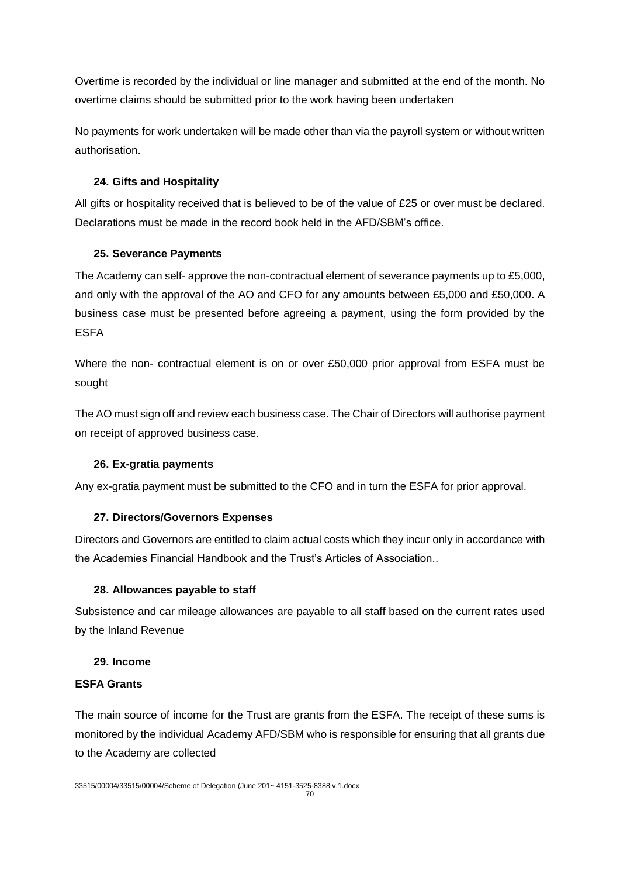Overtime is recorded by the individual or line manager and submitted at the end of the month. No overtime claims should be submitted prior to the work having been undertaken

No payments for work undertaken will be made other than via the payroll system or without written authorisation.

### 24. Gifts and Hospitality

All gifts or hospitality received that is believed to be of the value of £25 or over must be declared. Declarations must be made in the record book held in the AFD/SBM's office.

### 25. Severance Payments

The Academy can self- approve the non-contractual element of severance payments up to £5,000, and only with the approval of the AO and CFO for any amounts between £5,000 and £50,000. A business case must be presented before agreeing a payment, using the form provided by the ESFA

Where the non- contractual element is on or over £50,000 prior approval from ESFA must be sought

The AO must sign off and review each business case. The Chair of Directors will authorise payment on receipt of approved business case.

### 26. Ex-gratia payments

Any ex-gratia payment must be submitted to the CFO and in turn the ESFA for prior approval.

### 27. Directors/Governors Expenses

Directors and Governors are entitled to claim actual costs which they incur only in accordance with the Academies Financial Handbook and the Trust's Articles of Association..

### 28. Allowances payable to staff

Subsistence and car mileage allowances are payable to all staff based on the current rates used by the Inland Revenue

### 29. Income

**ESFA Grants**

The main source of income for the Trust are grants from the ESFA. The receipt of these sums is monitored by the individual Academy AFD/SBM who is responsible for ensuring that all grants due to the Academy are collected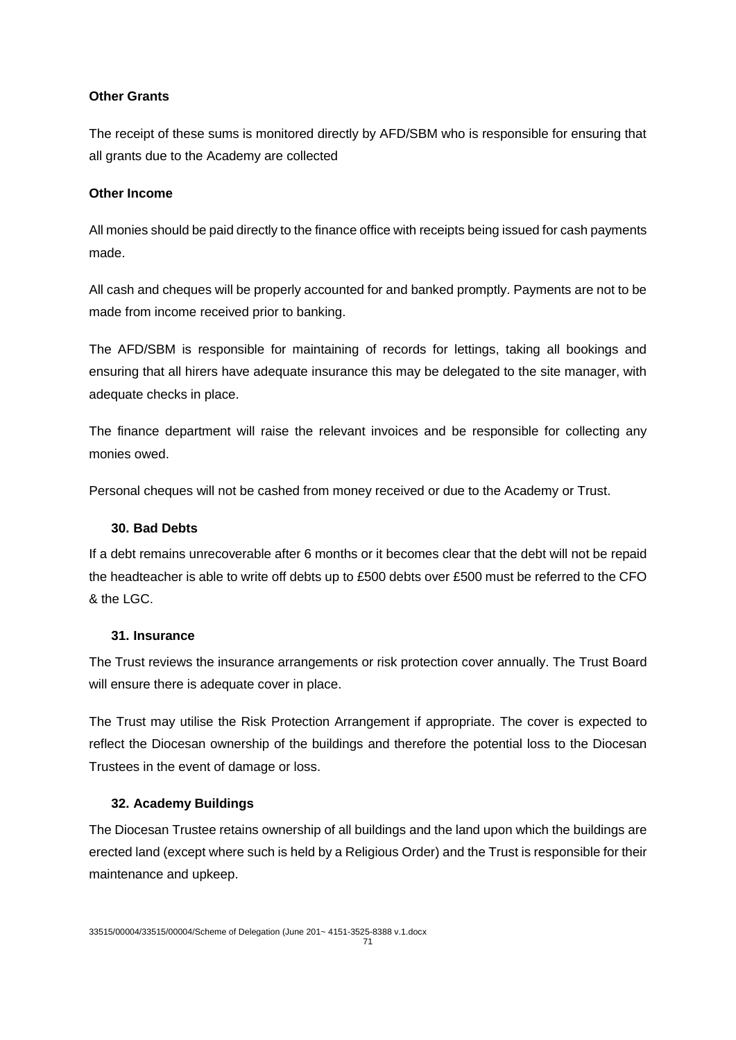**Other Grants**

The receipt of these sums is monitored directly by AFD/SBM who is responsible for ensuring that all grants due to the Academy are collected

**Other Income**

All monies should be paid directly to the finance office with receipts being issued for cash payments made.

All cash and cheques will be properly accounted for and banked promptly. Payments are not to be made from income received prior to banking.

The AFD/SBM is responsible for maintaining of records for lettings, taking all bookings and ensuring that all hirers have adequate insurance this may be delegated to the site manager, with adequate checks in place.

The finance department will raise the relevant invoices and be responsible for collecting any monies owed.

Personal cheques will not be cashed from money received or due to the Academy or Trust.

### 30. Bad Debts

If a debt remains unrecoverable after 6 months or it becomes clear that the debt will not be repaid the headteacher is able to write off debts up to £500 debts over £500 must be referred to the CFO & the LGC.

### 31. Insurance

The Trust reviews the insurance arrangements or risk protection cover annually. The Trust Board will ensure there is adequate cover in place.

The Trust may utilise the Risk Protection Arrangement if appropriate. The cover is expected to reflect the Diocesan ownership of the buildings and therefore the potential loss to the Diocesan Trustees in the event of damage or loss.

### 32. Academy Buildings

The Diocesan Trustee retains ownership of all buildings and the land upon which the buildings are erected land (except where such is held by a Religious Order) and the Trust is responsible for their maintenance and upkeep.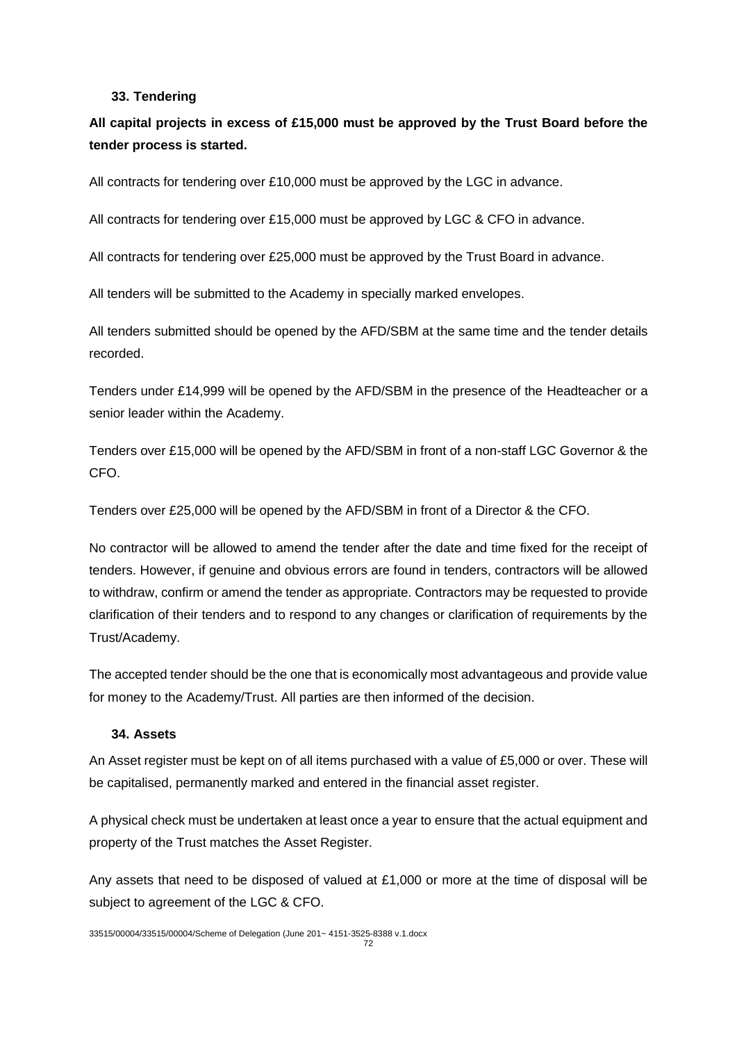### 33. Tendering

**All capital projects in excess of £15,000 must be approved by the Trust Board before the tender process is started.**

All contracts for tendering over £10,000 must be approved by the LGC in advance.

All contracts for tendering over £15,000 must be approved by LGC & CFO in advance.

All contracts for tendering over £25,000 must be approved by the Trust Board in advance.

All tenders will be submitted to the Academy in specially marked envelopes.

All tenders submitted should be opened by the AFD/SBM at the same time and the tender details recorded.

Tenders under £14,999 will be opened by the AFD/SBM in the presence of the Headteacher or a senior leader within the Academy.

Tenders over £15,000 will be opened by the AFD/SBM in front of a non-staff LGC Governor & the CFO.

Tenders over £25,000 will be opened by the AFD/SBM in front of a Director & the CFO.

No contractor will be allowed to amend the tender after the date and time fixed for the receipt of tenders. However, if genuine and obvious errors are found in tenders, contractors will be allowed to withdraw, confirm or amend the tender as appropriate. Contractors may be requested to provide clarification of their tenders and to respond to any changes or clarification of requirements by the Trust/Academy.

The accepted tender should be the one that is economically most advantageous and provide value for money to the Academy/Trust. All parties are then informed of the decision.

### 34. Assets

An Asset register must be kept on of all items purchased with a value of £5,000 or over. These will be capitalised, permanently marked and entered in the financial asset register.

A physical check must be undertaken at least once a year to ensure that the actual equipment and property of the Trust matches the Asset Register.

Any assets that need to be disposed of valued at £1,000 or more at the time of disposal will be subject to agreement of the LGC & CFO.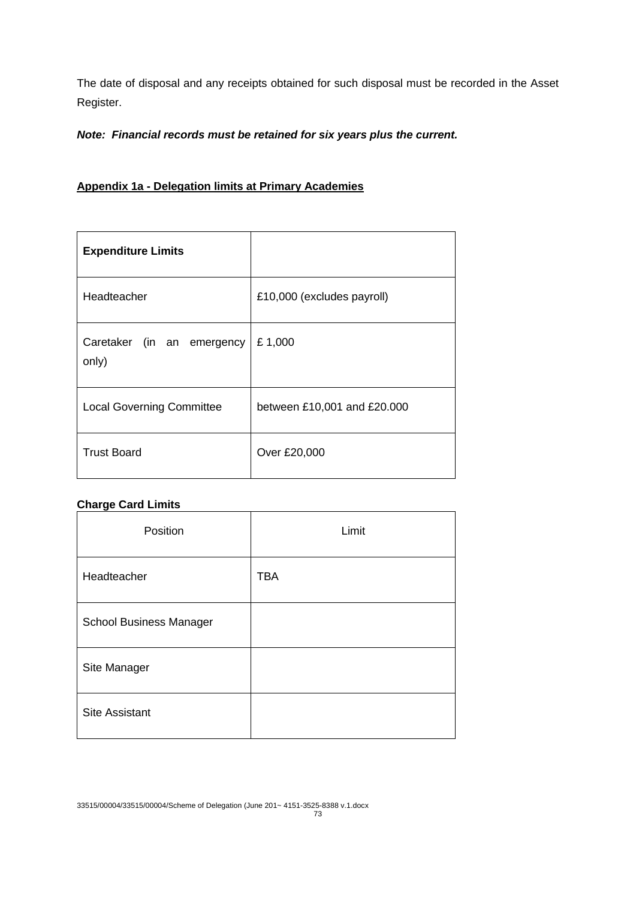The date of disposal and any receipts obtained for such disposal must be recorded in the Asset Register.

***Note: Financial records must be retained for six years plus the current.***

**Appendix 1a - Delegation limits at Primary Academies**

| **Expenditure Limits** | |
|---|---|
| Headteacher | £10,000 (excludes payroll) |
| Caretaker (in an emergency only) | £ 1,000 |
| Local Governing Committee | between £10,001 and £20.000 |
| Trust Board | Over £20,000 |

**Charge Card Limits**

| Position | Limit |
|---|---|
| Headteacher | TBA |
| School Business Manager | |
| Site Manager | |
| Site Assistant | |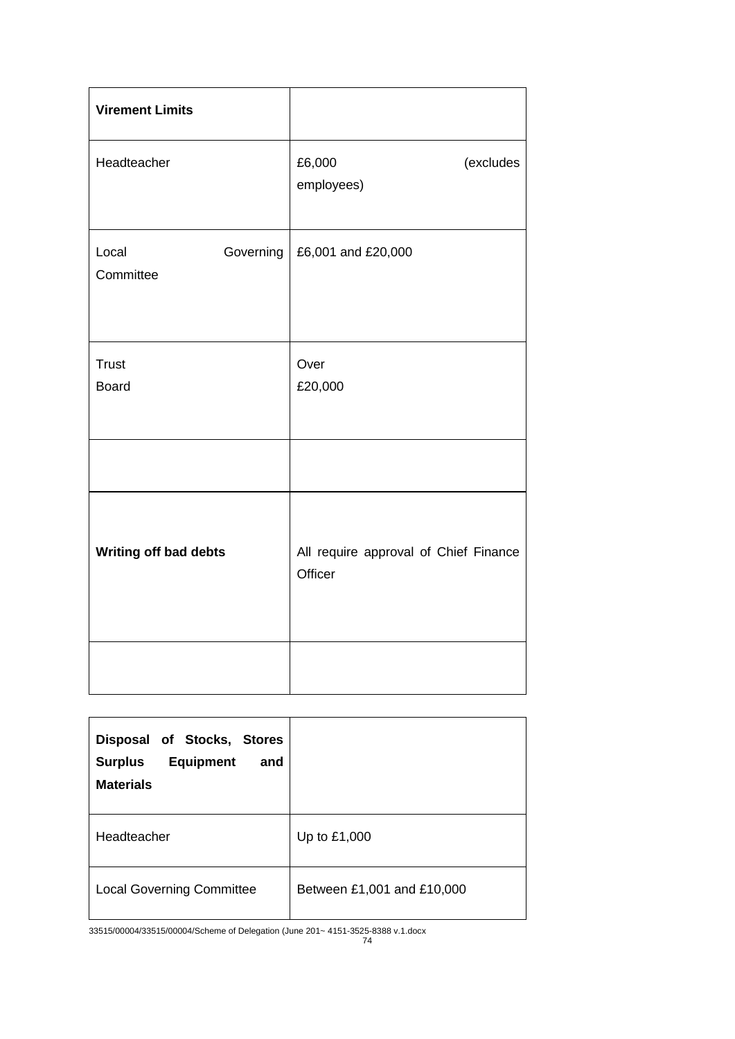| **Virement Limits** | |
|---|---|
| Headteacher | £6,000 (excludes employees) |
| Local Governing Committee | £6,001 and £20,000 |
| Trust Board | Over £20,000 |
| | |
| **Writing off bad debts** | All require approval of Chief Finance Officer |
| | |

| **Disposal of Stocks, Stores Surplus Equipment and Materials** | |
|---|---|
| Headteacher | Up to £1,000 |
| Local Governing Committee | Between £1,001 and £10,000 |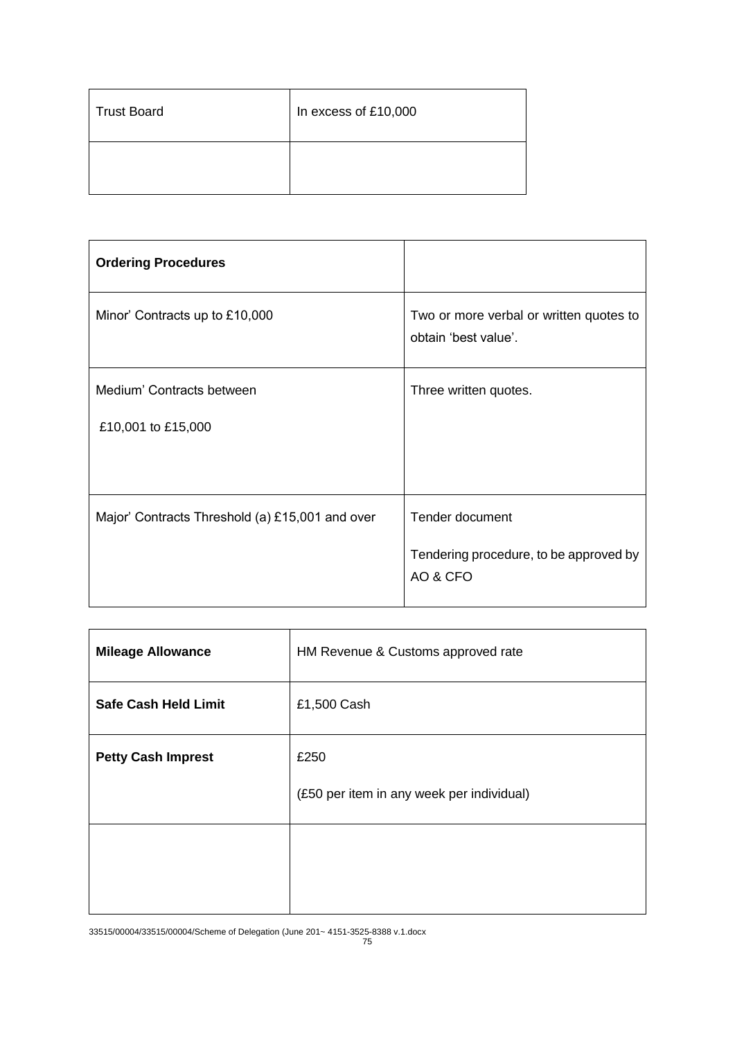| Trust Board | In excess of £10,000 |
| --- | --- |
| | |

| **Ordering Procedures** | |
| --- | --- |
| Minor' Contracts up to £10,000 | Two or more verbal or written quotes to obtain 'best value'. |
| Medium' Contracts between<br><br>£10,001 to £15,000 | Three written quotes. |
| Major' Contracts Threshold (a) £15,001 and over | Tender document<br><br>Tendering procedure, to be approved by AO & CFO |

| **Mileage Allowance** | HM Revenue & Customs approved rate |
| --- | --- |
| **Safe Cash Held Limit** | £1,500 Cash |
| **Petty Cash Imprest** | £250<br><br>(£50 per item in any week per individual) |
| | |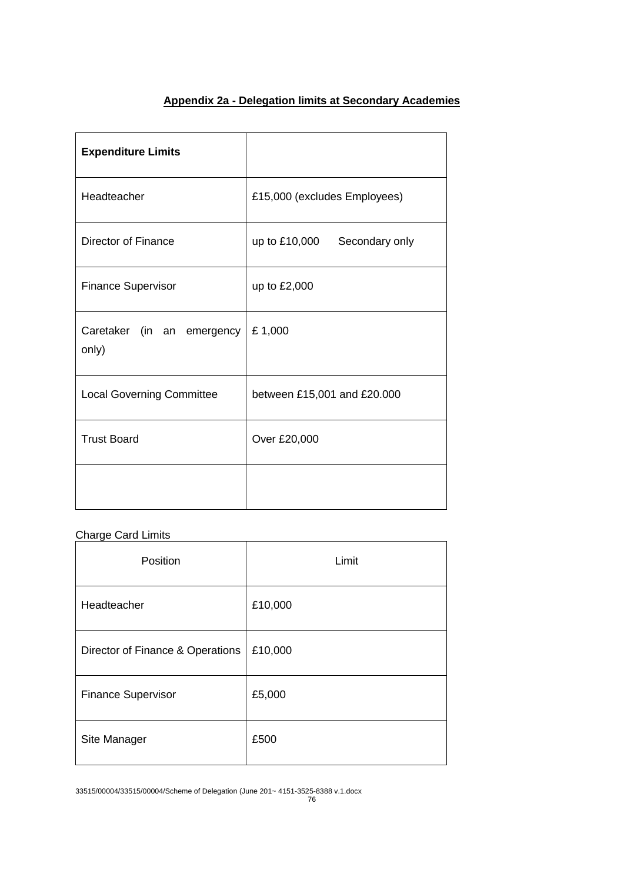## Appendix 2a - Delegation limits at Secondary Academies

| **Expenditure Limits** | |
|---|---|
| Headteacher | £15,000 (excludes Employees) |
| Director of Finance | up to £10,000 Secondary only |
| Finance Supervisor | up to £2,000 |
| Caretaker (in an emergency only) | £ 1,000 |
| Local Governing Committee | between £15,001 and £20.000 |
| Trust Board | Over £20,000 |
| | |

Charge Card Limits

| Position | Limit |
|---|---|
| Headteacher | £10,000 |
| Director of Finance & Operations | £10,000 |
| Finance Supervisor | £5,000 |
| Site Manager | £500 |

33515/00004/33515/00004/Scheme of Delegation (June 201~ 4151-3525-8388 v.1.docx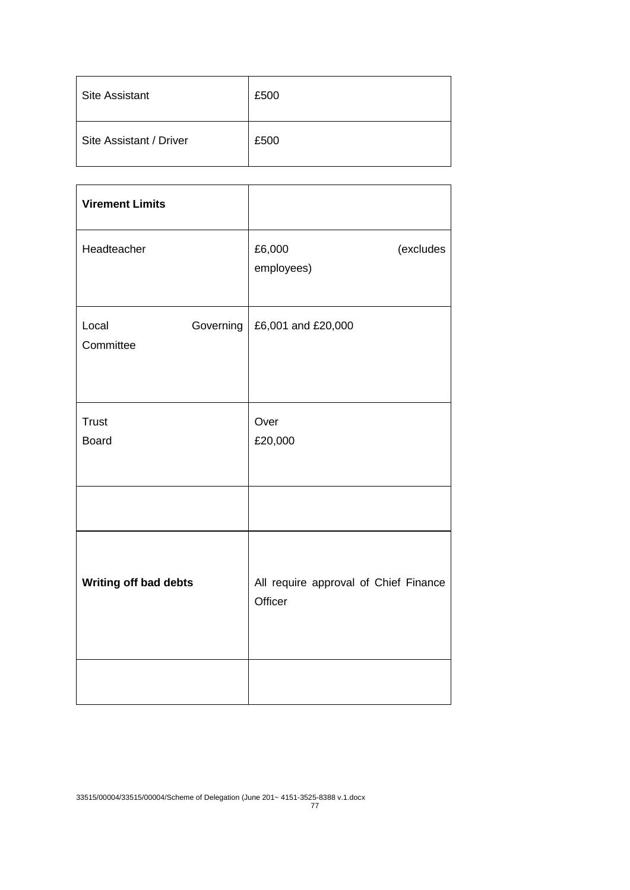| Site Assistant | £500 |
|---|---|
| Site Assistant / Driver | £500 |

| **Virement Limits** | |
|---|---|
| Headteacher | £6,000 (excludes employees) |
| Local Governing Committee | £6,001 and £20,000 |
| Trust Board | Over £20,000 |
| | |
| **Writing off bad debts** | All require approval of Chief Finance Officer |
| | |

33515/00004/33515/00004/Scheme of Delegation (June 201~ 4151-3525-8388 v.1.docx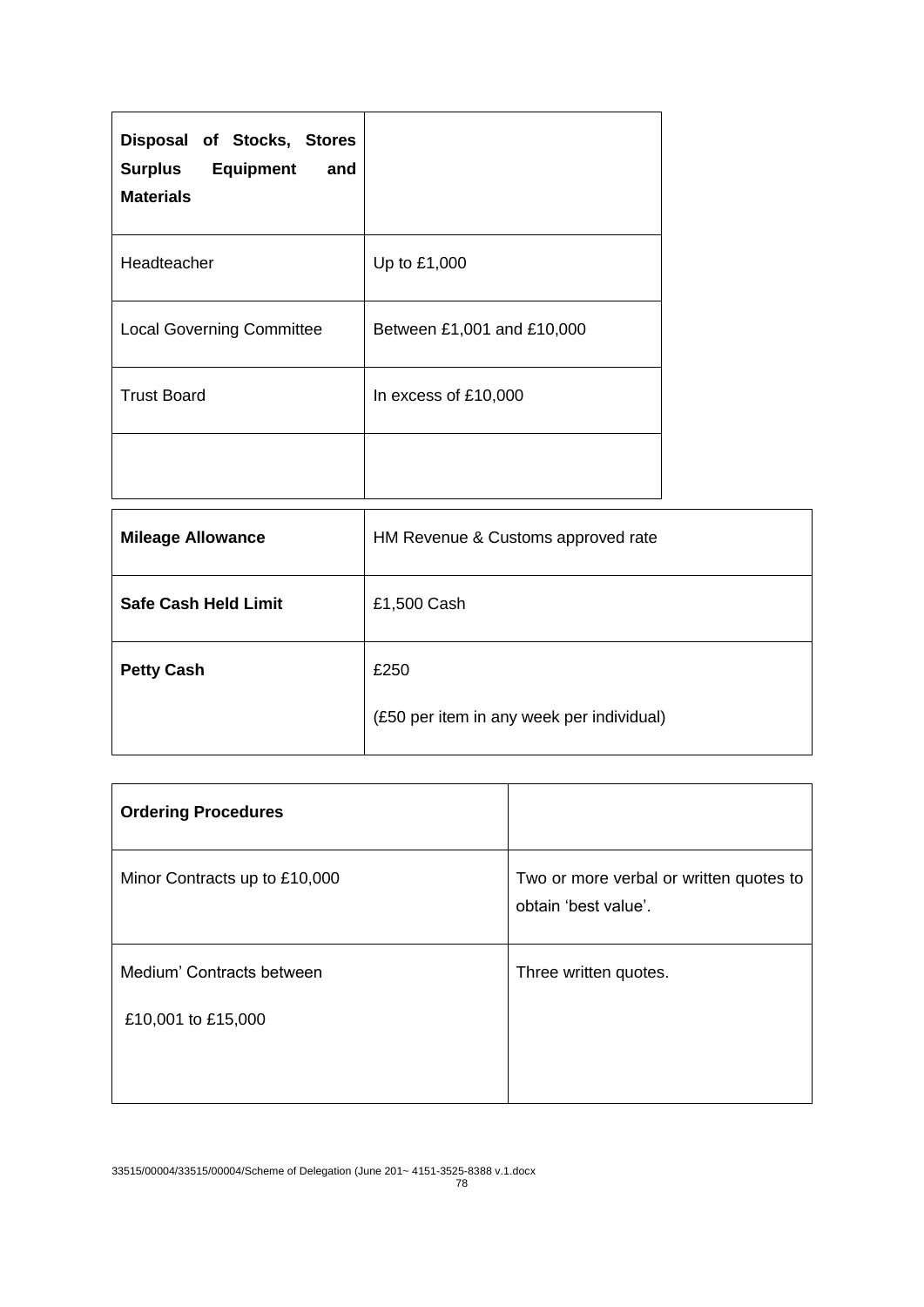| **Disposal of Stocks, Stores Surplus Equipment and Materials** | |
| --- | --- |
| Headteacher | Up to £1,000 |
| Local Governing Committee | Between £1,001 and £10,000 |
| Trust Board | In excess of £10,000 |
| | |

| **Mileage Allowance** | HM Revenue & Customs approved rate |
| --- | --- |
| **Safe Cash Held Limit** | £1,500 Cash |
| **Petty Cash** | £250<br>(£50 per item in any week per individual) |

| **Ordering Procedures** | |
| --- | --- |
| Minor Contracts up to £10,000 | Two or more verbal or written quotes to obtain 'best value'. |
| Medium' Contracts between<br>£10,001 to £15,000 | Three written quotes. |

33515/00004/33515/00004/Scheme of Delegation (June 201~ 4151-3525-8388 v.1.docx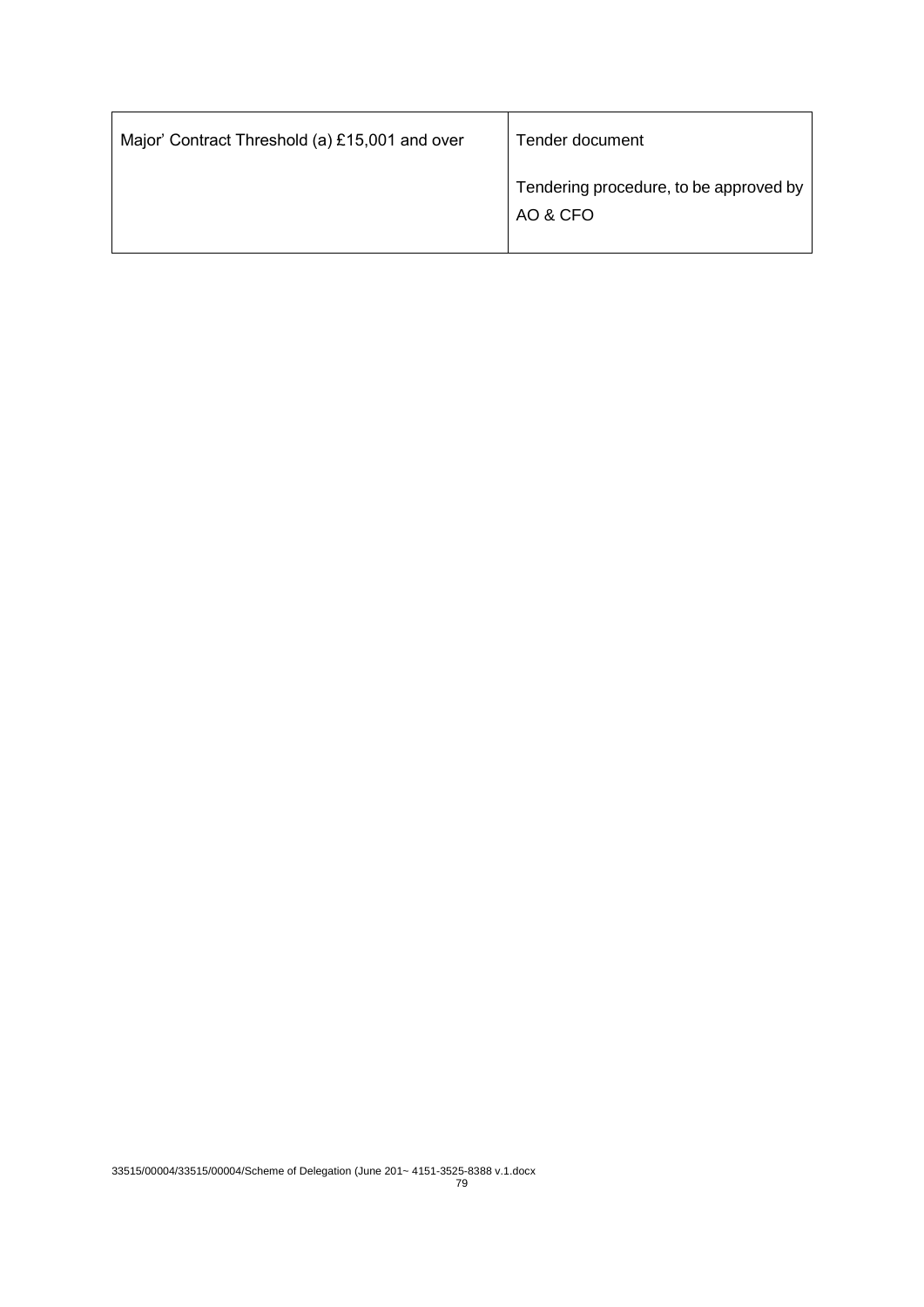| Major’ Contract Threshold (a) £15,001 and over | Tender document<br><br>Tendering procedure, to be approved by AO & CFO |
|---|---|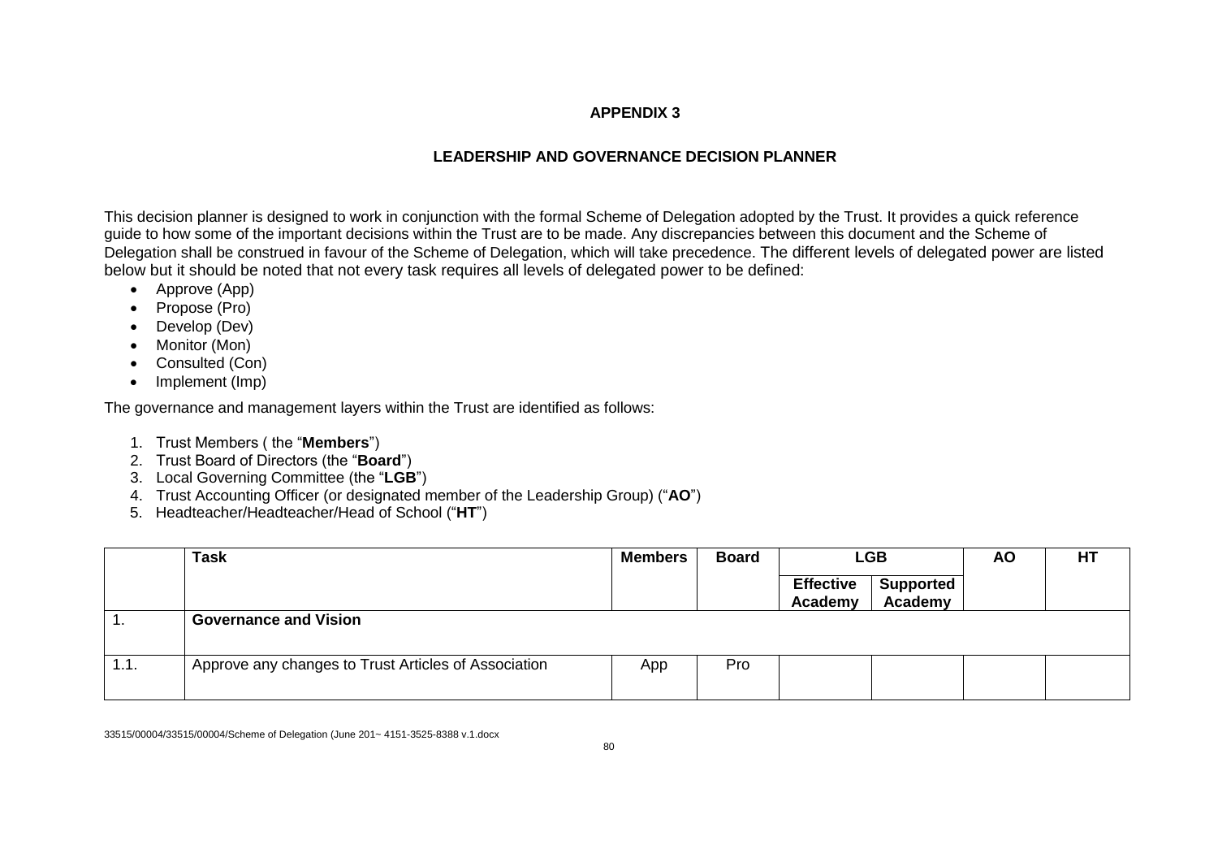# APPENDIX 3

## LEADERSHIP AND GOVERNANCE DECISION PLANNER

This decision planner is designed to work in conjunction with the formal Scheme of Delegation adopted by the Trust. It provides a quick reference guide to how some of the important decisions within the Trust are to be made. Any discrepancies between this document and the Scheme of Delegation shall be construed in favour of the Scheme of Delegation, which will take precedence. The different levels of delegated power are listed below but it should be noted that not every task requires all levels of delegated power to be defined:

- Approve (App)
- Propose (Pro)
- Develop (Dev)
- Monitor (Mon)
- Consulted (Con)
- Implement (Imp)

The governance and management layers within the Trust are identified as follows:

1. Trust Members ( the "**Members**")
2. Trust Board of Directors (the "**Board**")
3. Local Governing Committee (the "**LGB**")
4. Trust Accounting Officer (or designated member of the Leadership Group) ("**AO**")
5. Headteacher/Headteacher/Head of School ("**HT**")

| | **Task** | **Members** | **Board** | **LGB** | | **AO** | **HT** |
|---|---|---|---|---|---|---|---|
| | | | | **Effective Academy** | **Supported Academy** | | |
| 1. | **Governance and Vision** | | | | | | |
| 1.1. | Approve any changes to Trust Articles of Association | App | Pro | | | | |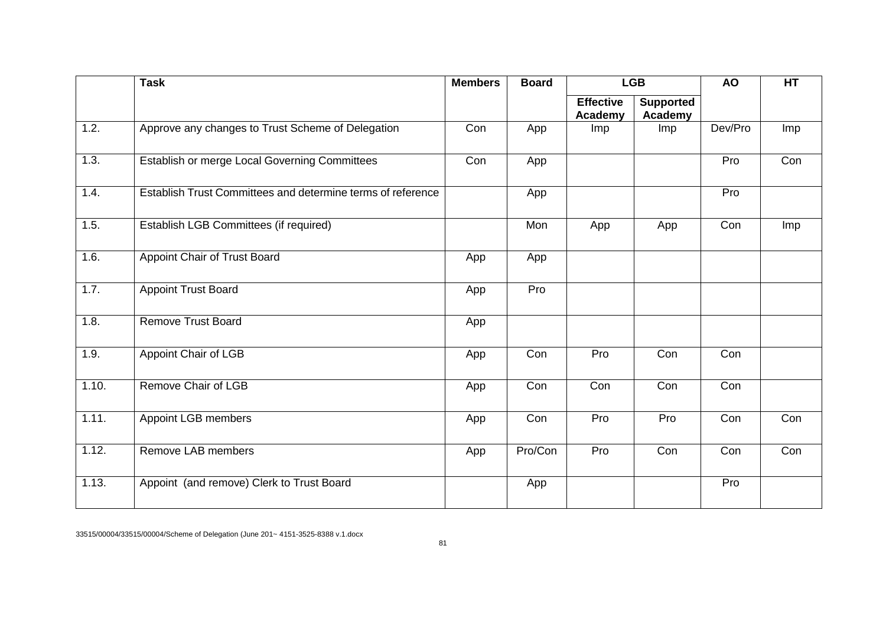| | Task | Members | Board | LGB | | AO | HT |
|---|---|---|---|---|---|---|---|
| | | | | Effective Academy | Supported Academy | | |
| 1.2. | Approve any changes to Trust Scheme of Delegation | Con | App | Imp | Imp | Dev/Pro | Imp |
| 1.3. | Establish or merge Local Governing Committees | Con | App | | | Pro | Con |
| 1.4. | Establish Trust Committees and determine terms of reference | | App | | | Pro | |
| 1.5. | Establish LGB Committees (if required) | | Mon | App | App | Con | Imp |
| 1.6. | Appoint Chair of Trust Board | App | App | | | | |
| 1.7. | Appoint Trust Board | App | Pro | | | | |
| 1.8. | Remove Trust Board | App | | | | | |
| 1.9. | Appoint Chair of LGB | App | Con | Pro | Con | Con | |
| 1.10. | Remove Chair of LGB | App | Con | Con | Con | Con | |
| 1.11. | Appoint LGB members | App | Con | Pro | Pro | Con | Con |
| 1.12. | Remove LAB members | App | Pro/Con | Pro | Con | Con | Con |
| 1.13. | Appoint (and remove) Clerk to Trust Board | | App | | | Pro | |

33515/00004/33515/00004/Scheme of Delegation (June 201~ 4151-3525-8388 v.1.docx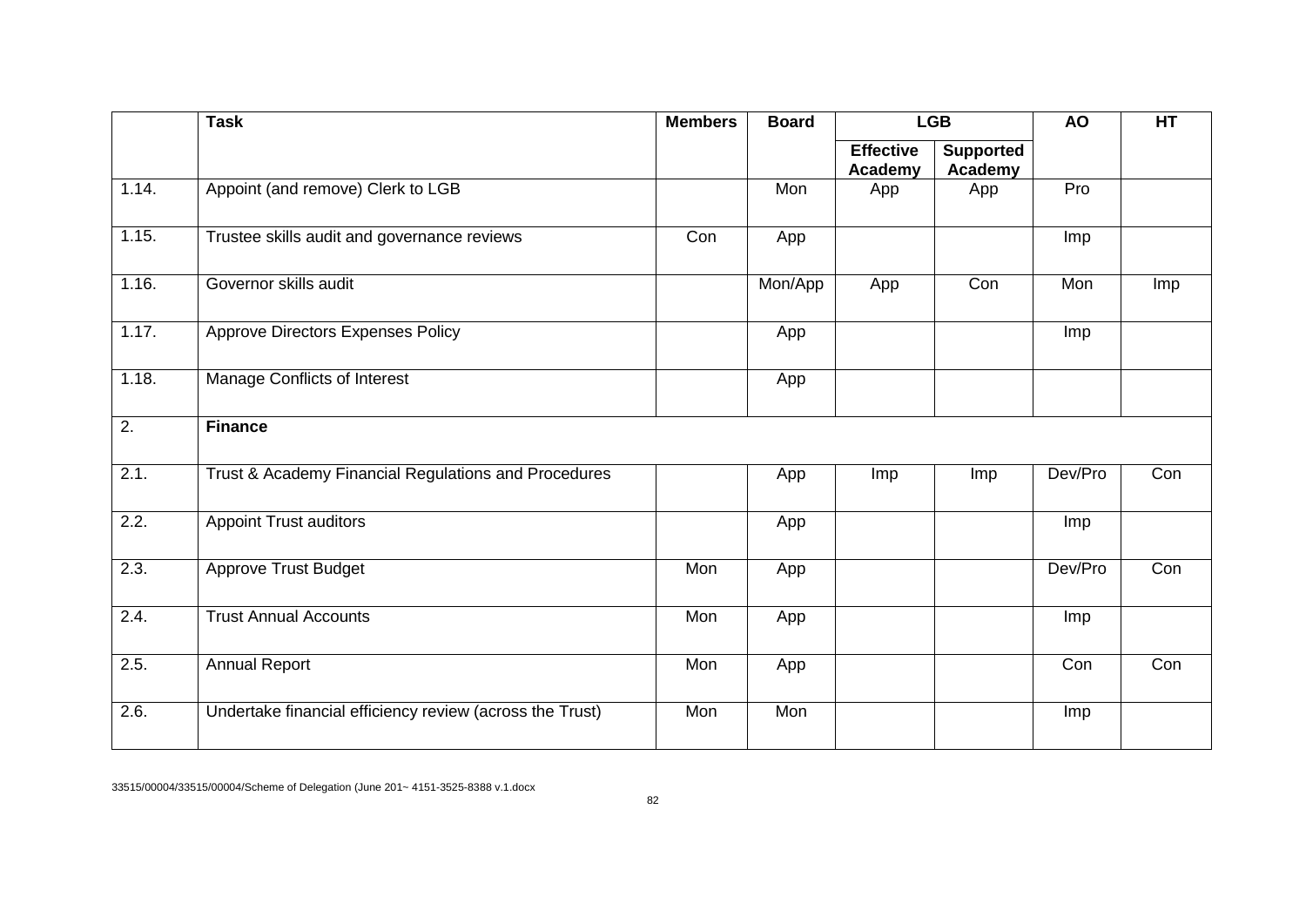| | Task | Members | Board | LGB | | AO | HT |
|---|---|---|---|---|---|---|---|
| | | | | Effective Academy | Supported Academy | | |
| 1.14. | Appoint (and remove) Clerk to LGB | | Mon | App | App | Pro | |
| 1.15. | Trustee skills audit and governance reviews | Con | App | | | Imp | |
| 1.16. | Governor skills audit | | Mon/App | App | Con | Mon | Imp |
| 1.17. | Approve Directors Expenses Policy | | App | | | Imp | |
| 1.18. | Manage Conflicts of Interest | | App | | | | |
| 2. | **Finance** | | | | | | |
| 2.1. | Trust & Academy Financial Regulations and Procedures | | App | Imp | Imp | Dev/Pro | Con |
| 2.2. | Appoint Trust auditors | | App | | | Imp | |
| 2.3. | Approve Trust Budget | Mon | App | | | Dev/Pro | Con |
| 2.4. | Trust Annual Accounts | Mon | App | | | Imp | |
| 2.5. | Annual Report | Mon | App | | | Con | Con |
| 2.6. | Undertake financial efficiency review (across the Trust) | Mon | Mon | | | Imp | |

33515/00004/33515/00004/Scheme of Delegation (June 201~ 4151-3525-8388 v.1.docx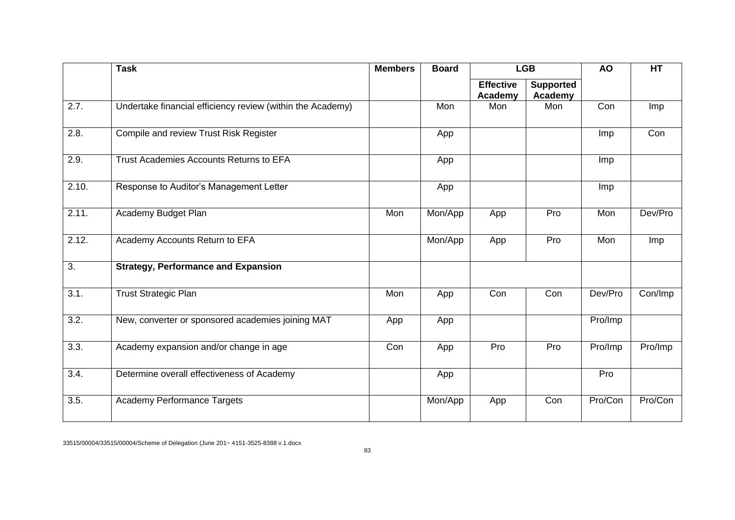| | Task | Members | Board | LGB | | AO | HT |
|---|---|---|---|---|---|---|---|
| | | | | Effective Academy | Supported Academy | | |
| 2.7. | Undertake financial efficiency review (within the Academy) | | Mon | Mon | Mon | Con | Imp |
| 2.8. | Compile and review Trust Risk Register | | App | | | Imp | Con |
| 2.9. | Trust Academies Accounts Returns to EFA | | App | | | Imp | |
| 2.10. | Response to Auditor's Management Letter | | App | | | Imp | |
| 2.11. | Academy Budget Plan | Mon | Mon/App | App | Pro | Mon | Dev/Pro |
| 2.12. | Academy Accounts Return to EFA | | Mon/App | App | Pro | Mon | Imp |
| 3. | **Strategy, Performance and Expansion** | | | | | | |
| 3.1. | Trust Strategic Plan | Mon | App | Con | Con | Dev/Pro | Con/Imp |
| 3.2. | New, converter or sponsored academies joining MAT | App | App | | | Pro/Imp | |
| 3.3. | Academy expansion and/or change in age | Con | App | Pro | Pro | Pro/Imp | Pro/Imp |
| 3.4. | Determine overall effectiveness of Academy | | App | | | Pro | |
| 3.5. | Academy Performance Targets | | Mon/App | App | Con | Pro/Con | Pro/Con |

33515/00004/33515/00004/Scheme of Delegation (June 201~ 4151-3525-8388 v.1.docx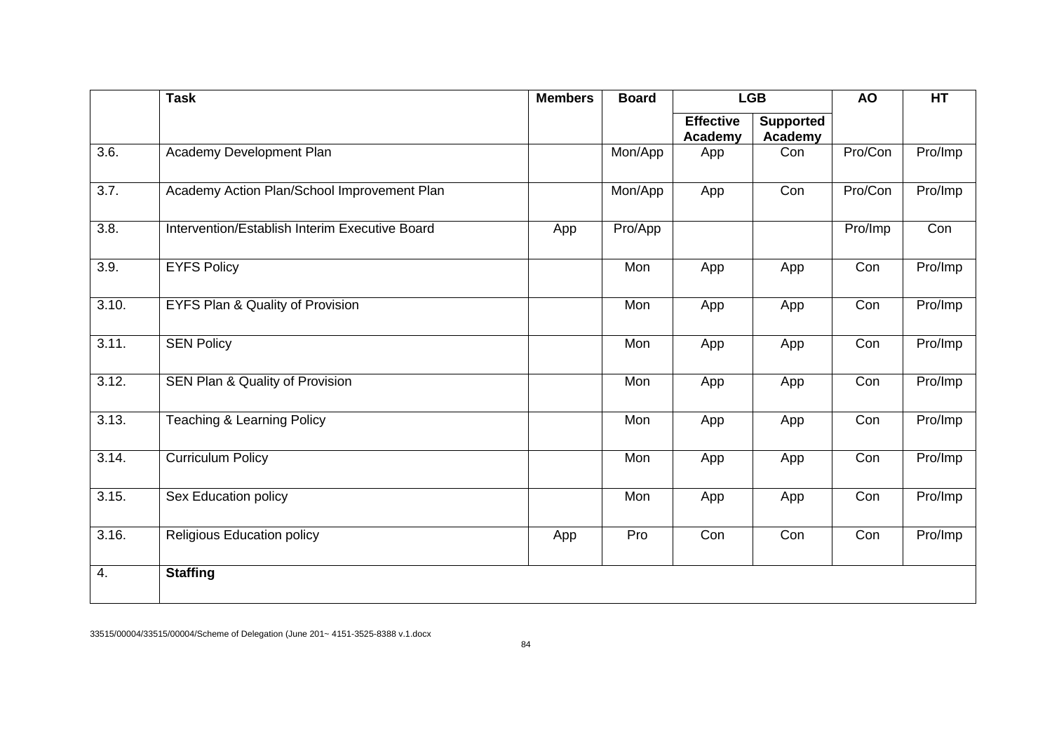| | Task | Members | Board | LGB | | AO | HT |
|---|---|---|---|---|---|---|---|
| | | | | Effective Academy | Supported Academy | | |
| 3.6. | Academy Development Plan | | Mon/App | App | Con | Pro/Con | Pro/Imp |
| 3.7. | Academy Action Plan/School Improvement Plan | | Mon/App | App | Con | Pro/Con | Pro/Imp |
| 3.8. | Intervention/Establish Interim Executive Board | App | Pro/App | | | Pro/Imp | Con |
| 3.9. | EYFS Policy | | Mon | App | App | Con | Pro/Imp |
| 3.10. | EYFS Plan & Quality of Provision | | Mon | App | App | Con | Pro/Imp |
| 3.11. | SEN Policy | | Mon | App | App | Con | Pro/Imp |
| 3.12. | SEN Plan & Quality of Provision | | Mon | App | App | Con | Pro/Imp |
| 3.13. | Teaching & Learning Policy | | Mon | App | App | Con | Pro/Imp |
| 3.14. | Curriculum Policy | | Mon | App | App | Con | Pro/Imp |
| 3.15. | Sex Education policy | | Mon | App | App | Con | Pro/Imp |
| 3.16. | Religious Education policy | App | Pro | Con | Con | Con | Pro/Imp |
| 4. | **Staffing** | | | | | | |

33515/00004/33515/00004/Scheme of Delegation (June 201~ 4151-3525-8388 v.1.docx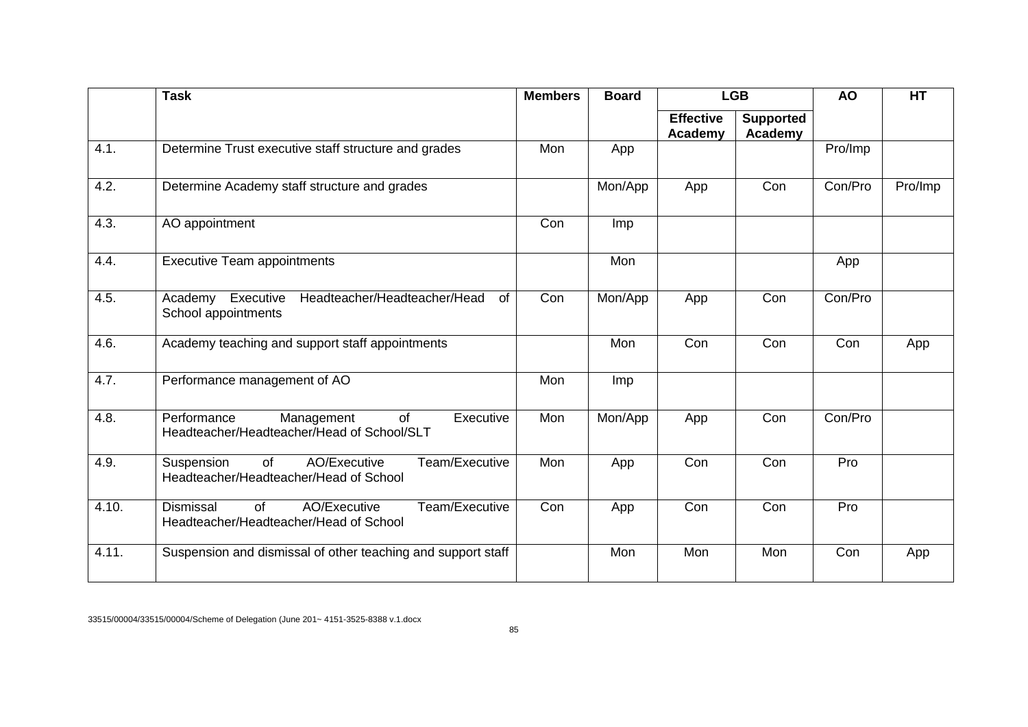| | Task | Members | Board | LGB | | AO | HT |
|---|---|---|---|---|---|---|---|
| | | | | Effective Academy | Supported Academy | | |
| 4.1. | Determine Trust executive staff structure and grades | Mon | App | | | Pro/Imp | |
| 4.2. | Determine Academy staff structure and grades | | Mon/App | App | Con | Con/Pro | Pro/Imp |
| 4.3. | AO appointment | Con | Imp | | | | |
| 4.4. | Executive Team appointments | | Mon | | | App | |
| 4.5. | Academy Executive Headteacher/Headteacher/Head of School appointments | Con | Mon/App | App | Con | Con/Pro | |
| 4.6. | Academy teaching and support staff appointments | | Mon | Con | Con | Con | App |
| 4.7. | Performance management of AO | Mon | Imp | | | | |
| 4.8. | Performance Management of Executive Headteacher/Headteacher/Head of School/SLT | Mon | Mon/App | App | Con | Con/Pro | |
| 4.9. | Suspension of AO/Executive Team/Executive Headteacher/Headteacher/Head of School | Mon | App | Con | Con | Pro | |
| 4.10. | Dismissal of AO/Executive Team/Executive Headteacher/Headteacher/Head of School | Con | App | Con | Con | Pro | |
| 4.11. | Suspension and dismissal of other teaching and support staff | | Mon | Mon | Mon | Con | App |

33515/00004/33515/00004/Scheme of Delegation (June 201~ 4151-3525-8388 v.1.docx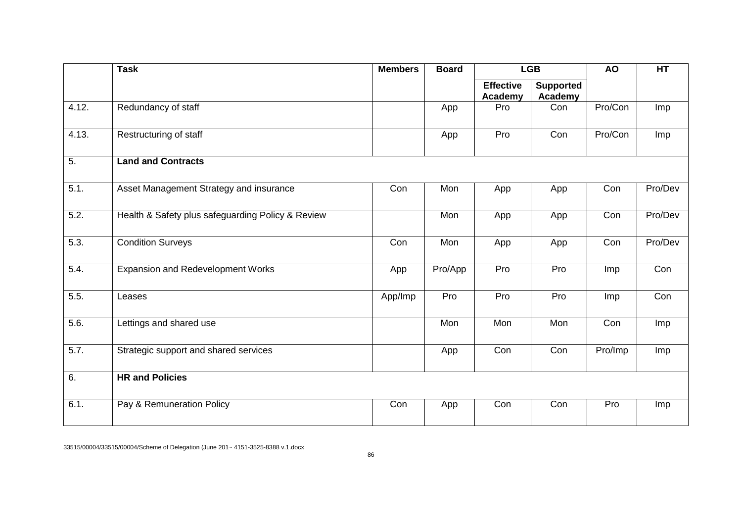| | Task | Members | Board | LGB | | AO | HT |
|---|---|---|---|---|---|---|---|
| | | | | Effective Academy | Supported Academy | | |
| 4.12. | Redundancy of staff | | App | Pro | Con | Pro/Con | Imp |
| 4.13. | Restructuring of staff | | App | Pro | Con | Pro/Con | Imp |
| 5. | **Land and Contracts** | | | | | | |
| 5.1. | Asset Management Strategy and insurance | Con | Mon | App | App | Con | Pro/Dev |
| 5.2. | Health & Safety plus safeguarding Policy & Review | | Mon | App | App | Con | Pro/Dev |
| 5.3. | Condition Surveys | Con | Mon | App | App | Con | Pro/Dev |
| 5.4. | Expansion and Redevelopment Works | App | Pro/App | Pro | Pro | Imp | Con |
| 5.5. | Leases | App/Imp | Pro | Pro | Pro | Imp | Con |
| 5.6. | Lettings and shared use | | Mon | Mon | Mon | Con | Imp |
| 5.7. | Strategic support and shared services | | App | Con | Con | Pro/Imp | Imp |
| 6. | **HR and Policies** | | | | | | |
| 6.1. | Pay & Remuneration Policy | Con | App | Con | Con | Pro | Imp |

33515/00004/33515/00004/Scheme of Delegation (June 201~ 4151-3525-8388 v.1.docx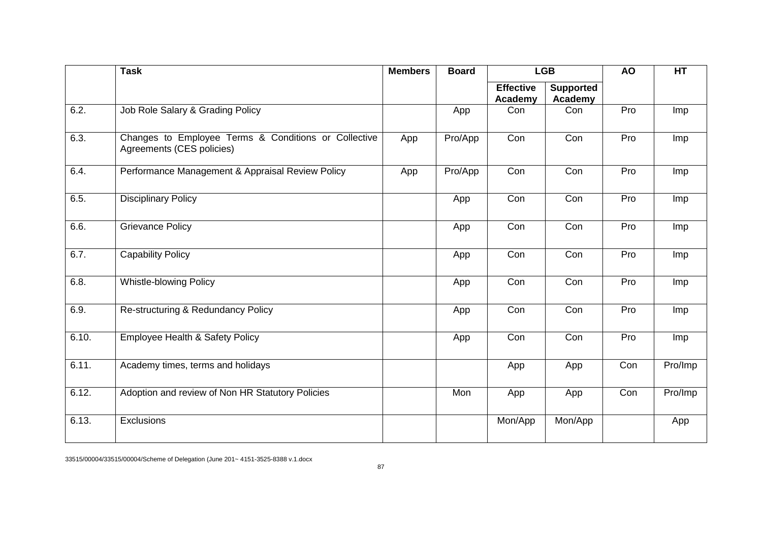|  | Task | Members | Board | LGB |  | AO | HT |
|---|---|---|---|---|---|---|---|
|  |  |  |  | Effective Academy | Supported Academy |  |  |
| 6.2. | Job Role Salary & Grading Policy |  | App | Con | Con | Pro | Imp |
| 6.3. | Changes to Employee Terms & Conditions or Collective Agreements (CES policies) | App | Pro/App | Con | Con | Pro | Imp |
| 6.4. | Performance Management & Appraisal Review Policy | App | Pro/App | Con | Con | Pro | Imp |
| 6.5. | Disciplinary Policy |  | App | Con | Con | Pro | Imp |
| 6.6. | Grievance Policy |  | App | Con | Con | Pro | Imp |
| 6.7. | Capability Policy |  | App | Con | Con | Pro | Imp |
| 6.8. | Whistle-blowing Policy |  | App | Con | Con | Pro | Imp |
| 6.9. | Re-structuring & Redundancy Policy |  | App | Con | Con | Pro | Imp |
| 6.10. | Employee Health & Safety Policy |  | App | Con | Con | Pro | Imp |
| 6.11. | Academy times, terms and holidays |  |  | App | App | Con | Pro/Imp |
| 6.12. | Adoption and review of Non HR Statutory Policies |  | Mon | App | App | Con | Pro/Imp |
| 6.13. | Exclusions |  |  | Mon/App | Mon/App |  | App |

33515/00004/33515/00004/Scheme of Delegation (June 201~ 4151-3525-8388 v.1.docx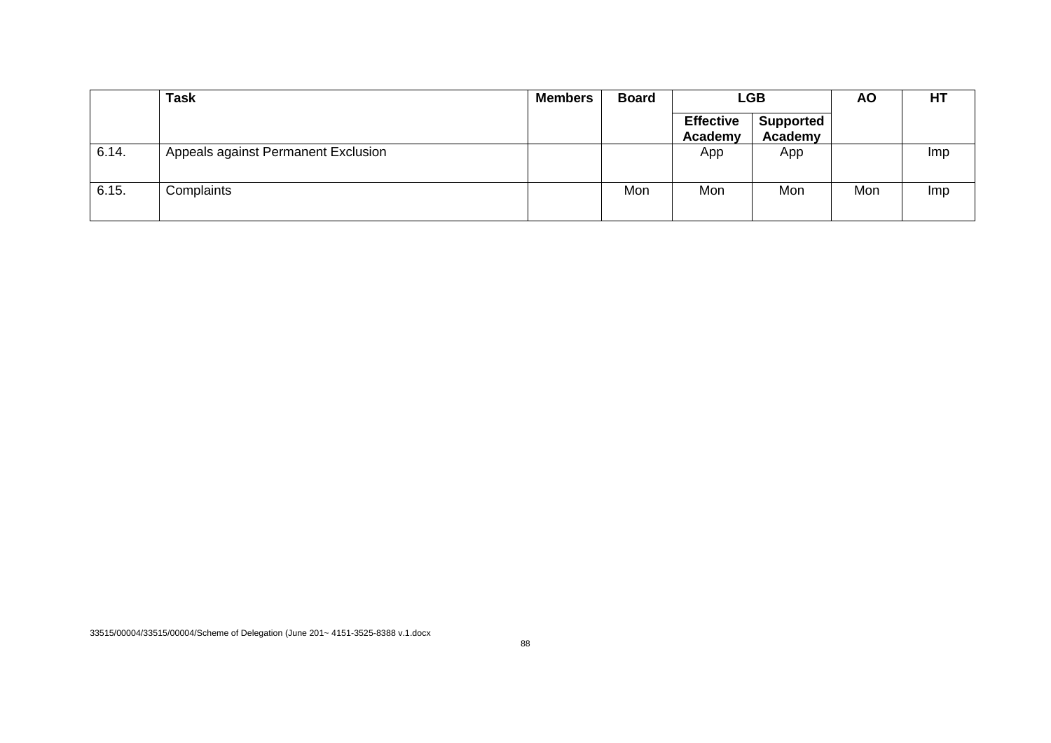| | Task | Members | Board | LGB | | AO | HT |
|---|---|---|---|---|---|---|---|
| | | | | Effective Academy | Supported Academy | | |
| 6.14. | Appeals against Permanent Exclusion | | | App | App | | Imp |
| 6.15. | Complaints | | Mon | Mon | Mon | Mon | Imp |

33515/00004/33515/00004/Scheme of Delegation (June 201~ 4151-3525-8388 v.1.docx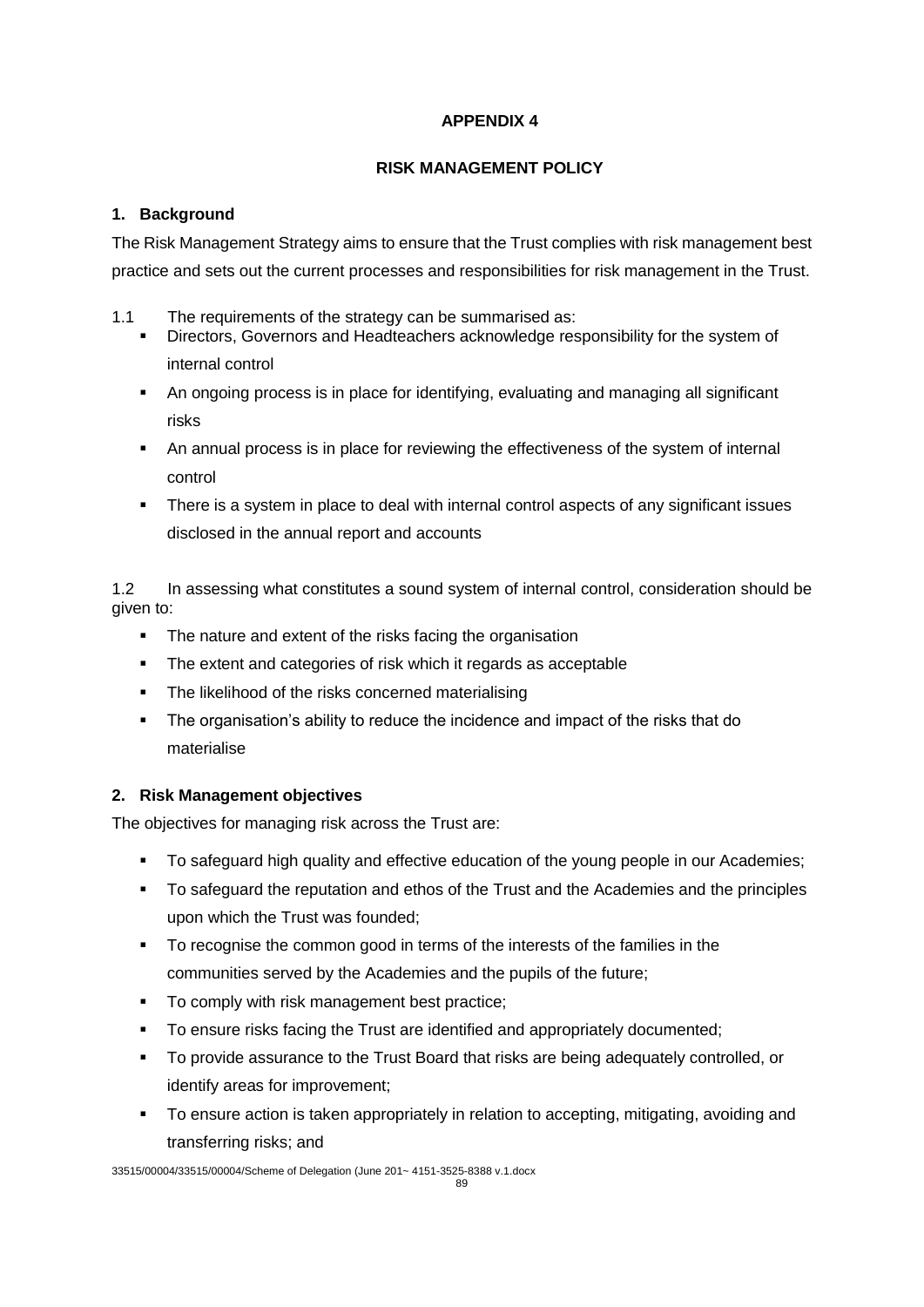**APPENDIX 4**

**RISK MANAGEMENT POLICY**

## 1. Background

The Risk Management Strategy aims to ensure that the Trust complies with risk management best practice and sets out the current processes and responsibilities for risk management in the Trust.

1.1 The requirements of the strategy can be summarised as:

- Directors, Governors and Headteachers acknowledge responsibility for the system of internal control
- An ongoing process is in place for identifying, evaluating and managing all significant risks
- An annual process is in place for reviewing the effectiveness of the system of internal control
- There is a system in place to deal with internal control aspects of any significant issues disclosed in the annual report and accounts

1.2 In assessing what constitutes a sound system of internal control, consideration should be given to:

- The nature and extent of the risks facing the organisation
- The extent and categories of risk which it regards as acceptable
- The likelihood of the risks concerned materialising
- The organisation's ability to reduce the incidence and impact of the risks that do materialise

## 2. Risk Management objectives

The objectives for managing risk across the Trust are:

- To safeguard high quality and effective education of the young people in our Academies;
- To safeguard the reputation and ethos of the Trust and the Academies and the principles upon which the Trust was founded;
- To recognise the common good in terms of the interests of the families in the communities served by the Academies and the pupils of the future;
- To comply with risk management best practice;
- To ensure risks facing the Trust are identified and appropriately documented;
- To provide assurance to the Trust Board that risks are being adequately controlled, or identify areas for improvement;
- To ensure action is taken appropriately in relation to accepting, mitigating, avoiding and transferring risks; and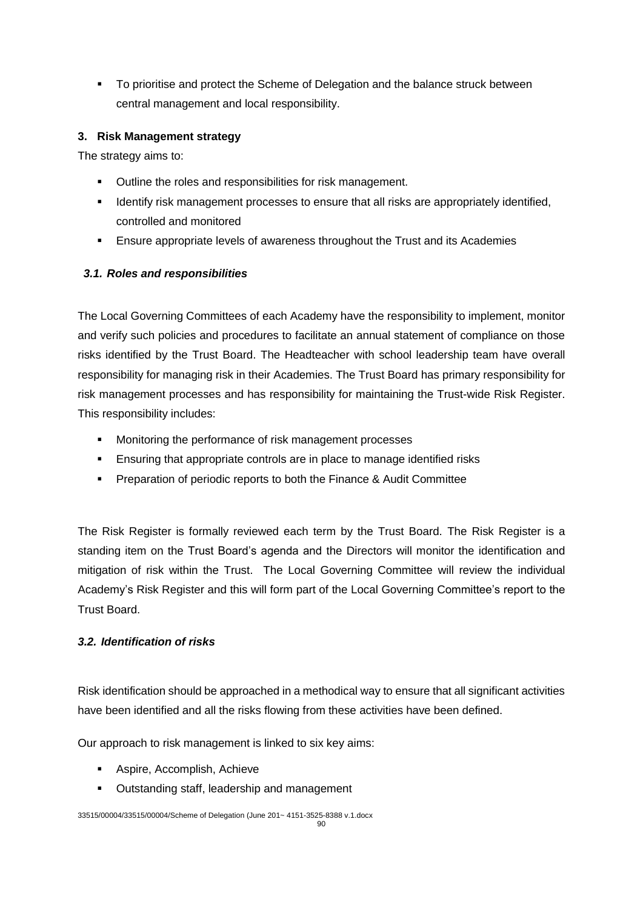- To prioritise and protect the Scheme of Delegation and the balance struck between central management and local responsibility.

### 3. Risk Management strategy

The strategy aims to:

- Outline the roles and responsibilities for risk management.
- Identify risk management processes to ensure that all risks are appropriately identified, controlled and monitored
- Ensure appropriate levels of awareness throughout the Trust and its Academies

#### *3.1. Roles and responsibilities*

The Local Governing Committees of each Academy have the responsibility to implement, monitor and verify such policies and procedures to facilitate an annual statement of compliance on those risks identified by the Trust Board. The Headteacher with school leadership team have overall responsibility for managing risk in their Academies. The Trust Board has primary responsibility for risk management processes and has responsibility for maintaining the Trust-wide Risk Register. This responsibility includes:

- Monitoring the performance of risk management processes
- Ensuring that appropriate controls are in place to manage identified risks
- Preparation of periodic reports to both the Finance & Audit Committee

The Risk Register is formally reviewed each term by the Trust Board. The Risk Register is a standing item on the Trust Board's agenda and the Directors will monitor the identification and mitigation of risk within the Trust. The Local Governing Committee will review the individual Academy's Risk Register and this will form part of the Local Governing Committee's report to the Trust Board.

#### *3.2. Identification of risks*

Risk identification should be approached in a methodical way to ensure that all significant activities have been identified and all the risks flowing from these activities have been defined.

Our approach to risk management is linked to six key aims:

- Aspire, Accomplish, Achieve
- Outstanding staff, leadership and management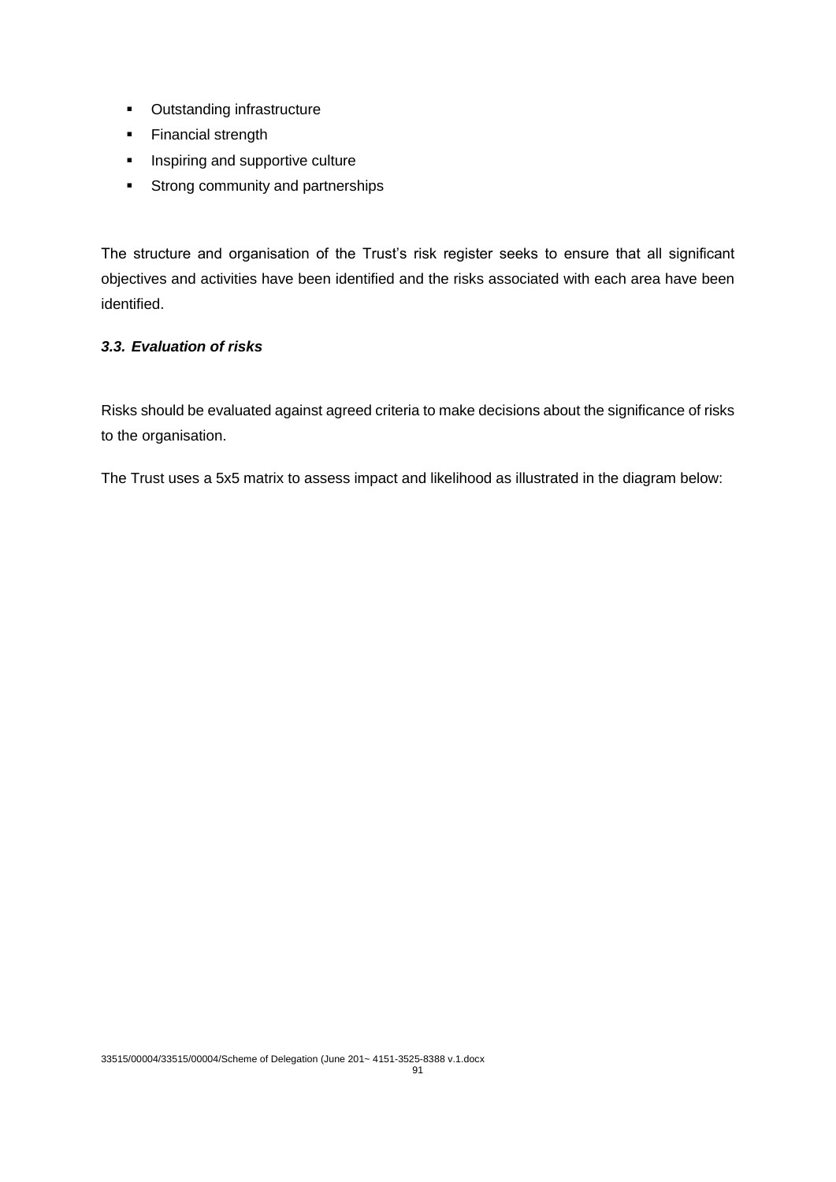- Outstanding infrastructure
- Financial strength
- Inspiring and supportive culture
- Strong community and partnerships

The structure and organisation of the Trust's risk register seeks to ensure that all significant objectives and activities have been identified and the risks associated with each area have been identified.

### *3.3. Evaluation of risks*

Risks should be evaluated against agreed criteria to make decisions about the significance of risks to the organisation.

The Trust uses a 5x5 matrix to assess impact and likelihood as illustrated in the diagram below: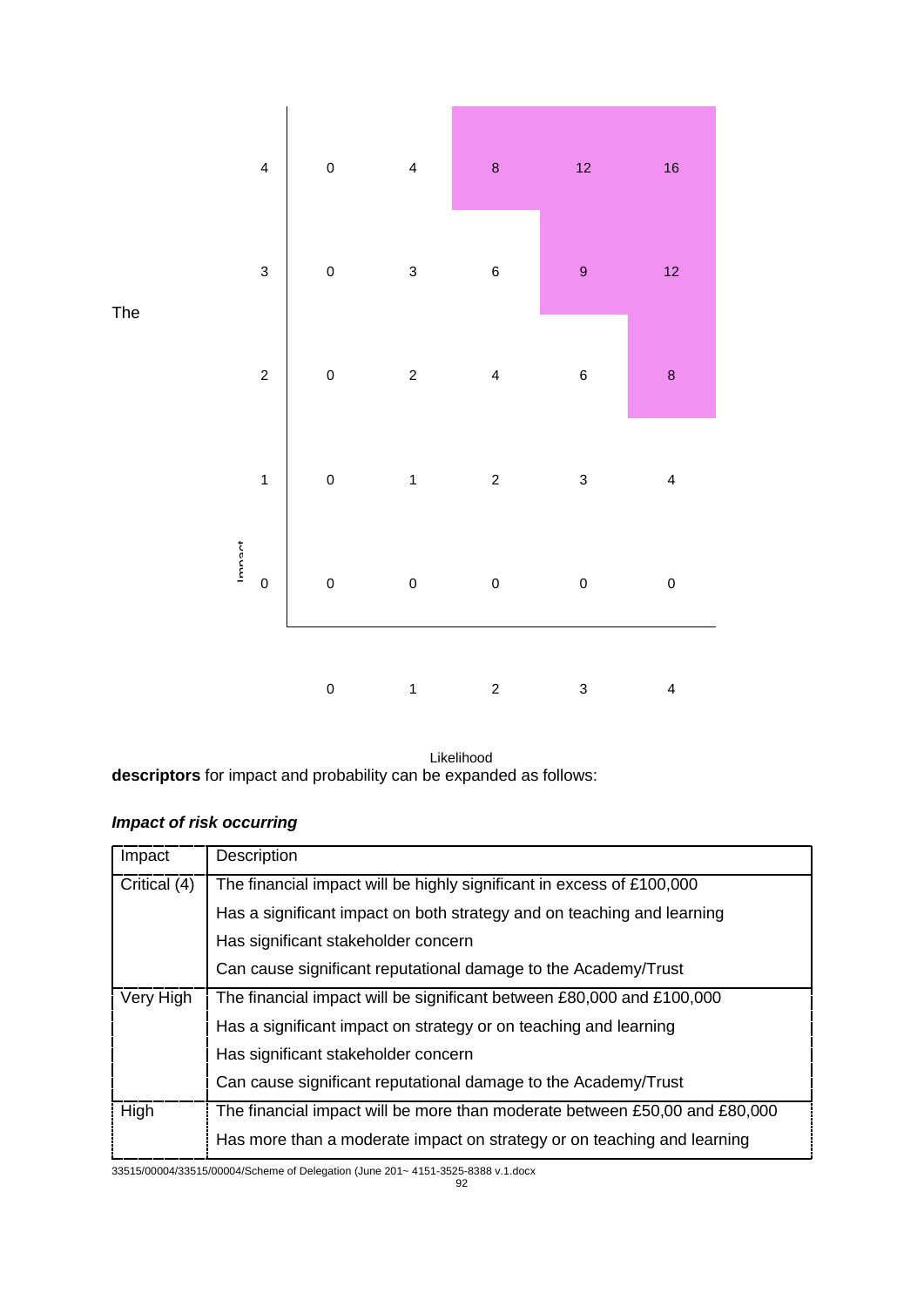| Impact | | | | | |
|---|---|---|---|---|---|
| 4 | 0 | 4 | 8 | 12 | 16 |
| 3 | 0 | 3 | 6 | 9 | 12 |
| 2 | 0 | 2 | 4 | 6 | 8 |
| 1 | 0 | 1 | 2 | 3 | 4 |
| 0 | 0 | 0 | 0 | 0 | 0 |
| | 0 | 1 | 2 | 3 | 4 |
| | | | Likelihood | | |

The **descriptors** for impact and probability can be expanded as follows:

***Impact of risk occurring***

| Impact | Description |
|---|---|
| Critical (4) | The financial impact will be highly significant in excess of £100,000 |
| | Has a significant impact on both strategy and on teaching and learning |
| | Has significant stakeholder concern |
| | Can cause significant reputational damage to the Academy/Trust |
| Very High | The financial impact will be significant between £80,000 and £100,000 |
| | Has a significant impact on strategy or on teaching and learning |
| | Has significant stakeholder concern |
| | Can cause significant reputational damage to the Academy/Trust |
| High | The financial impact will be more than moderate between £50,00 and £80,000 |
| | Has more than a moderate impact on strategy or on teaching and learning |

33515/00004/33515/00004/Scheme of Delegation (June 201~ 4151-3525-8388 v.1.docx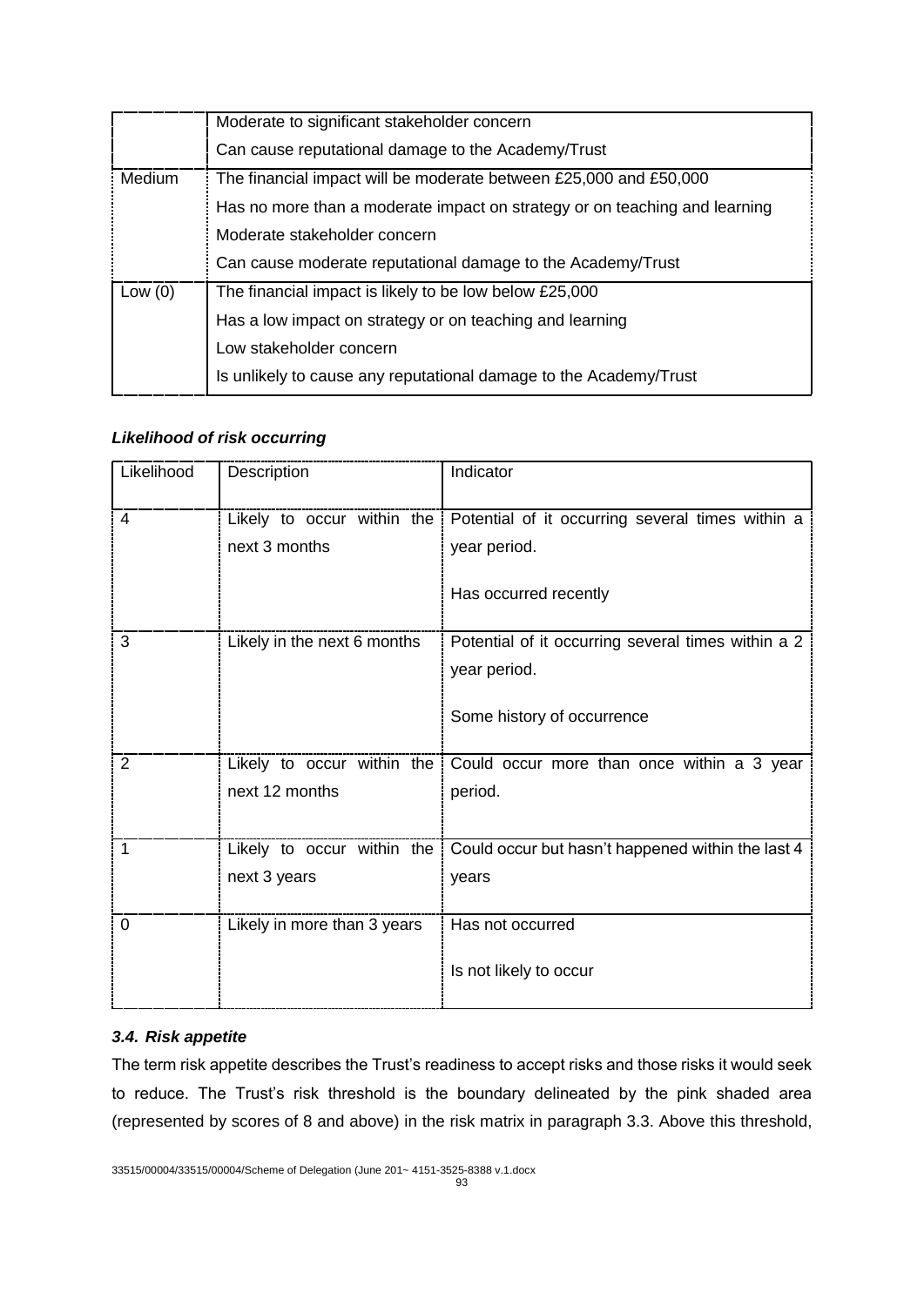| | |
|---|---|
| | Moderate to significant stakeholder concern<br>Can cause reputational damage to the Academy/Trust |
| Medium | The financial impact will be moderate between £25,000 and £50,000<br>Has no more than a moderate impact on strategy or on teaching and learning<br>Moderate stakeholder concern<br>Can cause moderate reputational damage to the Academy/Trust |
| Low (0) | The financial impact is likely to be low below £25,000<br>Has a low impact on strategy or on teaching and learning<br>Low stakeholder concern<br>Is unlikely to cause any reputational damage to the Academy/Trust |

***Likelihood of risk occurring***

| Likelihood | Description | Indicator |
|---|---|---|
| 4 | Likely to occur within the next 3 months | Potential of it occurring several times within a year period.<br><br>Has occurred recently |
| 3 | Likely in the next 6 months | Potential of it occurring several times within a 2 year period.<br><br>Some history of occurrence |
| 2 | Likely to occur within the next 12 months | Could occur more than once within a 3 year period. |
| 1 | Likely to occur within the next 3 years | Could occur but hasn't happened within the last 4 years |
| 0 | Likely in more than 3 years | Has not occurred<br><br>Is not likely to occur |

### *3.4. Risk appetite*

The term risk appetite describes the Trust's readiness to accept risks and those risks it would seek to reduce. The Trust's risk threshold is the boundary delineated by the pink shaded area (represented by scores of 8 and above) in the risk matrix in paragraph 3.3. Above this threshold,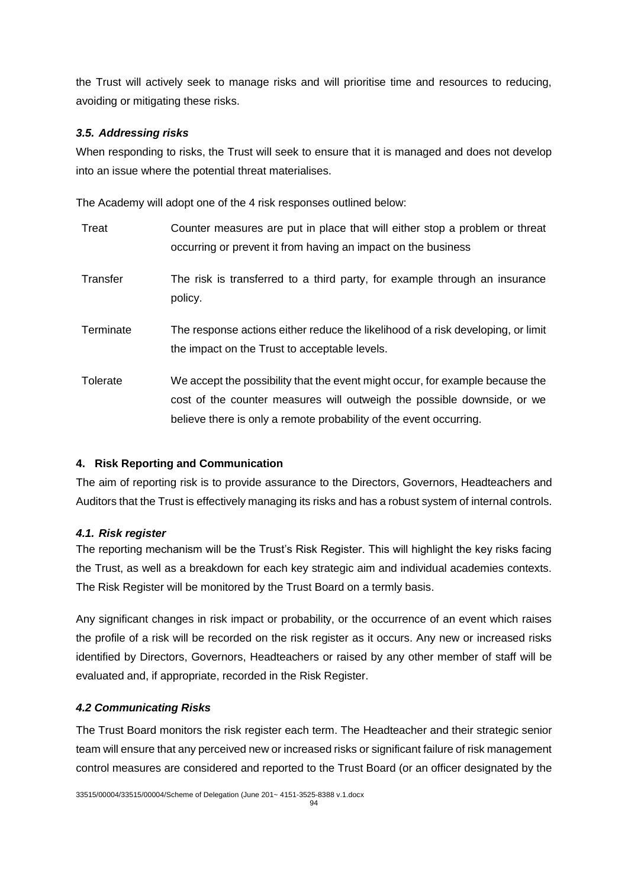the Trust will actively seek to manage risks and will prioritise time and resources to reducing, avoiding or mitigating these risks.

### *3.5. Addressing risks*

When responding to risks, the Trust will seek to ensure that it is managed and does not develop into an issue where the potential threat materialises.

The Academy will adopt one of the 4 risk responses outlined below:

| | |
|---|---|
| Treat | Counter measures are put in place that will either stop a problem or threat occurring or prevent it from having an impact on the business |
| Transfer | The risk is transferred to a third party, for example through an insurance policy. |
| Terminate | The response actions either reduce the likelihood of a risk developing, or limit the impact on the Trust to acceptable levels. |
| Tolerate | We accept the possibility that the event might occur, for example because the cost of the counter measures will outweigh the possible downside, or we believe there is only a remote probability of the event occurring. |

## 4. Risk Reporting and Communication

The aim of reporting risk is to provide assurance to the Directors, Governors, Headteachers and Auditors that the Trust is effectively managing its risks and has a robust system of internal controls.

### *4.1. Risk register*

The reporting mechanism will be the Trust's Risk Register. This will highlight the key risks facing the Trust, as well as a breakdown for each key strategic aim and individual academies contexts. The Risk Register will be monitored by the Trust Board on a termly basis.

Any significant changes in risk impact or probability, or the occurrence of an event which raises the profile of a risk will be recorded on the risk register as it occurs. Any new or increased risks identified by Directors, Governors, Headteachers or raised by any other member of staff will be evaluated and, if appropriate, recorded in the Risk Register.

### *4.2 Communicating Risks*

The Trust Board monitors the risk register each term. The Headteacher and their strategic senior team will ensure that any perceived new or increased risks or significant failure of risk management control measures are considered and reported to the Trust Board (or an officer designated by the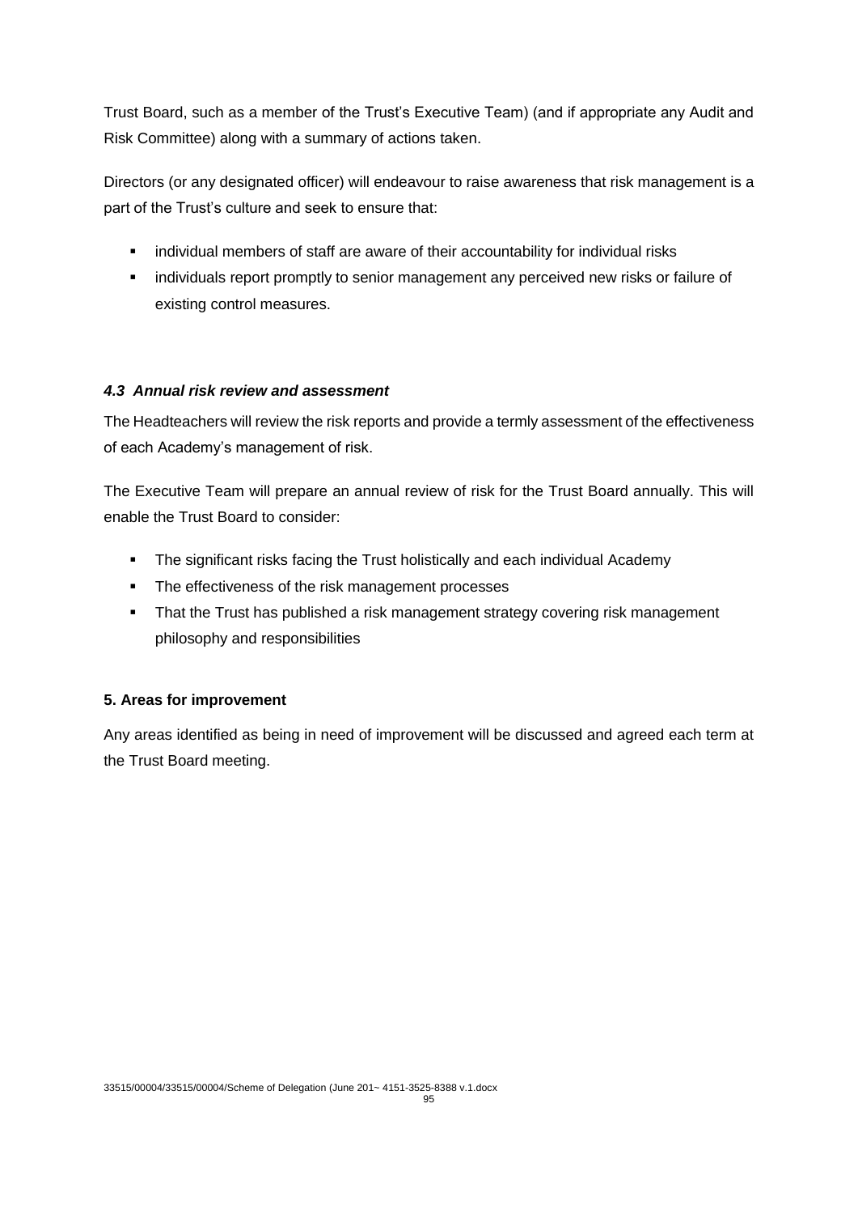Trust Board, such as a member of the Trust's Executive Team) (and if appropriate any Audit and Risk Committee) along with a summary of actions taken.

Directors (or any designated officer) will endeavour to raise awareness that risk management is a part of the Trust's culture and seek to ensure that:

- individual members of staff are aware of their accountability for individual risks
- individuals report promptly to senior management any perceived new risks or failure of existing control measures.

#### *4.3 Annual risk review and assessment*

The Headteachers will review the risk reports and provide a termly assessment of the effectiveness of each Academy's management of risk.

The Executive Team will prepare an annual review of risk for the Trust Board annually. This will enable the Trust Board to consider:

- The significant risks facing the Trust holistically and each individual Academy
- The effectiveness of the risk management processes
- That the Trust has published a risk management strategy covering risk management philosophy and responsibilities

### 5. Areas for improvement

Any areas identified as being in need of improvement will be discussed and agreed each term at the Trust Board meeting.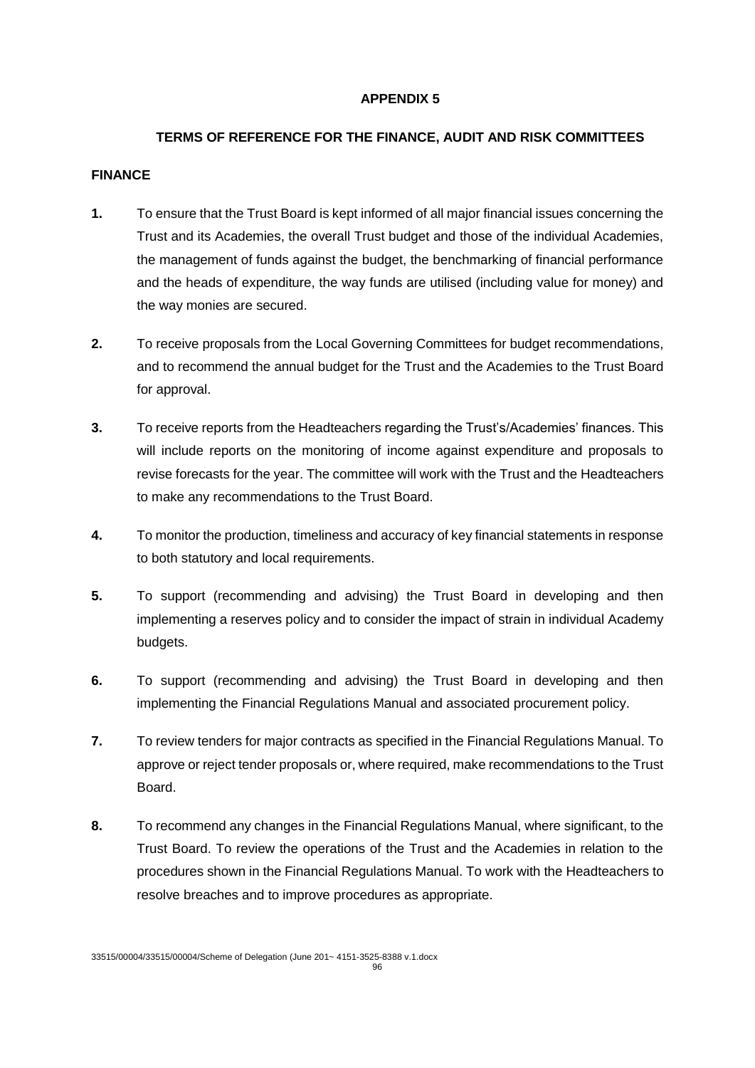**APPENDIX 5**

**TERMS OF REFERENCE FOR THE FINANCE, AUDIT AND RISK COMMITTEES**

**FINANCE**

**1.** To ensure that the Trust Board is kept informed of all major financial issues concerning the Trust and its Academies, the overall Trust budget and those of the individual Academies, the management of funds against the budget, the benchmarking of financial performance and the heads of expenditure, the way funds are utilised (including value for money) and the way monies are secured.

**2.** To receive proposals from the Local Governing Committees for budget recommendations, and to recommend the annual budget for the Trust and the Academies to the Trust Board for approval.

**3.** To receive reports from the Headteachers regarding the Trust's/Academies' finances. This will include reports on the monitoring of income against expenditure and proposals to revise forecasts for the year. The committee will work with the Trust and the Headteachers to make any recommendations to the Trust Board.

**4.** To monitor the production, timeliness and accuracy of key financial statements in response to both statutory and local requirements.

**5.** To support (recommending and advising) the Trust Board in developing and then implementing a reserves policy and to consider the impact of strain in individual Academy budgets.

**6.** To support (recommending and advising) the Trust Board in developing and then implementing the Financial Regulations Manual and associated procurement policy.

**7.** To review tenders for major contracts as specified in the Financial Regulations Manual. To approve or reject tender proposals or, where required, make recommendations to the Trust Board.

**8.** To recommend any changes in the Financial Regulations Manual, where significant, to the Trust Board. To review the operations of the Trust and the Academies in relation to the procedures shown in the Financial Regulations Manual. To work with the Headteachers to resolve breaches and to improve procedures as appropriate.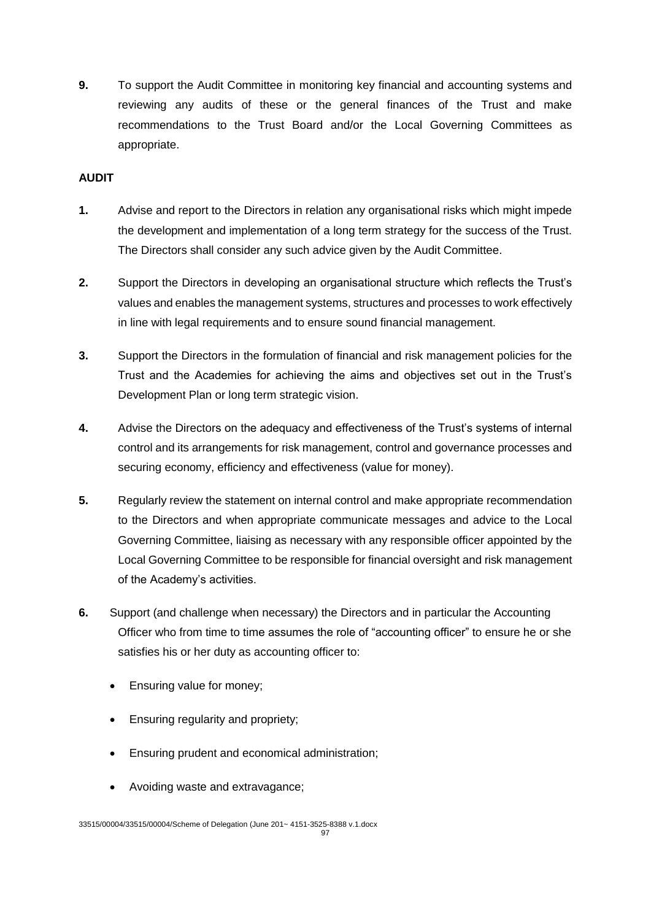**9.** To support the Audit Committee in monitoring key financial and accounting systems and reviewing any audits of these or the general finances of the Trust and make recommendations to the Trust Board and/or the Local Governing Committees as appropriate.

**AUDIT**

**1.** Advise and report to the Directors in relation any organisational risks which might impede the development and implementation of a long term strategy for the success of the Trust. The Directors shall consider any such advice given by the Audit Committee.

**2.** Support the Directors in developing an organisational structure which reflects the Trust's values and enables the management systems, structures and processes to work effectively in line with legal requirements and to ensure sound financial management.

**3.** Support the Directors in the formulation of financial and risk management policies for the Trust and the Academies for achieving the aims and objectives set out in the Trust's Development Plan or long term strategic vision.

**4.** Advise the Directors on the adequacy and effectiveness of the Trust's systems of internal control and its arrangements for risk management, control and governance processes and securing economy, efficiency and effectiveness (value for money).

**5.** Regularly review the statement on internal control and make appropriate recommendation to the Directors and when appropriate communicate messages and advice to the Local Governing Committee, liaising as necessary with any responsible officer appointed by the Local Governing Committee to be responsible for financial oversight and risk management of the Academy's activities.

**6.** Support (and challenge when necessary) the Directors and in particular the Accounting Officer who from time to time assumes the role of "accounting officer" to ensure he or she satisfies his or her duty as accounting officer to:

- Ensuring value for money;
- Ensuring regularity and propriety;
- Ensuring prudent and economical administration;
- Avoiding waste and extravagance;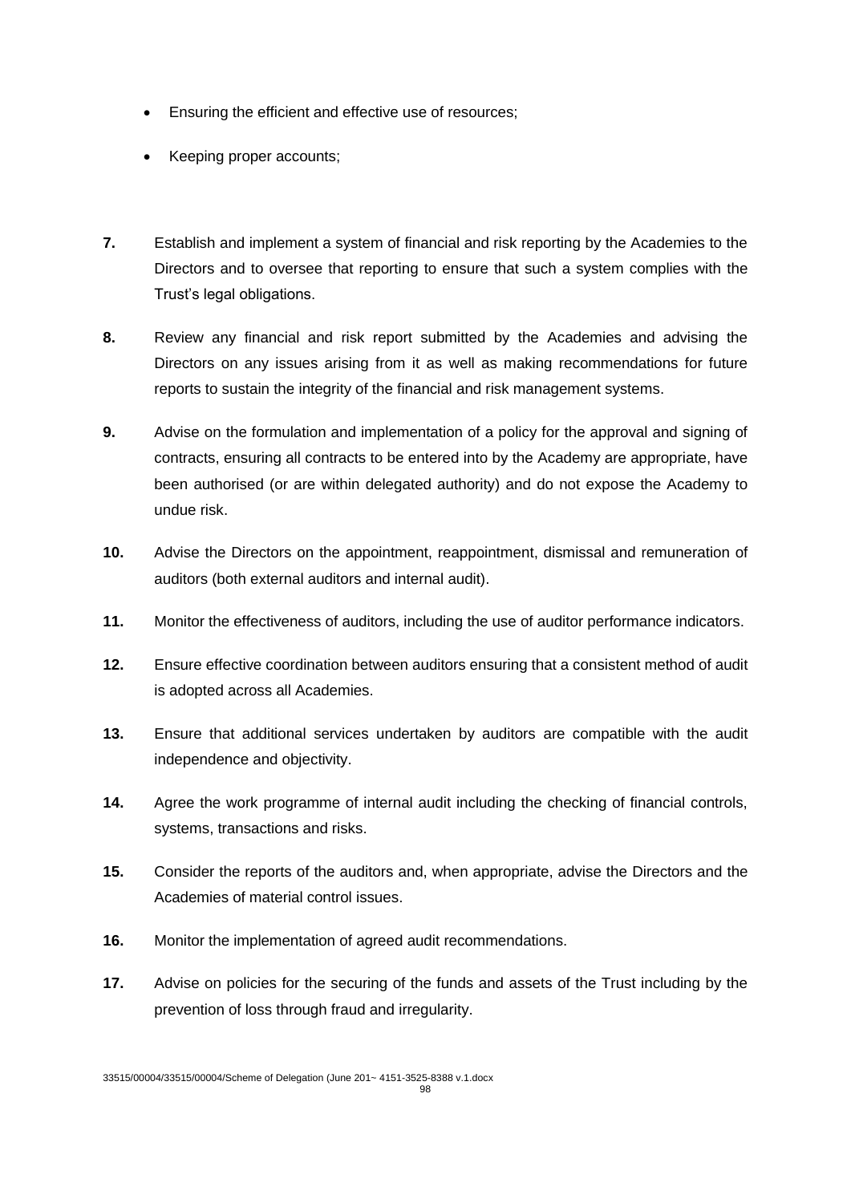- Ensuring the efficient and effective use of resources;
- Keeping proper accounts;

**7.** Establish and implement a system of financial and risk reporting by the Academies to the Directors and to oversee that reporting to ensure that such a system complies with the Trust's legal obligations.

**8.** Review any financial and risk report submitted by the Academies and advising the Directors on any issues arising from it as well as making recommendations for future reports to sustain the integrity of the financial and risk management systems.

**9.** Advise on the formulation and implementation of a policy for the approval and signing of contracts, ensuring all contracts to be entered into by the Academy are appropriate, have been authorised (or are within delegated authority) and do not expose the Academy to undue risk.

**10.** Advise the Directors on the appointment, reappointment, dismissal and remuneration of auditors (both external auditors and internal audit).

**11.** Monitor the effectiveness of auditors, including the use of auditor performance indicators.

**12.** Ensure effective coordination between auditors ensuring that a consistent method of audit is adopted across all Academies.

**13.** Ensure that additional services undertaken by auditors are compatible with the audit independence and objectivity.

**14.** Agree the work programme of internal audit including the checking of financial controls, systems, transactions and risks.

**15.** Consider the reports of the auditors and, when appropriate, advise the Directors and the Academies of material control issues.

**16.** Monitor the implementation of agreed audit recommendations.

**17.** Advise on policies for the securing of the funds and assets of the Trust including by the prevention of loss through fraud and irregularity.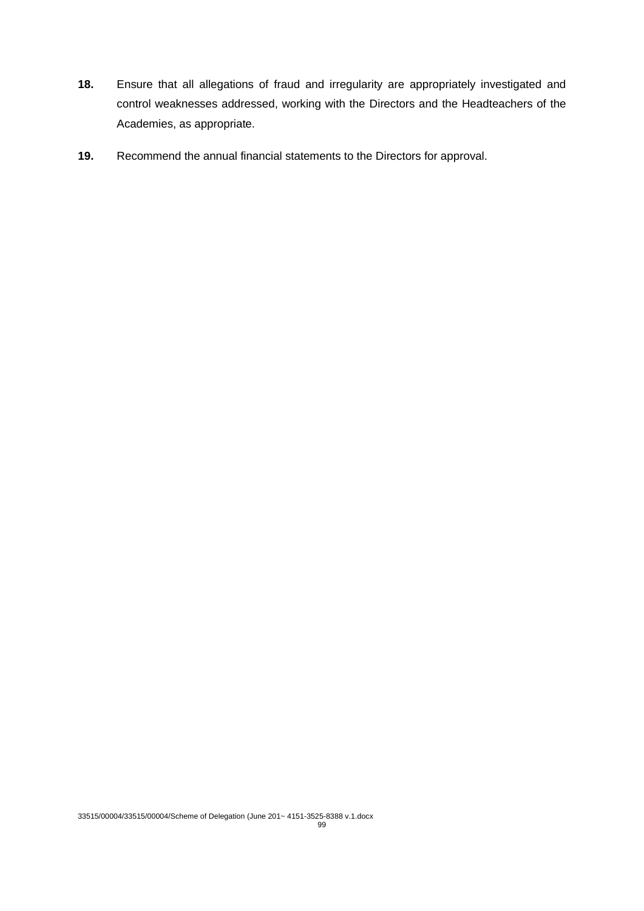**18.** Ensure that all allegations of fraud and irregularity are appropriately investigated and control weaknesses addressed, working with the Directors and the Headteachers of the Academies, as appropriate.

**19.** Recommend the annual financial statements to the Directors for approval.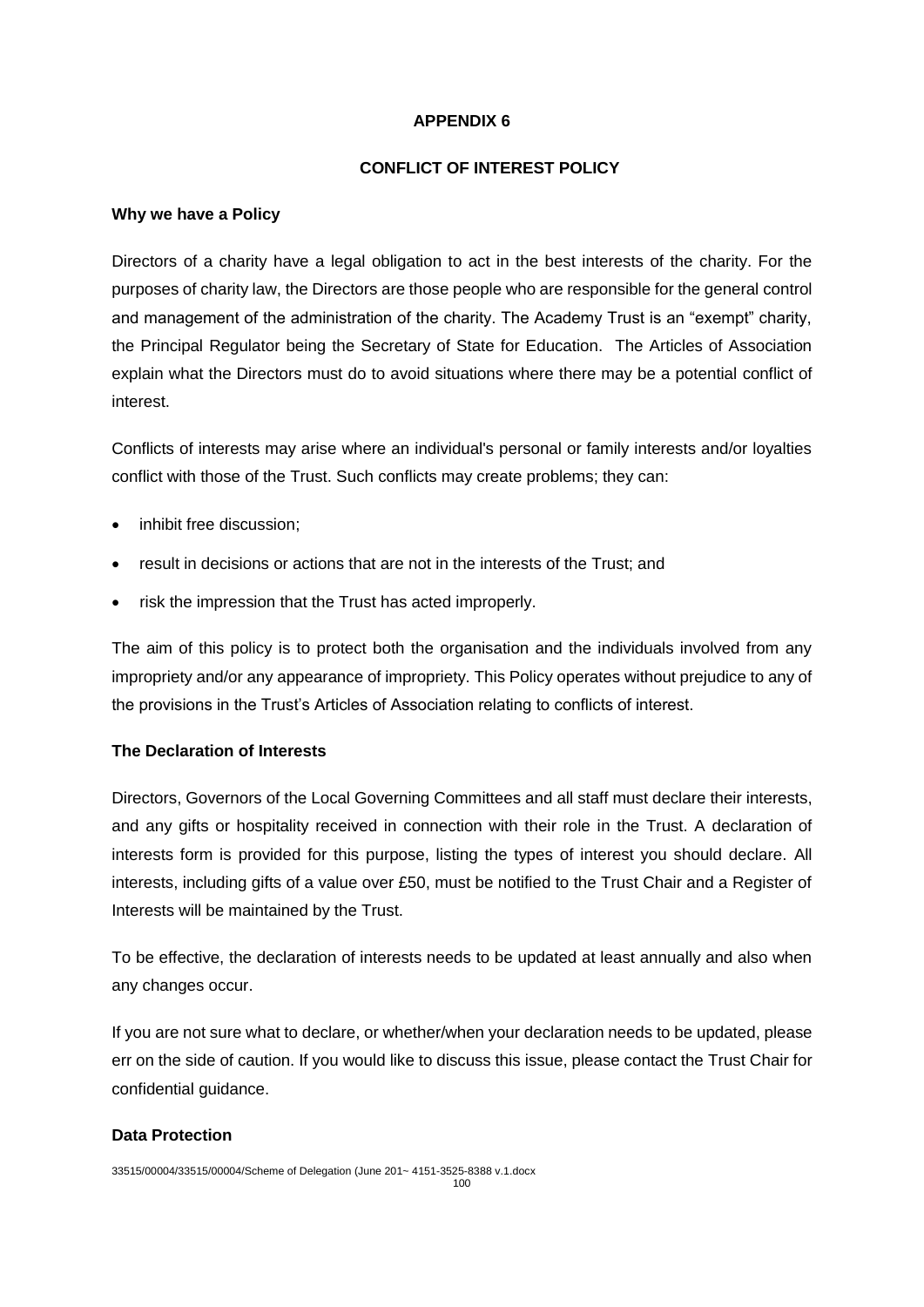**APPENDIX 6**

**CONFLICT OF INTEREST POLICY**

**Why we have a Policy**

Directors of a charity have a legal obligation to act in the best interests of the charity. For the purposes of charity law, the Directors are those people who are responsible for the general control and management of the administration of the charity. The Academy Trust is an "exempt" charity, the Principal Regulator being the Secretary of State for Education. The Articles of Association explain what the Directors must do to avoid situations where there may be a potential conflict of interest.

Conflicts of interests may arise where an individual's personal or family interests and/or loyalties conflict with those of the Trust. Such conflicts may create problems; they can:

- inhibit free discussion;
- result in decisions or actions that are not in the interests of the Trust; and
- risk the impression that the Trust has acted improperly.

The aim of this policy is to protect both the organisation and the individuals involved from any impropriety and/or any appearance of impropriety. This Policy operates without prejudice to any of the provisions in the Trust's Articles of Association relating to conflicts of interest.

**The Declaration of Interests**

Directors, Governors of the Local Governing Committees and all staff must declare their interests, and any gifts or hospitality received in connection with their role in the Trust. A declaration of interests form is provided for this purpose, listing the types of interest you should declare. All interests, including gifts of a value over £50, must be notified to the Trust Chair and a Register of Interests will be maintained by the Trust.

To be effective, the declaration of interests needs to be updated at least annually and also when any changes occur.

If you are not sure what to declare, or whether/when your declaration needs to be updated, please err on the side of caution. If you would like to discuss this issue, please contact the Trust Chair for confidential guidance.

**Data Protection**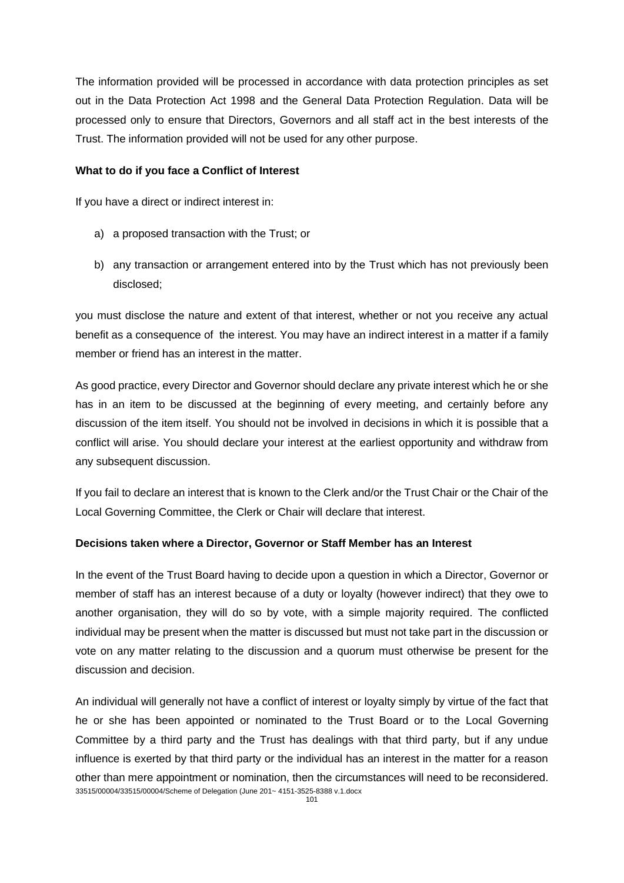The information provided will be processed in accordance with data protection principles as set out in the Data Protection Act 1998 and the General Data Protection Regulation. Data will be processed only to ensure that Directors, Governors and all staff act in the best interests of the Trust. The information provided will not be used for any other purpose.

**What to do if you face a Conflict of Interest**

If you have a direct or indirect interest in:

a) a proposed transaction with the Trust; or

b) any transaction or arrangement entered into by the Trust which has not previously been disclosed;

you must disclose the nature and extent of that interest, whether or not you receive any actual benefit as a consequence of the interest. You may have an indirect interest in a matter if a family member or friend has an interest in the matter.

As good practice, every Director and Governor should declare any private interest which he or she has in an item to be discussed at the beginning of every meeting, and certainly before any discussion of the item itself. You should not be involved in decisions in which it is possible that a conflict will arise. You should declare your interest at the earliest opportunity and withdraw from any subsequent discussion.

If you fail to declare an interest that is known to the Clerk and/or the Trust Chair or the Chair of the Local Governing Committee, the Clerk or Chair will declare that interest.

**Decisions taken where a Director, Governor or Staff Member has an Interest**

In the event of the Trust Board having to decide upon a question in which a Director, Governor or member of staff has an interest because of a duty or loyalty (however indirect) that they owe to another organisation, they will do so by vote, with a simple majority required. The conflicted individual may be present when the matter is discussed but must not take part in the discussion or vote on any matter relating to the discussion and a quorum must otherwise be present for the discussion and decision.

An individual will generally not have a conflict of interest or loyalty simply by virtue of the fact that he or she has been appointed or nominated to the Trust Board or to the Local Governing Committee by a third party and the Trust has dealings with that third party, but if any undue influence is exerted by that third party or the individual has an interest in the matter for a reason other than mere appointment or nomination, then the circumstances will need to be reconsidered.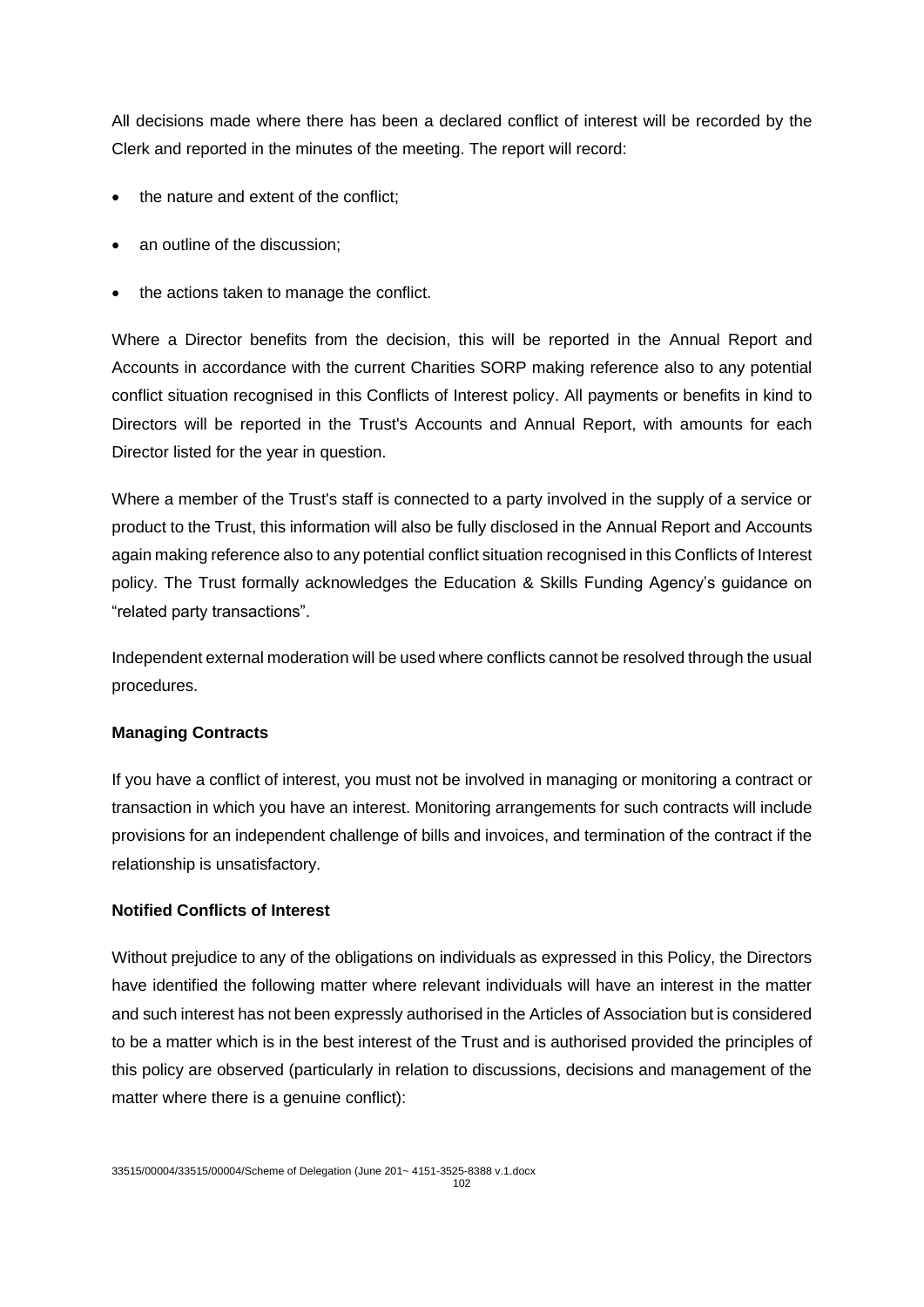All decisions made where there has been a declared conflict of interest will be recorded by the Clerk and reported in the minutes of the meeting. The report will record:

- the nature and extent of the conflict;
- an outline of the discussion;
- the actions taken to manage the conflict.

Where a Director benefits from the decision, this will be reported in the Annual Report and Accounts in accordance with the current Charities SORP making reference also to any potential conflict situation recognised in this Conflicts of Interest policy. All payments or benefits in kind to Directors will be reported in the Trust's Accounts and Annual Report, with amounts for each Director listed for the year in question.

Where a member of the Trust's staff is connected to a party involved in the supply of a service or product to the Trust, this information will also be fully disclosed in the Annual Report and Accounts again making reference also to any potential conflict situation recognised in this Conflicts of Interest policy. The Trust formally acknowledges the Education & Skills Funding Agency's guidance on "related party transactions".

Independent external moderation will be used where conflicts cannot be resolved through the usual procedures.

**Managing Contracts**

If you have a conflict of interest, you must not be involved in managing or monitoring a contract or transaction in which you have an interest. Monitoring arrangements for such contracts will include provisions for an independent challenge of bills and invoices, and termination of the contract if the relationship is unsatisfactory.

**Notified Conflicts of Interest**

Without prejudice to any of the obligations on individuals as expressed in this Policy, the Directors have identified the following matter where relevant individuals will have an interest in the matter and such interest has not been expressly authorised in the Articles of Association but is considered to be a matter which is in the best interest of the Trust and is authorised provided the principles of this policy are observed (particularly in relation to discussions, decisions and management of the matter where there is a genuine conflict):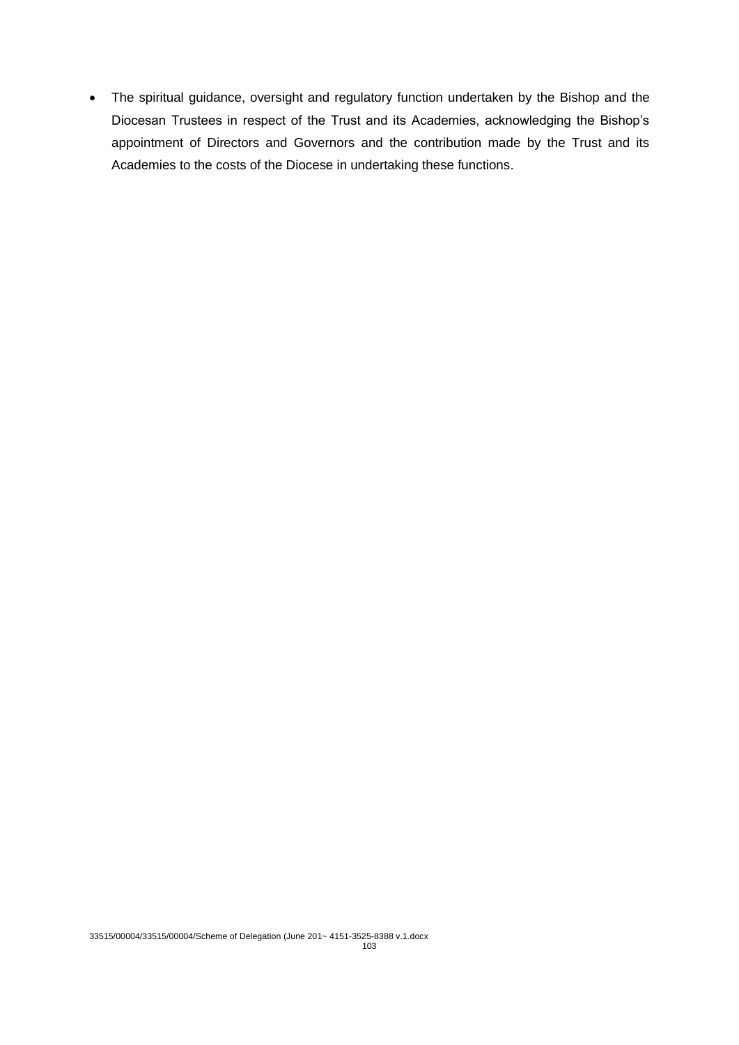- The spiritual guidance, oversight and regulatory function undertaken by the Bishop and the Diocesan Trustees in respect of the Trust and its Academies, acknowledging the Bishop's appointment of Directors and Governors and the contribution made by the Trust and its Academies to the costs of the Diocese in undertaking these functions.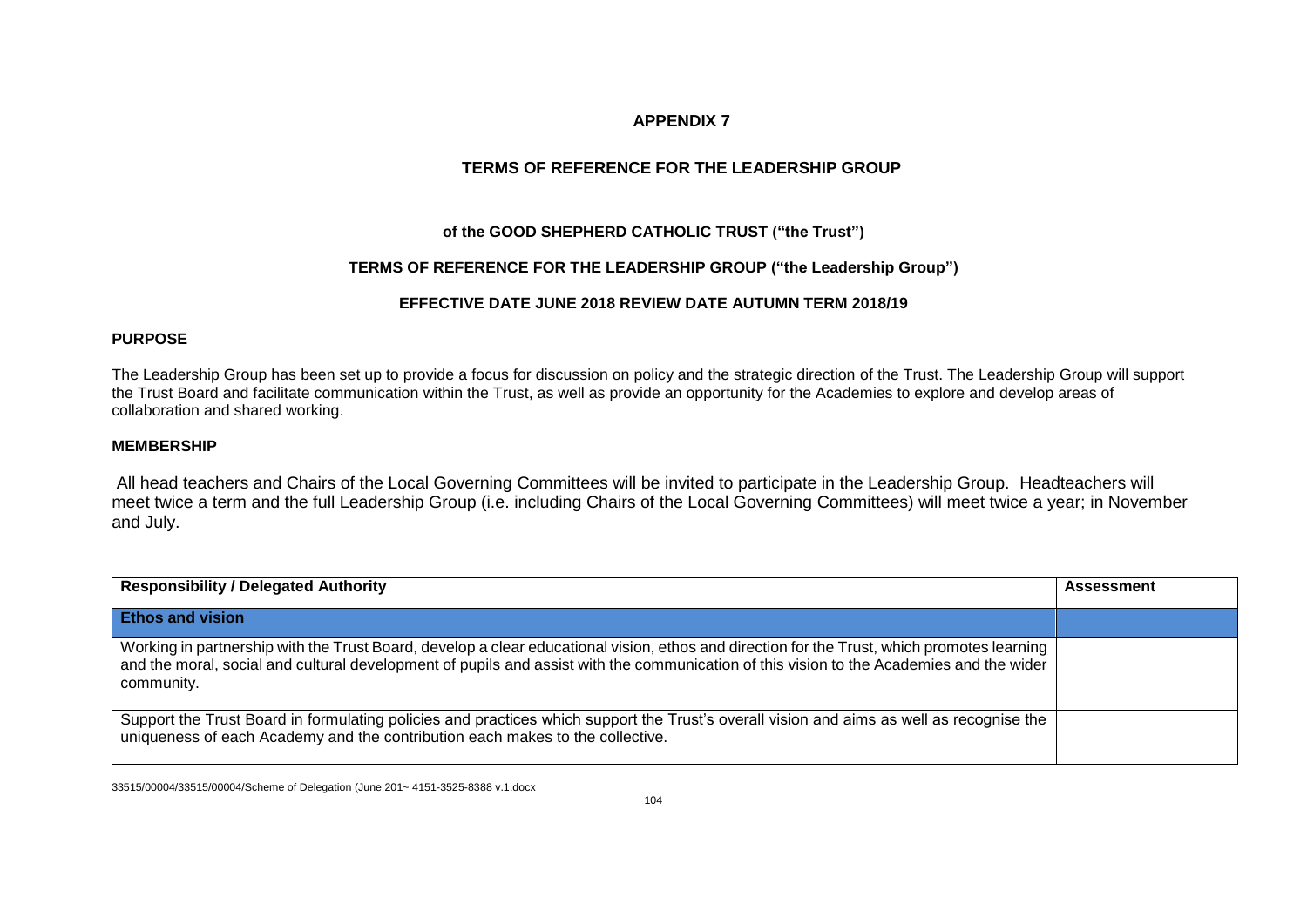## APPENDIX 7

## TERMS OF REFERENCE FOR THE LEADERSHIP GROUP

### of the GOOD SHEPHERD CATHOLIC TRUST ("the Trust")

### TERMS OF REFERENCE FOR THE LEADERSHIP GROUP ("the Leadership Group")

### EFFECTIVE DATE JUNE 2018 REVIEW DATE AUTUMN TERM 2018/19

**PURPOSE**

The Leadership Group has been set up to provide a focus for discussion on policy and the strategic direction of the Trust. The Leadership Group will support the Trust Board and facilitate communication within the Trust, as well as provide an opportunity for the Academies to explore and develop areas of collaboration and shared working.

**MEMBERSHIP**

All head teachers and Chairs of the Local Governing Committees will be invited to participate in the Leadership Group. Headteachers will meet twice a term and the full Leadership Group (i.e. including Chairs of the Local Governing Committees) will meet twice a year; in November and July.

| Responsibility / Delegated Authority | Assessment |
|---|---|
| **Ethos and vision** | |
| Working in partnership with the Trust Board, develop a clear educational vision, ethos and direction for the Trust, which promotes learning and the moral, social and cultural development of pupils and assist with the communication of this vision to the Academies and the wider community. | |
| Support the Trust Board in formulating policies and practices which support the Trust's overall vision and aims as well as recognise the uniqueness of each Academy and the contribution each makes to the collective. | |

33515/00004/33515/00004/Scheme of Delegation (June 201~ 4151-3525-8388 v.1.docx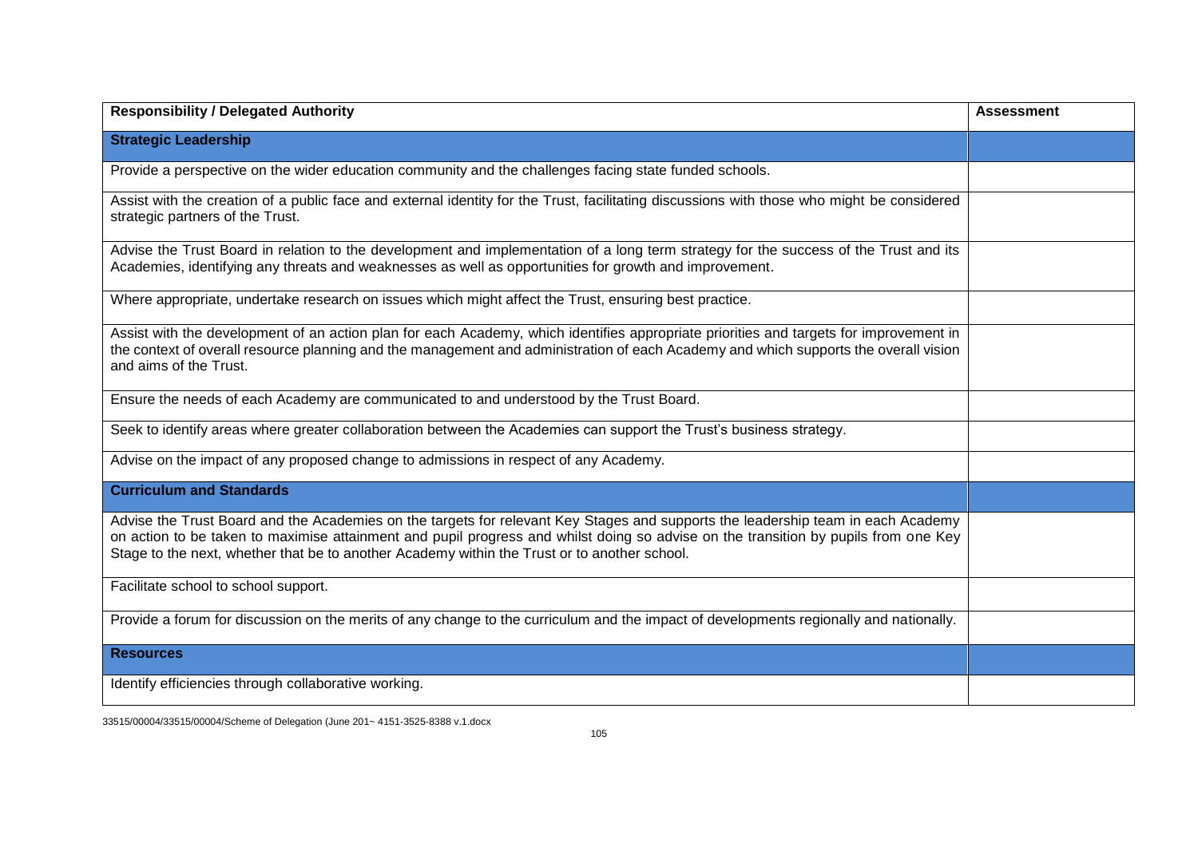| Responsibility / Delegated Authority | Assessment |
| --- | --- |
| **Strategic Leadership** | |
| Provide a perspective on the wider education community and the challenges facing state funded schools. | |
| Assist with the creation of a public face and external identity for the Trust, facilitating discussions with those who might be considered strategic partners of the Trust. | |
| Advise the Trust Board in relation to the development and implementation of a long term strategy for the success of the Trust and its Academies, identifying any threats and weaknesses as well as opportunities for growth and improvement. | |
| Where appropriate, undertake research on issues which might affect the Trust, ensuring best practice. | |
| Assist with the development of an action plan for each Academy, which identifies appropriate priorities and targets for improvement in the context of overall resource planning and the management and administration of each Academy and which supports the overall vision and aims of the Trust. | |
| Ensure the needs of each Academy are communicated to and understood by the Trust Board. | |
| Seek to identify areas where greater collaboration between the Academies can support the Trust's business strategy. | |
| Advise on the impact of any proposed change to admissions in respect of any Academy. | |
| **Curriculum and Standards** | |
| Advise the Trust Board and the Academies on the targets for relevant Key Stages and supports the leadership team in each Academy on action to be taken to maximise attainment and pupil progress and whilst doing so advise on the transition by pupils from one Key Stage to the next, whether that be to another Academy within the Trust or to another school. | |
| Facilitate school to school support. | |
| Provide a forum for discussion on the merits of any change to the curriculum and the impact of developments regionally and nationally. | |
| **Resources** | |
| Identify efficiencies through collaborative working. | |

33515/00004/33515/00004/Scheme of Delegation (June 201~ 4151-3525-8388 v.1.docx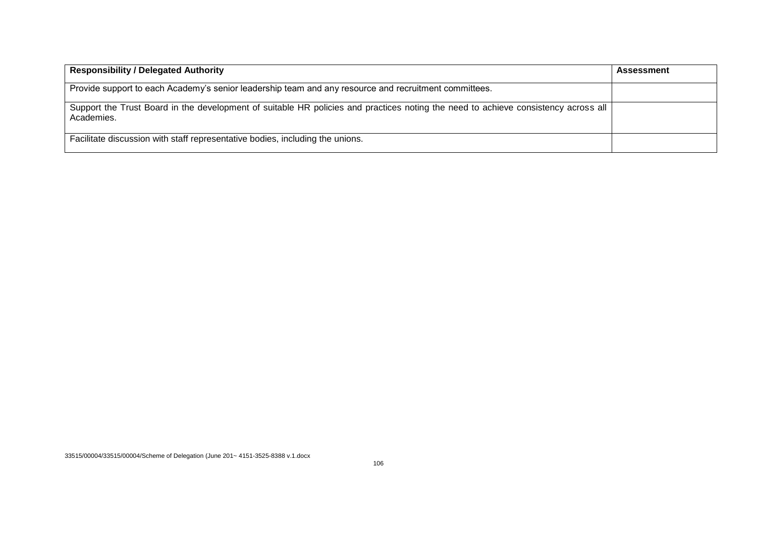| Responsibility / Delegated Authority | Assessment |
| --- | --- |
| Provide support to each Academy's senior leadership team and any resource and recruitment committees. | |
| Support the Trust Board in the development of suitable HR policies and practices noting the need to achieve consistency across all Academies. | |
| Facilitate discussion with staff representative bodies, including the unions. | |

33515/00004/33515/00004/Scheme of Delegation (June 201~ 4151-3525-8388 v.1.docx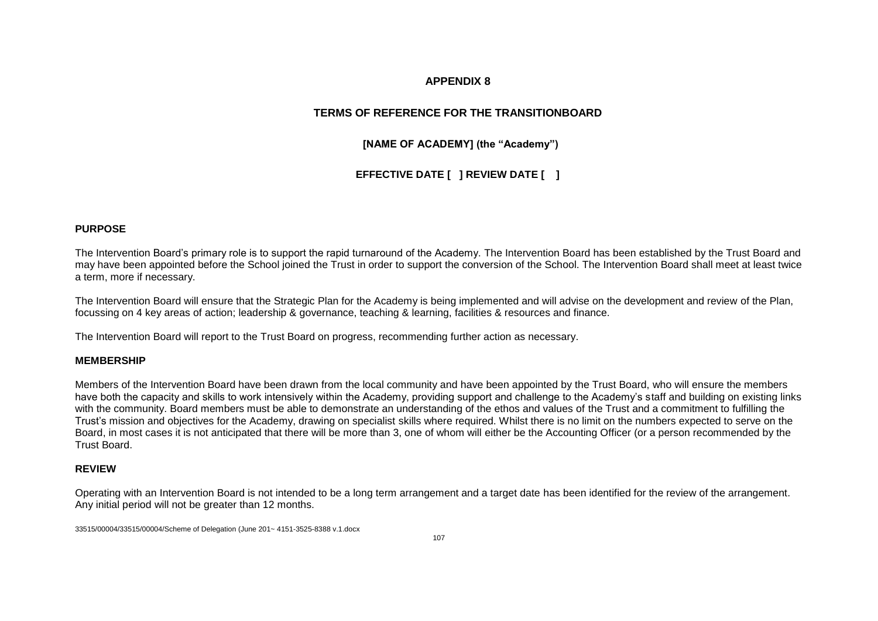**APPENDIX 8**

**TERMS OF REFERENCE FOR THE TRANSITIONBOARD**

**[NAME OF ACADEMY] (the "Academy")**

**EFFECTIVE DATE [ ] REVIEW DATE [ ]**

**PURPOSE**

The Intervention Board's primary role is to support the rapid turnaround of the Academy. The Intervention Board has been established by the Trust Board and may have been appointed before the School joined the Trust in order to support the conversion of the School. The Intervention Board shall meet at least twice a term, more if necessary.

The Intervention Board will ensure that the Strategic Plan for the Academy is being implemented and will advise on the development and review of the Plan, focussing on 4 key areas of action; leadership & governance, teaching & learning, facilities & resources and finance.

The Intervention Board will report to the Trust Board on progress, recommending further action as necessary.

**MEMBERSHIP**

Members of the Intervention Board have been drawn from the local community and have been appointed by the Trust Board, who will ensure the members have both the capacity and skills to work intensively within the Academy, providing support and challenge to the Academy's staff and building on existing links with the community. Board members must be able to demonstrate an understanding of the ethos and values of the Trust and a commitment to fulfilling the Trust's mission and objectives for the Academy, drawing on specialist skills where required. Whilst there is no limit on the numbers expected to serve on the Board, in most cases it is not anticipated that there will be more than 3, one of whom will either be the Accounting Officer (or a person recommended by the Trust Board.

**REVIEW**

Operating with an Intervention Board is not intended to be a long term arrangement and a target date has been identified for the review of the arrangement. Any initial period will not be greater than 12 months.

33515/00004/33515/00004/Scheme of Delegation (June 201~ 4151-3525-8388 v.1.docx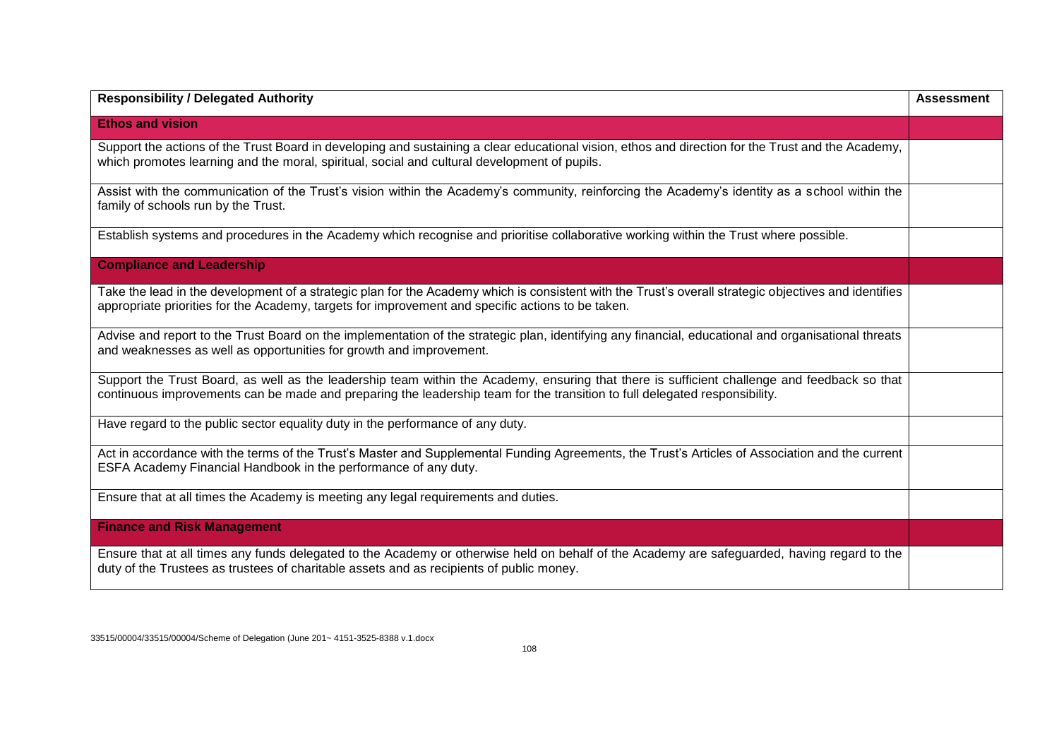| Responsibility / Delegated Authority | Assessment |
| --- | --- |
| **Ethos and vision** | |
| Support the actions of the Trust Board in developing and sustaining a clear educational vision, ethos and direction for the Trust and the Academy, which promotes learning and the moral, spiritual, social and cultural development of pupils. | |
| Assist with the communication of the Trust's vision within the Academy's community, reinforcing the Academy's identity as a school within the family of schools run by the Trust. | |
| Establish systems and procedures in the Academy which recognise and prioritise collaborative working within the Trust where possible. | |
| **Compliance and Leadership** | |
| Take the lead in the development of a strategic plan for the Academy which is consistent with the Trust's overall strategic objectives and identifies appropriate priorities for the Academy, targets for improvement and specific actions to be taken. | |
| Advise and report to the Trust Board on the implementation of the strategic plan, identifying any financial, educational and organisational threats and weaknesses as well as opportunities for growth and improvement. | |
| Support the Trust Board, as well as the leadership team within the Academy, ensuring that there is sufficient challenge and feedback so that continuous improvements can be made and preparing the leadership team for the transition to full delegated responsibility. | |
| Have regard to the public sector equality duty in the performance of any duty. | |
| Act in accordance with the terms of the Trust's Master and Supplemental Funding Agreements, the Trust's Articles of Association and the current ESFA Academy Financial Handbook in the performance of any duty. | |
| Ensure that at all times the Academy is meeting any legal requirements and duties. | |
| **Finance and Risk Management** | |
| Ensure that at all times any funds delegated to the Academy or otherwise held on behalf of the Academy are safeguarded, having regard to the duty of the Trustees as trustees of charitable assets and as recipients of public money. | |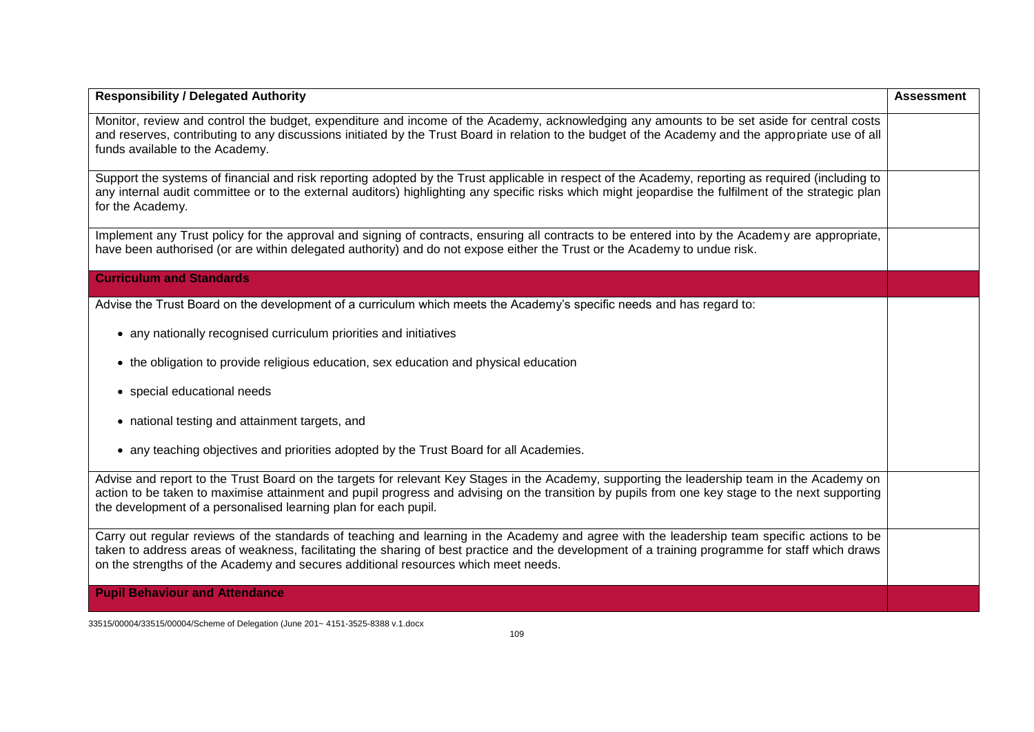| Responsibility / Delegated Authority | Assessment |
|---|---|
| Monitor, review and control the budget, expenditure and income of the Academy, acknowledging any amounts to be set aside for central costs and reserves, contributing to any discussions initiated by the Trust Board in relation to the budget of the Academy and the appropriate use of all funds available to the Academy. | |
| Support the systems of financial and risk reporting adopted by the Trust applicable in respect of the Academy, reporting as required (including to any internal audit committee or to the external auditors) highlighting any specific risks which might jeopardise the fulfilment of the strategic plan for the Academy. | |
| Implement any Trust policy for the approval and signing of contracts, ensuring all contracts to be entered into by the Academy are appropriate, have been authorised (or are within delegated authority) and do not expose either the Trust or the Academy to undue risk. | |
| **Curriculum and Standards** | |
| Advise the Trust Board on the development of a curriculum which meets the Academy's specific needs and has regard to:<br><br>• any nationally recognised curriculum priorities and initiatives<br><br>• the obligation to provide religious education, sex education and physical education<br><br>• special educational needs<br><br>• national testing and attainment targets, and<br><br>• any teaching objectives and priorities adopted by the Trust Board for all Academies. | |
| Advise and report to the Trust Board on the targets for relevant Key Stages in the Academy, supporting the leadership team in the Academy on action to be taken to maximise attainment and pupil progress and advising on the transition by pupils from one key stage to the next supporting the development of a personalised learning plan for each pupil. | |
| Carry out regular reviews of the standards of teaching and learning in the Academy and agree with the leadership team specific actions to be taken to address areas of weakness, facilitating the sharing of best practice and the development of a training programme for staff which draws on the strengths of the Academy and secures additional resources which meet needs. | |
| **Pupil Behaviour and Attendance** | |

33515/00004/33515/00004/Scheme of Delegation (June 201~ 4151-3525-8388 v.1.docx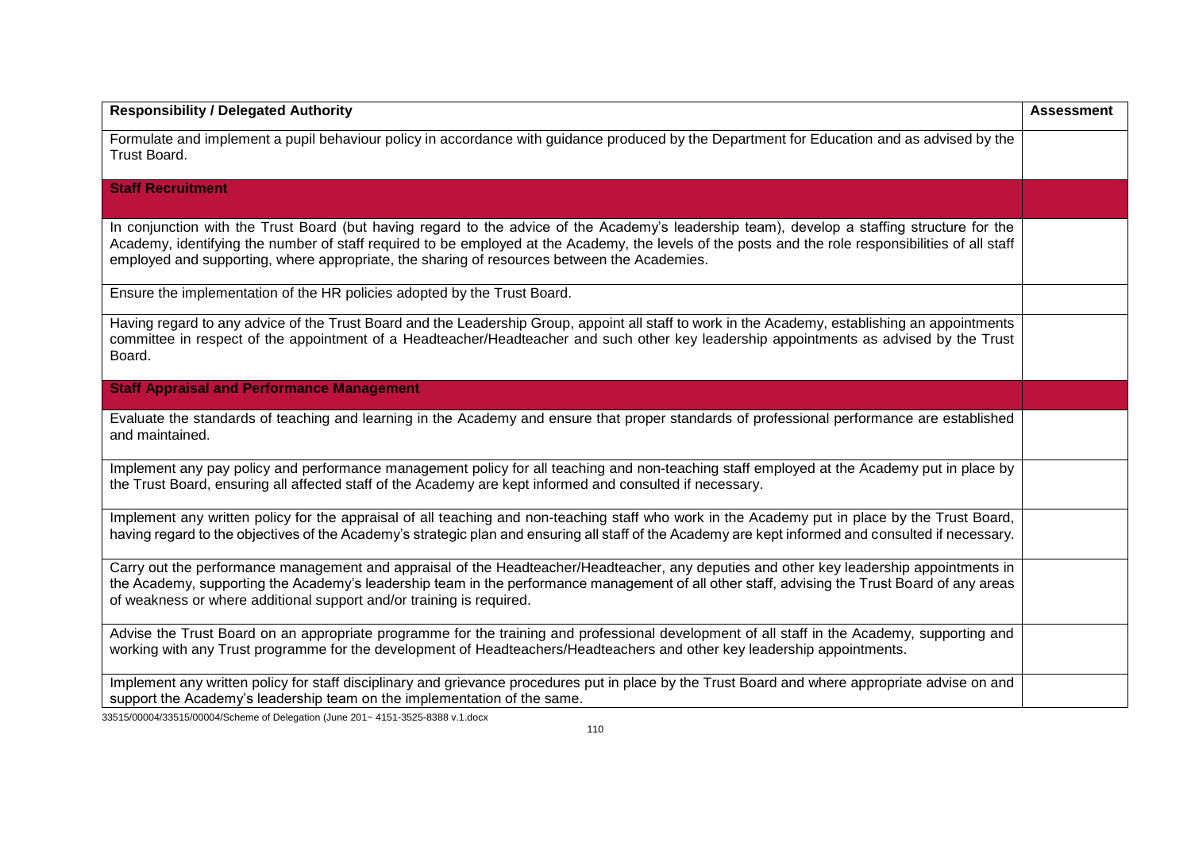| Responsibility / Delegated Authority | Assessment |
| --- | --- |
| Formulate and implement a pupil behaviour policy in accordance with guidance produced by the Department for Education and as advised by the Trust Board. | |
| **Staff Recruitment** | |
| In conjunction with the Trust Board (but having regard to the advice of the Academy's leadership team), develop a staffing structure for the Academy, identifying the number of staff required to be employed at the Academy, the levels of the posts and the role responsibilities of all staff employed and supporting, where appropriate, the sharing of resources between the Academies. | |
| Ensure the implementation of the HR policies adopted by the Trust Board. | |
| Having regard to any advice of the Trust Board and the Leadership Group, appoint all staff to work in the Academy, establishing an appointments committee in respect of the appointment of a Headteacher/Headteacher and such other key leadership appointments as advised by the Trust Board. | |
| **Staff Appraisal and Performance Management** | |
| Evaluate the standards of teaching and learning in the Academy and ensure that proper standards of professional performance are established and maintained. | |
| Implement any pay policy and performance management policy for all teaching and non-teaching staff employed at the Academy put in place by the Trust Board, ensuring all affected staff of the Academy are kept informed and consulted if necessary. | |
| Implement any written policy for the appraisal of all teaching and non-teaching staff who work in the Academy put in place by the Trust Board, having regard to the objectives of the Academy's strategic plan and ensuring all staff of the Academy are kept informed and consulted if necessary. | |
| Carry out the performance management and appraisal of the Headteacher/Headteacher, any deputies and other key leadership appointments in the Academy, supporting the Academy's leadership team in the performance management of all other staff, advising the Trust Board of any areas of weakness or where additional support and/or training is required. | |
| Advise the Trust Board on an appropriate programme for the training and professional development of all staff in the Academy, supporting and working with any Trust programme for the development of Headteachers/Headteachers and other key leadership appointments. | |
| Implement any written policy for staff disciplinary and grievance procedures put in place by the Trust Board and where appropriate advise on and support the Academy's leadership team on the implementation of the same. | |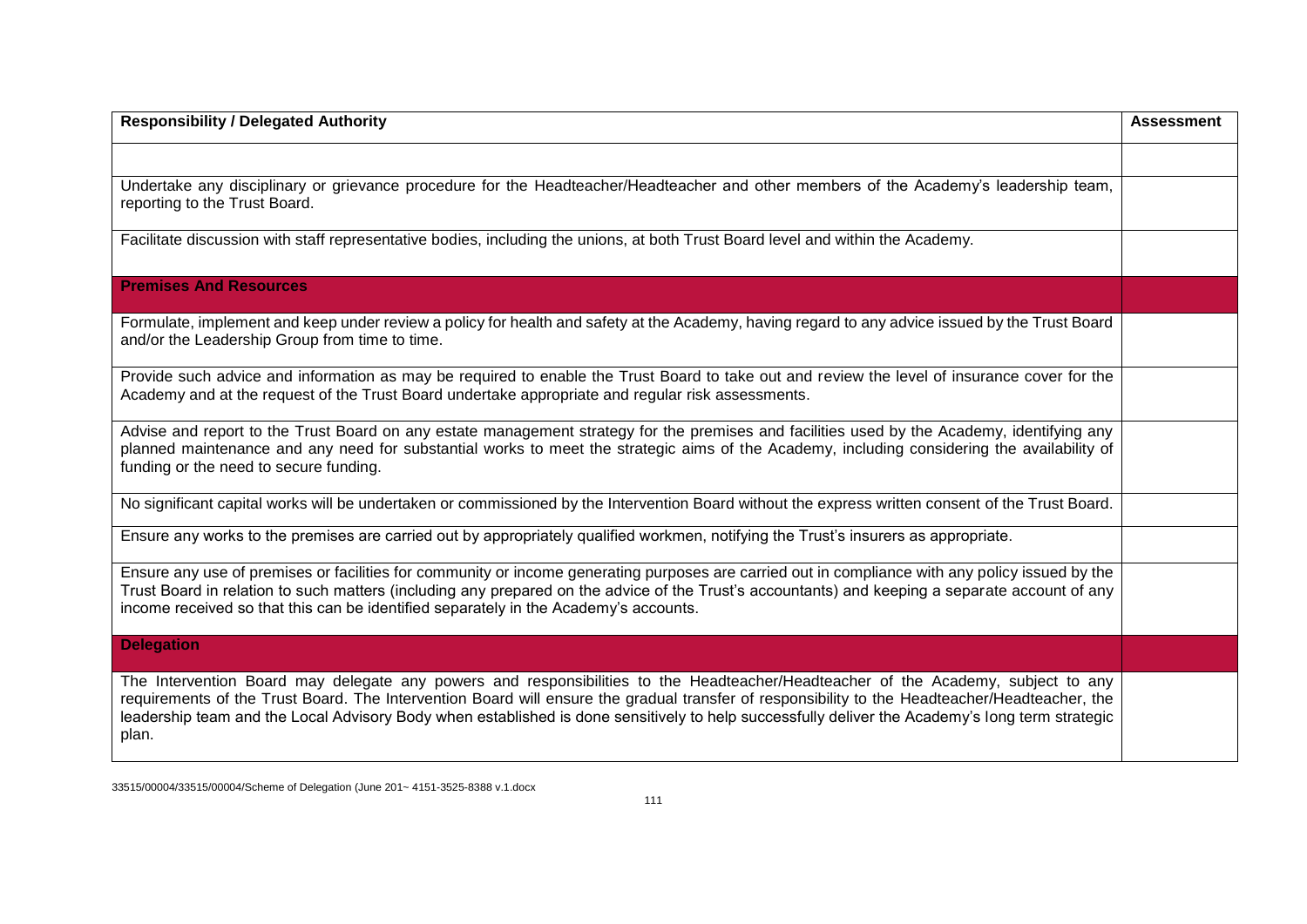| Responsibility / Delegated Authority | Assessment |
| --- | --- |
| | |
| Undertake any disciplinary or grievance procedure for the Headteacher/Headteacher and other members of the Academy's leadership team, reporting to the Trust Board. | |
| Facilitate discussion with staff representative bodies, including the unions, at both Trust Board level and within the Academy. | |
| **Premises And Resources** | |
| Formulate, implement and keep under review a policy for health and safety at the Academy, having regard to any advice issued by the Trust Board and/or the Leadership Group from time to time. | |
| Provide such advice and information as may be required to enable the Trust Board to take out and review the level of insurance cover for the Academy and at the request of the Trust Board undertake appropriate and regular risk assessments. | |
| Advise and report to the Trust Board on any estate management strategy for the premises and facilities used by the Academy, identifying any planned maintenance and any need for substantial works to meet the strategic aims of the Academy, including considering the availability of funding or the need to secure funding. | |
| No significant capital works will be undertaken or commissioned by the Intervention Board without the express written consent of the Trust Board. | |
| Ensure any works to the premises are carried out by appropriately qualified workmen, notifying the Trust's insurers as appropriate. | |
| Ensure any use of premises or facilities for community or income generating purposes are carried out in compliance with any policy issued by the Trust Board in relation to such matters (including any prepared on the advice of the Trust's accountants) and keeping a separate account of any income received so that this can be identified separately in the Academy's accounts. | |
| **Delegation** | |
| The Intervention Board may delegate any powers and responsibilities to the Headteacher/Headteacher of the Academy, subject to any requirements of the Trust Board. The Intervention Board will ensure the gradual transfer of responsibility to the Headteacher/Headteacher, the leadership team and the Local Advisory Body when established is done sensitively to help successfully deliver the Academy's long term strategic plan. | |

33515/00004/33515/00004/Scheme of Delegation (June 201~ 4151-3525-8388 v.1.docx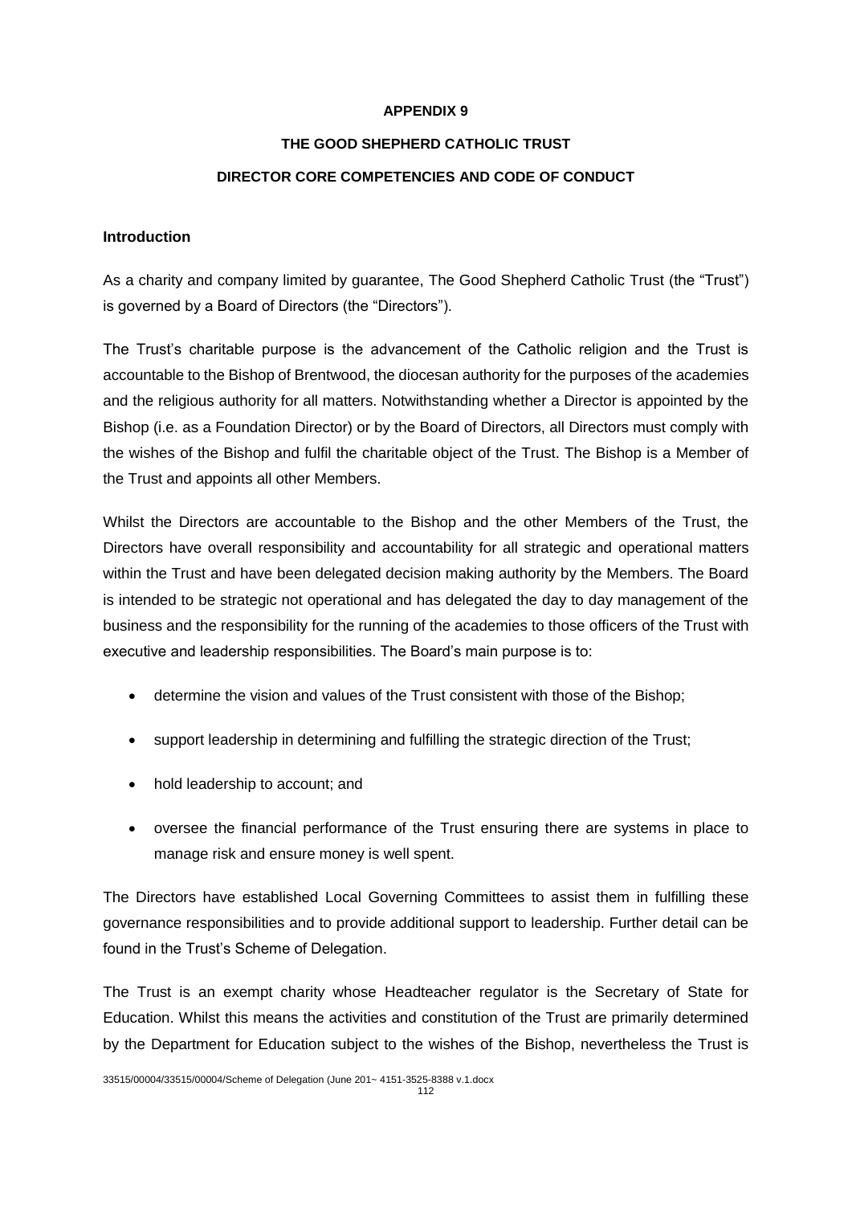**APPENDIX 9**

**THE GOOD SHEPHERD CATHOLIC TRUST**

**DIRECTOR CORE COMPETENCIES AND CODE OF CONDUCT**

**Introduction**

As a charity and company limited by guarantee, The Good Shepherd Catholic Trust (the "Trust") is governed by a Board of Directors (the "Directors").

The Trust's charitable purpose is the advancement of the Catholic religion and the Trust is accountable to the Bishop of Brentwood, the diocesan authority for the purposes of the academies and the religious authority for all matters. Notwithstanding whether a Director is appointed by the Bishop (i.e. as a Foundation Director) or by the Board of Directors, all Directors must comply with the wishes of the Bishop and fulfil the charitable object of the Trust. The Bishop is a Member of the Trust and appoints all other Members.

Whilst the Directors are accountable to the Bishop and the other Members of the Trust, the Directors have overall responsibility and accountability for all strategic and operational matters within the Trust and have been delegated decision making authority by the Members. The Board is intended to be strategic not operational and has delegated the day to day management of the business and the responsibility for the running of the academies to those officers of the Trust with executive and leadership responsibilities. The Board's main purpose is to:

- determine the vision and values of the Trust consistent with those of the Bishop;
- support leadership in determining and fulfilling the strategic direction of the Trust;
- hold leadership to account; and
- oversee the financial performance of the Trust ensuring there are systems in place to manage risk and ensure money is well spent.

The Directors have established Local Governing Committees to assist them in fulfilling these governance responsibilities and to provide additional support to leadership. Further detail can be found in the Trust's Scheme of Delegation.

The Trust is an exempt charity whose Headteacher regulator is the Secretary of State for Education. Whilst this means the activities and constitution of the Trust are primarily determined by the Department for Education subject to the wishes of the Bishop, nevertheless the Trust is

33515/00004/33515/00004/Scheme of Delegation (June 201~ 4151-3525-8388 v.1.docx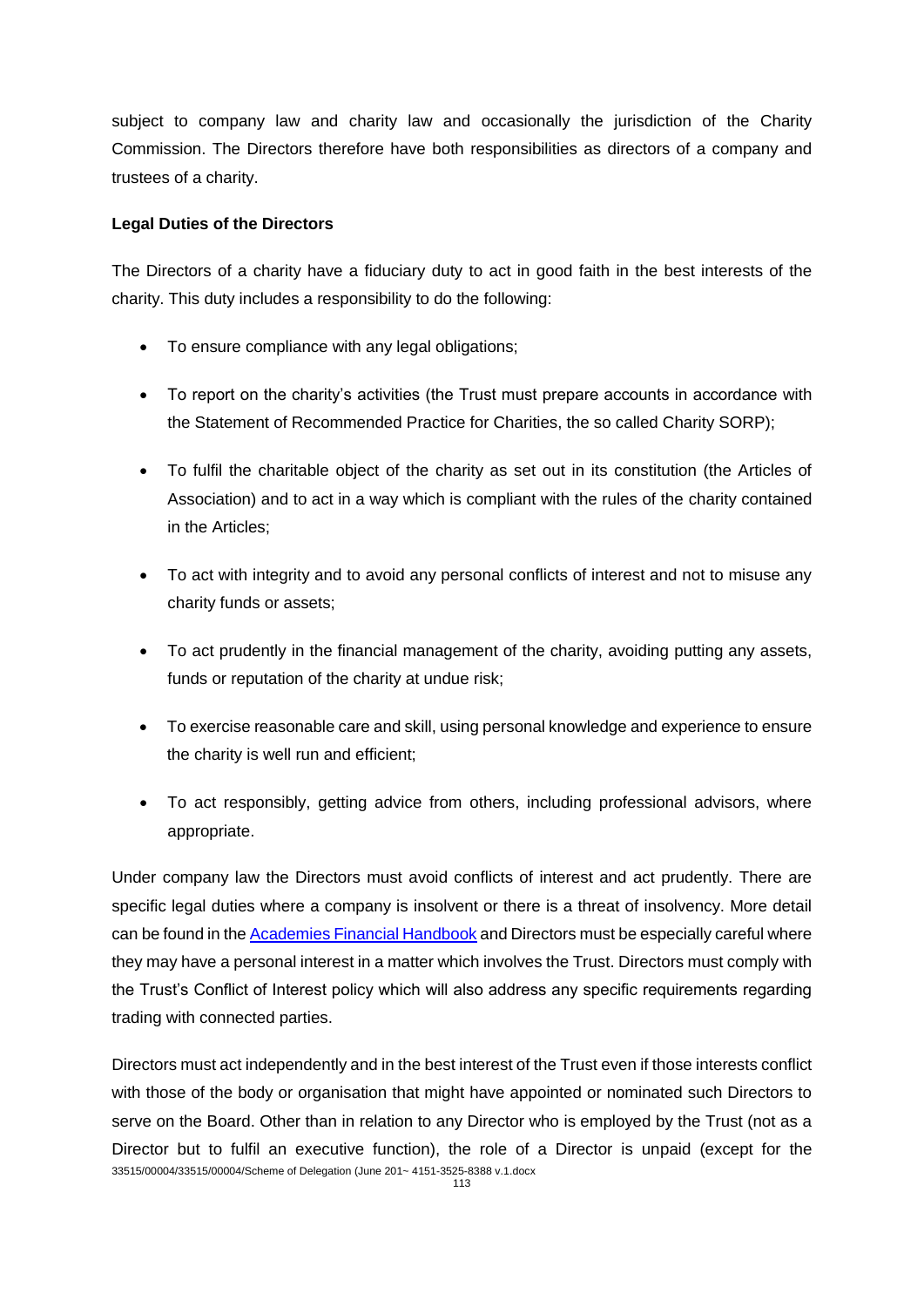subject to company law and charity law and occasionally the jurisdiction of the Charity Commission. The Directors therefore have both responsibilities as directors of a company and trustees of a charity.

**Legal Duties of the Directors**

The Directors of a charity have a fiduciary duty to act in good faith in the best interests of the charity. This duty includes a responsibility to do the following:

- To ensure compliance with any legal obligations;
- To report on the charity's activities (the Trust must prepare accounts in accordance with the Statement of Recommended Practice for Charities, the so called Charity SORP);
- To fulfil the charitable object of the charity as set out in its constitution (the Articles of Association) and to act in a way which is compliant with the rules of the charity contained in the Articles;
- To act with integrity and to avoid any personal conflicts of interest and not to misuse any charity funds or assets;
- To act prudently in the financial management of the charity, avoiding putting any assets, funds or reputation of the charity at undue risk;
- To exercise reasonable care and skill, using personal knowledge and experience to ensure the charity is well run and efficient;
- To act responsibly, getting advice from others, including professional advisors, where appropriate.

Under company law the Directors must avoid conflicts of interest and act prudently. There are specific legal duties where a company is insolvent or there is a threat of insolvency. More detail can be found in the Academies Financial Handbook and Directors must be especially careful where they may have a personal interest in a matter which involves the Trust. Directors must comply with the Trust's Conflict of Interest policy which will also address any specific requirements regarding trading with connected parties.

Directors must act independently and in the best interest of the Trust even if those interests conflict with those of the body or organisation that might have appointed or nominated such Directors to serve on the Board. Other than in relation to any Director who is employed by the Trust (not as a Director but to fulfil an executive function), the role of a Director is unpaid (except for the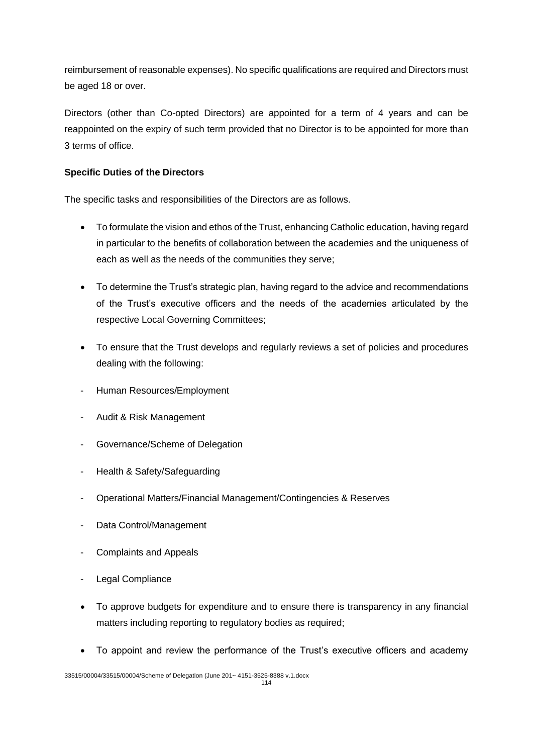reimbursement of reasonable expenses). No specific qualifications are required and Directors must be aged 18 or over.

Directors (other than Co-opted Directors) are appointed for a term of 4 years and can be reappointed on the expiry of such term provided that no Director is to be appointed for more than 3 terms of office.

**Specific Duties of the Directors**

The specific tasks and responsibilities of the Directors are as follows.

- To formulate the vision and ethos of the Trust, enhancing Catholic education, having regard in particular to the benefits of collaboration between the academies and the uniqueness of each as well as the needs of the communities they serve;

- To determine the Trust's strategic plan, having regard to the advice and recommendations of the Trust's executive officers and the needs of the academies articulated by the respective Local Governing Committees;

- To ensure that the Trust develops and regularly reviews a set of policies and procedures dealing with the following:

  - Human Resources/Employment
  - Audit & Risk Management
  - Governance/Scheme of Delegation
  - Health & Safety/Safeguarding
  - Operational Matters/Financial Management/Contingencies & Reserves
  - Data Control/Management
  - Complaints and Appeals
  - Legal Compliance

- To approve budgets for expenditure and to ensure there is transparency in any financial matters including reporting to regulatory bodies as required;

- To appoint and review the performance of the Trust's executive officers and academy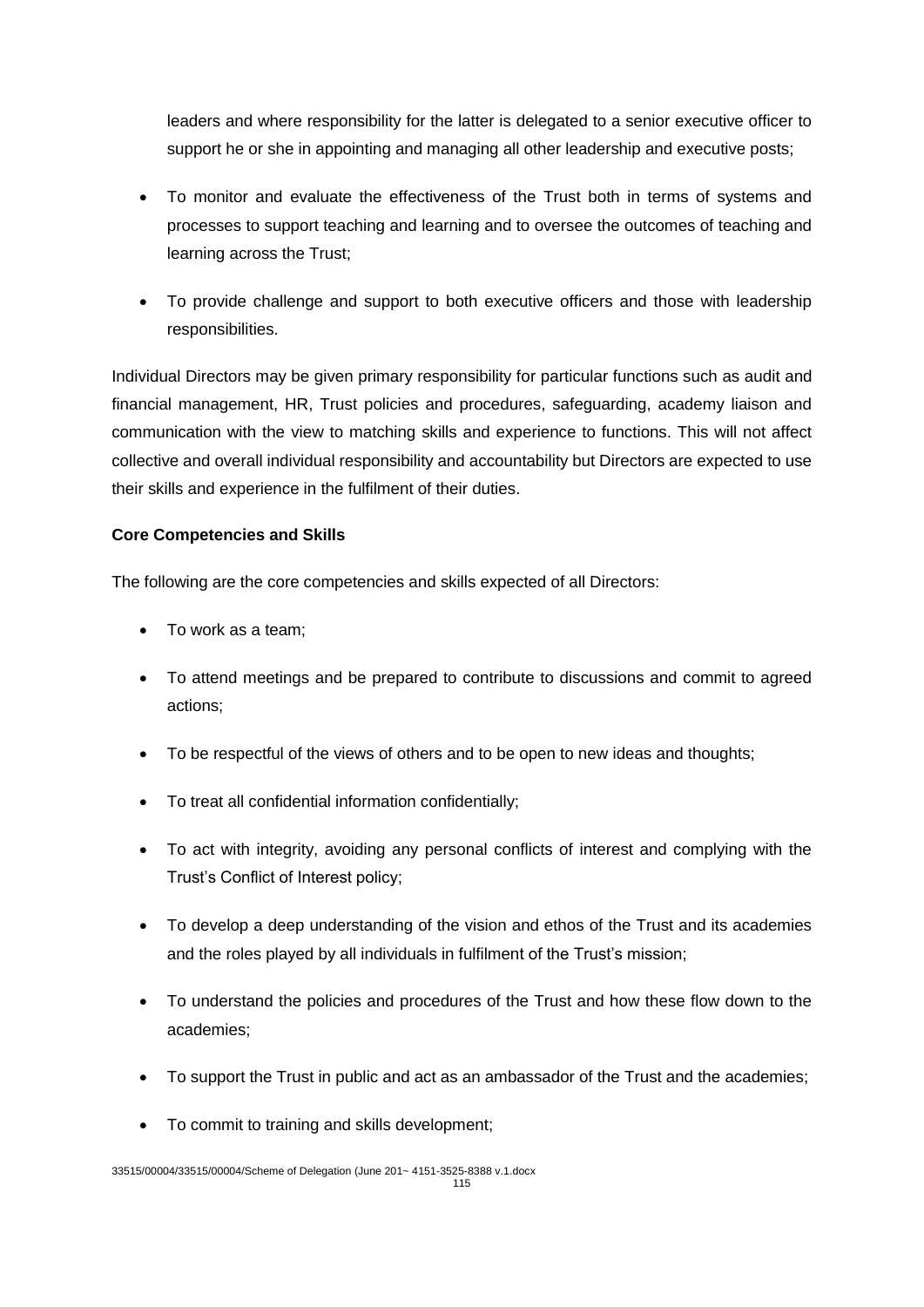leaders and where responsibility for the latter is delegated to a senior executive officer to support he or she in appointing and managing all other leadership and executive posts;

- To monitor and evaluate the effectiveness of the Trust both in terms of systems and processes to support teaching and learning and to oversee the outcomes of teaching and learning across the Trust;
- To provide challenge and support to both executive officers and those with leadership responsibilities.

Individual Directors may be given primary responsibility for particular functions such as audit and financial management, HR, Trust policies and procedures, safeguarding, academy liaison and communication with the view to matching skills and experience to functions. This will not affect collective and overall individual responsibility and accountability but Directors are expected to use their skills and experience in the fulfilment of their duties.

**Core Competencies and Skills**

The following are the core competencies and skills expected of all Directors:

- To work as a team;
- To attend meetings and be prepared to contribute to discussions and commit to agreed actions;
- To be respectful of the views of others and to be open to new ideas and thoughts;
- To treat all confidential information confidentially;
- To act with integrity, avoiding any personal conflicts of interest and complying with the Trust's Conflict of Interest policy;
- To develop a deep understanding of the vision and ethos of the Trust and its academies and the roles played by all individuals in fulfilment of the Trust's mission;
- To understand the policies and procedures of the Trust and how these flow down to the academies;
- To support the Trust in public and act as an ambassador of the Trust and the academies;
- To commit to training and skills development;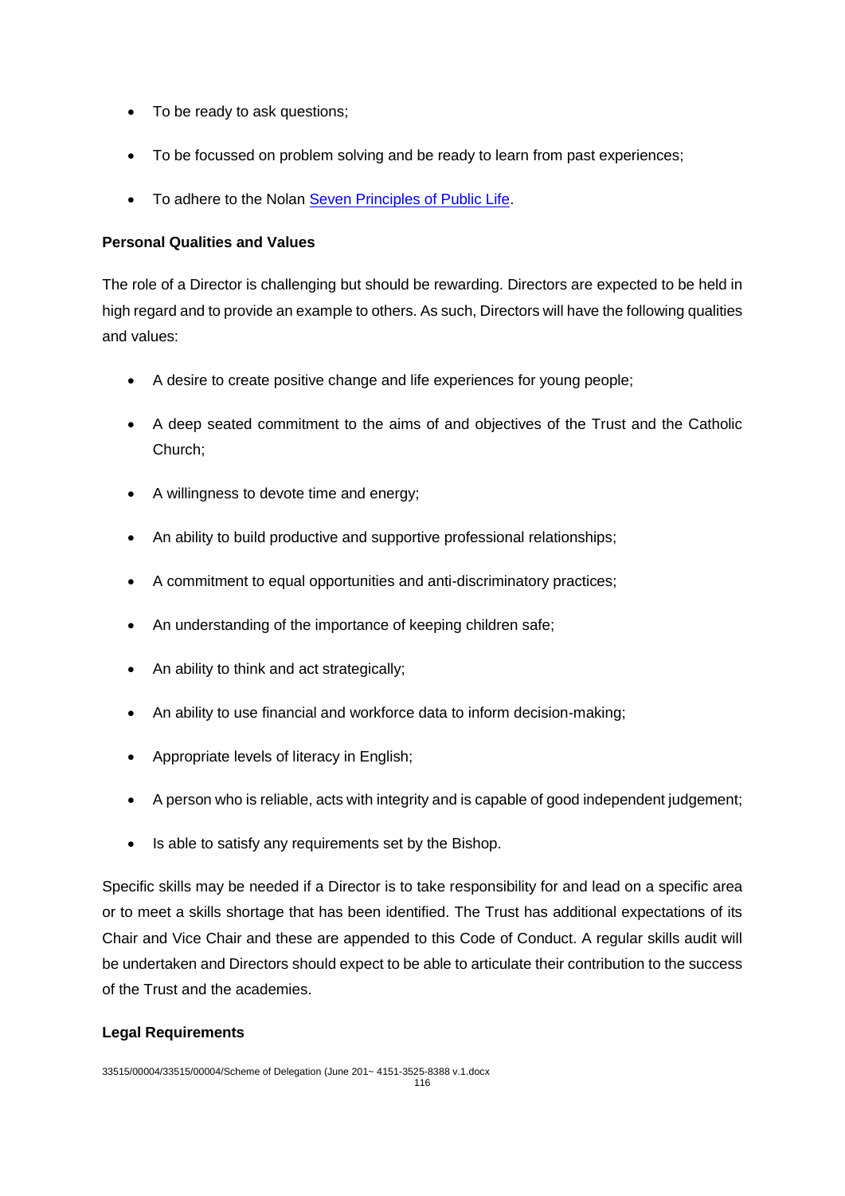- To be ready to ask questions;
- To be focussed on problem solving and be ready to learn from past experiences;
- To adhere to the Nolan [Seven Principles of Public Life](Seven Principles of Public Life).

**Personal Qualities and Values**

The role of a Director is challenging but should be rewarding. Directors are expected to be held in high regard and to provide an example to others. As such, Directors will have the following qualities and values:

- A desire to create positive change and life experiences for young people;
- A deep seated commitment to the aims of and objectives of the Trust and the Catholic Church;
- A willingness to devote time and energy;
- An ability to build productive and supportive professional relationships;
- A commitment to equal opportunities and anti-discriminatory practices;
- An understanding of the importance of keeping children safe;
- An ability to think and act strategically;
- An ability to use financial and workforce data to inform decision-making;
- Appropriate levels of literacy in English;
- A person who is reliable, acts with integrity and is capable of good independent judgement;
- Is able to satisfy any requirements set by the Bishop.

Specific skills may be needed if a Director is to take responsibility for and lead on a specific area or to meet a skills shortage that has been identified. The Trust has additional expectations of its Chair and Vice Chair and these are appended to this Code of Conduct. A regular skills audit will be undertaken and Directors should expect to be able to articulate their contribution to the success of the Trust and the academies.

**Legal Requirements**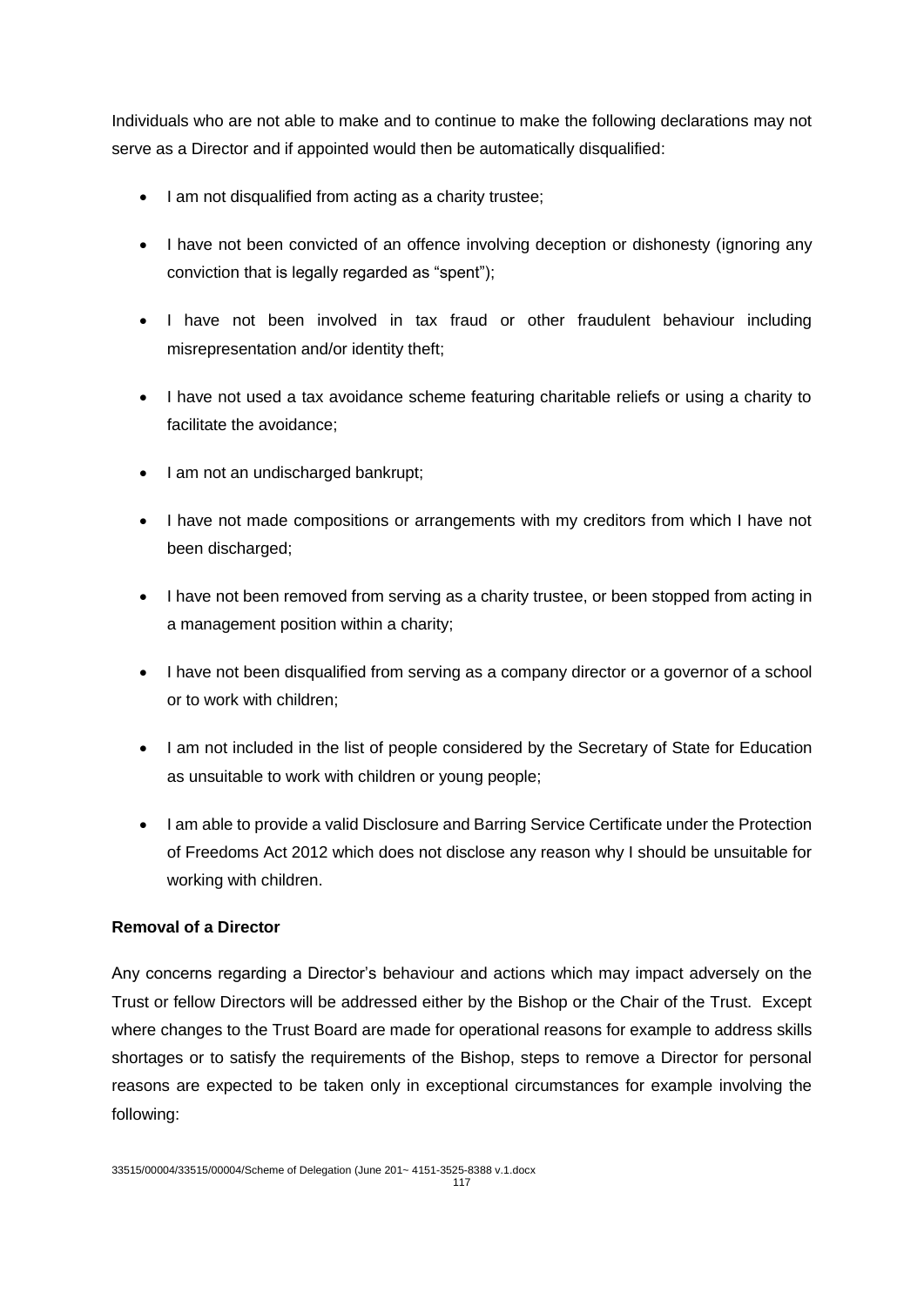Individuals who are not able to make and to continue to make the following declarations may not serve as a Director and if appointed would then be automatically disqualified:

- I am not disqualified from acting as a charity trustee;
- I have not been convicted of an offence involving deception or dishonesty (ignoring any conviction that is legally regarded as "spent");
- I have not been involved in tax fraud or other fraudulent behaviour including misrepresentation and/or identity theft;
- I have not used a tax avoidance scheme featuring charitable reliefs or using a charity to facilitate the avoidance;
- I am not an undischarged bankrupt;
- I have not made compositions or arrangements with my creditors from which I have not been discharged;
- I have not been removed from serving as a charity trustee, or been stopped from acting in a management position within a charity;
- I have not been disqualified from serving as a company director or a governor of a school or to work with children;
- I am not included in the list of people considered by the Secretary of State for Education as unsuitable to work with children or young people;
- I am able to provide a valid Disclosure and Barring Service Certificate under the Protection of Freedoms Act 2012 which does not disclose any reason why I should be unsuitable for working with children.

**Removal of a Director**

Any concerns regarding a Director's behaviour and actions which may impact adversely on the Trust or fellow Directors will be addressed either by the Bishop or the Chair of the Trust. Except where changes to the Trust Board are made for operational reasons for example to address skills shortages or to satisfy the requirements of the Bishop, steps to remove a Director for personal reasons are expected to be taken only in exceptional circumstances for example involving the following: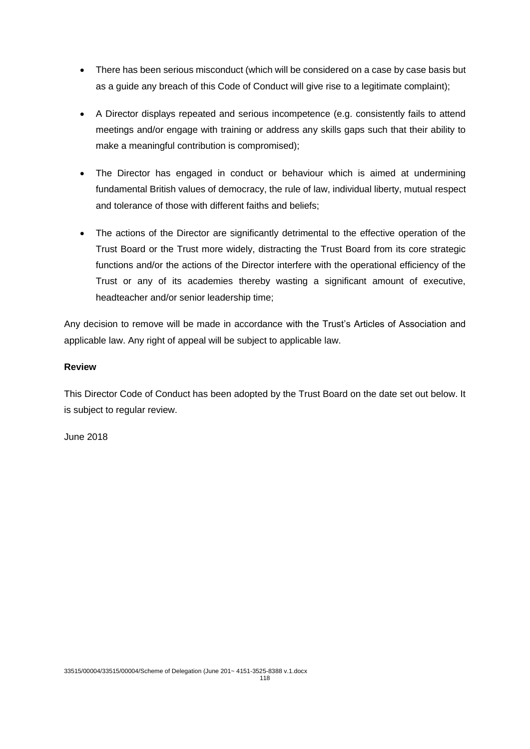- There has been serious misconduct (which will be considered on a case by case basis but as a guide any breach of this Code of Conduct will give rise to a legitimate complaint);
- A Director displays repeated and serious incompetence (e.g. consistently fails to attend meetings and/or engage with training or address any skills gaps such that their ability to make a meaningful contribution is compromised);
- The Director has engaged in conduct or behaviour which is aimed at undermining fundamental British values of democracy, the rule of law, individual liberty, mutual respect and tolerance of those with different faiths and beliefs;
- The actions of the Director are significantly detrimental to the effective operation of the Trust Board or the Trust more widely, distracting the Trust Board from its core strategic functions and/or the actions of the Director interfere with the operational efficiency of the Trust or any of its academies thereby wasting a significant amount of executive, headteacher and/or senior leadership time;

Any decision to remove will be made in accordance with the Trust's Articles of Association and applicable law. Any right of appeal will be subject to applicable law.

**Review**

This Director Code of Conduct has been adopted by the Trust Board on the date set out below. It is subject to regular review.

June 2018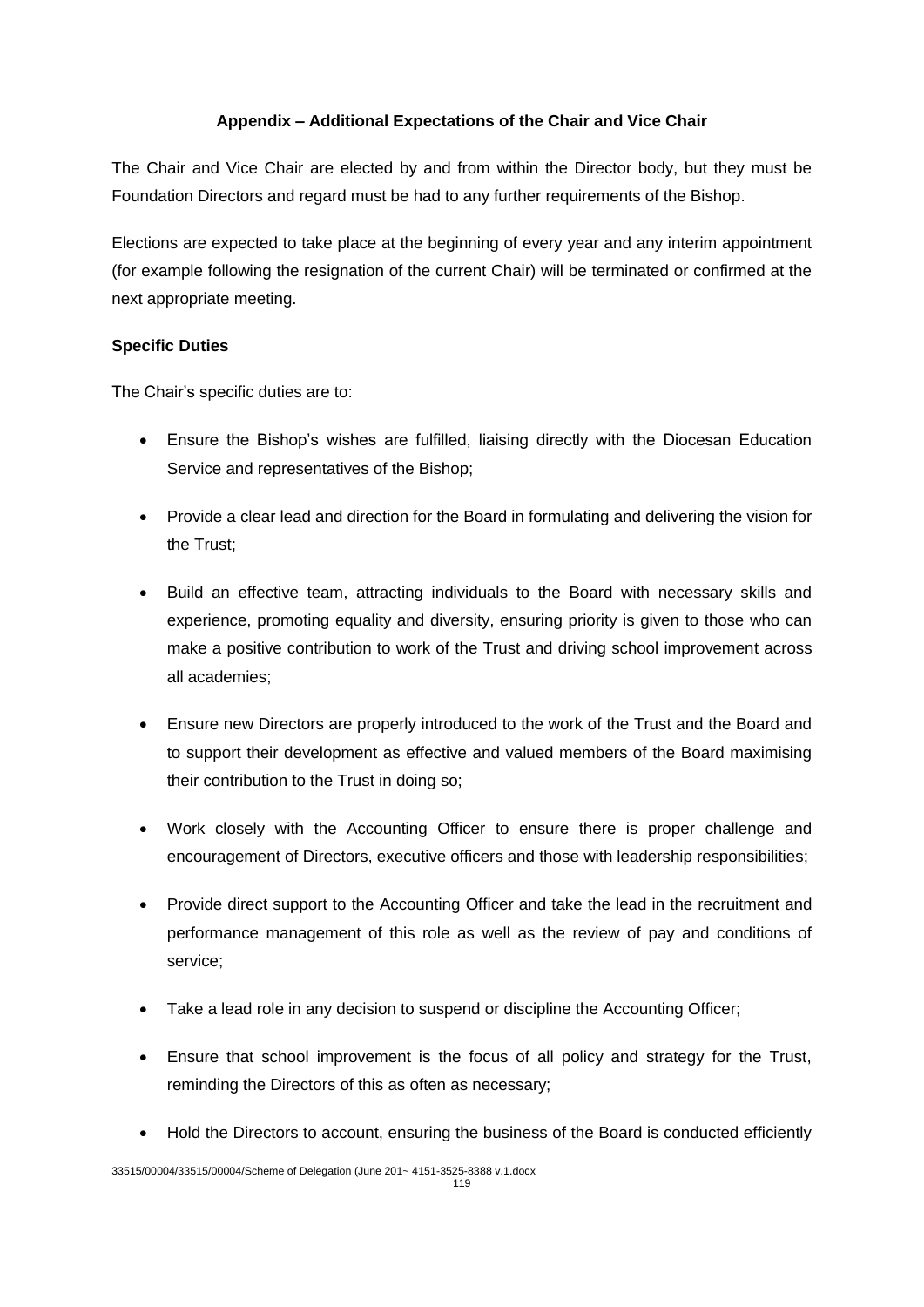**Appendix – Additional Expectations of the Chair and Vice Chair**

The Chair and Vice Chair are elected by and from within the Director body, but they must be Foundation Directors and regard must be had to any further requirements of the Bishop.

Elections are expected to take place at the beginning of every year and any interim appointment (for example following the resignation of the current Chair) will be terminated or confirmed at the next appropriate meeting.

**Specific Duties**

The Chair's specific duties are to:

- Ensure the Bishop's wishes are fulfilled, liaising directly with the Diocesan Education Service and representatives of the Bishop;
- Provide a clear lead and direction for the Board in formulating and delivering the vision for the Trust;
- Build an effective team, attracting individuals to the Board with necessary skills and experience, promoting equality and diversity, ensuring priority is given to those who can make a positive contribution to work of the Trust and driving school improvement across all academies;
- Ensure new Directors are properly introduced to the work of the Trust and the Board and to support their development as effective and valued members of the Board maximising their contribution to the Trust in doing so;
- Work closely with the Accounting Officer to ensure there is proper challenge and encouragement of Directors, executive officers and those with leadership responsibilities;
- Provide direct support to the Accounting Officer and take the lead in the recruitment and performance management of this role as well as the review of pay and conditions of service;
- Take a lead role in any decision to suspend or discipline the Accounting Officer;
- Ensure that school improvement is the focus of all policy and strategy for the Trust, reminding the Directors of this as often as necessary;
- Hold the Directors to account, ensuring the business of the Board is conducted efficiently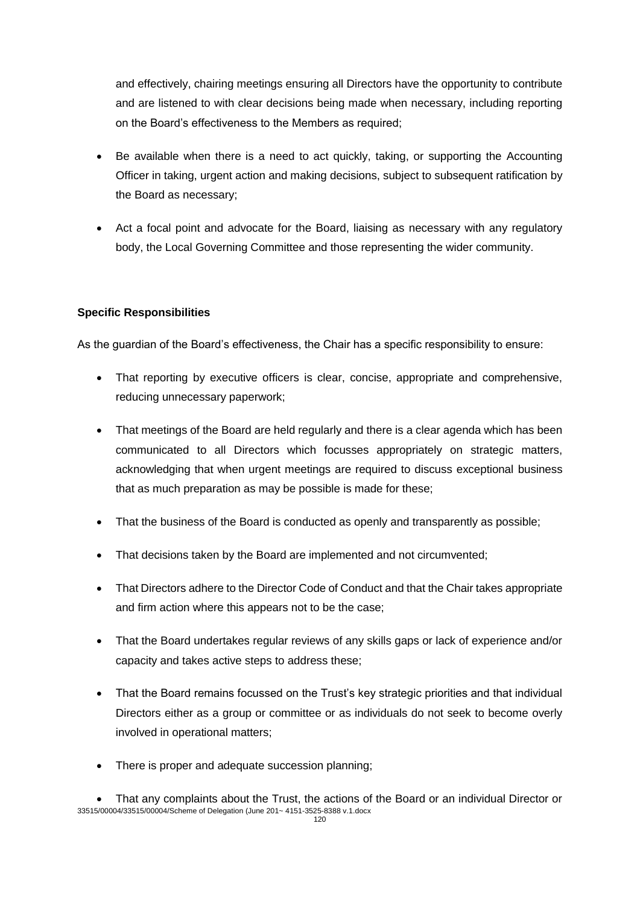and effectively, chairing meetings ensuring all Directors have the opportunity to contribute and are listened to with clear decisions being made when necessary, including reporting on the Board's effectiveness to the Members as required;

- Be available when there is a need to act quickly, taking, or supporting the Accounting Officer in taking, urgent action and making decisions, subject to subsequent ratification by the Board as necessary;
- Act a focal point and advocate for the Board, liaising as necessary with any regulatory body, the Local Governing Committee and those representing the wider community.

**Specific Responsibilities**

As the guardian of the Board's effectiveness, the Chair has a specific responsibility to ensure:

- That reporting by executive officers is clear, concise, appropriate and comprehensive, reducing unnecessary paperwork;
- That meetings of the Board are held regularly and there is a clear agenda which has been communicated to all Directors which focusses appropriately on strategic matters, acknowledging that when urgent meetings are required to discuss exceptional business that as much preparation as may be possible is made for these;
- That the business of the Board is conducted as openly and transparently as possible;
- That decisions taken by the Board are implemented and not circumvented;
- That Directors adhere to the Director Code of Conduct and that the Chair takes appropriate and firm action where this appears not to be the case;
- That the Board undertakes regular reviews of any skills gaps or lack of experience and/or capacity and takes active steps to address these;
- That the Board remains focussed on the Trust's key strategic priorities and that individual Directors either as a group or committee or as individuals do not seek to become overly involved in operational matters;
- There is proper and adequate succession planning;
- That any complaints about the Trust, the actions of the Board or an individual Director or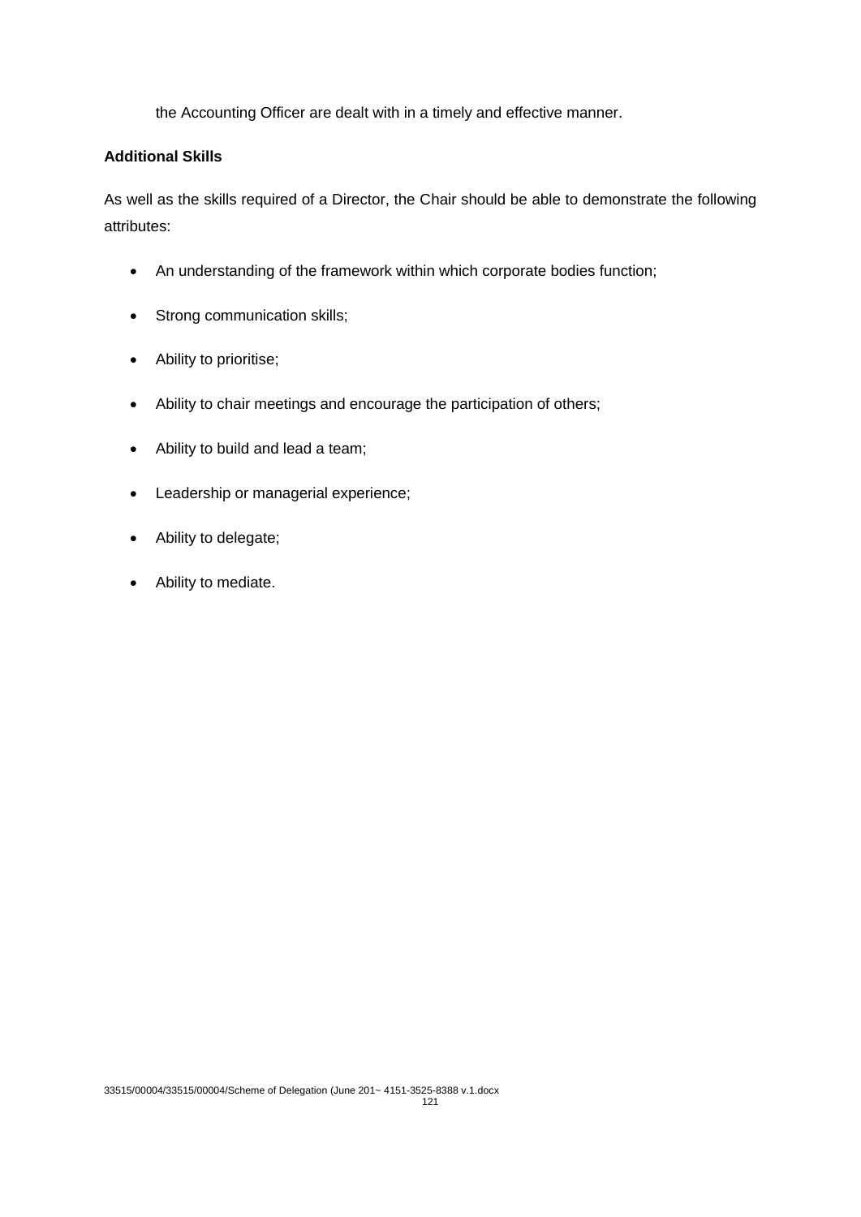the Accounting Officer are dealt with in a timely and effective manner.

**Additional Skills**

As well as the skills required of a Director, the Chair should be able to demonstrate the following attributes:

- An understanding of the framework within which corporate bodies function;
- Strong communication skills;
- Ability to prioritise;
- Ability to chair meetings and encourage the participation of others;
- Ability to build and lead a team;
- Leadership or managerial experience;
- Ability to delegate;
- Ability to mediate.